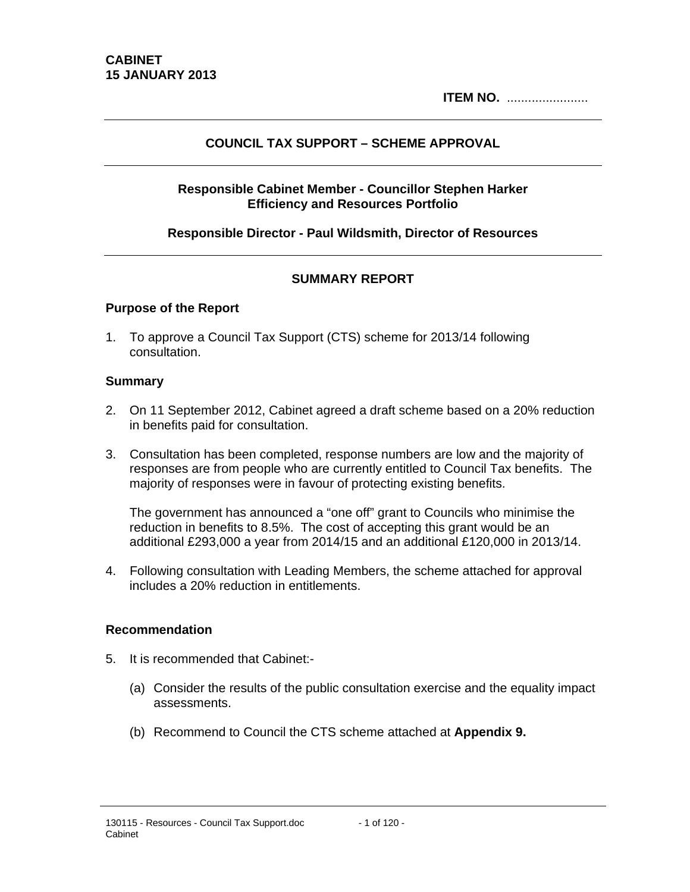**CABINET**
**15 JANUARY 2013**

**ITEM NO.** .......................

## COUNCIL TAX SUPPORT – SCHEME APPROVAL

**Responsible Cabinet Member - Councillor Stephen Harker**
**Efficiency and Resources Portfolio**

**Responsible Director - Paul Wildsmith, Director of Resources**

## SUMMARY REPORT

### Purpose of the Report

1. To approve a Council Tax Support (CTS) scheme for 2013/14 following consultation.

### Summary

2. On 11 September 2012, Cabinet agreed a draft scheme based on a 20% reduction in benefits paid for consultation.

3. Consultation has been completed, response numbers are low and the majority of responses are from people who are currently entitled to Council Tax benefits. The majority of responses were in favour of protecting existing benefits.

   The government has announced a "one off" grant to Councils who minimise the reduction in benefits to 8.5%. The cost of accepting this grant would be an additional £293,000 a year from 2014/15 and an additional £120,000 in 2013/14.

4. Following consultation with Leading Members, the scheme attached for approval includes a 20% reduction in entitlements.

### Recommendation

5. It is recommended that Cabinet:-

   (a) Consider the results of the public consultation exercise and the equality impact assessments.

   (b) Recommend to Council the CTS scheme attached at **Appendix 9.**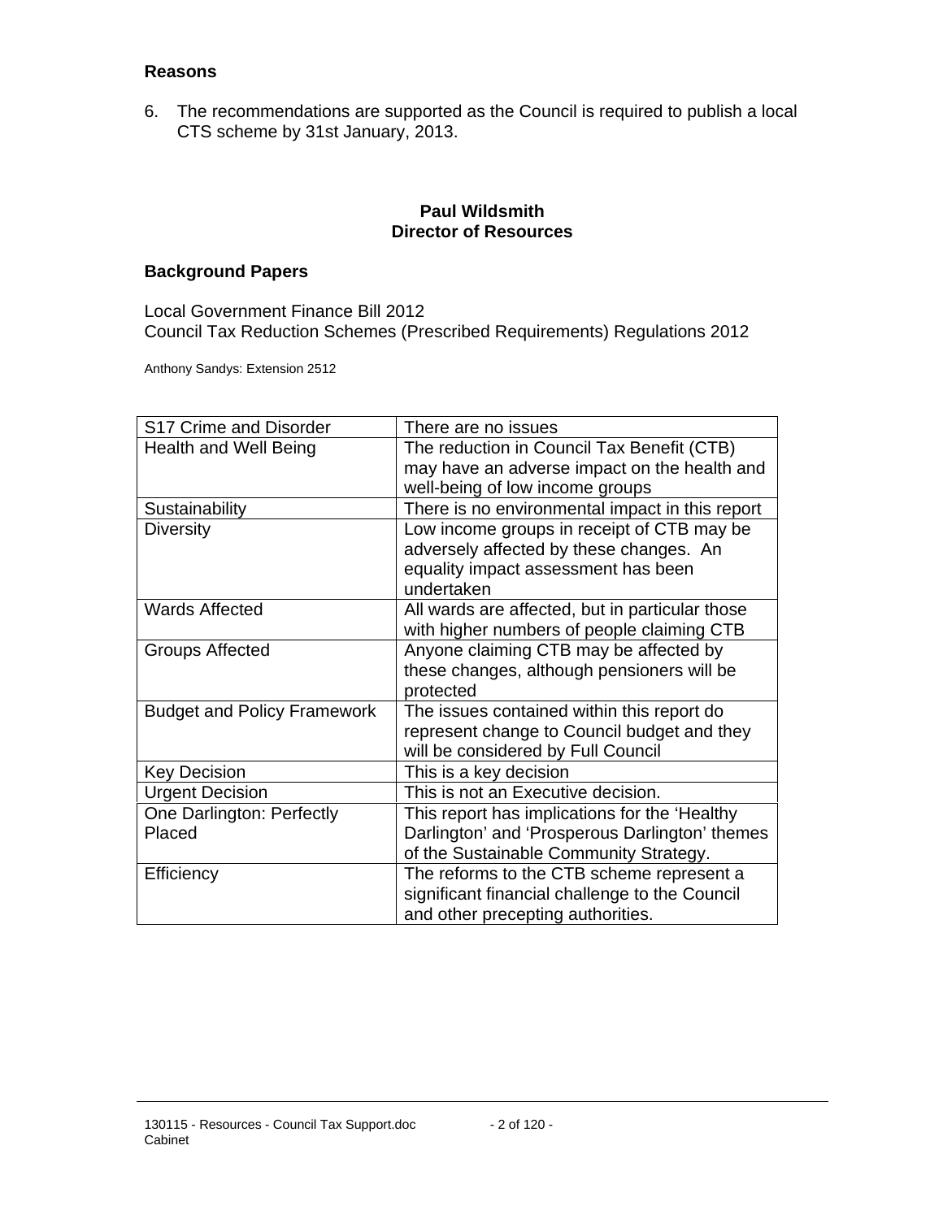### Reasons

6. The recommendations are supported as the Council is required to publish a local CTS scheme by 31st January, 2013.

**Paul Wildsmith**
**Director of Resources**

### Background Papers

Local Government Finance Bill 2012
Council Tax Reduction Schemes (Prescribed Requirements) Regulations 2012

Anthony Sandys: Extension 2512

| | |
|---|---|
| S17 Crime and Disorder | There are no issues |
| Health and Well Being | The reduction in Council Tax Benefit (CTB) may have an adverse impact on the health and well-being of low income groups |
| Sustainability | There is no environmental impact in this report |
| Diversity | Low income groups in receipt of CTB may be adversely affected by these changes. An equality impact assessment has been undertaken |
| Wards Affected | All wards are affected, but in particular those with higher numbers of people claiming CTB |
| Groups Affected | Anyone claiming CTB may be affected by these changes, although pensioners will be protected |
| Budget and Policy Framework | The issues contained within this report do represent change to Council budget and they will be considered by Full Council |
| Key Decision | This is a key decision |
| Urgent Decision | This is not an Executive decision. |
| One Darlington: Perfectly Placed | This report has implications for the 'Healthy Darlington' and 'Prosperous Darlington' themes of the Sustainable Community Strategy. |
| Efficiency | The reforms to the CTB scheme represent a significant financial challenge to the Council and other precepting authorities. |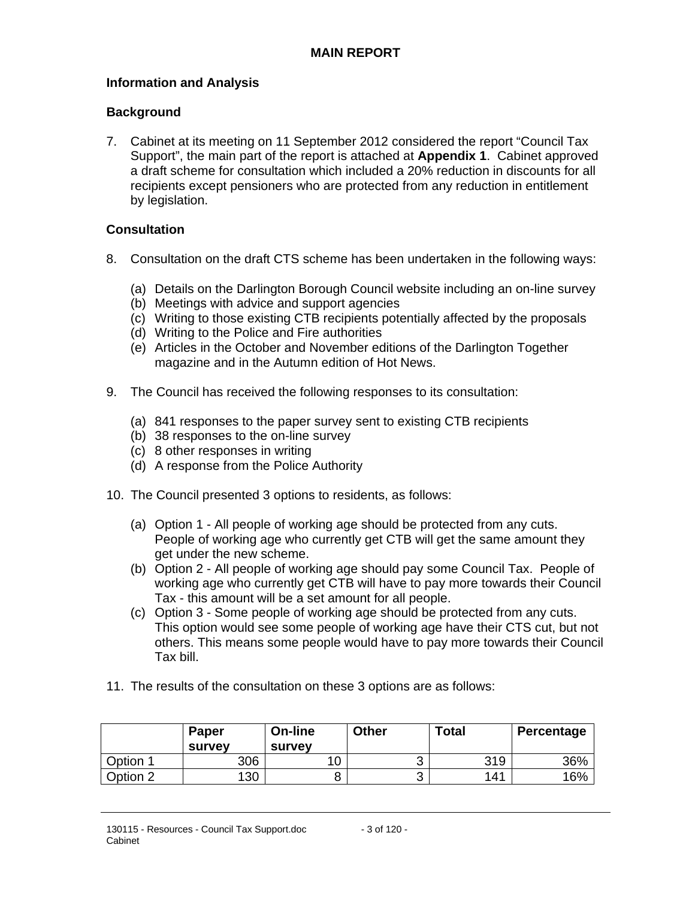## MAIN REPORT

### Information and Analysis

### Background

7. Cabinet at its meeting on 11 September 2012 considered the report "Council Tax Support", the main part of the report is attached at **Appendix 1**. Cabinet approved a draft scheme for consultation which included a 20% reduction in discounts for all recipients except pensioners who are protected from any reduction in entitlement by legislation.

### Consultation

8. Consultation on the draft CTS scheme has been undertaken in the following ways:

   (a) Details on the Darlington Borough Council website including an on-line survey
   (b) Meetings with advice and support agencies
   (c) Writing to those existing CTB recipients potentially affected by the proposals
   (d) Writing to the Police and Fire authorities
   (e) Articles in the October and November editions of the Darlington Together magazine and in the Autumn edition of Hot News.

9. The Council has received the following responses to its consultation:

   (a) 841 responses to the paper survey sent to existing CTB recipients
   (b) 38 responses to the on-line survey
   (c) 8 other responses in writing
   (d) A response from the Police Authority

10. The Council presented 3 options to residents, as follows:

    (a) Option 1 - All people of working age should be protected from any cuts. People of working age who currently get CTB will get the same amount they get under the new scheme.
    (b) Option 2 - All people of working age should pay some Council Tax. People of working age who currently get CTB will have to pay more towards their Council Tax - this amount will be a set amount for all people.
    (c) Option 3 - Some people of working age should be protected from any cuts. This option would see some people of working age have their CTS cut, but not others. This means some people would have to pay more towards their Council Tax bill.

11. The results of the consultation on these 3 options are as follows:

| | Paper survey | On-line survey | Other | Total | Percentage |
|---|---|---|---|---|---|
| Option 1 | 306 | 10 | 3 | 319 | 36% |
| Option 2 | 130 | 8 | 3 | 141 | 16% |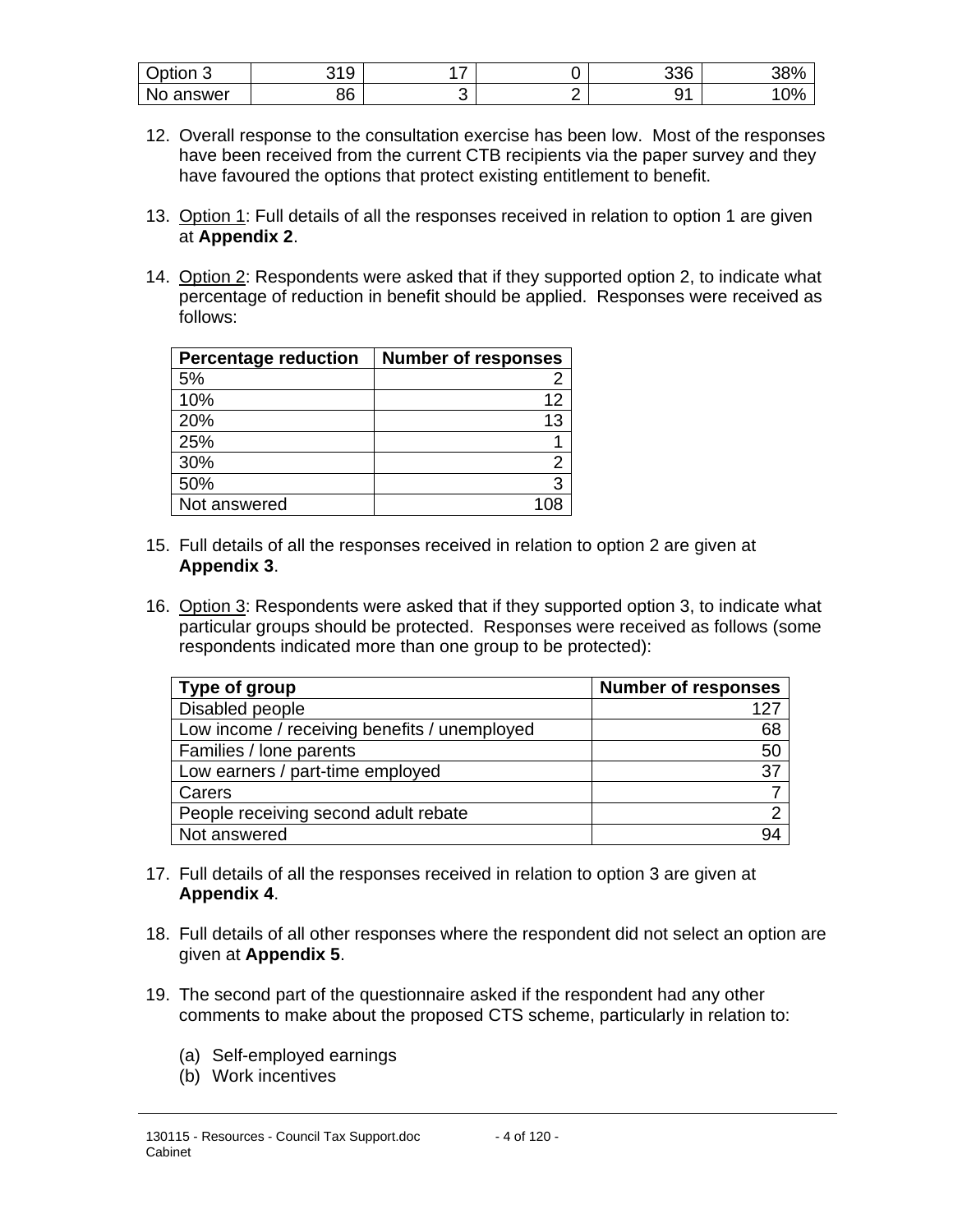| Option 3 | 319 | 17 | 0 | 336 | 38% |
|---|---|---|---|---|---|
| No answer | 86 | 3 | 2 | 91 | 10% |

12. Overall response to the consultation exercise has been low. Most of the responses have been received from the current CTB recipients via the paper survey and they have favoured the options that protect existing entitlement to benefit.

13. Option 1: Full details of all the responses received in relation to option 1 are given at **Appendix 2**.

14. Option 2: Respondents were asked that if they supported option 2, to indicate what percentage of reduction in benefit should be applied. Responses were received as follows:

| Percentage reduction | Number of responses |
|---|---|
| 5% | 2 |
| 10% | 12 |
| 20% | 13 |
| 25% | 1 |
| 30% | 2 |
| 50% | 3 |
| Not answered | 108 |

15. Full details of all the responses received in relation to option 2 are given at **Appendix 3**.

16. Option 3: Respondents were asked that if they supported option 3, to indicate what particular groups should be protected. Responses were received as follows (some respondents indicated more than one group to be protected):

| Type of group | Number of responses |
|---|---|
| Disabled people | 127 |
| Low income / receiving benefits / unemployed | 68 |
| Families / lone parents | 50 |
| Low earners / part-time employed | 37 |
| Carers | 7 |
| People receiving second adult rebate | 2 |
| Not answered | 94 |

17. Full details of all the responses received in relation to option 3 are given at **Appendix 4**.

18. Full details of all other responses where the respondent did not select an option are given at **Appendix 5**.

19. The second part of the questionnaire asked if the respondent had any other comments to make about the proposed CTS scheme, particularly in relation to:

    (a) Self-employed earnings
    (b) Work incentives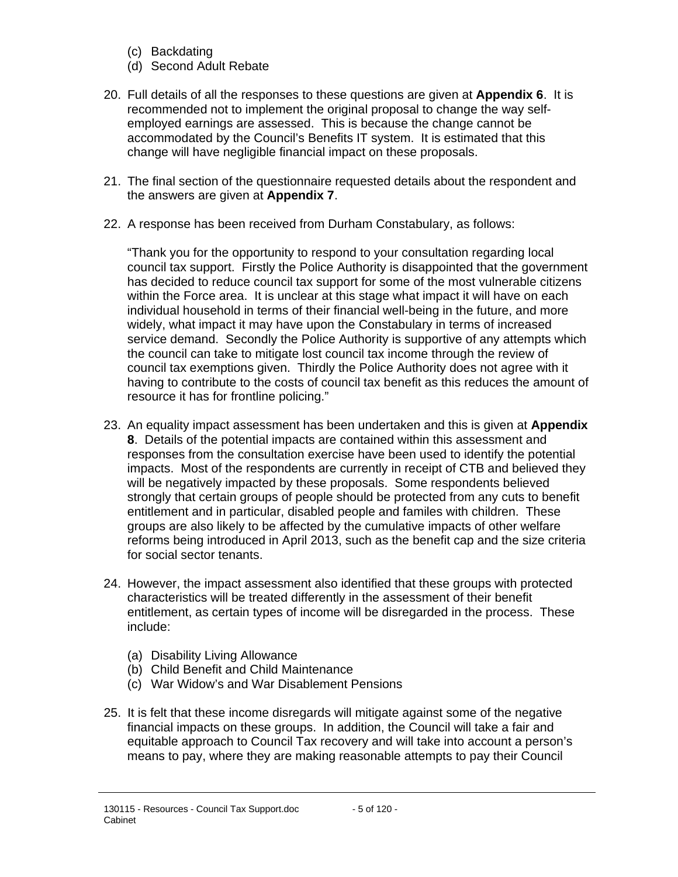(c) Backdating
(d) Second Adult Rebate

20. Full details of all the responses to these questions are given at **Appendix 6**. It is recommended not to implement the original proposal to change the way self-employed earnings are assessed. This is because the change cannot be accommodated by the Council's Benefits IT system. It is estimated that this change will have negligible financial impact on these proposals.

21. The final section of the questionnaire requested details about the respondent and the answers are given at **Appendix 7**.

22. A response has been received from Durham Constabulary, as follows:

    "Thank you for the opportunity to respond to your consultation regarding local council tax support. Firstly the Police Authority is disappointed that the government has decided to reduce council tax support for some of the most vulnerable citizens within the Force area. It is unclear at this stage what impact it will have on each individual household in terms of their financial well-being in the future, and more widely, what impact it may have upon the Constabulary in terms of increased service demand. Secondly the Police Authority is supportive of any attempts which the council can take to mitigate lost council tax income through the review of council tax exemptions given. Thirdly the Police Authority does not agree with it having to contribute to the costs of council tax benefit as this reduces the amount of resource it has for frontline policing."

23. An equality impact assessment has been undertaken and this is given at **Appendix 8**. Details of the potential impacts are contained within this assessment and responses from the consultation exercise have been used to identify the potential impacts. Most of the respondents are currently in receipt of CTB and believed they will be negatively impacted by these proposals. Some respondents believed strongly that certain groups of people should be protected from any cuts to benefit entitlement and in particular, disabled people and familes with children. These groups are also likely to be affected by the cumulative impacts of other welfare reforms being introduced in April 2013, such as the benefit cap and the size criteria for social sector tenants.

24. However, the impact assessment also identified that these groups with protected characteristics will be treated differently in the assessment of their benefit entitlement, as certain types of income will be disregarded in the process. These include:

    (a) Disability Living Allowance
    (b) Child Benefit and Child Maintenance
    (c) War Widow's and War Disablement Pensions

25. It is felt that these income disregards will mitigate against some of the negative financial impacts on these groups. In addition, the Council will take a fair and equitable approach to Council Tax recovery and will take into account a person's means to pay, where they are making reasonable attempts to pay their Council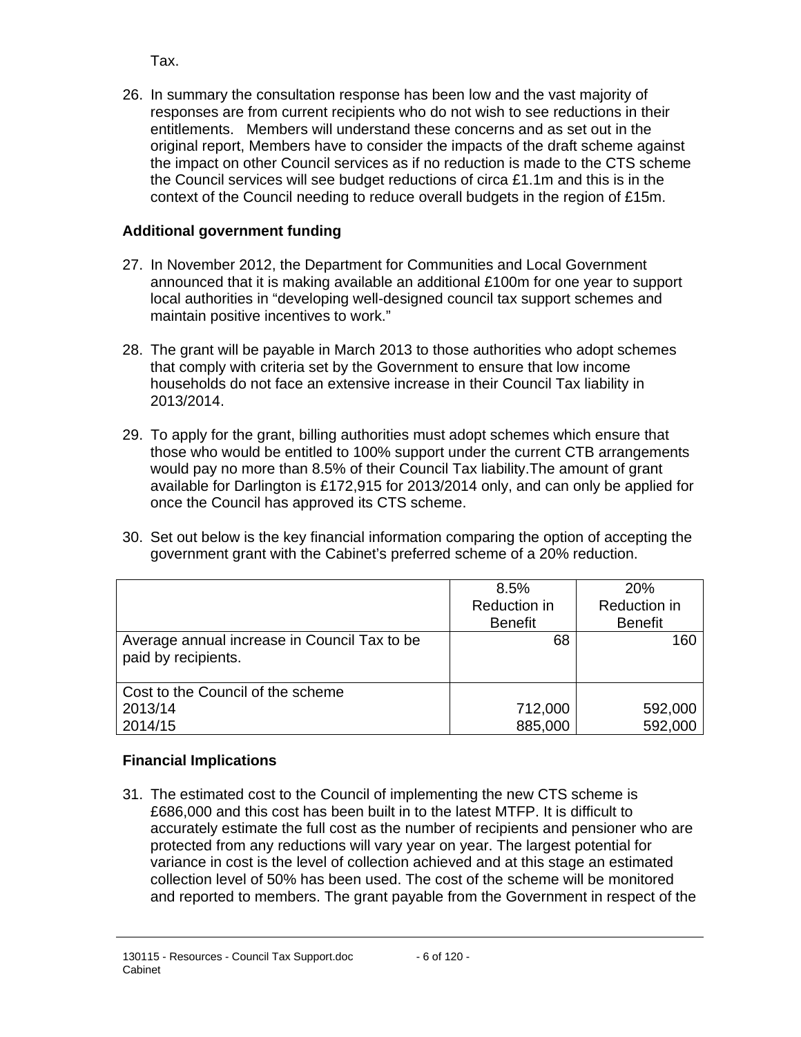Tax.

26. In summary the consultation response has been low and the vast majority of responses are from current recipients who do not wish to see reductions in their entitlements. Members will understand these concerns and as set out in the original report, Members have to consider the impacts of the draft scheme against the impact on other Council services as if no reduction is made to the CTS scheme the Council services will see budget reductions of circa £1.1m and this is in the context of the Council needing to reduce overall budgets in the region of £15m.

**Additional government funding**

27. In November 2012, the Department for Communities and Local Government announced that it is making available an additional £100m for one year to support local authorities in "developing well-designed council tax support schemes and maintain positive incentives to work."

28. The grant will be payable in March 2013 to those authorities who adopt schemes that comply with criteria set by the Government to ensure that low income households do not face an extensive increase in their Council Tax liability in 2013/2014.

29. To apply for the grant, billing authorities must adopt schemes which ensure that those who would be entitled to 100% support under the current CTB arrangements would pay no more than 8.5% of their Council Tax liability.The amount of grant available for Darlington is £172,915 for 2013/2014 only, and can only be applied for once the Council has approved its CTS scheme.

30. Set out below is the key financial information comparing the option of accepting the government grant with the Cabinet's preferred scheme of a 20% reduction.

| | 8.5% Reduction in Benefit | 20% Reduction in Benefit |
|---|---|---|
| Average annual increase in Council Tax to be paid by recipients. | 68 | 160 |
| Cost to the Council of the scheme | | |
| 2013/14 | 712,000 | 592,000 |
| 2014/15 | 885,000 | 592,000 |

**Financial Implications**

31. The estimated cost to the Council of implementing the new CTS scheme is £686,000 and this cost has been built in to the latest MTFP. It is difficult to accurately estimate the full cost as the number of recipients and pensioner who are protected from any reductions will vary year on year. The largest potential for variance in cost is the level of collection achieved and at this stage an estimated collection level of 50% has been used. The cost of the scheme will be monitored and reported to members. The grant payable from the Government in respect of the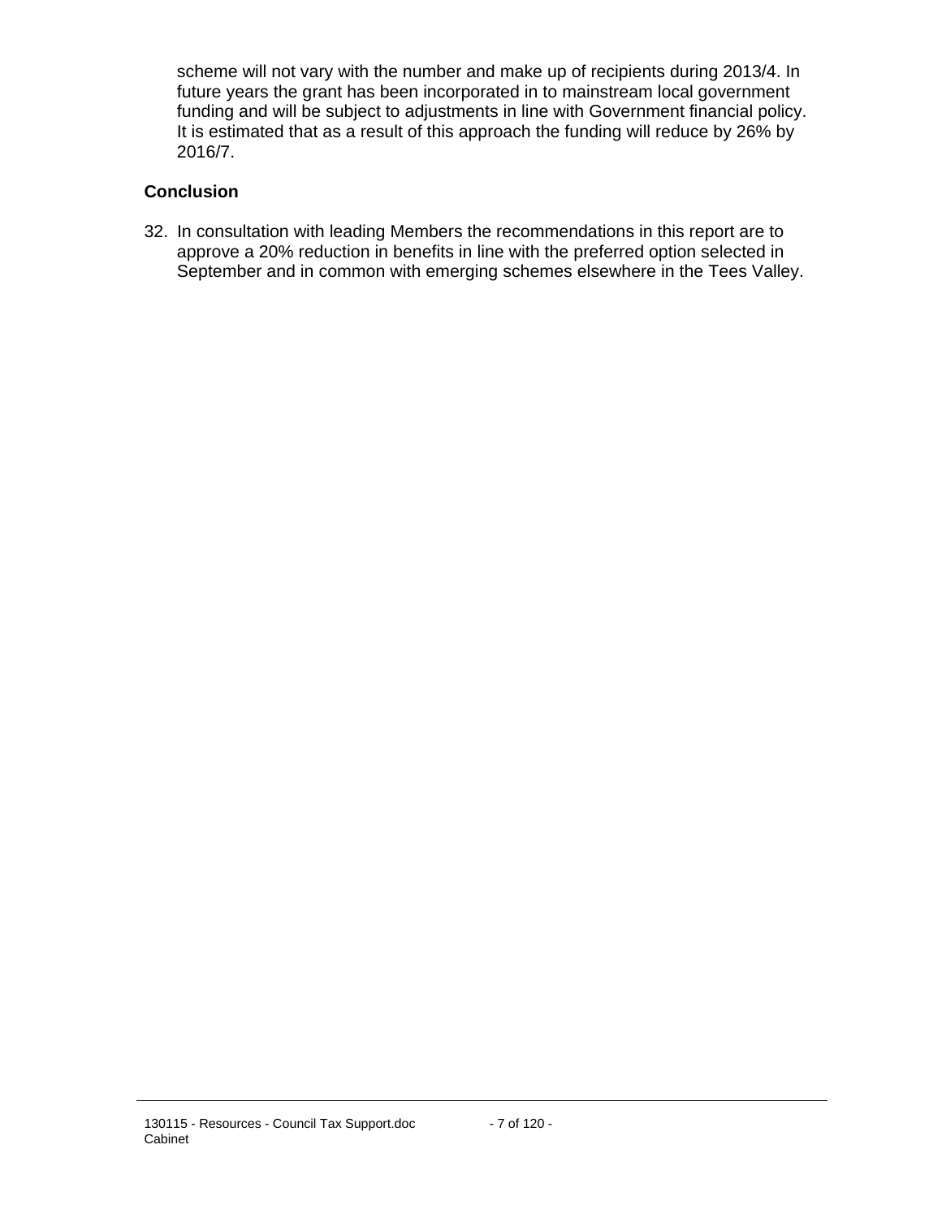scheme will not vary with the number and make up of recipients during 2013/4. In future years the grant has been incorporated in to mainstream local government funding and will be subject to adjustments in line with Government financial policy. It is estimated that as a result of this approach the funding will reduce by 26% by 2016/7.

**Conclusion**

32. In consultation with leading Members the recommendations in this report are to approve a 20% reduction in benefits in line with the preferred option selected in September and in common with emerging schemes elsewhere in the Tees Valley.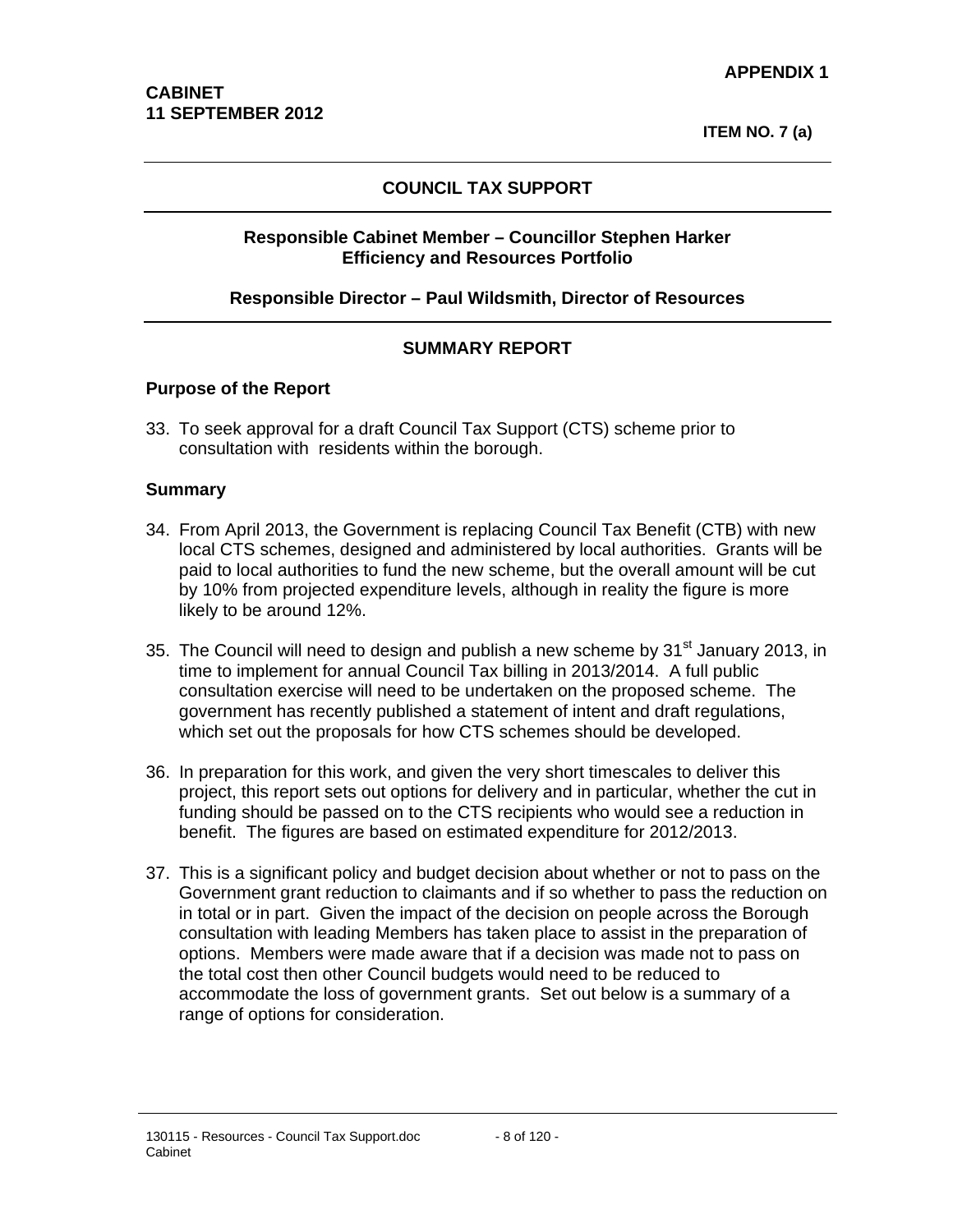**APPENDIX 1**

**CABINET**
**11 SEPTEMBER 2012**

**ITEM NO. 7 (a)**

---

## COUNCIL TAX SUPPORT

---

**Responsible Cabinet Member – Councillor Stephen Harker**
**Efficiency and Resources Portfolio**

**Responsible Director – Paul Wildsmith, Director of Resources**

---

## SUMMARY REPORT

### Purpose of the Report

33. To seek approval for a draft Council Tax Support (CTS) scheme prior to consultation with residents within the borough.

### Summary

34. From April 2013, the Government is replacing Council Tax Benefit (CTB) with new local CTS schemes, designed and administered by local authorities. Grants will be paid to local authorities to fund the new scheme, but the overall amount will be cut by 10% from projected expenditure levels, although in reality the figure is more likely to be around 12%.

35. The Council will need to design and publish a new scheme by 31st January 2013, in time to implement for annual Council Tax billing in 2013/2014. A full public consultation exercise will need to be undertaken on the proposed scheme. The government has recently published a statement of intent and draft regulations, which set out the proposals for how CTS schemes should be developed.

36. In preparation for this work, and given the very short timescales to deliver this project, this report sets out options for delivery and in particular, whether the cut in funding should be passed on to the CTS recipients who would see a reduction in benefit. The figures are based on estimated expenditure for 2012/2013.

37. This is a significant policy and budget decision about whether or not to pass on the Government grant reduction to claimants and if so whether to pass the reduction on in total or in part. Given the impact of the decision on people across the Borough consultation with leading Members has taken place to assist in the preparation of options. Members were made aware that if a decision was made not to pass on the total cost then other Council budgets would need to be reduced to accommodate the loss of government grants. Set out below is a summary of a range of options for consideration.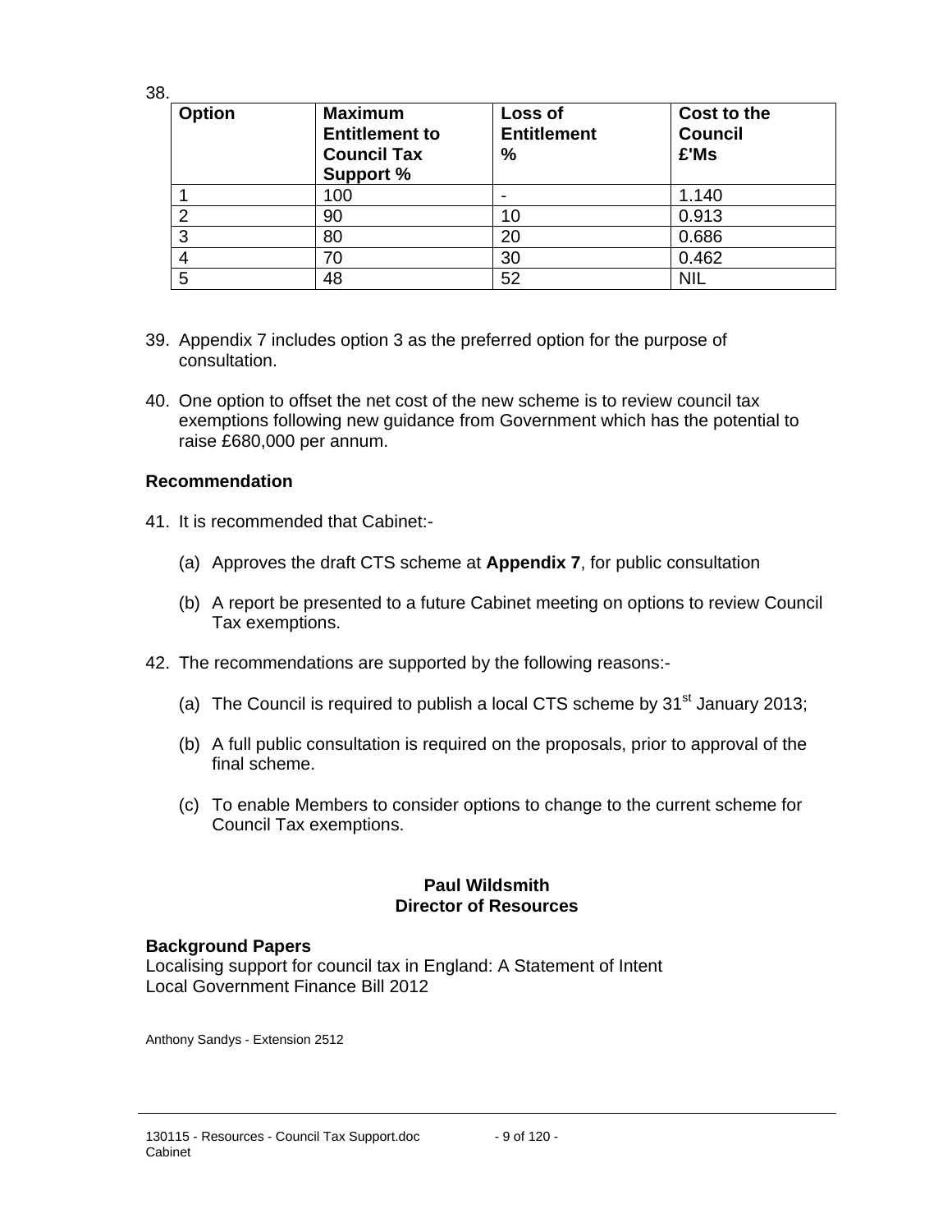38.

| Option | Maximum Entitlement to Council Tax Support % | Loss of Entitlement % | Cost to the Council £'Ms |
|---|---|---|---|
| 1 | 100 | - | 1.140 |
| 2 | 90 | 10 | 0.913 |
| 3 | 80 | 20 | 0.686 |
| 4 | 70 | 30 | 0.462 |
| 5 | 48 | 52 | NIL |

39. Appendix 7 includes option 3 as the preferred option for the purpose of consultation.

40. One option to offset the net cost of the new scheme is to review council tax exemptions following new guidance from Government which has the potential to raise £680,000 per annum.

### Recommendation

41. It is recommended that Cabinet:-

    (a) Approves the draft CTS scheme at **Appendix 7**, for public consultation

    (b) A report be presented to a future Cabinet meeting on options to review Council Tax exemptions.

42. The recommendations are supported by the following reasons:-

    (a) The Council is required to publish a local CTS scheme by 31st January 2013;

    (b) A full public consultation is required on the proposals, prior to approval of the final scheme.

    (c) To enable Members to consider options to change to the current scheme for Council Tax exemptions.

**Paul Wildsmith**
**Director of Resources**

**Background Papers**
Localising support for council tax in England: A Statement of Intent
Local Government Finance Bill 2012

Anthony Sandys - Extension 2512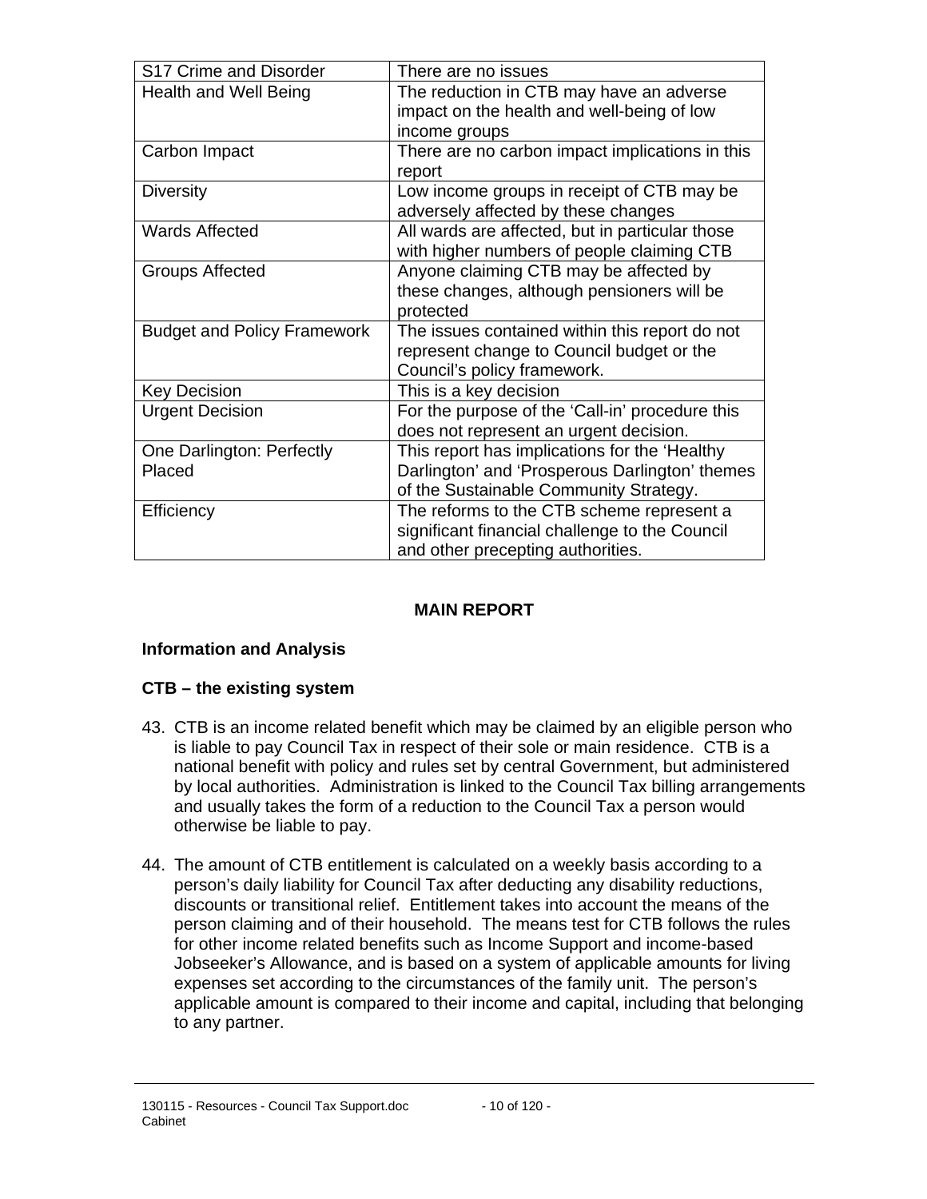| | |
|---|---|
| S17 Crime and Disorder | There are no issues |
| Health and Well Being | The reduction in CTB may have an adverse impact on the health and well-being of low income groups |
| Carbon Impact | There are no carbon impact implications in this report |
| Diversity | Low income groups in receipt of CTB may be adversely affected by these changes |
| Wards Affected | All wards are affected, but in particular those with higher numbers of people claiming CTB |
| Groups Affected | Anyone claiming CTB may be affected by these changes, although pensioners will be protected |
| Budget and Policy Framework | The issues contained within this report do not represent change to Council budget or the Council's policy framework. |
| Key Decision | This is a key decision |
| Urgent Decision | For the purpose of the 'Call-in' procedure this does not represent an urgent decision. |
| One Darlington: Perfectly Placed | This report has implications for the 'Healthy Darlington' and 'Prosperous Darlington' themes of the Sustainable Community Strategy. |
| Efficiency | The reforms to the CTB scheme represent a significant financial challenge to the Council and other precepting authorities. |

## MAIN REPORT

### Information and Analysis

### CTB – the existing system

43. CTB is an income related benefit which may be claimed by an eligible person who is liable to pay Council Tax in respect of their sole or main residence. CTB is a national benefit with policy and rules set by central Government, but administered by local authorities. Administration is linked to the Council Tax billing arrangements and usually takes the form of a reduction to the Council Tax a person would otherwise be liable to pay.

44. The amount of CTB entitlement is calculated on a weekly basis according to a person's daily liability for Council Tax after deducting any disability reductions, discounts or transitional relief. Entitlement takes into account the means of the person claiming and of their household. The means test for CTB follows the rules for other income related benefits such as Income Support and income-based Jobseeker's Allowance, and is based on a system of applicable amounts for living expenses set according to the circumstances of the family unit. The person's applicable amount is compared to their income and capital, including that belonging to any partner.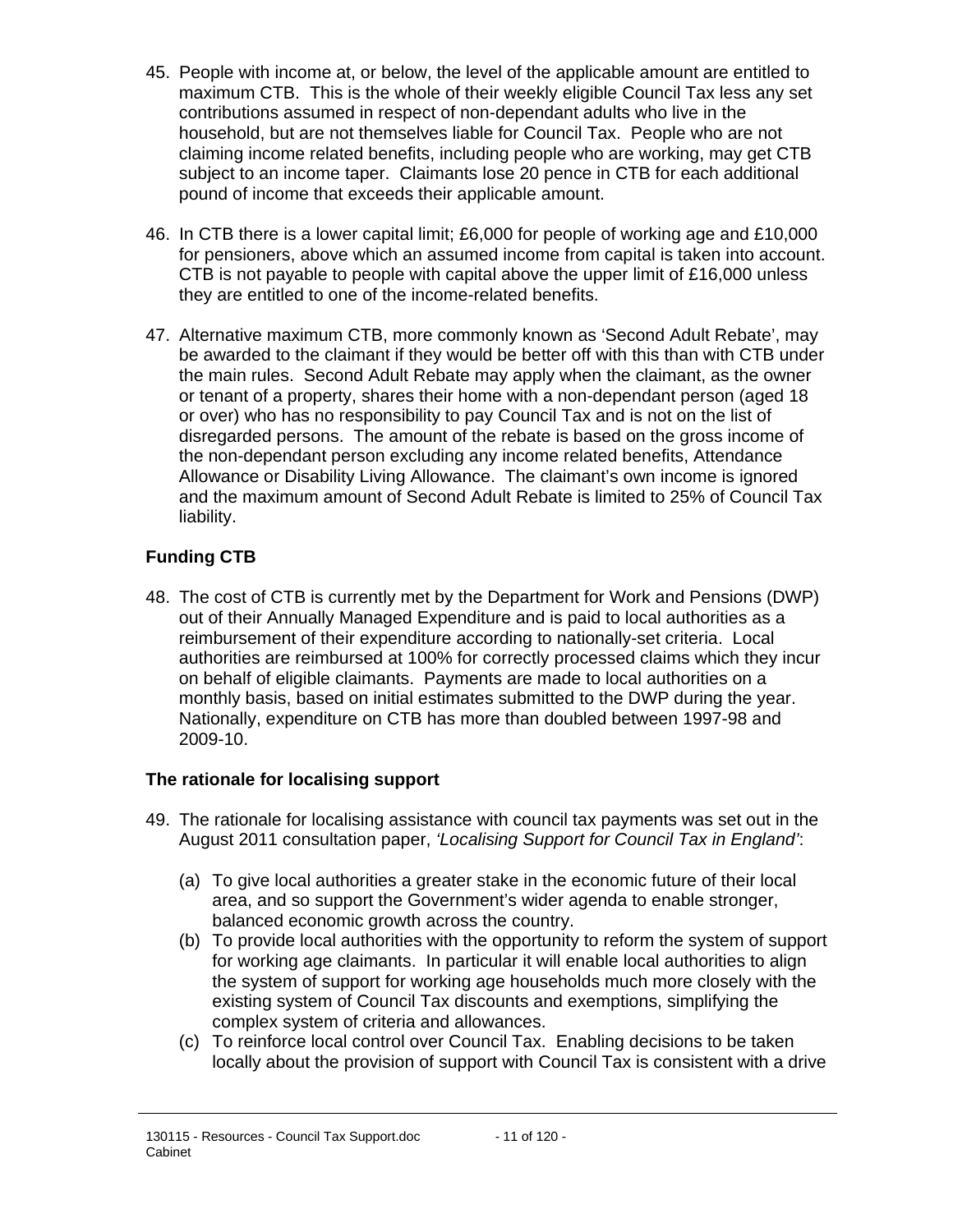45. People with income at, or below, the level of the applicable amount are entitled to maximum CTB. This is the whole of their weekly eligible Council Tax less any set contributions assumed in respect of non-dependant adults who live in the household, but are not themselves liable for Council Tax. People who are not claiming income related benefits, including people who are working, may get CTB subject to an income taper. Claimants lose 20 pence in CTB for each additional pound of income that exceeds their applicable amount.

46. In CTB there is a lower capital limit; £6,000 for people of working age and £10,000 for pensioners, above which an assumed income from capital is taken into account. CTB is not payable to people with capital above the upper limit of £16,000 unless they are entitled to one of the income-related benefits.

47. Alternative maximum CTB, more commonly known as 'Second Adult Rebate', may be awarded to the claimant if they would be better off with this than with CTB under the main rules. Second Adult Rebate may apply when the claimant, as the owner or tenant of a property, shares their home with a non-dependant person (aged 18 or over) who has no responsibility to pay Council Tax and is not on the list of disregarded persons. The amount of the rebate is based on the gross income of the non-dependant person excluding any income related benefits, Attendance Allowance or Disability Living Allowance. The claimant's own income is ignored and the maximum amount of Second Adult Rebate is limited to 25% of Council Tax liability.

**Funding CTB**

48. The cost of CTB is currently met by the Department for Work and Pensions (DWP) out of their Annually Managed Expenditure and is paid to local authorities as a reimbursement of their expenditure according to nationally-set criteria. Local authorities are reimbursed at 100% for correctly processed claims which they incur on behalf of eligible claimants. Payments are made to local authorities on a monthly basis, based on initial estimates submitted to the DWP during the year. Nationally, expenditure on CTB has more than doubled between 1997-98 and 2009-10.

**The rationale for localising support**

49. The rationale for localising assistance with council tax payments was set out in the August 2011 consultation paper, *'Localising Support for Council Tax in England'*:

    (a) To give local authorities a greater stake in the economic future of their local area, and so support the Government's wider agenda to enable stronger, balanced economic growth across the country.
    (b) To provide local authorities with the opportunity to reform the system of support for working age claimants. In particular it will enable local authorities to align the system of support for working age households much more closely with the existing system of Council Tax discounts and exemptions, simplifying the complex system of criteria and allowances.
    (c) To reinforce local control over Council Tax. Enabling decisions to be taken locally about the provision of support with Council Tax is consistent with a drive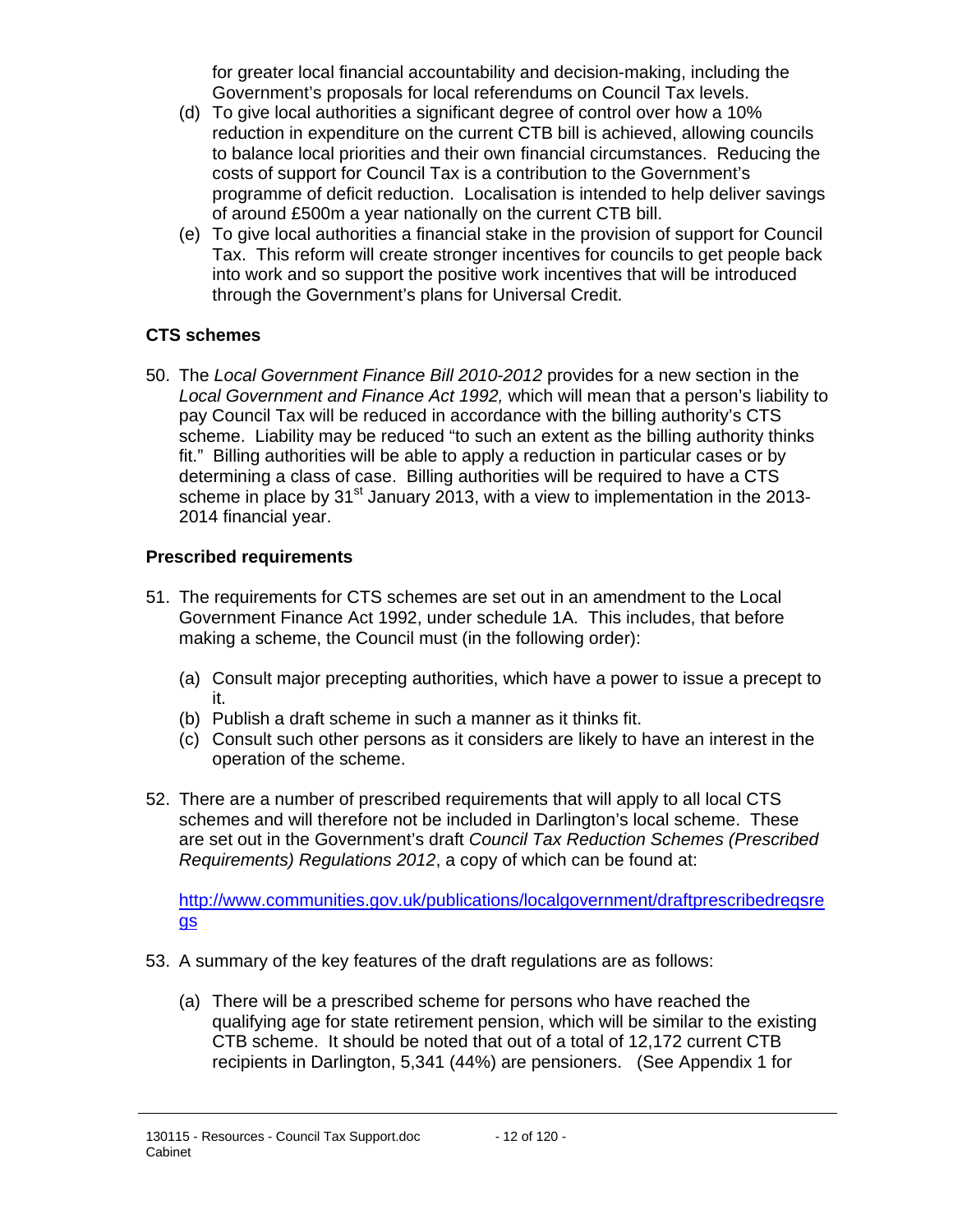for greater local financial accountability and decision-making, including the Government's proposals for local referendums on Council Tax levels.

(d) To give local authorities a significant degree of control over how a 10% reduction in expenditure on the current CTB bill is achieved, allowing councils to balance local priorities and their own financial circumstances. Reducing the costs of support for Council Tax is a contribution to the Government's programme of deficit reduction. Localisation is intended to help deliver savings of around £500m a year nationally on the current CTB bill.

(e) To give local authorities a financial stake in the provision of support for Council Tax. This reform will create stronger incentives for councils to get people back into work and so support the positive work incentives that will be introduced through the Government's plans for Universal Credit.

**CTS schemes**

50. The *Local Government Finance Bill 2010-2012* provides for a new section in the *Local Government and Finance Act 1992,* which will mean that a person's liability to pay Council Tax will be reduced in accordance with the billing authority's CTS scheme. Liability may be reduced "to such an extent as the billing authority thinks fit." Billing authorities will be able to apply a reduction in particular cases or by determining a class of case. Billing authorities will be required to have a CTS scheme in place by 31st January 2013, with a view to implementation in the 2013-2014 financial year.

**Prescribed requirements**

51. The requirements for CTS schemes are set out in an amendment to the Local Government Finance Act 1992, under schedule 1A. This includes, that before making a scheme, the Council must (in the following order):

    (a) Consult major precepting authorities, which have a power to issue a precept to it.
    (b) Publish a draft scheme in such a manner as it thinks fit.
    (c) Consult such other persons as it considers are likely to have an interest in the operation of the scheme.

52. There are a number of prescribed requirements that will apply to all local CTS schemes and will therefore not be included in Darlington's local scheme. These are set out in the Government's draft *Council Tax Reduction Schemes (Prescribed Requirements) Regulations 2012*, a copy of which can be found at:

    http://www.communities.gov.uk/publications/localgovernment/draftprescribedreqsregs

53. A summary of the key features of the draft regulations are as follows:

    (a) There will be a prescribed scheme for persons who have reached the qualifying age for state retirement pension, which will be similar to the existing CTB scheme. It should be noted that out of a total of 12,172 current CTB recipients in Darlington, 5,341 (44%) are pensioners. (See Appendix 1 for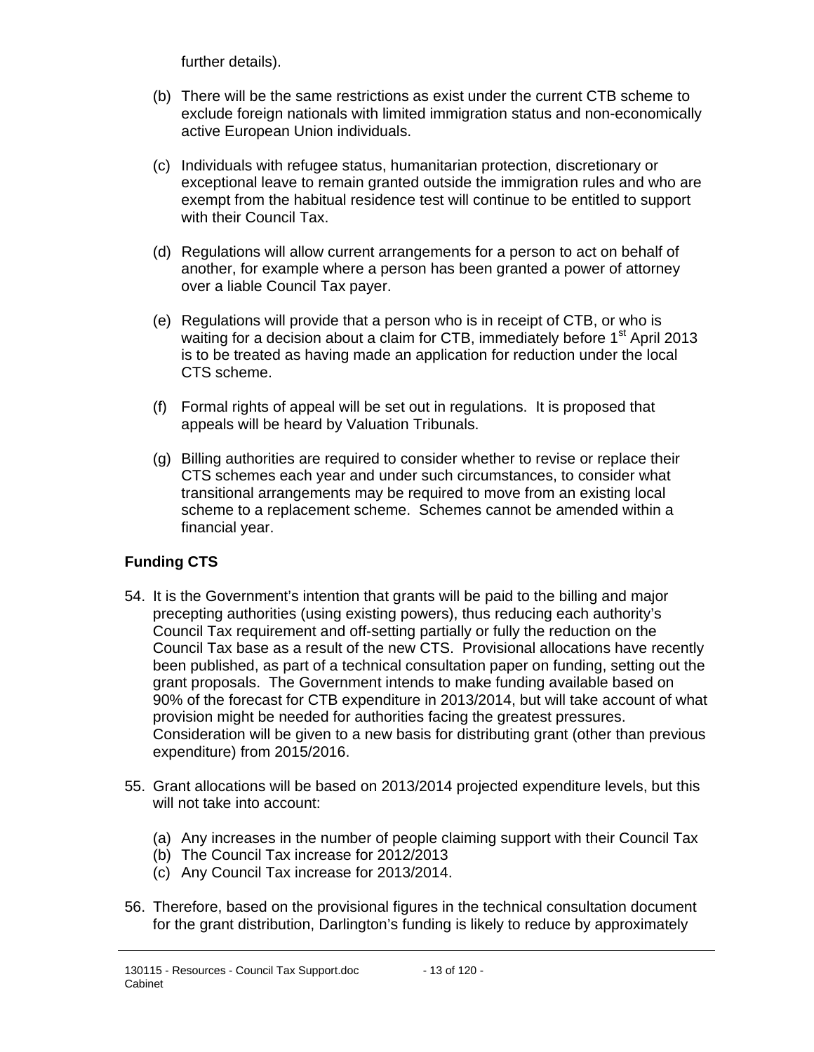further details).

(b) There will be the same restrictions as exist under the current CTB scheme to exclude foreign nationals with limited immigration status and non-economically active European Union individuals.

(c) Individuals with refugee status, humanitarian protection, discretionary or exceptional leave to remain granted outside the immigration rules and who are exempt from the habitual residence test will continue to be entitled to support with their Council Tax.

(d) Regulations will allow current arrangements for a person to act on behalf of another, for example where a person has been granted a power of attorney over a liable Council Tax payer.

(e) Regulations will provide that a person who is in receipt of CTB, or who is waiting for a decision about a claim for CTB, immediately before 1st April 2013 is to be treated as having made an application for reduction under the local CTS scheme.

(f) Formal rights of appeal will be set out in regulations. It is proposed that appeals will be heard by Valuation Tribunals.

(g) Billing authorities are required to consider whether to revise or replace their CTS schemes each year and under such circumstances, to consider what transitional arrangements may be required to move from an existing local scheme to a replacement scheme. Schemes cannot be amended within a financial year.

**Funding CTS**

54. It is the Government's intention that grants will be paid to the billing and major precepting authorities (using existing powers), thus reducing each authority's Council Tax requirement and off-setting partially or fully the reduction on the Council Tax base as a result of the new CTS. Provisional allocations have recently been published, as part of a technical consultation paper on funding, setting out the grant proposals. The Government intends to make funding available based on 90% of the forecast for CTB expenditure in 2013/2014, but will take account of what provision might be needed for authorities facing the greatest pressures. Consideration will be given to a new basis for distributing grant (other than previous expenditure) from 2015/2016.

55. Grant allocations will be based on 2013/2014 projected expenditure levels, but this will not take into account:

    (a) Any increases in the number of people claiming support with their Council Tax
    (b) The Council Tax increase for 2012/2013
    (c) Any Council Tax increase for 2013/2014.

56. Therefore, based on the provisional figures in the technical consultation document for the grant distribution, Darlington's funding is likely to reduce by approximately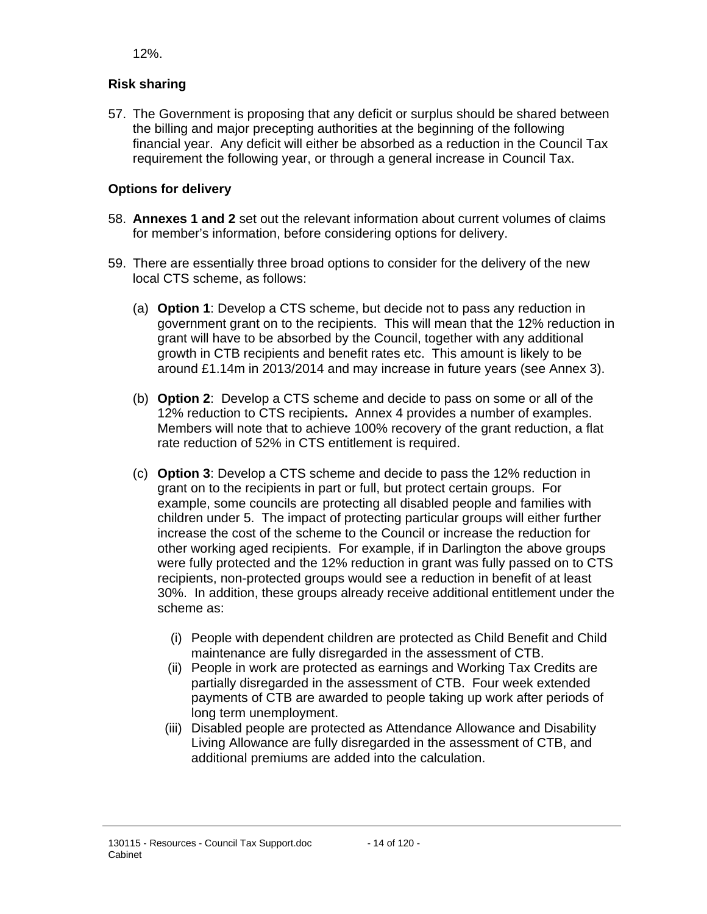12%.

**Risk sharing**

57. The Government is proposing that any deficit or surplus should be shared between the billing and major precepting authorities at the beginning of the following financial year. Any deficit will either be absorbed as a reduction in the Council Tax requirement the following year, or through a general increase in Council Tax.

**Options for delivery**

58. **Annexes 1 and 2** set out the relevant information about current volumes of claims for member's information, before considering options for delivery.

59. There are essentially three broad options to consider for the delivery of the new local CTS scheme, as follows:

    (a) **Option 1**: Develop a CTS scheme, but decide not to pass any reduction in government grant on to the recipients. This will mean that the 12% reduction in grant will have to be absorbed by the Council, together with any additional growth in CTB recipients and benefit rates etc. This amount is likely to be around £1.14m in 2013/2014 and may increase in future years (see Annex 3).

    (b) **Option 2**: Develop a CTS scheme and decide to pass on some or all of the 12% reduction to CTS recipients**.** Annex 4 provides a number of examples. Members will note that to achieve 100% recovery of the grant reduction, a flat rate reduction of 52% in CTS entitlement is required.

    (c) **Option 3**: Develop a CTS scheme and decide to pass the 12% reduction in grant on to the recipients in part or full, but protect certain groups. For example, some councils are protecting all disabled people and families with children under 5. The impact of protecting particular groups will either further increase the cost of the scheme to the Council or increase the reduction for other working aged recipients. For example, if in Darlington the above groups were fully protected and the 12% reduction in grant was fully passed on to CTS recipients, non-protected groups would see a reduction in benefit of at least 30%. In addition, these groups already receive additional entitlement under the scheme as:

        (i) People with dependent children are protected as Child Benefit and Child maintenance are fully disregarded in the assessment of CTB.

        (ii) People in work are protected as earnings and Working Tax Credits are partially disregarded in the assessment of CTB. Four week extended payments of CTB are awarded to people taking up work after periods of long term unemployment.

        (iii) Disabled people are protected as Attendance Allowance and Disability Living Allowance are fully disregarded in the assessment of CTB, and additional premiums are added into the calculation.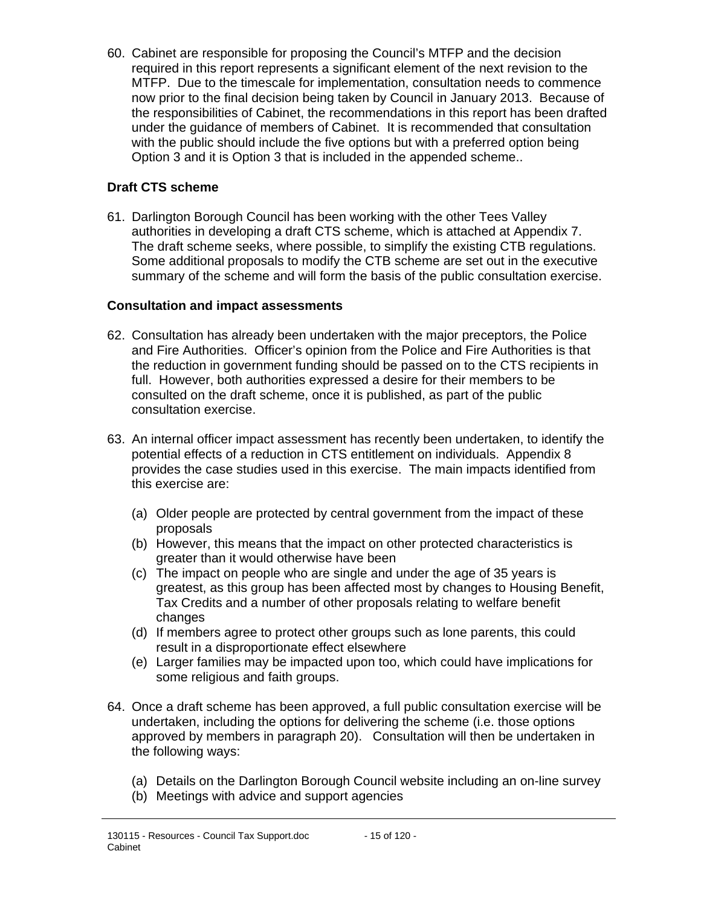60. Cabinet are responsible for proposing the Council's MTFP and the decision required in this report represents a significant element of the next revision to the MTFP. Due to the timescale for implementation, consultation needs to commence now prior to the final decision being taken by Council in January 2013. Because of the responsibilities of Cabinet, the recommendations in this report has been drafted under the guidance of members of Cabinet. It is recommended that consultation with the public should include the five options but with a preferred option being Option 3 and it is Option 3 that is included in the appended scheme..

**Draft CTS scheme**

61. Darlington Borough Council has been working with the other Tees Valley authorities in developing a draft CTS scheme, which is attached at Appendix 7. The draft scheme seeks, where possible, to simplify the existing CTB regulations. Some additional proposals to modify the CTB scheme are set out in the executive summary of the scheme and will form the basis of the public consultation exercise.

**Consultation and impact assessments**

62. Consultation has already been undertaken with the major preceptors, the Police and Fire Authorities. Officer's opinion from the Police and Fire Authorities is that the reduction in government funding should be passed on to the CTS recipients in full. However, both authorities expressed a desire for their members to be consulted on the draft scheme, once it is published, as part of the public consultation exercise.

63. An internal officer impact assessment has recently been undertaken, to identify the potential effects of a reduction in CTS entitlement on individuals. Appendix 8 provides the case studies used in this exercise. The main impacts identified from this exercise are:

    (a) Older people are protected by central government from the impact of these proposals
    (b) However, this means that the impact on other protected characteristics is greater than it would otherwise have been
    (c) The impact on people who are single and under the age of 35 years is greatest, as this group has been affected most by changes to Housing Benefit, Tax Credits and a number of other proposals relating to welfare benefit changes
    (d) If members agree to protect other groups such as lone parents, this could result in a disproportionate effect elsewhere
    (e) Larger families may be impacted upon too, which could have implications for some religious and faith groups.

64. Once a draft scheme has been approved, a full public consultation exercise will be undertaken, including the options for delivering the scheme (i.e. those options approved by members in paragraph 20). Consultation will then be undertaken in the following ways:

    (a) Details on the Darlington Borough Council website including an on-line survey
    (b) Meetings with advice and support agencies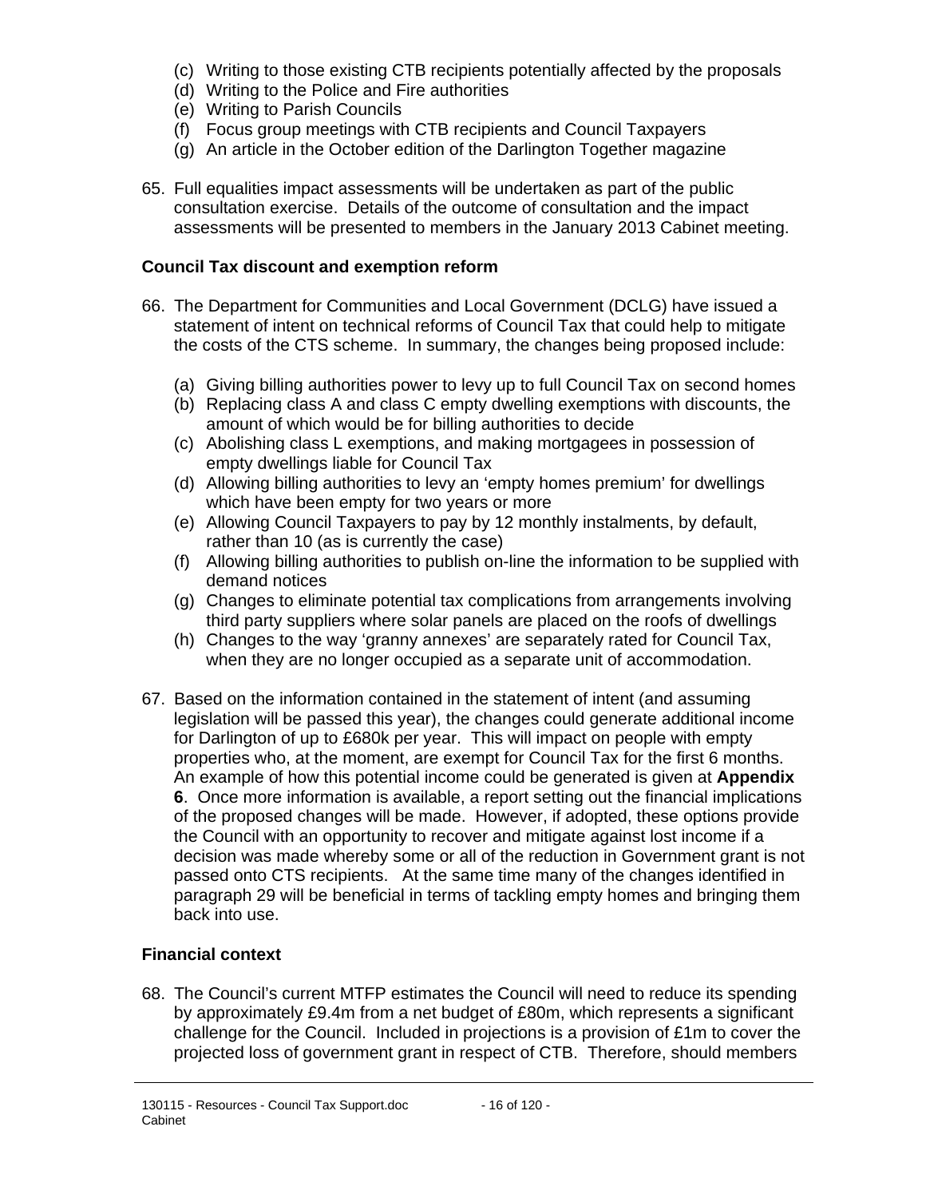(c) Writing to those existing CTB recipients potentially affected by the proposals
(d) Writing to the Police and Fire authorities
(e) Writing to Parish Councils
(f) Focus group meetings with CTB recipients and Council Taxpayers
(g) An article in the October edition of the Darlington Together magazine

65. Full equalities impact assessments will be undertaken as part of the public consultation exercise. Details of the outcome of consultation and the impact assessments will be presented to members in the January 2013 Cabinet meeting.

**Council Tax discount and exemption reform**

66. The Department for Communities and Local Government (DCLG) have issued a statement of intent on technical reforms of Council Tax that could help to mitigate the costs of the CTS scheme. In summary, the changes being proposed include:

    (a) Giving billing authorities power to levy up to full Council Tax on second homes
    (b) Replacing class A and class C empty dwelling exemptions with discounts, the amount of which would be for billing authorities to decide
    (c) Abolishing class L exemptions, and making mortgagees in possession of empty dwellings liable for Council Tax
    (d) Allowing billing authorities to levy an 'empty homes premium' for dwellings which have been empty for two years or more
    (e) Allowing Council Taxpayers to pay by 12 monthly instalments, by default, rather than 10 (as is currently the case)
    (f) Allowing billing authorities to publish on-line the information to be supplied with demand notices
    (g) Changes to eliminate potential tax complications from arrangements involving third party suppliers where solar panels are placed on the roofs of dwellings
    (h) Changes to the way 'granny annexes' are separately rated for Council Tax, when they are no longer occupied as a separate unit of accommodation.

67. Based on the information contained in the statement of intent (and assuming legislation will be passed this year), the changes could generate additional income for Darlington of up to £680k per year. This will impact on people with empty properties who, at the moment, are exempt for Council Tax for the first 6 months. An example of how this potential income could be generated is given at **Appendix 6**. Once more information is available, a report setting out the financial implications of the proposed changes will be made. However, if adopted, these options provide the Council with an opportunity to recover and mitigate against lost income if a decision was made whereby some or all of the reduction in Government grant is not passed onto CTS recipients. At the same time many of the changes identified in paragraph 29 will be beneficial in terms of tackling empty homes and bringing them back into use.

**Financial context**

68. The Council's current MTFP estimates the Council will need to reduce its spending by approximately £9.4m from a net budget of £80m, which represents a significant challenge for the Council. Included in projections is a provision of £1m to cover the projected loss of government grant in respect of CTB. Therefore, should members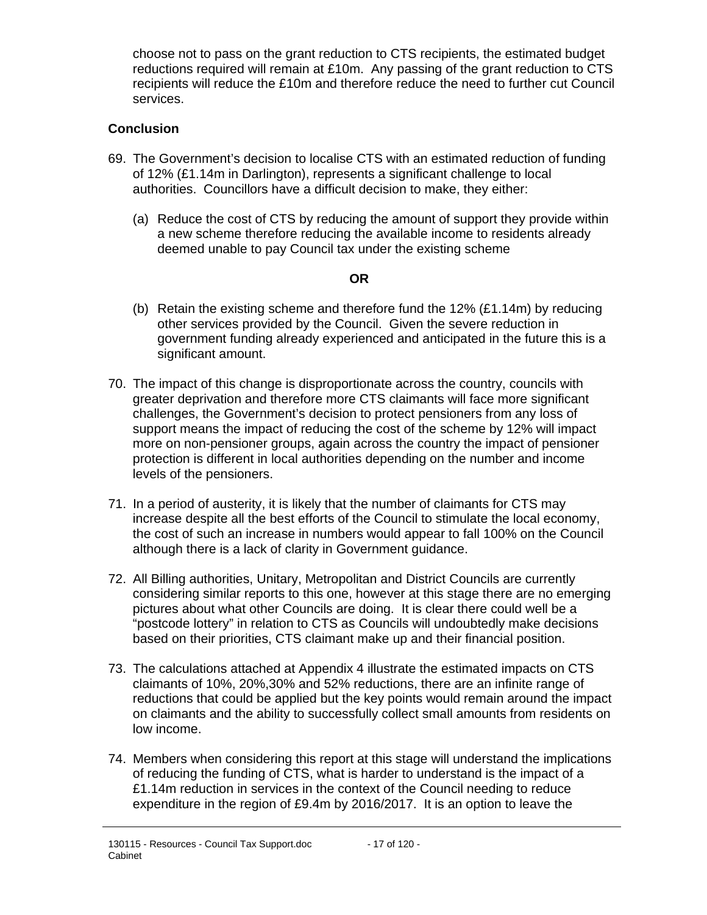choose not to pass on the grant reduction to CTS recipients, the estimated budget reductions required will remain at £10m. Any passing of the grant reduction to CTS recipients will reduce the £10m and therefore reduce the need to further cut Council services.

**Conclusion**

69. The Government's decision to localise CTS with an estimated reduction of funding of 12% (£1.14m in Darlington), represents a significant challenge to local authorities. Councillors have a difficult decision to make, they either:

    (a) Reduce the cost of CTS by reducing the amount of support they provide within a new scheme therefore reducing the available income to residents already deemed unable to pay Council tax under the existing scheme

    **OR**

    (b) Retain the existing scheme and therefore fund the 12% (£1.14m) by reducing other services provided by the Council. Given the severe reduction in government funding already experienced and anticipated in the future this is a significant amount.

70. The impact of this change is disproportionate across the country, councils with greater deprivation and therefore more CTS claimants will face more significant challenges, the Government's decision to protect pensioners from any loss of support means the impact of reducing the cost of the scheme by 12% will impact more on non-pensioner groups, again across the country the impact of pensioner protection is different in local authorities depending on the number and income levels of the pensioners.

71. In a period of austerity, it is likely that the number of claimants for CTS may increase despite all the best efforts of the Council to stimulate the local economy, the cost of such an increase in numbers would appear to fall 100% on the Council although there is a lack of clarity in Government guidance.

72. All Billing authorities, Unitary, Metropolitan and District Councils are currently considering similar reports to this one, however at this stage there are no emerging pictures about what other Councils are doing. It is clear there could well be a "postcode lottery" in relation to CTS as Councils will undoubtedly make decisions based on their priorities, CTS claimant make up and their financial position.

73. The calculations attached at Appendix 4 illustrate the estimated impacts on CTS claimants of 10%, 20%,30% and 52% reductions, there are an infinite range of reductions that could be applied but the key points would remain around the impact on claimants and the ability to successfully collect small amounts from residents on low income.

74. Members when considering this report at this stage will understand the implications of reducing the funding of CTS, what is harder to understand is the impact of a £1.14m reduction in services in the context of the Council needing to reduce expenditure in the region of £9.4m by 2016/2017. It is an option to leave the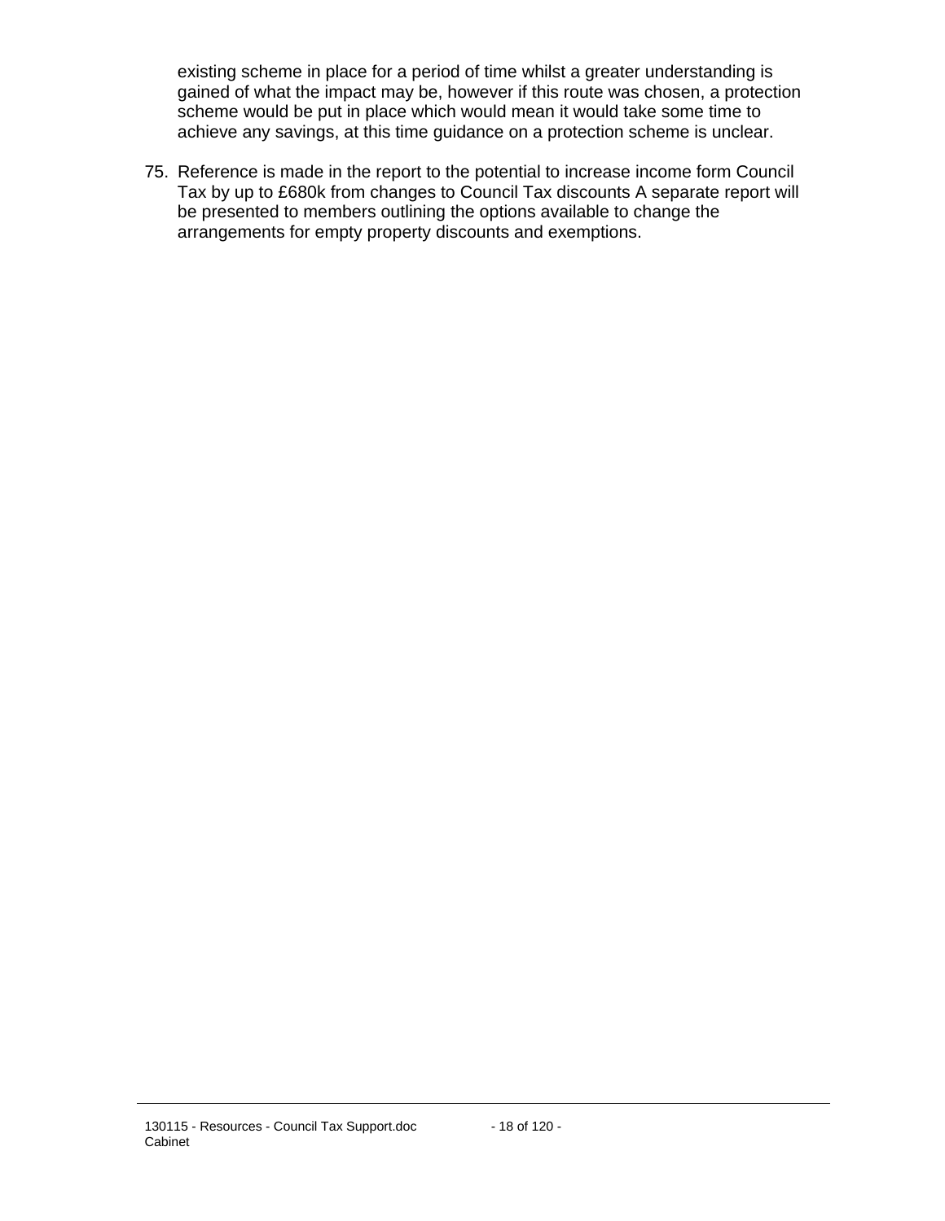existing scheme in place for a period of time whilst a greater understanding is gained of what the impact may be, however if this route was chosen, a protection scheme would be put in place which would mean it would take some time to achieve any savings, at this time guidance on a protection scheme is unclear.

75. Reference is made in the report to the potential to increase income form Council Tax by up to £680k from changes to Council Tax discounts A separate report will be presented to members outlining the options available to change the arrangements for empty property discounts and exemptions.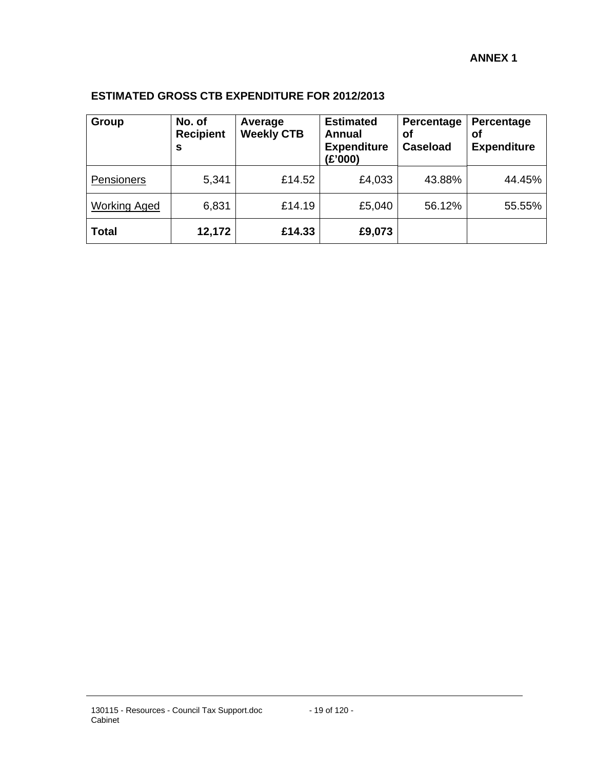**ANNEX 1**

**ESTIMATED GROSS CTB EXPENDITURE FOR 2012/2013**

| Group | No. of Recipients | Average Weekly CTB | Estimated Annual Expenditure (£'000) | Percentage of Caseload | Percentage of Expenditure |
|---|---|---|---|---|---|
| Pensioners | 5,341 | £14.52 | £4,033 | 43.88% | 44.45% |
| Working Aged | 6,831 | £14.19 | £5,040 | 56.12% | 55.55% |
| **Total** | **12,172** | **£14.33** | **£9,073** | | |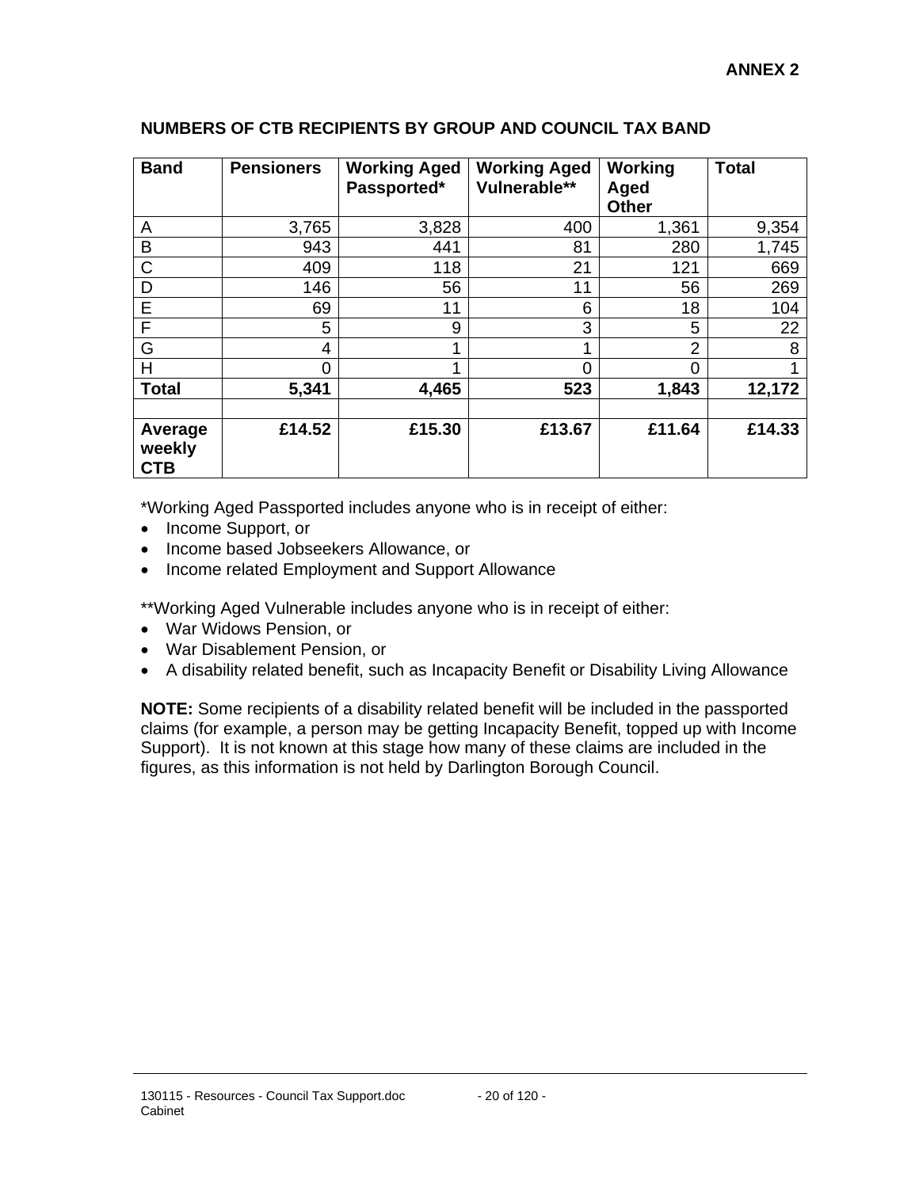**ANNEX 2**

## NUMBERS OF CTB RECIPIENTS BY GROUP AND COUNCIL TAX BAND

| Band | Pensioners | Working Aged Passported* | Working Aged Vulnerable** | Working Aged Other | Total |
|---|---|---|---|---|---|
| A | 3,765 | 3,828 | 400 | 1,361 | 9,354 |
| B | 943 | 441 | 81 | 280 | 1,745 |
| C | 409 | 118 | 21 | 121 | 669 |
| D | 146 | 56 | 11 | 56 | 269 |
| E | 69 | 11 | 6 | 18 | 104 |
| F | 5 | 9 | 3 | 5 | 22 |
| G | 4 | 1 | 1 | 2 | 8 |
| H | 0 | 1 | 0 | 0 | 1 |
| **Total** | **5,341** | **4,465** | **523** | **1,843** | **12,172** |
| | | | | | |
| **Average weekly CTB** | **£14.52** | **£15.30** | **£13.67** | **£11.64** | **£14.33** |

*Working Aged Passported includes anyone who is in receipt of either:

- Income Support, or
- Income based Jobseekers Allowance, or
- Income related Employment and Support Allowance

**Working Aged Vulnerable includes anyone who is in receipt of either:

- War Widows Pension, or
- War Disablement Pension, or
- A disability related benefit, such as Incapacity Benefit or Disability Living Allowance

**NOTE:** Some recipients of a disability related benefit will be included in the passported claims (for example, a person may be getting Incapacity Benefit, topped up with Income Support). It is not known at this stage how many of these claims are included in the figures, as this information is not held by Darlington Borough Council.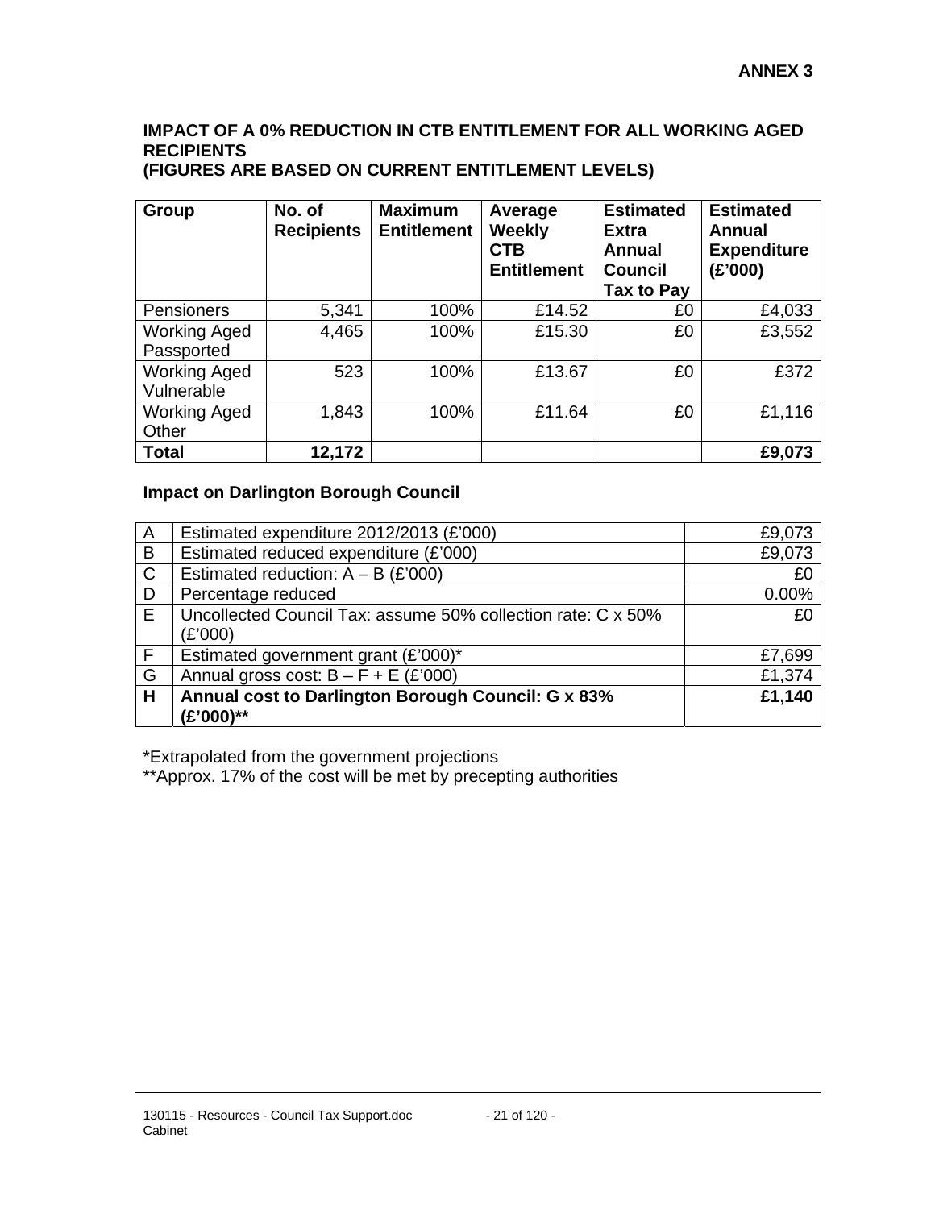**ANNEX 3**

## IMPACT OF A 0% REDUCTION IN CTB ENTITLEMENT FOR ALL WORKING AGED RECIPIENTS (FIGURES ARE BASED ON CURRENT ENTITLEMENT LEVELS)

| Group | No. of Recipients | Maximum Entitlement | Average Weekly CTB Entitlement | Estimated Extra Annual Council Tax to Pay | Estimated Annual Expenditure (£'000) |
|---|---|---|---|---|---|
| Pensioners | 5,341 | 100% | £14.52 | £0 | £4,033 |
| Working Aged Passported | 4,465 | 100% | £15.30 | £0 | £3,552 |
| Working Aged Vulnerable | 523 | 100% | £13.67 | £0 | £372 |
| Working Aged Other | 1,843 | 100% | £11.64 | £0 | £1,116 |
| **Total** | **12,172** | | | | **£9,073** |

### Impact on Darlington Borough Council

| | | |
|---|---|---|
| A | Estimated expenditure 2012/2013 (£'000) | £9,073 |
| B | Estimated reduced expenditure (£'000) | £9,073 |
| C | Estimated reduction: A – B (£'000) | £0 |
| D | Percentage reduced | 0.00% |
| E | Uncollected Council Tax: assume 50% collection rate: C x 50% (£'000) | £0 |
| F | Estimated government grant (£'000)* | £7,699 |
| G | Annual gross cost: B – F + E (£'000) | £1,374 |
| **H** | **Annual cost to Darlington Borough Council: G x 83% (£'000)**** | **£1,140** |

*Extrapolated from the government projections

**Approx. 17% of the cost will be met by precepting authorities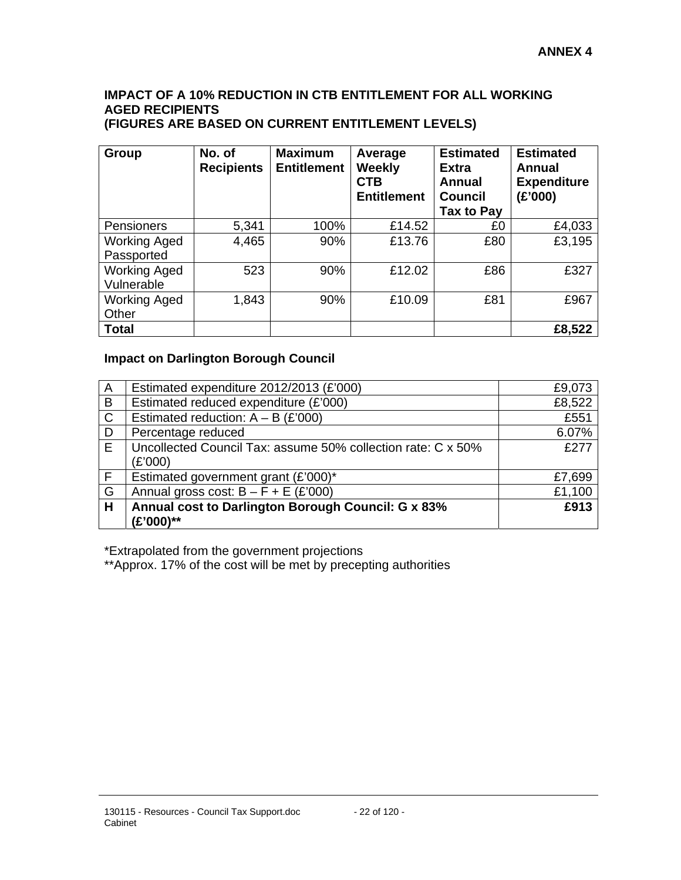**ANNEX 4**

## IMPACT OF A 10% REDUCTION IN CTB ENTITLEMENT FOR ALL WORKING AGED RECIPIENTS (FIGURES ARE BASED ON CURRENT ENTITLEMENT LEVELS)

| Group | No. of Recipients | Maximum Entitlement | Average Weekly CTB Entitlement | Estimated Extra Annual Council Tax to Pay | Estimated Annual Expenditure (£'000) |
|---|---|---|---|---|---|
| Pensioners | 5,341 | 100% | £14.52 | £0 | £4,033 |
| Working Aged Passported | 4,465 | 90% | £13.76 | £80 | £3,195 |
| Working Aged Vulnerable | 523 | 90% | £12.02 | £86 | £327 |
| Working Aged Other | 1,843 | 90% | £10.09 | £81 | £967 |
| **Total** | | | | | **£8,522** |

### Impact on Darlington Borough Council

| | | |
|---|---|---|
| A | Estimated expenditure 2012/2013 (£'000) | £9,073 |
| B | Estimated reduced expenditure (£'000) | £8,522 |
| C | Estimated reduction: A – B (£'000) | £551 |
| D | Percentage reduced | 6.07% |
| E | Uncollected Council Tax: assume 50% collection rate: C x 50% (£'000) | £277 |
| F | Estimated government grant (£'000)* | £7,699 |
| G | Annual gross cost: B – F + E (£'000) | £1,100 |
| **H** | **Annual cost to Darlington Borough Council: G x 83% (£'000)**** | **£913** |

*Extrapolated from the government projections
**Approx. 17% of the cost will be met by precepting authorities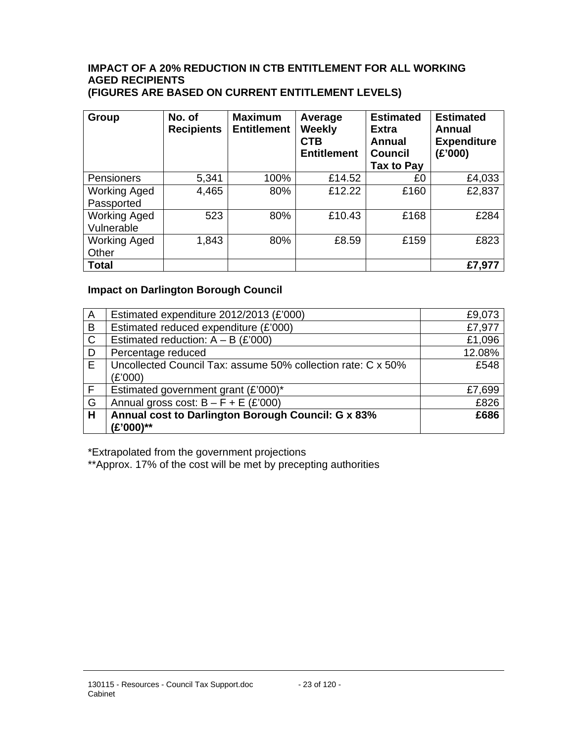**IMPACT OF A 20% REDUCTION IN CTB ENTITLEMENT FOR ALL WORKING AGED RECIPIENTS**
**(FIGURES ARE BASED ON CURRENT ENTITLEMENT LEVELS)**

| Group | No. of Recipients | Maximum Entitlement | Average Weekly CTB Entitlement | Estimated Extra Annual Council Tax to Pay | Estimated Annual Expenditure (£'000) |
|---|---|---|---|---|---|
| Pensioners | 5,341 | 100% | £14.52 | £0 | £4,033 |
| Working Aged Passported | 4,465 | 80% | £12.22 | £160 | £2,837 |
| Working Aged Vulnerable | 523 | 80% | £10.43 | £168 | £284 |
| Working Aged Other | 1,843 | 80% | £8.59 | £159 | £823 |
| **Total** | | | | | **£7,977** |

**Impact on Darlington Borough Council**

| | | |
|---|---|---|
| A | Estimated expenditure 2012/2013 (£'000) | £9,073 |
| B | Estimated reduced expenditure (£'000) | £7,977 |
| C | Estimated reduction: A – B (£'000) | £1,096 |
| D | Percentage reduced | 12.08% |
| E | Uncollected Council Tax: assume 50% collection rate: C x 50% (£'000) | £548 |
| F | Estimated government grant (£'000)* | £7,699 |
| G | Annual gross cost: B – F + E (£'000) | £826 |
| **H** | **Annual cost to Darlington Borough Council: G x 83% (£'000)\*\*** | **£686** |

*Extrapolated from the government projections

**Approx. 17% of the cost will be met by precepting authorities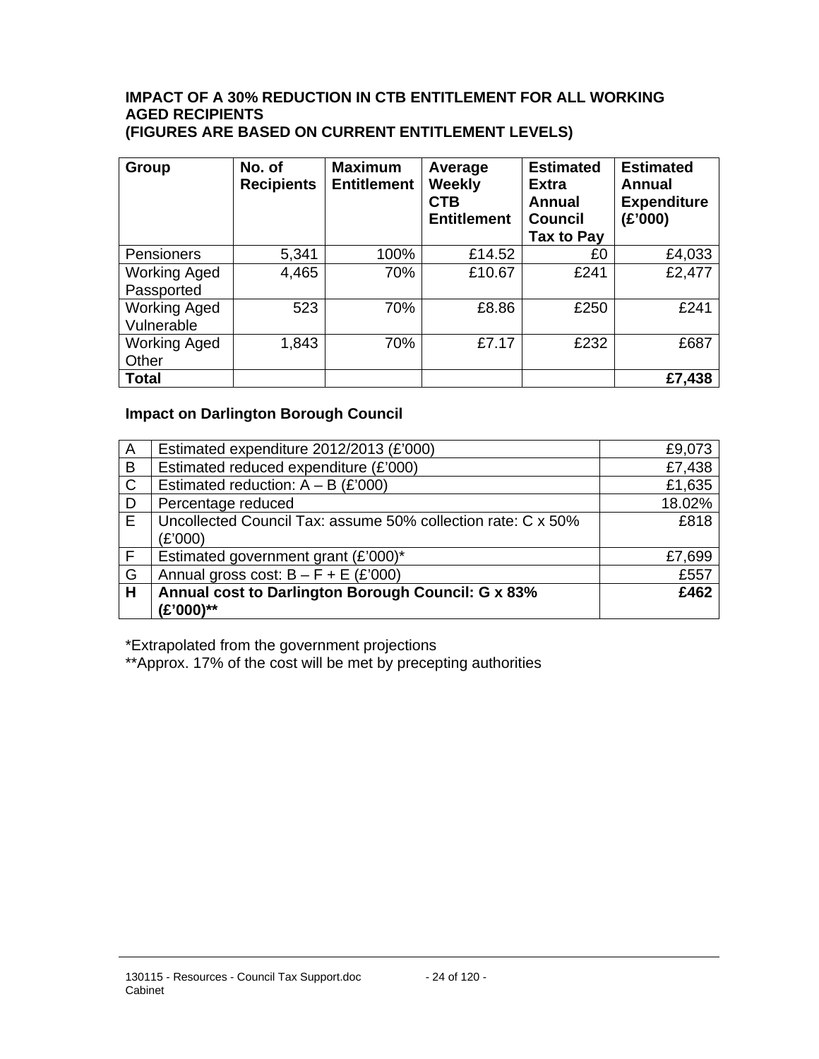**IMPACT OF A 30% REDUCTION IN CTB ENTITLEMENT FOR ALL WORKING AGED RECIPIENTS**
**(FIGURES ARE BASED ON CURRENT ENTITLEMENT LEVELS)**

| Group | No. of Recipients | Maximum Entitlement | Average Weekly CTB Entitlement | Estimated Extra Annual Council Tax to Pay | Estimated Annual Expenditure (£'000) |
|---|---|---|---|---|---|
| Pensioners | 5,341 | 100% | £14.52 | £0 | £4,033 |
| Working Aged Passported | 4,465 | 70% | £10.67 | £241 | £2,477 |
| Working Aged Vulnerable | 523 | 70% | £8.86 | £250 | £241 |
| Working Aged Other | 1,843 | 70% | £7.17 | £232 | £687 |
| **Total** | | | | | **£7,438** |

**Impact on Darlington Borough Council**

| | | |
|---|---|---|
| A | Estimated expenditure 2012/2013 (£'000) | £9,073 |
| B | Estimated reduced expenditure (£'000) | £7,438 |
| C | Estimated reduction: A – B (£'000) | £1,635 |
| D | Percentage reduced | 18.02% |
| E | Uncollected Council Tax: assume 50% collection rate: C x 50% (£'000) | £818 |
| F | Estimated government grant (£'000)* | £7,699 |
| G | Annual gross cost: B – F + E (£'000) | £557 |
| **H** | **Annual cost to Darlington Borough Council: G x 83% (£'000)**** | **£462** |

*Extrapolated from the government projections
**Approx. 17% of the cost will be met by precepting authorities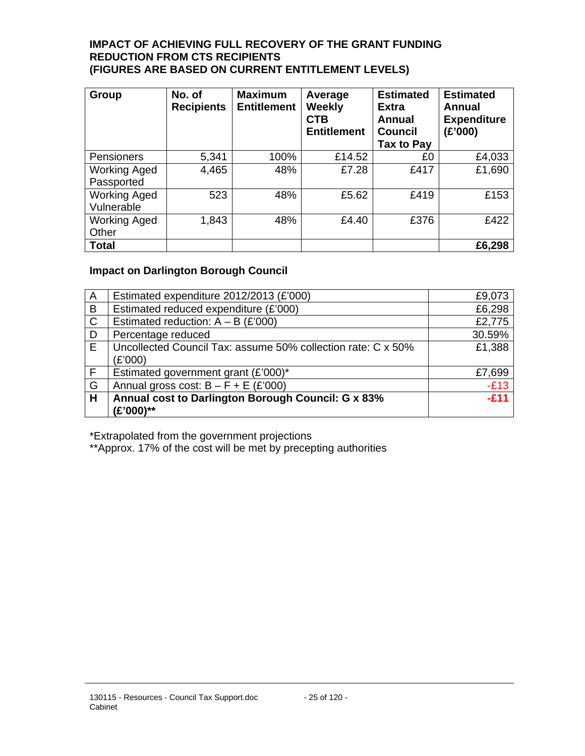**IMPACT OF ACHIEVING FULL RECOVERY OF THE GRANT FUNDING REDUCTION FROM CTS RECIPIENTS (FIGURES ARE BASED ON CURRENT ENTITLEMENT LEVELS)**

| Group | No. of Recipients | Maximum Entitlement | Average Weekly CTB Entitlement | Estimated Extra Annual Council Tax to Pay | Estimated Annual Expenditure (£'000) |
|---|---|---|---|---|---|
| Pensioners | 5,341 | 100% | £14.52 | £0 | £4,033 |
| Working Aged Passported | 4,465 | 48% | £7.28 | £417 | £1,690 |
| Working Aged Vulnerable | 523 | 48% | £5.62 | £419 | £153 |
| Working Aged Other | 1,843 | 48% | £4.40 | £376 | £422 |
| **Total** | | | | | **£6,298** |

**Impact on Darlington Borough Council**

| | | |
|---|---|---|
| A | Estimated expenditure 2012/2013 (£'000) | £9,073 |
| B | Estimated reduced expenditure (£'000) | £6,298 |
| C | Estimated reduction: A – B (£'000) | £2,775 |
| D | Percentage reduced | 30.59% |
| E | Uncollected Council Tax: assume 50% collection rate: C x 50% (£'000) | £1,388 |
| F | Estimated government grant (£'000)* | £7,699 |
| G | Annual gross cost: B – F + E (£'000) | -£13 |
| **H** | **Annual cost to Darlington Borough Council: G x 83% (£'000)**** | **-£11** |

*Extrapolated from the government projections

**Approx. 17% of the cost will be met by precepting authorities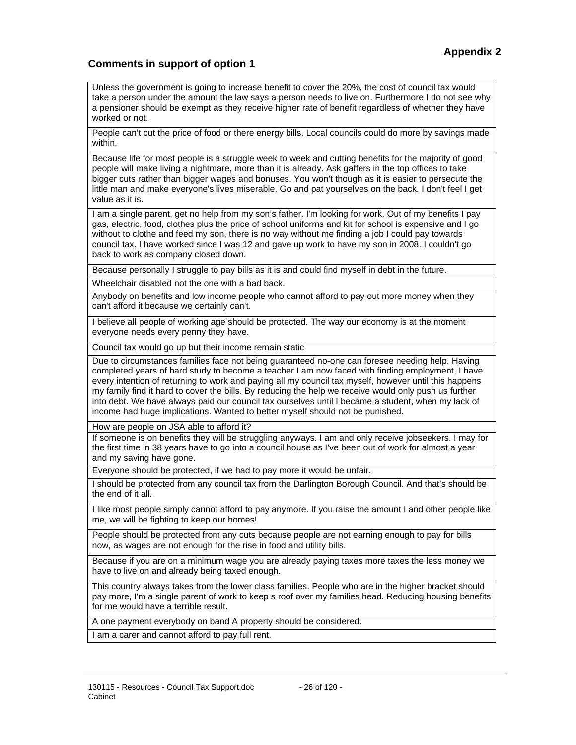**Appendix 2**

## Comments in support of option 1

| Unless the government is going to increase benefit to cover the 20%, the cost of council tax would take a person under the amount the law says a person needs to live on. Furthermore I do not see why a pensioner should be exempt as they receive higher rate of benefit regardless of whether they have worked or not. |
|---|
| People can't cut the price of food or there energy bills. Local councils could do more by savings made within. |
| Because life for most people is a struggle week to week and cutting benefits for the majority of good people will make living a nightmare, more than it is already. Ask gaffers in the top offices to take bigger cuts rather than bigger wages and bonuses. You won't though as it is easier to persecute the little man and make everyone's lives miserable. Go and pat yourselves on the back. I don't feel I get value as it is. |
| I am a single parent, get no help from my son's father. I'm looking for work. Out of my benefits I pay gas, electric, food, clothes plus the price of school uniforms and kit for school is expensive and I go without to clothe and feed my son, there is no way without me finding a job I could pay towards council tax. I have worked since I was 12 and gave up work to have my son in 2008. I couldn't go back to work as company closed down. |
| Because personally I struggle to pay bills as it is and could find myself in debt in the future. |
| Wheelchair disabled not the one with a bad back. |
| Anybody on benefits and low income people who cannot afford to pay out more money when they can't afford it because we certainly can't. |
| I believe all people of working age should be protected. The way our economy is at the moment everyone needs every penny they have. |
| Council tax would go up but their income remain static |
| Due to circumstances families face not being guaranteed no-one can foresee needing help. Having completed years of hard study to become a teacher I am now faced with finding employment, I have every intention of returning to work and paying all my council tax myself, however until this happens my family find it hard to cover the bills. By reducing the help we receive would only push us further into debt. We have always paid our council tax ourselves until I became a student, when my lack of income had huge implications. Wanted to better myself should not be punished. |
| How are people on JSA able to afford it? |
| If someone is on benefits they will be struggling anyways. I am and only receive jobseekers. I may for the first time in 38 years have to go into a council house as I've been out of work for almost a year and my saving have gone. |
| Everyone should be protected, if we had to pay more it would be unfair. |
| I should be protected from any council tax from the Darlington Borough Council. And that's should be the end of it all. |
| I like most people simply cannot afford to pay anymore. If you raise the amount I and other people like me, we will be fighting to keep our homes! |
| People should be protected from any cuts because people are not earning enough to pay for bills now, as wages are not enough for the rise in food and utility bills. |
| Because if you are on a minimum wage you are already paying taxes more taxes the less money we have to live on and already being taxed enough. |
| This country always takes from the lower class families. People who are in the higher bracket should pay more, I'm a single parent of work to keep s roof over my families head. Reducing housing benefits for me would have a terrible result. |
| A one payment everybody on band A property should be considered. |
| I am a carer and cannot afford to pay full rent. |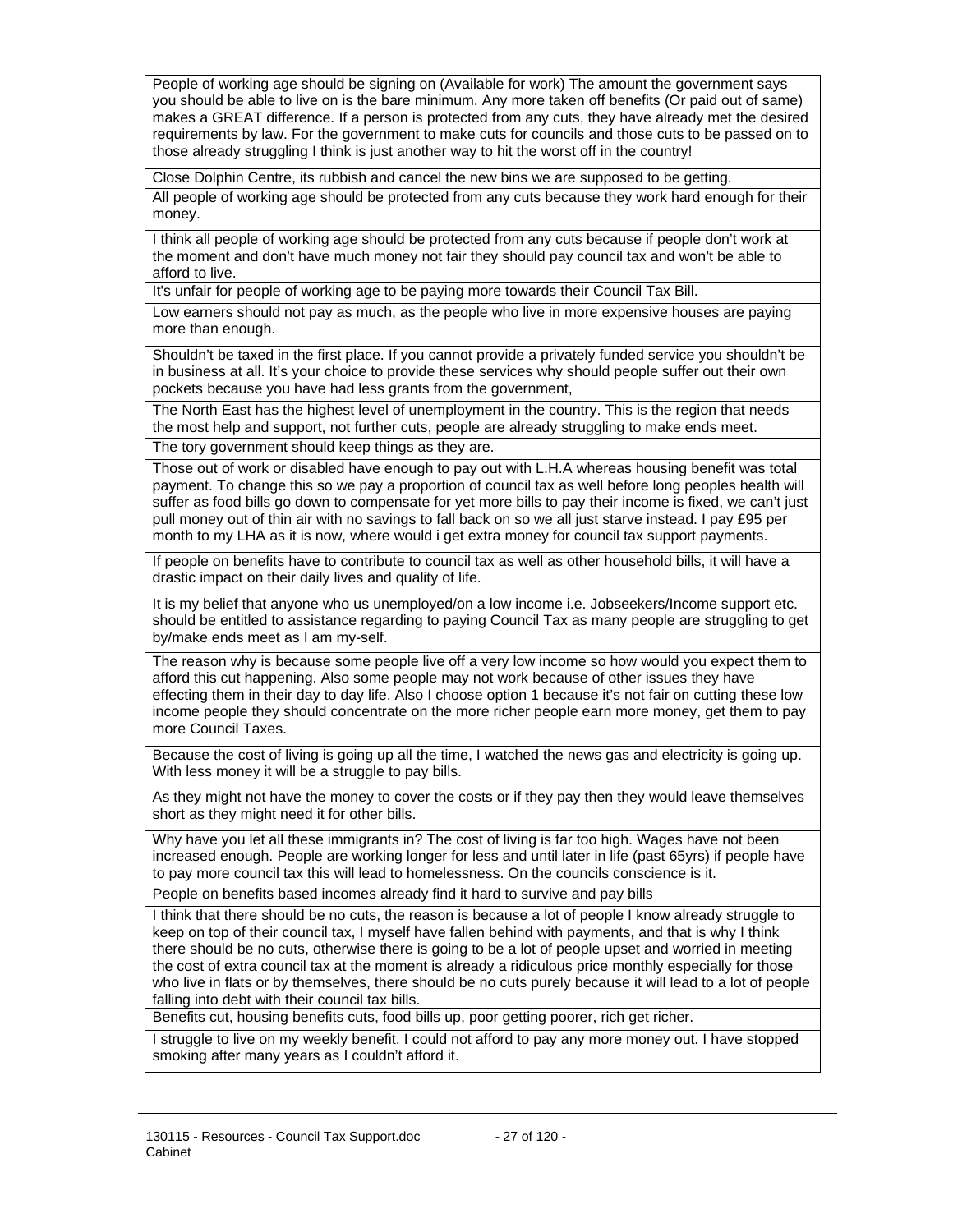| |
|---|
| People of working age should be signing on (Available for work) The amount the government says you should be able to live on is the bare minimum. Any more taken off benefits (Or paid out of same) makes a GREAT difference. If a person is protected from any cuts, they have already met the desired requirements by law. For the government to make cuts for councils and those cuts to be passed on to those already struggling I think is just another way to hit the worst off in the country! |
| Close Dolphin Centre, its rubbish and cancel the new bins we are supposed to be getting. |
| All people of working age should be protected from any cuts because they work hard enough for their money. |
| I think all people of working age should be protected from any cuts because if people don't work at the moment and don't have much money not fair they should pay council tax and won't be able to afford to live. |
| It's unfair for people of working age to be paying more towards their Council Tax Bill. |
| Low earners should not pay as much, as the people who live in more expensive houses are paying more than enough. |
| Shouldn't be taxed in the first place. If you cannot provide a privately funded service you shouldn't be in business at all. It's your choice to provide these services why should people suffer out their own pockets because you have had less grants from the government, |
| The North East has the highest level of unemployment in the country. This is the region that needs the most help and support, not further cuts, people are already struggling to make ends meet. |
| The tory government should keep things as they are. |
| Those out of work or disabled have enough to pay out with L.H.A whereas housing benefit was total payment. To change this so we pay a proportion of council tax as well before long peoples health will suffer as food bills go down to compensate for yet more bills to pay their income is fixed, we can't just pull money out of thin air with no savings to fall back on so we all just starve instead. I pay £95 per month to my LHA as it is now, where would i get extra money for council tax support payments. |
| If people on benefits have to contribute to council tax as well as other household bills, it will have a drastic impact on their daily lives and quality of life. |
| It is my belief that anyone who us unemployed/on a low income i.e. Jobseekers/Income support etc. should be entitled to assistance regarding to paying Council Tax as many people are struggling to get by/make ends meet as I am my-self. |
| The reason why is because some people live off a very low income so how would you expect them to afford this cut happening. Also some people may not work because of other issues they have effecting them in their day to day life. Also I choose option 1 because it's not fair on cutting these low income people they should concentrate on the more richer people earn more money, get them to pay more Council Taxes. |
| Because the cost of living is going up all the time, I watched the news gas and electricity is going up. With less money it will be a struggle to pay bills. |
| As they might not have the money to cover the costs or if they pay then they would leave themselves short as they might need it for other bills. |
| Why have you let all these immigrants in? The cost of living is far too high. Wages have not been increased enough. People are working longer for less and until later in life (past 65yrs) if people have to pay more council tax this will lead to homelessness. On the councils conscience is it. |
| People on benefits based incomes already find it hard to survive and pay bills |
| I think that there should be no cuts, the reason is because a lot of people I know already struggle to keep on top of their council tax, I myself have fallen behind with payments, and that is why I think there should be no cuts, otherwise there is going to be a lot of people upset and worried in meeting the cost of extra council tax at the moment is already a ridiculous price monthly especially for those who live in flats or by themselves, there should be no cuts purely because it will lead to a lot of people falling into debt with their council tax bills. |
| Benefits cut, housing benefits cuts, food bills up, poor getting poorer, rich get richer. |
| I struggle to live on my weekly benefit. I could not afford to pay any more money out. I have stopped smoking after many years as I couldn't afford it. |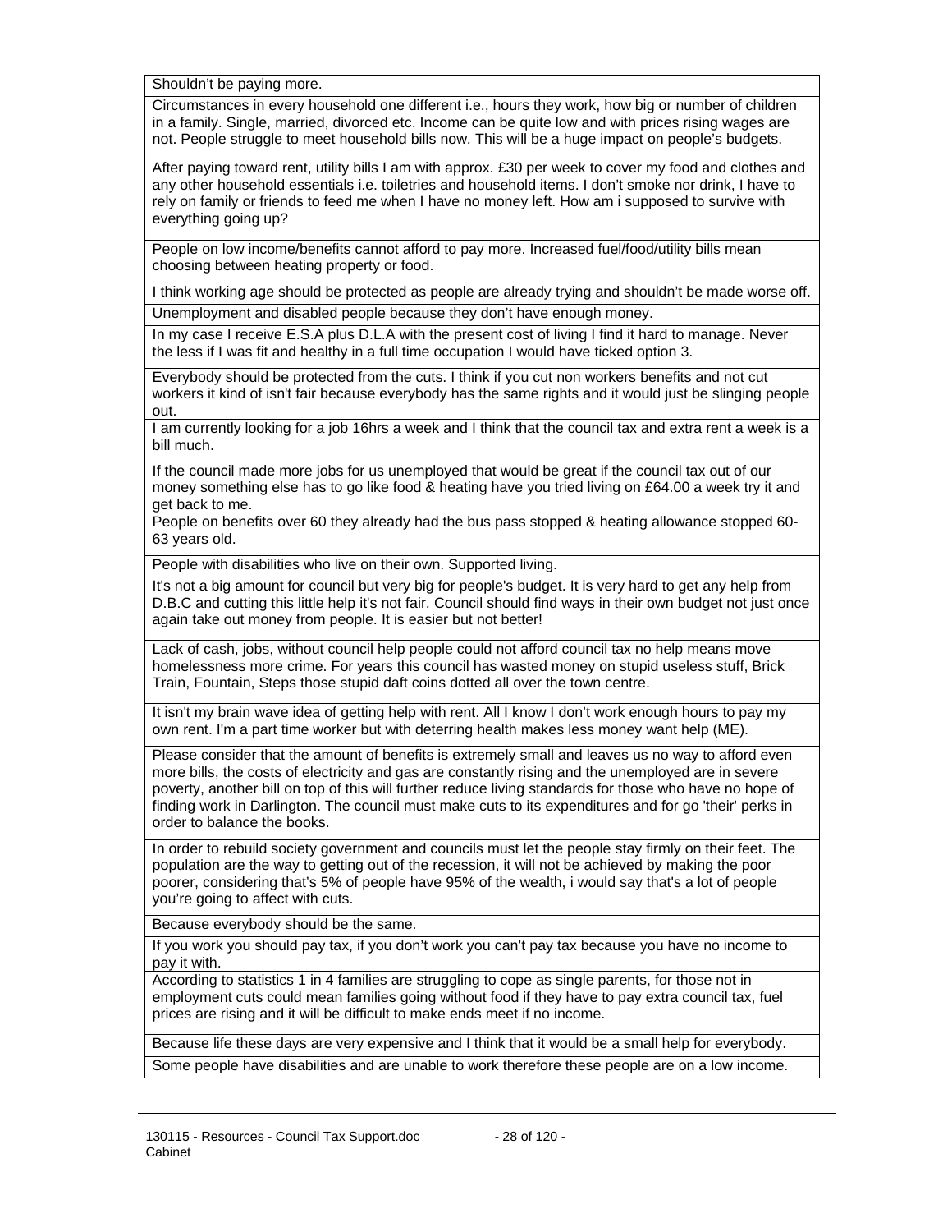| Shouldn't be paying more. |
|---|
| Circumstances in every household one different i.e., hours they work, how big or number of children in a family. Single, married, divorced etc. Income can be quite low and with prices rising wages are not. People struggle to meet household bills now. This will be a huge impact on people's budgets. |
| After paying toward rent, utility bills I am with approx. £30 per week to cover my food and clothes and any other household essentials i.e. toiletries and household items. I don't smoke nor drink, I have to rely on family or friends to feed me when I have no money left. How am i supposed to survive with everything going up? |
| People on low income/benefits cannot afford to pay more. Increased fuel/food/utility bills mean choosing between heating property or food. |
| I think working age should be protected as people are already trying and shouldn't be made worse off. |
| Unemployment and disabled people because they don't have enough money. |
| In my case I receive E.S.A plus D.L.A with the present cost of living I find it hard to manage. Never the less if I was fit and healthy in a full time occupation I would have ticked option 3. |
| Everybody should be protected from the cuts. I think if you cut non workers benefits and not cut workers it kind of isn't fair because everybody has the same rights and it would just be slinging people out. |
| I am currently looking for a job 16hrs a week and I think that the council tax and extra rent a week is a bill much. |
| If the council made more jobs for us unemployed that would be great if the council tax out of our money something else has to go like food & heating have you tried living on £64.00 a week try it and get back to me. |
| People on benefits over 60 they already had the bus pass stopped & heating allowance stopped 60-63 years old. |
| People with disabilities who live on their own. Supported living. |
| It's not a big amount for council but very big for people's budget. It is very hard to get any help from D.B.C and cutting this little help it's not fair. Council should find ways in their own budget not just once again take out money from people. It is easier but not better! |
| Lack of cash, jobs, without council help people could not afford council tax no help means move homelessness more crime. For years this council has wasted money on stupid useless stuff, Brick Train, Fountain, Steps those stupid daft coins dotted all over the town centre. |
| It isn't my brain wave idea of getting help with rent. All I know I don't work enough hours to pay my own rent. I'm a part time worker but with deterring health makes less money want help (ME). |
| Please consider that the amount of benefits is extremely small and leaves us no way to afford even more bills, the costs of electricity and gas are constantly rising and the unemployed are in severe poverty, another bill on top of this will further reduce living standards for those who have no hope of finding work in Darlington. The council must make cuts to its expenditures and for go 'their' perks in order to balance the books. |
| In order to rebuild society government and councils must let the people stay firmly on their feet. The population are the way to getting out of the recession, it will not be achieved by making the poor poorer, considering that's 5% of people have 95% of the wealth, i would say that's a lot of people you're going to affect with cuts. |
| Because everybody should be the same. |
| If you work you should pay tax, if you don't work you can't pay tax because you have no income to pay it with. |
| According to statistics 1 in 4 families are struggling to cope as single parents, for those not in employment cuts could mean families going without food if they have to pay extra council tax, fuel prices are rising and it will be difficult to make ends meet if no income. |
| Because life these days are very expensive and I think that it would be a small help for everybody. |
| Some people have disabilities and are unable to work therefore these people are on a low income. |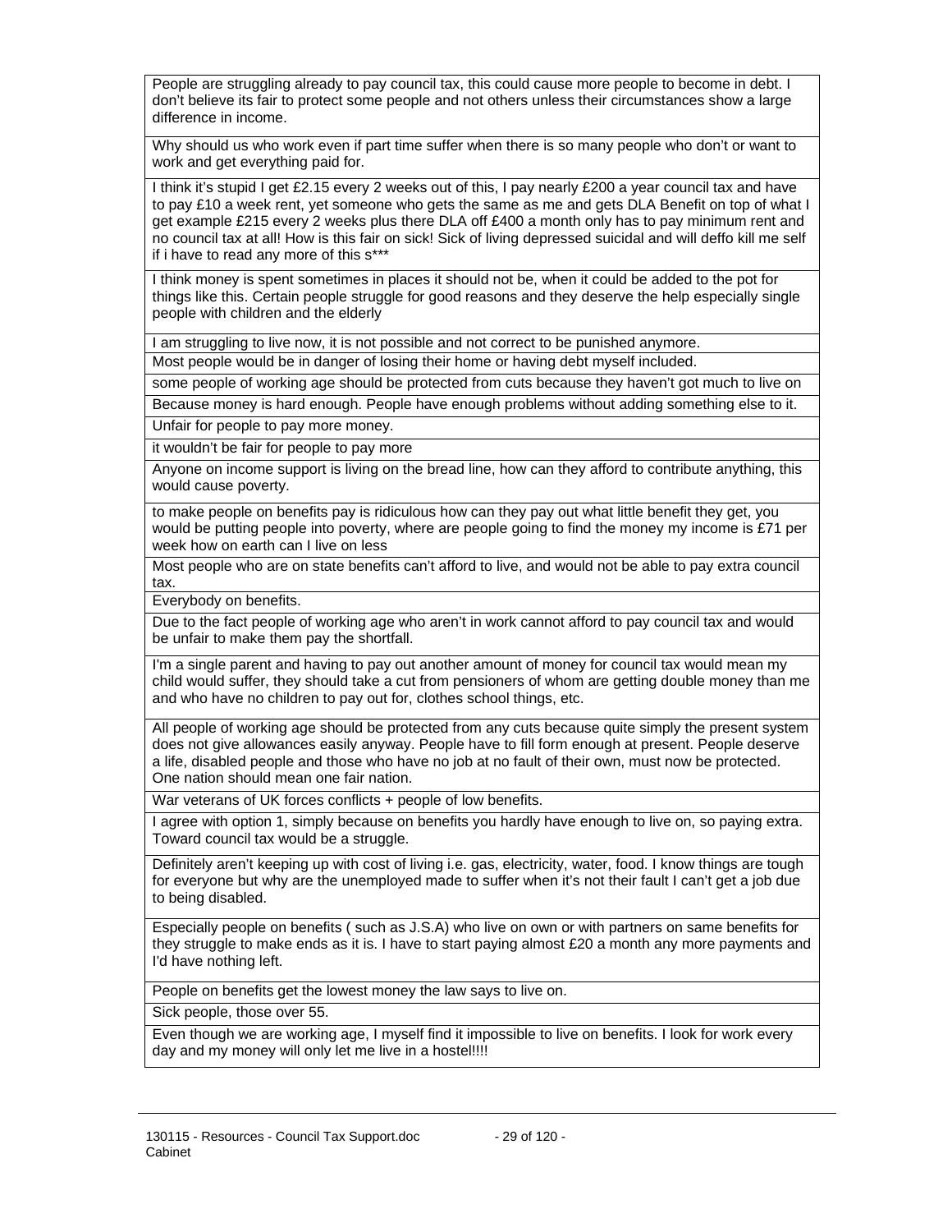| |
|---|
| People are struggling already to pay council tax, this could cause more people to become in debt. I don't believe its fair to protect some people and not others unless their circumstances show a large difference in income. |
| Why should us who work even if part time suffer when there is so many people who don't or want to work and get everything paid for. |
| I think it's stupid I get £2.15 every 2 weeks out of this, I pay nearly £200 a year council tax and have to pay £10 a week rent, yet someone who gets the same as me and gets DLA Benefit on top of what I get example £215 every 2 weeks plus there DLA off £400 a month only has to pay minimum rent and no council tax at all! How is this fair on sick! Sick of living depressed suicidal and will deffo kill me self if i have to read any more of this s*** |
| I think money is spent sometimes in places it should not be, when it could be added to the pot for things like this. Certain people struggle for good reasons and they deserve the help especially single people with children and the elderly |
| I am struggling to live now, it is not possible and not correct to be punished anymore. |
| Most people would be in danger of losing their home or having debt myself included. |
| some people of working age should be protected from cuts because they haven't got much to live on |
| Because money is hard enough. People have enough problems without adding something else to it. |
| Unfair for people to pay more money. |
| it wouldn't be fair for people to pay more |
| Anyone on income support is living on the bread line, how can they afford to contribute anything, this would cause poverty. |
| to make people on benefits pay is ridiculous how can they pay out what little benefit they get, you would be putting people into poverty, where are people going to find the money my income is £71 per week how on earth can I live on less |
| Most people who are on state benefits can't afford to live, and would not be able to pay extra council tax. |
| Everybody on benefits. |
| Due to the fact people of working age who aren't in work cannot afford to pay council tax and would be unfair to make them pay the shortfall. |
| I'm a single parent and having to pay out another amount of money for council tax would mean my child would suffer, they should take a cut from pensioners of whom are getting double money than me and who have no children to pay out for, clothes school things, etc. |
| All people of working age should be protected from any cuts because quite simply the present system does not give allowances easily anyway. People have to fill form enough at present. People deserve a life, disabled people and those who have no job at no fault of their own, must now be protected. One nation should mean one fair nation. |
| War veterans of UK forces conflicts + people of low benefits. |
| I agree with option 1, simply because on benefits you hardly have enough to live on, so paying extra. Toward council tax would be a struggle. |
| Definitely aren't keeping up with cost of living i.e. gas, electricity, water, food. I know things are tough for everyone but why are the unemployed made to suffer when it's not their fault I can't get a job due to being disabled. |
| Especially people on benefits ( such as J.S.A) who live on own or with partners on same benefits for they struggle to make ends as it is. I have to start paying almost £20 a month any more payments and I'd have nothing left. |
| People on benefits get the lowest money the law says to live on. |
| Sick people, those over 55. |
| Even though we are working age, I myself find it impossible to live on benefits. I look for work every day and my money will only let me live in a hostel!!!! |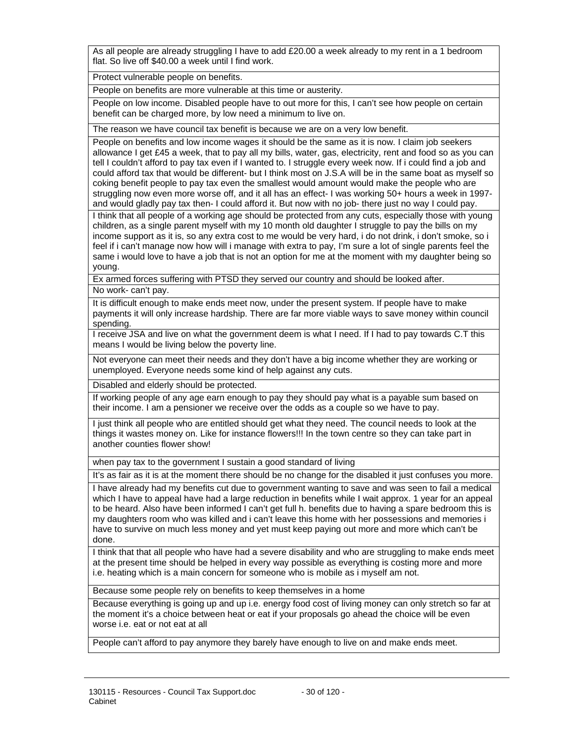| As all people are already struggling I have to add £20.00 a week already to my rent in a 1 bedroom flat. So live off $40.00 a week until I find work. |
|---|
| Protect vulnerable people on benefits. |
| People on benefits are more vulnerable at this time or austerity. |
| People on low income. Disabled people have to out more for this, I can't see how people on certain benefit can be charged more, by low need a minimum to live on. |
| The reason we have council tax benefit is because we are on a very low benefit. |
| People on benefits and low income wages it should be the same as it is now. I claim job seekers allowance I get £45 a week, that to pay all my bills, water, gas, electricity, rent and food so as you can tell I couldn't afford to pay tax even if I wanted to. I struggle every week now. If i could find a job and could afford tax that would be different- but I think most on J.S.A will be in the same boat as myself so coking benefit people to pay tax even the smallest would amount would make the people who are struggling now even more worse off, and it all has an effect- I was working 50+ hours a week in 1997- and would gladly pay tax then- I could afford it. But now with no job- there just no way I could pay. |
| I think that all people of a working age should be protected from any cuts, especially those with young children, as a single parent myself with my 10 month old daughter I struggle to pay the bills on my income support as it is, so any extra cost to me would be very hard, i do not drink, i don't smoke, so i feel if i can't manage now how will i manage with extra to pay, I'm sure a lot of single parents feel the same i would love to have a job that is not an option for me at the moment with my daughter being so young. |
| Ex armed forces suffering with PTSD they served our country and should be looked after. |
| No work- can't pay. |
| It is difficult enough to make ends meet now, under the present system. If people have to make payments it will only increase hardship. There are far more viable ways to save money within council spending. |
| I receive JSA and live on what the government deem is what I need. If I had to pay towards C.T this means I would be living below the poverty line. |
| Not everyone can meet their needs and they don't have a big income whether they are working or unemployed. Everyone needs some kind of help against any cuts. |
| Disabled and elderly should be protected. |
| If working people of any age earn enough to pay they should pay what is a payable sum based on their income. I am a pensioner we receive over the odds as a couple so we have to pay. |
| I just think all people who are entitled should get what they need. The council needs to look at the things it wastes money on. Like for instance flowers!!! In the town centre so they can take part in another counties flower show! |
| when pay tax to the government I sustain a good standard of living |
| It's as fair as it is at the moment there should be no change for the disabled it just confuses you more. |
| I have already had my benefits cut due to government wanting to save and was seen to fail a medical which I have to appeal have had a large reduction in benefits while I wait approx. 1 year for an appeal to be heard. Also have been informed I can't get full h. benefits due to having a spare bedroom this is my daughters room who was killed and i can't leave this home with her possessions and memories i have to survive on much less money and yet must keep paying out more and more which can't be done. |
| I think that that all people who have had a severe disability and who are struggling to make ends meet at the present time should be helped in every way possible as everything is costing more and more i.e. heating which is a main concern for someone who is mobile as i myself am not. |
| Because some people rely on benefits to keep themselves in a home |
| Because everything is going up and up i.e. energy food cost of living money can only stretch so far at the moment it's a choice between heat or eat if your proposals go ahead the choice will be even worse i.e. eat or not eat at all |
| People can't afford to pay anymore they barely have enough to live on and make ends meet. |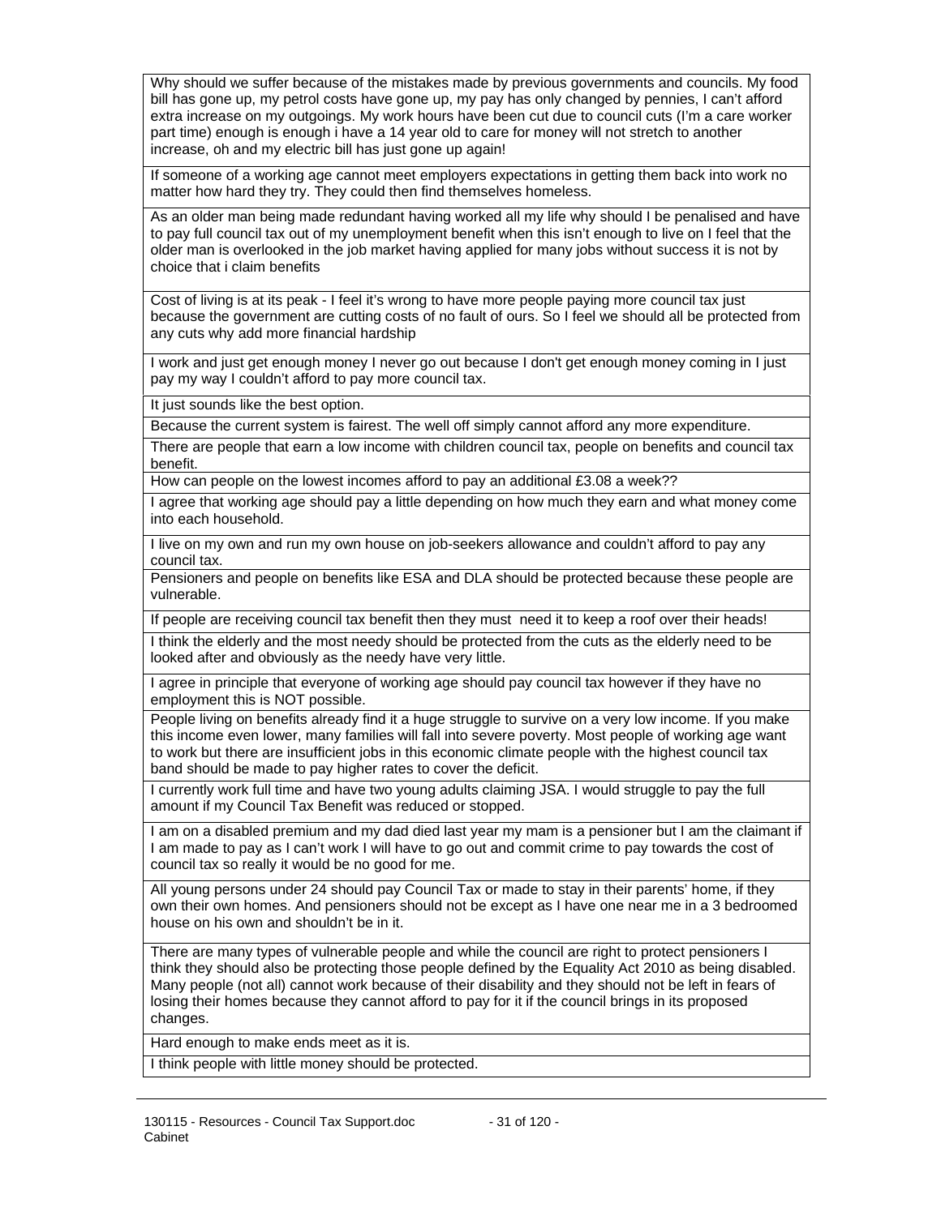| |
|---|
| Why should we suffer because of the mistakes made by previous governments and councils. My food bill has gone up, my petrol costs have gone up, my pay has only changed by pennies, I can't afford extra increase on my outgoings. My work hours have been cut due to council cuts (I'm a care worker part time) enough is enough i have a 14 year old to care for money will not stretch to another increase, oh and my electric bill has just gone up again! |
| If someone of a working age cannot meet employers expectations in getting them back into work no matter how hard they try. They could then find themselves homeless. |
| As an older man being made redundant having worked all my life why should I be penalised and have to pay full council tax out of my unemployment benefit when this isn't enough to live on I feel that the older man is overlooked in the job market having applied for many jobs without success it is not by choice that i claim benefits |
| Cost of living is at its peak - I feel it's wrong to have more people paying more council tax just because the government are cutting costs of no fault of ours. So I feel we should all be protected from any cuts why add more financial hardship |
| I work and just get enough money I never go out because I don't get enough money coming in I just pay my way I couldn't afford to pay more council tax. |
| It just sounds like the best option. |
| Because the current system is fairest. The well off simply cannot afford any more expenditure. |
| There are people that earn a low income with children council tax, people on benefits and council tax benefit. |
| How can people on the lowest incomes afford to pay an additional £3.08 a week?? |
| I agree that working age should pay a little depending on how much they earn and what money come into each household. |
| I live on my own and run my own house on job-seekers allowance and couldn't afford to pay any council tax. |
| Pensioners and people on benefits like ESA and DLA should be protected because these people are vulnerable. |
| If people are receiving council tax benefit then they must need it to keep a roof over their heads! |
| I think the elderly and the most needy should be protected from the cuts as the elderly need to be looked after and obviously as the needy have very little. |
| I agree in principle that everyone of working age should pay council tax however if they have no employment this is NOT possible. |
| People living on benefits already find it a huge struggle to survive on a very low income. If you make this income even lower, many families will fall into severe poverty. Most people of working age want to work but there are insufficient jobs in this economic climate people with the highest council tax band should be made to pay higher rates to cover the deficit. |
| I currently work full time and have two young adults claiming JSA. I would struggle to pay the full amount if my Council Tax Benefit was reduced or stopped. |
| I am on a disabled premium and my dad died last year my mam is a pensioner but I am the claimant if I am made to pay as I can't work I will have to go out and commit crime to pay towards the cost of council tax so really it would be no good for me. |
| All young persons under 24 should pay Council Tax or made to stay in their parents' home, if they own their own homes. And pensioners should not be except as I have one near me in a 3 bedroomed house on his own and shouldn't be in it. |
| There are many types of vulnerable people and while the council are right to protect pensioners I think they should also be protecting those people defined by the Equality Act 2010 as being disabled. Many people (not all) cannot work because of their disability and they should not be left in fears of losing their homes because they cannot afford to pay for it if the council brings in its proposed changes. |
| Hard enough to make ends meet as it is. |
| I think people with little money should be protected. |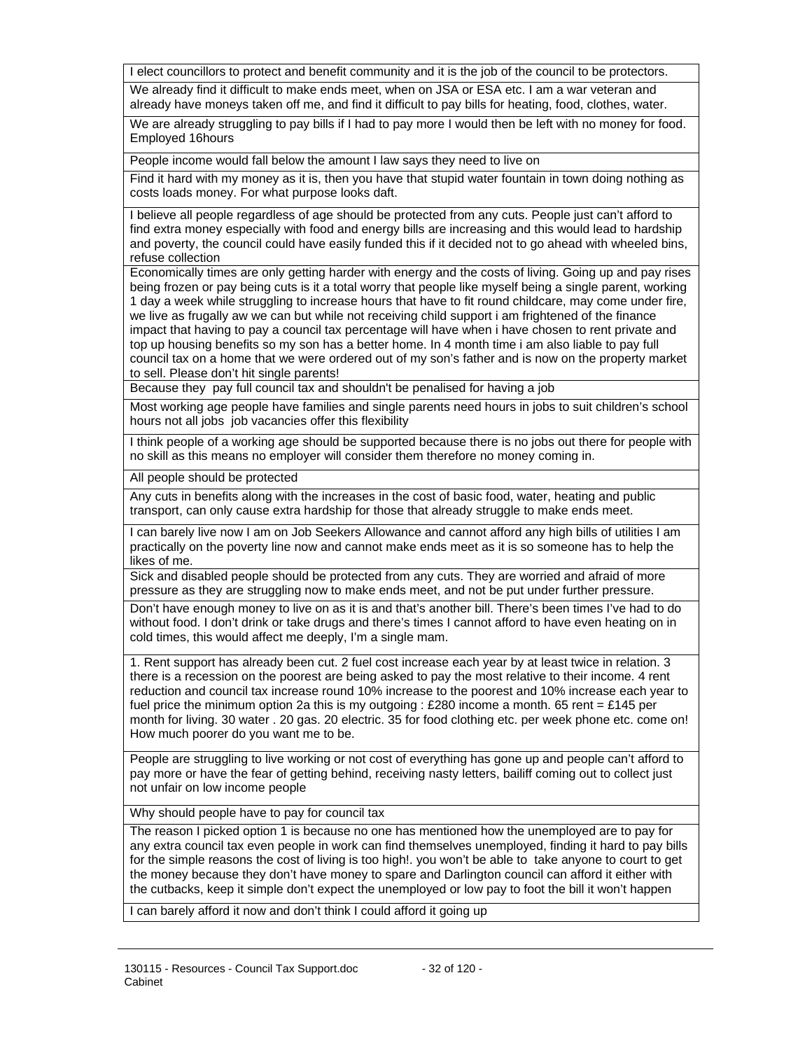| |
|---|
| I elect councillors to protect and benefit community and it is the job of the council to be protectors. |
| We already find it difficult to make ends meet, when on JSA or ESA etc. I am a war veteran and already have moneys taken off me, and find it difficult to pay bills for heating, food, clothes, water. |
| We are already struggling to pay bills if I had to pay more I would then be left with no money for food. Employed 16hours |
| People income would fall below the amount I law says they need to live on |
| Find it hard with my money as it is, then you have that stupid water fountain in town doing nothing as costs loads money. For what purpose looks daft. |
| I believe all people regardless of age should be protected from any cuts. People just can't afford to find extra money especially with food and energy bills are increasing and this would lead to hardship and poverty, the council could have easily funded this if it decided not to go ahead with wheeled bins, refuse collection |
| Economically times are only getting harder with energy and the costs of living. Going up and pay rises being frozen or pay being cuts is it a total worry that people like myself being a single parent, working 1 day a week while struggling to increase hours that have to fit round childcare, may come under fire, we live as frugally aw we can but while not receiving child support i am frightened of the finance impact that having to pay a council tax percentage will have when i have chosen to rent private and top up housing benefits so my son has a better home. In 4 month time i am also liable to pay full council tax on a home that we were ordered out of my son's father and is now on the property market to sell. Please don't hit single parents! |
| Because they pay full council tax and shouldn't be penalised for having a job |
| Most working age people have families and single parents need hours in jobs to suit children's school hours not all jobs job vacancies offer this flexibility |
| I think people of a working age should be supported because there is no jobs out there for people with no skill as this means no employer will consider them therefore no money coming in. |
| All people should be protected |
| Any cuts in benefits along with the increases in the cost of basic food, water, heating and public transport, can only cause extra hardship for those that already struggle to make ends meet. |
| I can barely live now I am on Job Seekers Allowance and cannot afford any high bills of utilities I am practically on the poverty line now and cannot make ends meet as it is so someone has to help the likes of me. |
| Sick and disabled people should be protected from any cuts. They are worried and afraid of more pressure as they are struggling now to make ends meet, and not be put under further pressure. |
| Don't have enough money to live on as it is and that's another bill. There's been times I've had to do without food. I don't drink or take drugs and there's times I cannot afford to have even heating on in cold times, this would affect me deeply, I'm a single mam. |
| 1. Rent support has already been cut. 2 fuel cost increase each year by at least twice in relation. 3 there is a recession on the poorest are being asked to pay the most relative to their income. 4 rent reduction and council tax increase round 10% increase to the poorest and 10% increase each year to fuel price the minimum option 2a this is my outgoing : £280 income a month. 65 rent = £145 per month for living. 30 water . 20 gas. 20 electric. 35 for food clothing etc. per week phone etc. come on! How much poorer do you want me to be. |
| People are struggling to live working or not cost of everything has gone up and people can't afford to pay more or have the fear of getting behind, receiving nasty letters, bailiff coming out to collect just not unfair on low income people |
| Why should people have to pay for council tax |
| The reason I picked option 1 is because no one has mentioned how the unemployed are to pay for any extra council tax even people in work can find themselves unemployed, finding it hard to pay bills for the simple reasons the cost of living is too high!. you won't be able to take anyone to court to get the money because they don't have money to spare and Darlington council can afford it either with the cutbacks, keep it simple don't expect the unemployed or low pay to foot the bill it won't happen |
| I can barely afford it now and don't think I could afford it going up |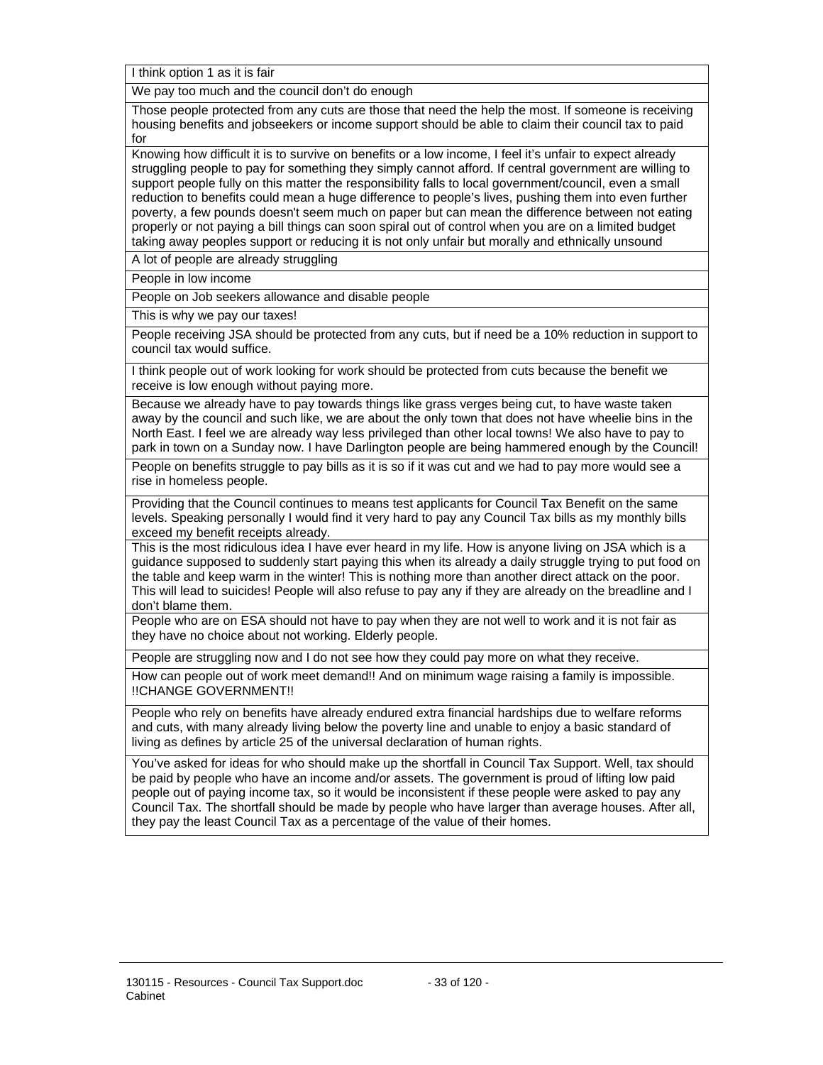| I think option 1 as it is fair |
|---|
| We pay too much and the council don't do enough |
| Those people protected from any cuts are those that need the help the most. If someone is receiving housing benefits and jobseekers or income support should be able to claim their council tax to paid for |
| Knowing how difficult it is to survive on benefits or a low income, I feel it's unfair to expect already struggling people to pay for something they simply cannot afford. If central government are willing to support people fully on this matter the responsibility falls to local government/council, even a small reduction to benefits could mean a huge difference to people's lives, pushing them into even further poverty, a few pounds doesn't seem much on paper but can mean the difference between not eating properly or not paying a bill things can soon spiral out of control when you are on a limited budget taking away peoples support or reducing it is not only unfair but morally and ethnically unsound |
| A lot of people are already struggling |
| People in low income |
| People on Job seekers allowance and disable people |
| This is why we pay our taxes! |
| People receiving JSA should be protected from any cuts, but if need be a 10% reduction in support to council tax would suffice. |
| I think people out of work looking for work should be protected from cuts because the benefit we receive is low enough without paying more. |
| Because we already have to pay towards things like grass verges being cut, to have waste taken away by the council and such like, we are about the only town that does not have wheelie bins in the North East. I feel we are already way less privileged than other local towns! We also have to pay to park in town on a Sunday now. I have Darlington people are being hammered enough by the Council! |
| People on benefits struggle to pay bills as it is so if it was cut and we had to pay more would see a rise in homeless people. |
| Providing that the Council continues to means test applicants for Council Tax Benefit on the same levels. Speaking personally I would find it very hard to pay any Council Tax bills as my monthly bills exceed my benefit receipts already. |
| This is the most ridiculous idea I have ever heard in my life. How is anyone living on JSA which is a guidance supposed to suddenly start paying this when its already a daily struggle trying to put food on the table and keep warm in the winter! This is nothing more than another direct attack on the poor. This will lead to suicides! People will also refuse to pay any if they are already on the breadline and I don't blame them. |
| People who are on ESA should not have to pay when they are not well to work and it is not fair as they have no choice about not working. Elderly people. |
| People are struggling now and I do not see how they could pay more on what they receive. |
| How can people out of work meet demand!! And on minimum wage raising a family is impossible. !!CHANGE GOVERNMENT!! |
| People who rely on benefits have already endured extra financial hardships due to welfare reforms and cuts, with many already living below the poverty line and unable to enjoy a basic standard of living as defines by article 25 of the universal declaration of human rights. |
| You've asked for ideas for who should make up the shortfall in Council Tax Support. Well, tax should be paid by people who have an income and/or assets. The government is proud of lifting low paid people out of paying income tax, so it would be inconsistent if these people were asked to pay any Council Tax. The shortfall should be made by people who have larger than average houses. After all, they pay the least Council Tax as a percentage of the value of their homes. |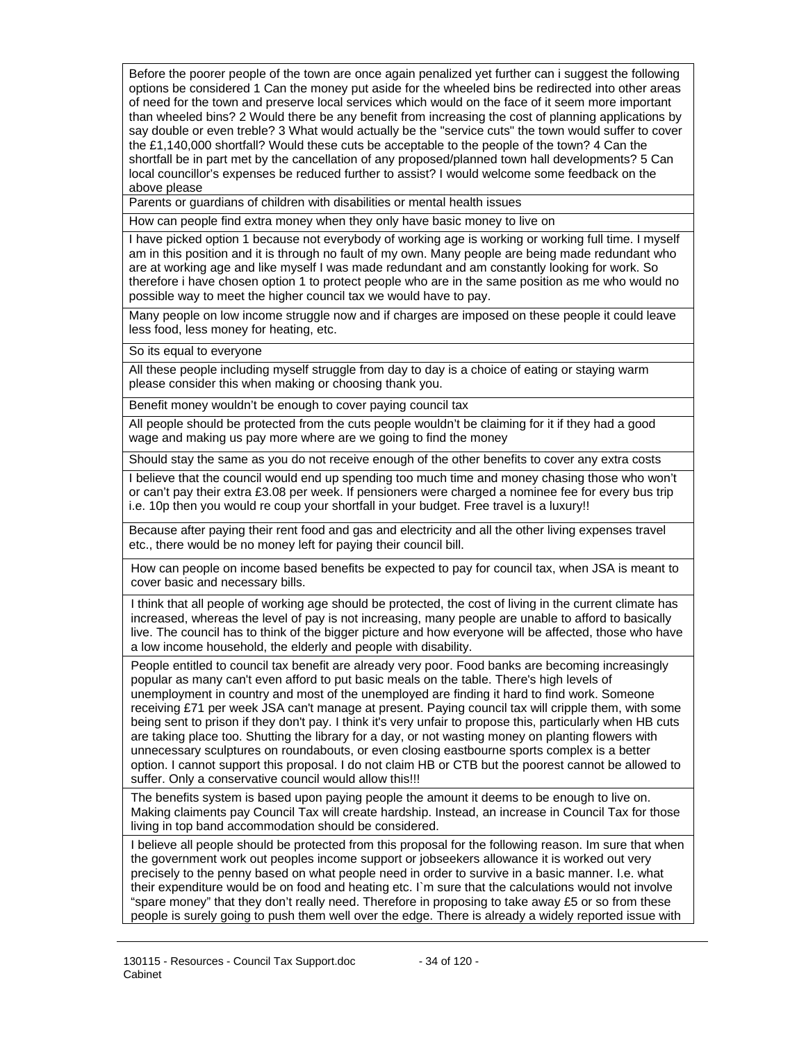| |
|---|
| Before the poorer people of the town are once again penalized yet further can i suggest the following options be considered 1 Can the money put aside for the wheeled bins be redirected into other areas of need for the town and preserve local services which would on the face of it seem more important than wheeled bins? 2 Would there be any benefit from increasing the cost of planning applications by say double or even treble? 3 What would actually be the "service cuts" the town would suffer to cover the £1,140,000 shortfall? Would these cuts be acceptable to the people of the town? 4 Can the shortfall be in part met by the cancellation of any proposed/planned town hall developments? 5 Can local councillor's expenses be reduced further to assist? I would welcome some feedback on the above please |
| Parents or guardians of children with disabilities or mental health issues |
| How can people find extra money when they only have basic money to live on |
| I have picked option 1 because not everybody of working age is working or working full time. I myself am in this position and it is through no fault of my own. Many people are being made redundant who are at working age and like myself I was made redundant and am constantly looking for work. So therefore i have chosen option 1 to protect people who are in the same position as me who would no possible way to meet the higher council tax we would have to pay. |
| Many people on low income struggle now and if charges are imposed on these people it could leave less food, less money for heating, etc. |
| So its equal to everyone |
| All these people including myself struggle from day to day is a choice of eating or staying warm please consider this when making or choosing thank you. |
| Benefit money wouldn't be enough to cover paying council tax |
| All people should be protected from the cuts people wouldn't be claiming for it if they had a good wage and making us pay more where are we going to find the money |
| Should stay the same as you do not receive enough of the other benefits to cover any extra costs |
| I believe that the council would end up spending too much time and money chasing those who won't or can't pay their extra £3.08 per week. If pensioners were charged a nominee fee for every bus trip i.e. 10p then you would re coup your shortfall in your budget. Free travel is a luxury!! |
| Because after paying their rent food and gas and electricity and all the other living expenses travel etc., there would be no money left for paying their council bill. |
| How can people on income based benefits be expected to pay for council tax, when JSA is meant to cover basic and necessary bills. |
| I think that all people of working age should be protected, the cost of living in the current climate has increased, whereas the level of pay is not increasing, many people are unable to afford to basically live. The council has to think of the bigger picture and how everyone will be affected, those who have a low income household, the elderly and people with disability. |
| People entitled to council tax benefit are already very poor. Food banks are becoming increasingly popular as many can't even afford to put basic meals on the table. There's high levels of unemployment in country and most of the unemployed are finding it hard to find work. Someone receiving £71 per week JSA can't manage at present. Paying council tax will cripple them, with some being sent to prison if they don't pay. I think it's very unfair to propose this, particularly when HB cuts are taking place too. Shutting the library for a day, or not wasting money on planting flowers with unnecessary sculptures on roundabouts, or even closing eastbourne sports complex is a better option. I cannot support this proposal. I do not claim HB or CTB but the poorest cannot be allowed to suffer. Only a conservative council would allow this!!! |
| The benefits system is based upon paying people the amount it deems to be enough to live on. Making claiments pay Council Tax will create hardship. Instead, an increase in Council Tax for those living in top band accommodation should be considered. |
| I believe all people should be protected from this proposal for the following reason. Im sure that when the government work out peoples income support or jobseekers allowance it is worked out very precisely to the penny based on what people need in order to survive in a basic manner. I.e. what their expenditure would be on food and heating etc. I`m sure that the calculations would not involve "spare money" that they don't really need. Therefore in proposing to take away £5 or so from these people is surely going to push them well over the edge. There is already a widely reported issue with |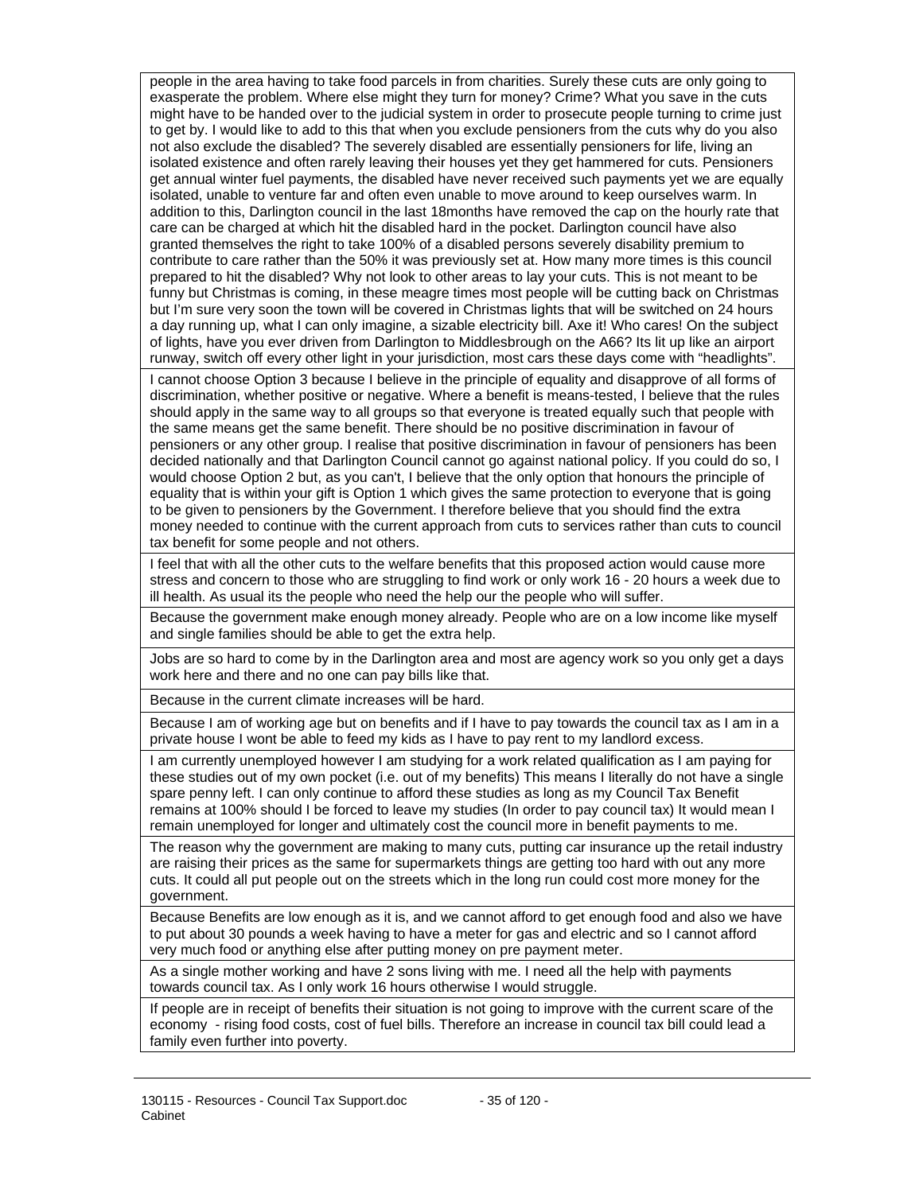| |
|---|
| people in the area having to take food parcels in from charities. Surely these cuts are only going to exasperate the problem. Where else might they turn for money? Crime? What you save in the cuts might have to be handed over to the judicial system in order to prosecute people turning to crime just to get by. I would like to add to this that when you exclude pensioners from the cuts why do you also not also exclude the disabled? The severely disabled are essentially pensioners for life, living an isolated existence and often rarely leaving their houses yet they get hammered for cuts. Pensioners get annual winter fuel payments, the disabled have never received such payments yet we are equally isolated, unable to venture far and often even unable to move around to keep ourselves warm. In addition to this, Darlington council in the last 18months have removed the cap on the hourly rate that care can be charged at which hit the disabled hard in the pocket. Darlington council have also granted themselves the right to take 100% of a disabled persons severely disability premium to contribute to care rather than the 50% it was previously set at. How many more times is this council prepared to hit the disabled? Why not look to other areas to lay your cuts. This is not meant to be funny but Christmas is coming, in these meagre times most people will be cutting back on Christmas but I'm sure very soon the town will be covered in Christmas lights that will be switched on 24 hours a day running up, what I can only imagine, a sizable electricity bill. Axe it! Who cares! On the subject of lights, have you ever driven from Darlington to Middlesbrough on the A66? Its lit up like an airport runway, switch off every other light in your jurisdiction, most cars these days come with "headlights". |
| I cannot choose Option 3 because I believe in the principle of equality and disapprove of all forms of discrimination, whether positive or negative. Where a benefit is means-tested, I believe that the rules should apply in the same way to all groups so that everyone is treated equally such that people with the same means get the same benefit. There should be no positive discrimination in favour of pensioners or any other group. I realise that positive discrimination in favour of pensioners has been decided nationally and that Darlington Council cannot go against national policy. If you could do so, I would choose Option 2 but, as you can't, I believe that the only option that honours the principle of equality that is within your gift is Option 1 which gives the same protection to everyone that is going to be given to pensioners by the Government. I therefore believe that you should find the extra money needed to continue with the current approach from cuts to services rather than cuts to council tax benefit for some people and not others. |
| I feel that with all the other cuts to the welfare benefits that this proposed action would cause more stress and concern to those who are struggling to find work or only work 16 - 20 hours a week due to ill health. As usual its the people who need the help our the people who will suffer. |
| Because the government make enough money already. People who are on a low income like myself and single families should be able to get the extra help. |
| Jobs are so hard to come by in the Darlington area and most are agency work so you only get a days work here and there and no one can pay bills like that. |
| Because in the current climate increases will be hard. |
| Because I am of working age but on benefits and if I have to pay towards the council tax as I am in a private house I wont be able to feed my kids as I have to pay rent to my landlord excess. |
| I am currently unemployed however I am studying for a work related qualification as I am paying for these studies out of my own pocket (i.e. out of my benefits) This means I literally do not have a single spare penny left. I can only continue to afford these studies as long as my Council Tax Benefit remains at 100% should I be forced to leave my studies (In order to pay council tax) It would mean I remain unemployed for longer and ultimately cost the council more in benefit payments to me. |
| The reason why the government are making to many cuts, putting car insurance up the retail industry are raising their prices as the same for supermarkets things are getting too hard with out any more cuts. It could all put people out on the streets which in the long run could cost more money for the government. |
| Because Benefits are low enough as it is, and we cannot afford to get enough food and also we have to put about 30 pounds a week having to have a meter for gas and electric and so I cannot afford very much food or anything else after putting money on pre payment meter. |
| As a single mother working and have 2 sons living with me. I need all the help with payments towards council tax. As I only work 16 hours otherwise I would struggle. |
| If people are in receipt of benefits their situation is not going to improve with the current scare of the economy - rising food costs, cost of fuel bills. Therefore an increase in council tax bill could lead a family even further into poverty. |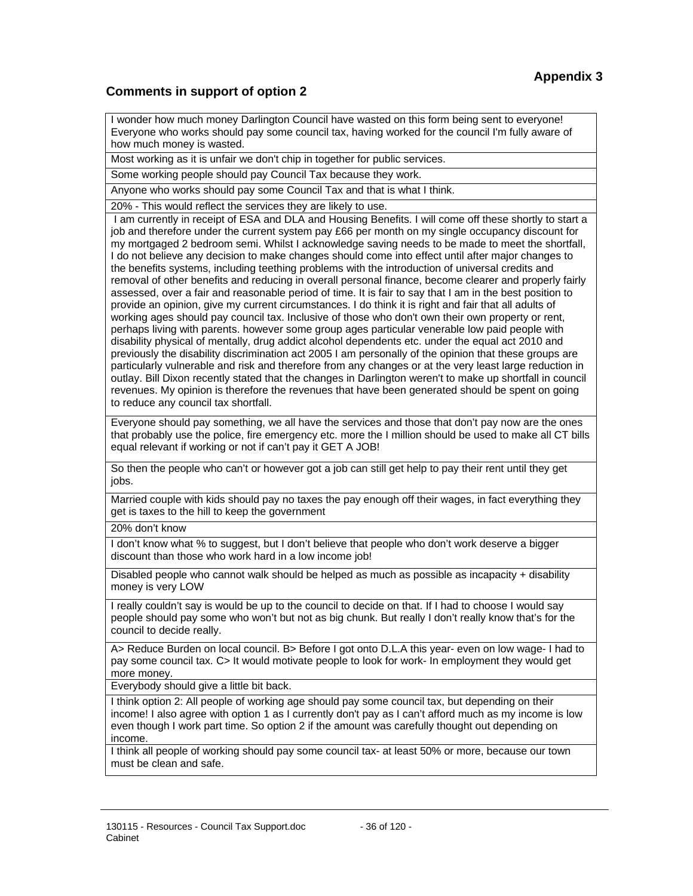**Appendix 3**

## Comments in support of option 2

| |
|---|
| I wonder how much money Darlington Council have wasted on this form being sent to everyone! Everyone who works should pay some council tax, having worked for the council I'm fully aware of how much money is wasted. |
| Most working as it is unfair we don't chip in together for public services. |
| Some working people should pay Council Tax because they work. |
| Anyone who works should pay some Council Tax and that is what I think. |
| 20% - This would reflect the services they are likely to use. |
| I am currently in receipt of ESA and DLA and Housing Benefits. I will come off these shortly to start a job and therefore under the current system pay £66 per month on my single occupancy discount for my mortgaged 2 bedroom semi. Whilst I acknowledge saving needs to be made to meet the shortfall, I do not believe any decision to make changes should come into effect until after major changes to the benefits systems, including teething problems with the introduction of universal credits and removal of other benefits and reducing in overall personal finance, become clearer and properly fairly assessed, over a fair and reasonable period of time. It is fair to say that I am in the best position to provide an opinion, give my current circumstances. I do think it is right and fair that all adults of working ages should pay council tax. Inclusive of those who don't own their own property or rent, perhaps living with parents. however some group ages particular venerable low paid people with disability physical of mentally, drug addict alcohol dependents etc. under the equal act 2010 and previously the disability discrimination act 2005 I am personally of the opinion that these groups are particularly vulnerable and risk and therefore from any changes or at the very least large reduction in outlay. Bill Dixon recently stated that the changes in Darlington weren't to make up shortfall in council revenues. My opinion is therefore the revenues that have been generated should be spent on going to reduce any council tax shortfall. |
| Everyone should pay something, we all have the services and those that don't pay now are the ones that probably use the police, fire emergency etc. more the I million should be used to make all CT bills equal relevant if working or not if can't pay it GET A JOB! |
| So then the people who can't or however got a job can still get help to pay their rent until they get jobs. |
| Married couple with kids should pay no taxes the pay enough off their wages, in fact everything they get is taxes to the hill to keep the government |
| 20% don't know |
| I don't know what % to suggest, but I don't believe that people who don't work deserve a bigger discount than those who work hard in a low income job! |
| Disabled people who cannot walk should be helped as much as possible as incapacity + disability money is very LOW |
| I really couldn't say is would be up to the council to decide on that. If I had to choose I would say people should pay some who won't but not as big chunk. But really I don't really know that's for the council to decide really. |
| A> Reduce Burden on local council. B> Before I got onto D.L.A this year- even on low wage- I had to pay some council tax. C> It would motivate people to look for work- In employment they would get more money. |
| Everybody should give a little bit back. |
| I think option 2: All people of working age should pay some council tax, but depending on their income! I also agree with option 1 as I currently don't pay as I can't afford much as my income is low even though I work part time. So option 2 if the amount was carefully thought out depending on income. |
| I think all people of working should pay some council tax- at least 50% or more, because our town must be clean and safe. |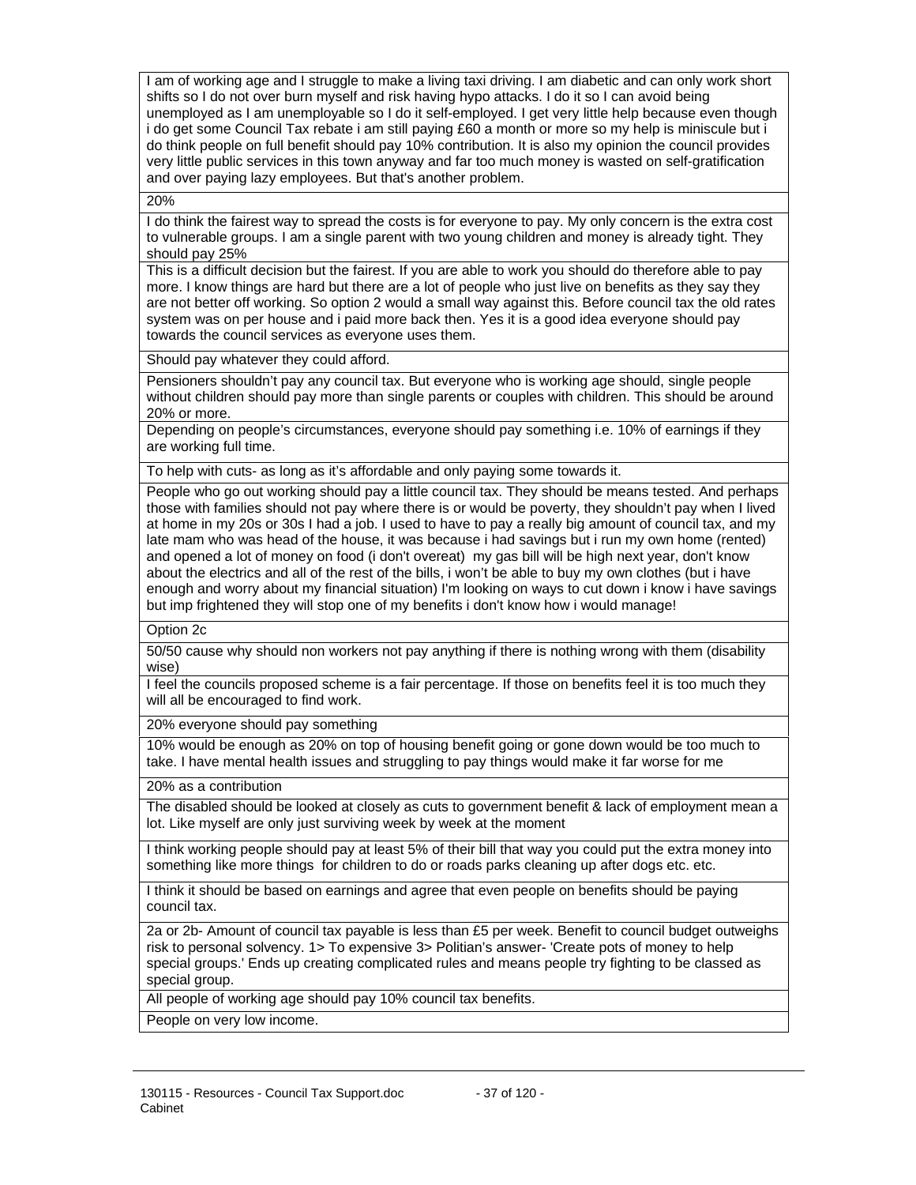| |
|---|
| I am of working age and I struggle to make a living taxi driving. I am diabetic and can only work short shifts so I do not over burn myself and risk having hypo attacks. I do it so I can avoid being unemployed as I am unemployable so I do it self-employed. I get very little help because even though i do get some Council Tax rebate i am still paying £60 a month or more so my help is miniscule but i do think people on full benefit should pay 10% contribution. It is also my opinion the council provides very little public services in this town anyway and far too much money is wasted on self-gratification and over paying lazy employees. But that's another problem. |
| 20% |
| I do think the fairest way to spread the costs is for everyone to pay. My only concern is the extra cost to vulnerable groups. I am a single parent with two young children and money is already tight. They should pay 25% |
| This is a difficult decision but the fairest. If you are able to work you should do therefore able to pay more. I know things are hard but there are a lot of people who just live on benefits as they say they are not better off working. So option 2 would a small way against this. Before council tax the old rates system was on per house and i paid more back then. Yes it is a good idea everyone should pay towards the council services as everyone uses them. |
| Should pay whatever they could afford. |
| Pensioners shouldn't pay any council tax. But everyone who is working age should, single people without children should pay more than single parents or couples with children. This should be around 20% or more. |
| Depending on people's circumstances, everyone should pay something i.e. 10% of earnings if they are working full time. |
| To help with cuts- as long as it's affordable and only paying some towards it. |
| People who go out working should pay a little council tax. They should be means tested. And perhaps those with families should not pay where there is or would be poverty, they shouldn't pay when I lived at home in my 20s or 30s I had a job. I used to have to pay a really big amount of council tax, and my late mam who was head of the house, it was because i had savings but i run my own home (rented) and opened a lot of money on food (i don't overeat) my gas bill will be high next year, don't know about the electrics and all of the rest of the bills, i won't be able to buy my own clothes (but i have enough and worry about my financial situation) I'm looking on ways to cut down i know i have savings but imp frightened they will stop one of my benefits i don't know how i would manage! |
| Option 2c |
| 50/50 cause why should non workers not pay anything if there is nothing wrong with them (disability wise) |
| I feel the councils proposed scheme is a fair percentage. If those on benefits feel it is too much they will all be encouraged to find work. |
| 20% everyone should pay something |
| 10% would be enough as 20% on top of housing benefit going or gone down would be too much to take. I have mental health issues and struggling to pay things would make it far worse for me |
| 20% as a contribution |
| The disabled should be looked at closely as cuts to government benefit & lack of employment mean a lot. Like myself are only just surviving week by week at the moment |
| I think working people should pay at least 5% of their bill that way you could put the extra money into something like more things for children to do or roads parks cleaning up after dogs etc. etc. |
| I think it should be based on earnings and agree that even people on benefits should be paying council tax. |
| 2a or 2b- Amount of council tax payable is less than £5 per week. Benefit to council budget outweighs risk to personal solvency. 1> To expensive 3> Politian's answer- 'Create pots of money to help special groups.' Ends up creating complicated rules and means people try fighting to be classed as special group. |
| All people of working age should pay 10% council tax benefits. |
| People on very low income. |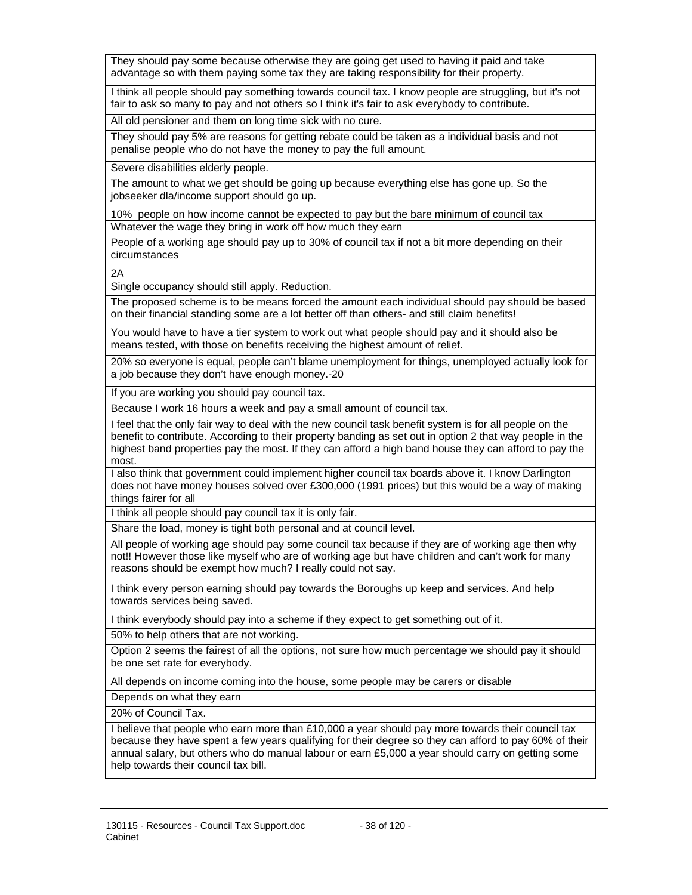| They should pay some because otherwise they are going get used to having it paid and take advantage so with them paying some tax they are taking responsibility for their property. |
|---|
| I think all people should pay something towards council tax. I know people are struggling, but it's not fair to ask so many to pay and not others so I think it's fair to ask everybody to contribute. |
| All old pensioner and them on long time sick with no cure. |
| They should pay 5% are reasons for getting rebate could be taken as a individual basis and not penalise people who do not have the money to pay the full amount. |
| Severe disabilities elderly people. |
| The amount to what we get should be going up because everything else has gone up. So the jobseeker dla/income support should go up. |
| 10% people on how income cannot be expected to pay but the bare minimum of council tax |
| Whatever the wage they bring in work off how much they earn |
| People of a working age should pay up to 30% of council tax if not a bit more depending on their circumstances |
| 2A |
| Single occupancy should still apply. Reduction. |
| The proposed scheme is to be means forced the amount each individual should pay should be based on their financial standing some are a lot better off than others- and still claim benefits! |
| You would have to have a tier system to work out what people should pay and it should also be means tested, with those on benefits receiving the highest amount of relief. |
| 20% so everyone is equal, people can't blame unemployment for things, unemployed actually look for a job because they don't have enough money.-20 |
| If you are working you should pay council tax. |
| Because I work 16 hours a week and pay a small amount of council tax. |
| I feel that the only fair way to deal with the new council task benefit system is for all people on the benefit to contribute. According to their property banding as set out in option 2 that way people in the highest band properties pay the most. If they can afford a high band house they can afford to pay the most. |
| I also think that government could implement higher council tax boards above it. I know Darlington does not have money houses solved over £300,000 (1991 prices) but this would be a way of making things fairer for all |
| I think all people should pay council tax it is only fair. |
| Share the load, money is tight both personal and at council level. |
| All people of working age should pay some council tax because if they are of working age then why not!! However those like myself who are of working age but have children and can't work for many reasons should be exempt how much? I really could not say. |
| I think every person earning should pay towards the Boroughs up keep and services. And help towards services being saved. |
| I think everybody should pay into a scheme if they expect to get something out of it. |
| 50% to help others that are not working. |
| Option 2 seems the fairest of all the options, not sure how much percentage we should pay it should be one set rate for everybody. |
| All depends on income coming into the house, some people may be carers or disable |
| Depends on what they earn |
| 20% of Council Tax. |
| I believe that people who earn more than £10,000 a year should pay more towards their council tax because they have spent a few years qualifying for their degree so they can afford to pay 60% of their annual salary, but others who do manual labour or earn £5,000 a year should carry on getting some help towards their council tax bill. |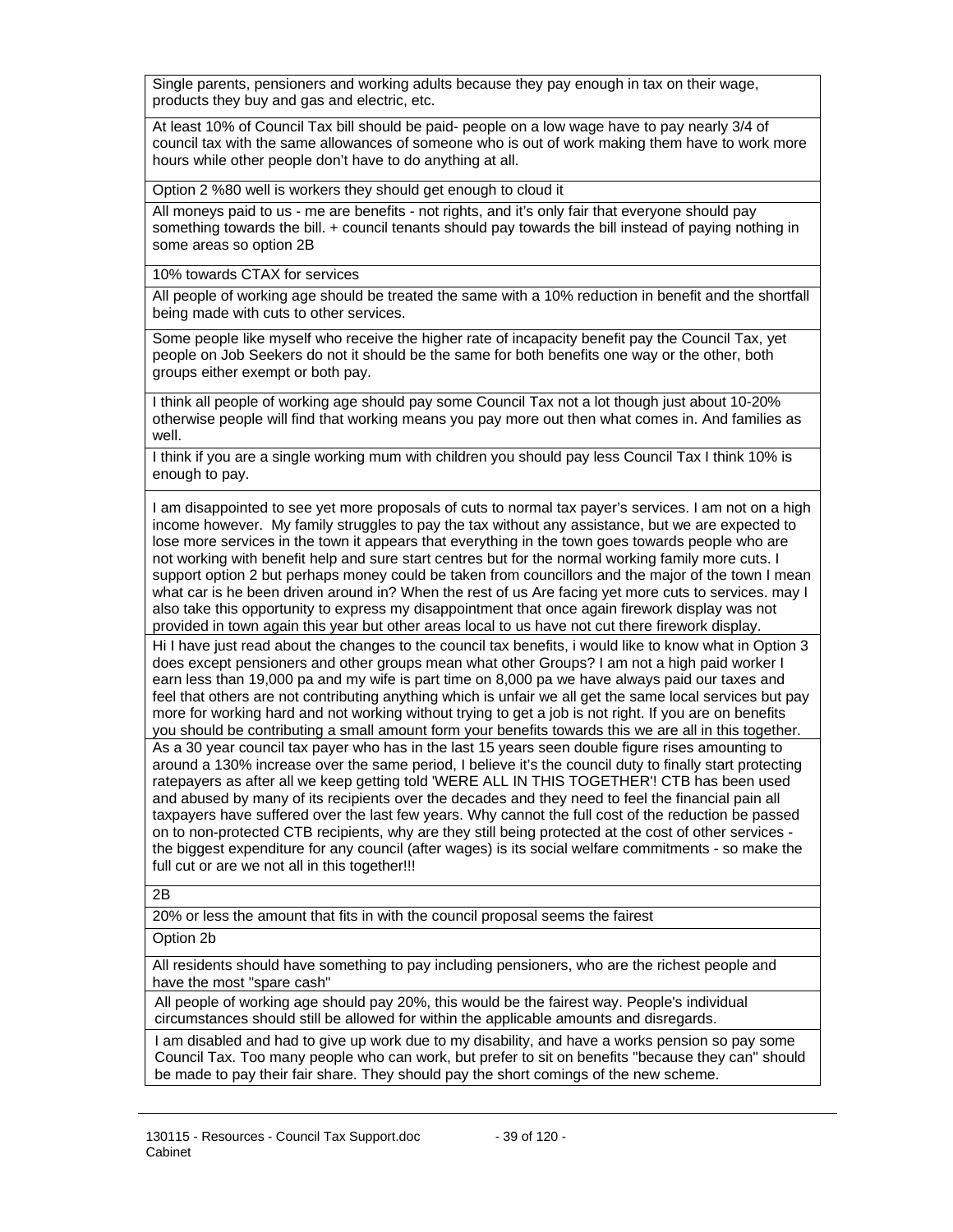| |
|---|
| Single parents, pensioners and working adults because they pay enough in tax on their wage, products they buy and gas and electric, etc. |
| At least 10% of Council Tax bill should be paid- people on a low wage have to pay nearly 3/4 of council tax with the same allowances of someone who is out of work making them have to work more hours while other people don't have to do anything at all. |
| Option 2 %80 well is workers they should get enough to cloud it |
| All moneys paid to us - me are benefits - not rights, and it's only fair that everyone should pay something towards the bill. + council tenants should pay towards the bill instead of paying nothing in some areas so option 2B |
| 10% towards CTAX for services |
| All people of working age should be treated the same with a 10% reduction in benefit and the shortfall being made with cuts to other services. |
| Some people like myself who receive the higher rate of incapacity benefit pay the Council Tax, yet people on Job Seekers do not it should be the same for both benefits one way or the other, both groups either exempt or both pay. |
| I think all people of working age should pay some Council Tax not a lot though just about 10-20% otherwise people will find that working means you pay more out then what comes in. And families as well. |
| I think if you are a single working mum with children you should pay less Council Tax I think 10% is enough to pay. |
| I am disappointed to see yet more proposals of cuts to normal tax payer's services. I am not on a high income however. My family struggles to pay the tax without any assistance, but we are expected to lose more services in the town it appears that everything in the town goes towards people who are not working with benefit help and sure start centres but for the normal working family more cuts. I support option 2 but perhaps money could be taken from councillors and the major of the town I mean what car is he been driven around in? When the rest of us Are facing yet more cuts to services. may I also take this opportunity to express my disappointment that once again firework display was not provided in town again this year but other areas local to us have not cut there firework display. |
| Hi I have just read about the changes to the council tax benefits, i would like to know what in Option 3 does except pensioners and other groups mean what other Groups? I am not a high paid worker I earn less than 19,000 pa and my wife is part time on 8,000 pa we have always paid our taxes and feel that others are not contributing anything which is unfair we all get the same local services but pay more for working hard and not working without trying to get a job is not right. If you are on benefits you should be contributing a small amount form your benefits towards this we are all in this together. |
| As a 30 year council tax payer who has in the last 15 years seen double figure rises amounting to around a 130% increase over the same period, I believe it's the council duty to finally start protecting ratepayers as after all we keep getting told 'WERE ALL IN THIS TOGETHER'! CTB has been used and abused by many of its recipients over the decades and they need to feel the financial pain all taxpayers have suffered over the last few years. Why cannot the full cost of the reduction be passed on to non-protected CTB recipients, why are they still being protected at the cost of other services - the biggest expenditure for any council (after wages) is its social welfare commitments - so make the full cut or are we not all in this together!!! |
| 2B |
| 20% or less the amount that fits in with the council proposal seems the fairest |
| Option 2b |
| All residents should have something to pay including pensioners, who are the richest people and have the most "spare cash" |
| All people of working age should pay 20%, this would be the fairest way. People's individual circumstances should still be allowed for within the applicable amounts and disregards. |
| I am disabled and had to give up work due to my disability, and have a works pension so pay some Council Tax. Too many people who can work, but prefer to sit on benefits "because they can" should be made to pay their fair share. They should pay the short comings of the new scheme. |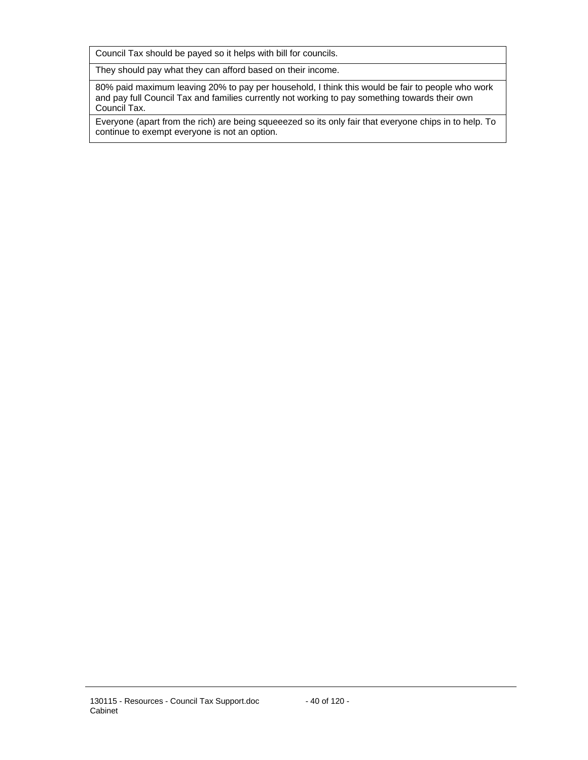| Council Tax should be payed so it helps with bill for councils. |
| --- |
| They should pay what they can afford based on their income. |
| 80% paid maximum leaving 20% to pay per household, I think this would be fair to people who work and pay full Council Tax and families currently not working to pay something towards their own Council Tax. |
| Everyone (apart from the rich) are being squeeezed so its only fair that everyone chips in to help. To continue to exempt everyone is not an option. |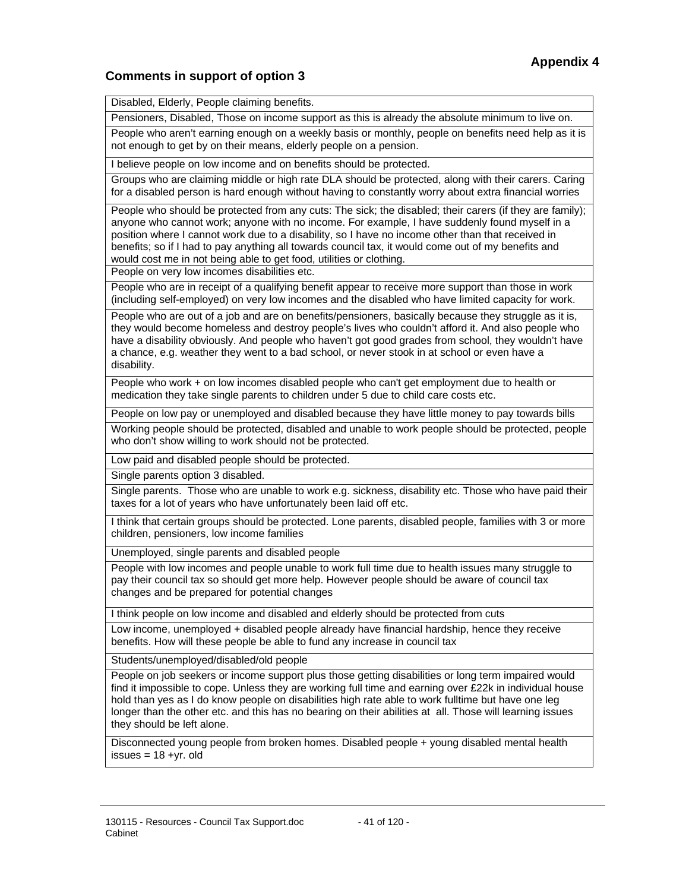**Appendix 4**

## Comments in support of option 3

| |
|---|
| Disabled, Elderly, People claiming benefits. |
| Pensioners, Disabled, Those on income support as this is already the absolute minimum to live on. |
| People who aren't earning enough on a weekly basis or monthly, people on benefits need help as it is not enough to get by on their means, elderly people on a pension. |
| I believe people on low income and on benefits should be protected. |
| Groups who are claiming middle or high rate DLA should be protected, along with their carers. Caring for a disabled person is hard enough without having to constantly worry about extra financial worries |
| People who should be protected from any cuts: The sick; the disabled; their carers (if they are family); anyone who cannot work; anyone with no income. For example, I have suddenly found myself in a position where I cannot work due to a disability, so I have no income other than that received in benefits; so if I had to pay anything all towards council tax, it would come out of my benefits and would cost me in not being able to get food, utilities or clothing. |
| People on very low incomes disabilities etc. |
| People who are in receipt of a qualifying benefit appear to receive more support than those in work (including self-employed) on very low incomes and the disabled who have limited capacity for work. |
| People who are out of a job and are on benefits/pensioners, basically because they struggle as it is, they would become homeless and destroy people's lives who couldn't afford it. And also people who have a disability obviously. And people who haven't got good grades from school, they wouldn't have a chance, e.g. weather they went to a bad school, or never stook in at school or even have a disability. |
| People who work + on low incomes disabled people who can't get employment due to health or medication they take single parents to children under 5 due to child care costs etc. |
| People on low pay or unemployed and disabled because they have little money to pay towards bills |
| Working people should be protected, disabled and unable to work people should be protected, people who don't show willing to work should not be protected. |
| Low paid and disabled people should be protected. |
| Single parents option 3 disabled. |
| Single parents. Those who are unable to work e.g. sickness, disability etc. Those who have paid their taxes for a lot of years who have unfortunately been laid off etc. |
| I think that certain groups should be protected. Lone parents, disabled people, families with 3 or more children, pensioners, low income families |
| Unemployed, single parents and disabled people |
| People with low incomes and people unable to work full time due to health issues many struggle to pay their council tax so should get more help. However people should be aware of council tax changes and be prepared for potential changes |
| I think people on low income and disabled and elderly should be protected from cuts |
| Low income, unemployed + disabled people already have financial hardship, hence they receive benefits. How will these people be able to fund any increase in council tax |
| Students/unemployed/disabled/old people |
| People on job seekers or income support plus those getting disabilities or long term impaired would find it impossible to cope. Unless they are working full time and earning over £22k in individual house hold than yes as I do know people on disabilities high rate able to work fulltime but have one leg longer than the other etc. and this has no bearing on their abilities at all. Those will learning issues they should be left alone. |
| Disconnected young people from broken homes. Disabled people + young disabled mental health issues = 18 +yr. old |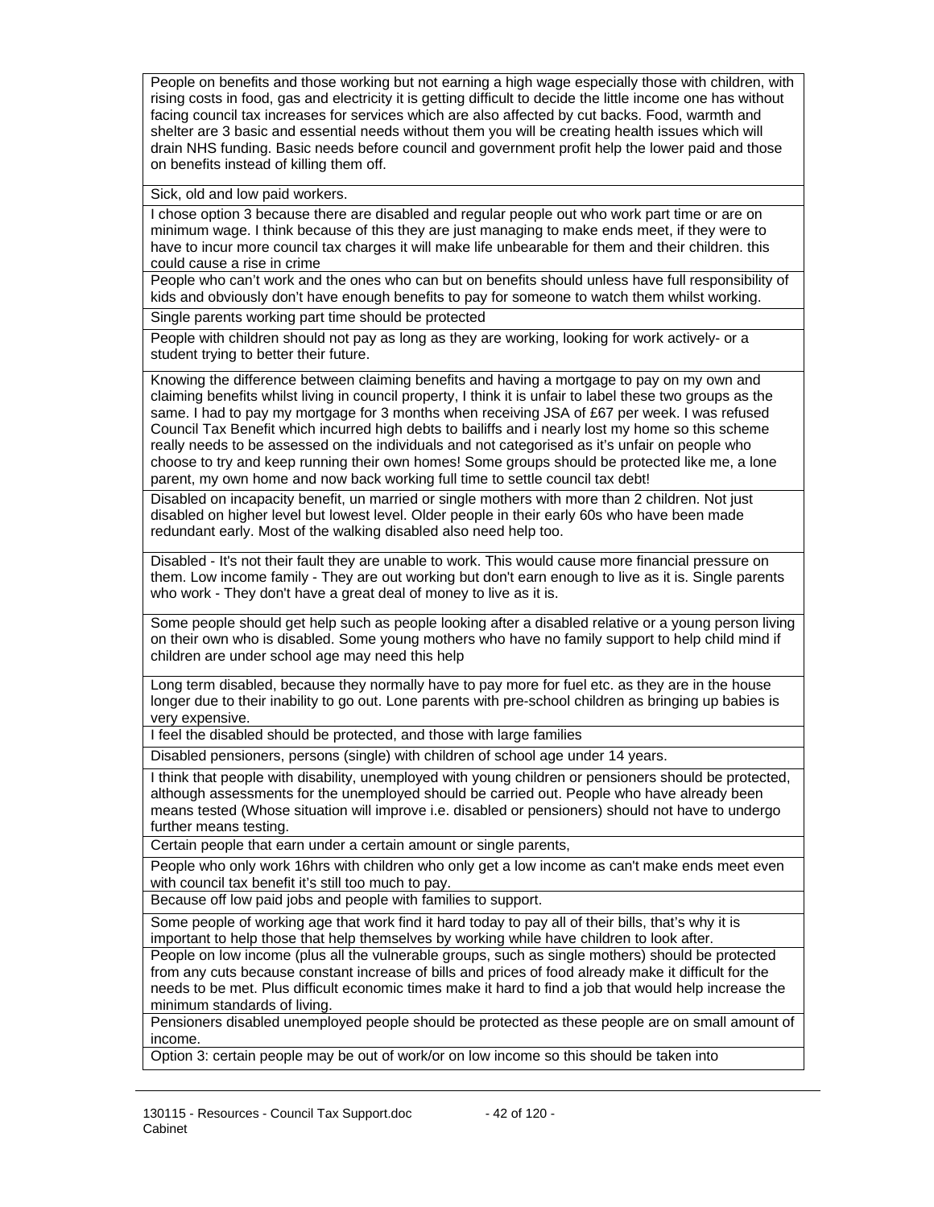| |
|---|
| People on benefits and those working but not earning a high wage especially those with children, with rising costs in food, gas and electricity it is getting difficult to decide the little income one has without facing council tax increases for services which are also affected by cut backs. Food, warmth and shelter are 3 basic and essential needs without them you will be creating health issues which will drain NHS funding. Basic needs before council and government profit help the lower paid and those on benefits instead of killing them off. |
| Sick, old and low paid workers. |
| I chose option 3 because there are disabled and regular people out who work part time or are on minimum wage. I think because of this they are just managing to make ends meet, if they were to have to incur more council tax charges it will make life unbearable for them and their children. this could cause a rise in crime |
| People who can't work and the ones who can but on benefits should unless have full responsibility of kids and obviously don't have enough benefits to pay for someone to watch them whilst working. |
| Single parents working part time should be protected |
| People with children should not pay as long as they are working, looking for work actively- or a student trying to better their future. |
| Knowing the difference between claiming benefits and having a mortgage to pay on my own and claiming benefits whilst living in council property, I think it is unfair to label these two groups as the same. I had to pay my mortgage for 3 months when receiving JSA of £67 per week. I was refused Council Tax Benefit which incurred high debts to bailiffs and i nearly lost my home so this scheme really needs to be assessed on the individuals and not categorised as it's unfair on people who choose to try and keep running their own homes! Some groups should be protected like me, a lone parent, my own home and now back working full time to settle council tax debt! |
| Disabled on incapacity benefit, un married or single mothers with more than 2 children. Not just disabled on higher level but lowest level. Older people in their early 60s who have been made redundant early. Most of the walking disabled also need help too. |
| Disabled - It's not their fault they are unable to work. This would cause more financial pressure on them. Low income family - They are out working but don't earn enough to live as it is. Single parents who work - They don't have a great deal of money to live as it is. |
| Some people should get help such as people looking after a disabled relative or a young person living on their own who is disabled. Some young mothers who have no family support to help child mind if children are under school age may need this help |
| Long term disabled, because they normally have to pay more for fuel etc. as they are in the house longer due to their inability to go out. Lone parents with pre-school children as bringing up babies is very expensive. |
| I feel the disabled should be protected, and those with large families |
| Disabled pensioners, persons (single) with children of school age under 14 years. |
| I think that people with disability, unemployed with young children or pensioners should be protected, although assessments for the unemployed should be carried out. People who have already been means tested (Whose situation will improve i.e. disabled or pensioners) should not have to undergo further means testing. |
| Certain people that earn under a certain amount or single parents, |
| People who only work 16hrs with children who only get a low income as can't make ends meet even with council tax benefit it's still too much to pay. |
| Because off low paid jobs and people with families to support. |
| Some people of working age that work find it hard today to pay all of their bills, that's why it is important to help those that help themselves by working while have children to look after. |
| People on low income (plus all the vulnerable groups, such as single mothers) should be protected from any cuts because constant increase of bills and prices of food already make it difficult for the needs to be met. Plus difficult economic times make it hard to find a job that would help increase the minimum standards of living. |
| Pensioners disabled unemployed people should be protected as these people are on small amount of income. |
| Option 3: certain people may be out of work/or on low income so this should be taken into |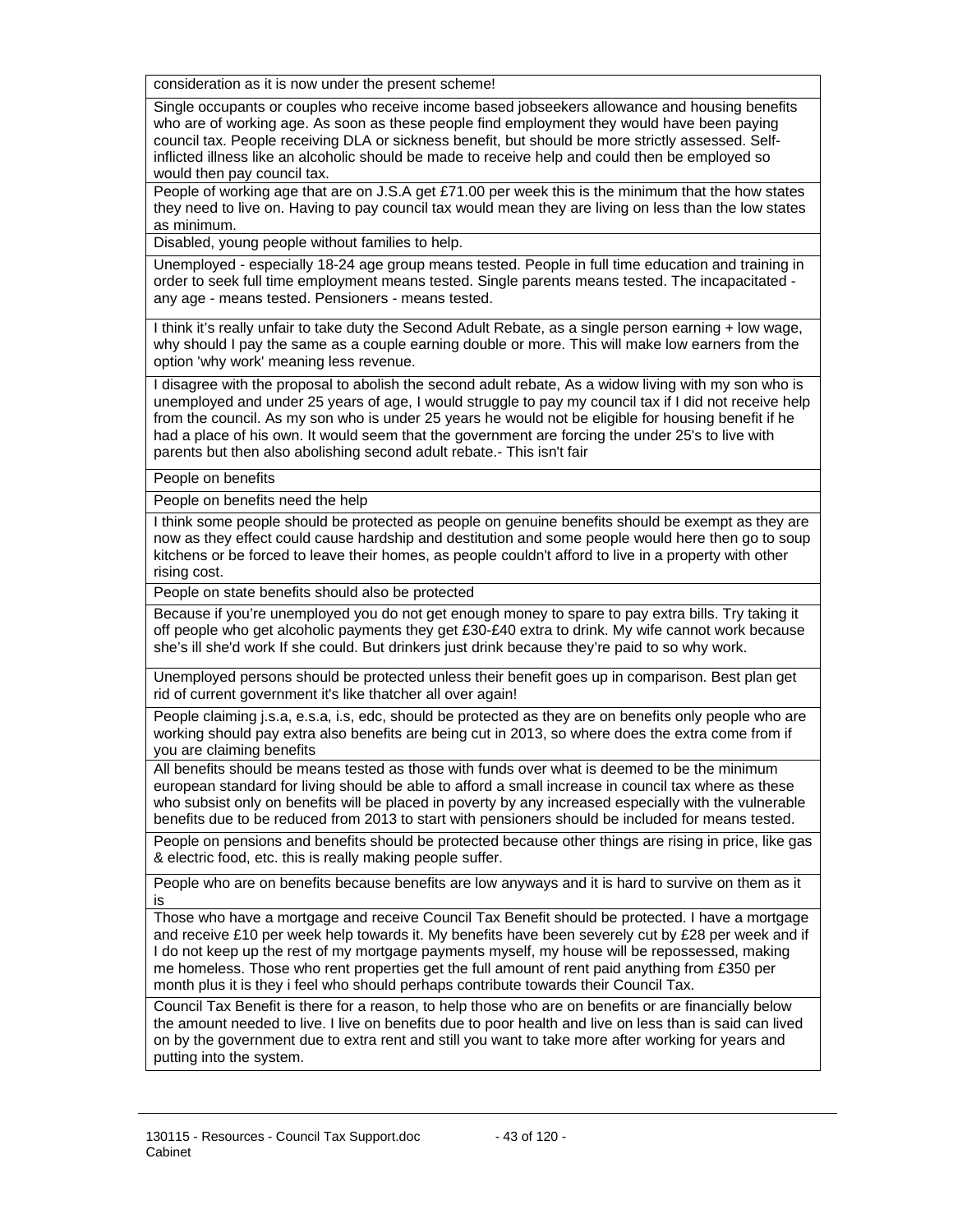| |
|---|
| consideration as it is now under the present scheme! |
| Single occupants or couples who receive income based jobseekers allowance and housing benefits who are of working age. As soon as these people find employment they would have been paying council tax. People receiving DLA or sickness benefit, but should be more strictly assessed. Self-inflicted illness like an alcoholic should be made to receive help and could then be employed so would then pay council tax. |
| People of working age that are on J.S.A get £71.00 per week this is the minimum that the how states they need to live on. Having to pay council tax would mean they are living on less than the low states as minimum. |
| Disabled, young people without families to help. |
| Unemployed - especially 18-24 age group means tested. People in full time education and training in order to seek full time employment means tested. Single parents means tested. The incapacitated - any age - means tested. Pensioners - means tested. |
| I think it's really unfair to take duty the Second Adult Rebate, as a single person earning + low wage, why should I pay the same as a couple earning double or more. This will make low earners from the option 'why work' meaning less revenue. |
| I disagree with the proposal to abolish the second adult rebate, As a widow living with my son who is unemployed and under 25 years of age, I would struggle to pay my council tax if I did not receive help from the council. As my son who is under 25 years he would not be eligible for housing benefit if he had a place of his own. It would seem that the government are forcing the under 25's to live with parents but then also abolishing second adult rebate.- This isn't fair |
| People on benefits |
| People on benefits need the help |
| I think some people should be protected as people on genuine benefits should be exempt as they are now as they effect could cause hardship and destitution and some people would here then go to soup kitchens or be forced to leave their homes, as people couldn't afford to live in a property with other rising cost. |
| People on state benefits should also be protected |
| Because if you're unemployed you do not get enough money to spare to pay extra bills. Try taking it off people who get alcoholic payments they get £30-£40 extra to drink. My wife cannot work because she's ill she'd work If she could. But drinkers just drink because they're paid to so why work. |
| Unemployed persons should be protected unless their benefit goes up in comparison. Best plan get rid of current government it's like thatcher all over again! |
| People claiming j.s.a, e.s.a, i.s, edc, should be protected as they are on benefits only people who are working should pay extra also benefits are being cut in 2013, so where does the extra come from if you are claiming benefits |
| All benefits should be means tested as those with funds over what is deemed to be the minimum european standard for living should be able to afford a small increase in council tax where as these who subsist only on benefits will be placed in poverty by any increased especially with the vulnerable benefits due to be reduced from 2013 to start with pensioners should be included for means tested. |
| People on pensions and benefits should be protected because other things are rising in price, like gas & electric food, etc. this is really making people suffer. |
| People who are on benefits because benefits are low anyways and it is hard to survive on them as it is |
| Those who have a mortgage and receive Council Tax Benefit should be protected. I have a mortgage and receive £10 per week help towards it. My benefits have been severely cut by £28 per week and if I do not keep up the rest of my mortgage payments myself, my house will be repossessed, making me homeless. Those who rent properties get the full amount of rent paid anything from £350 per month plus it is they i feel who should perhaps contribute towards their Council Tax. |
| Council Tax Benefit is there for a reason, to help those who are on benefits or are financially below the amount needed to live. I live on benefits due to poor health and live on less than is said can lived on by the government due to extra rent and still you want to take more after working for years and putting into the system. |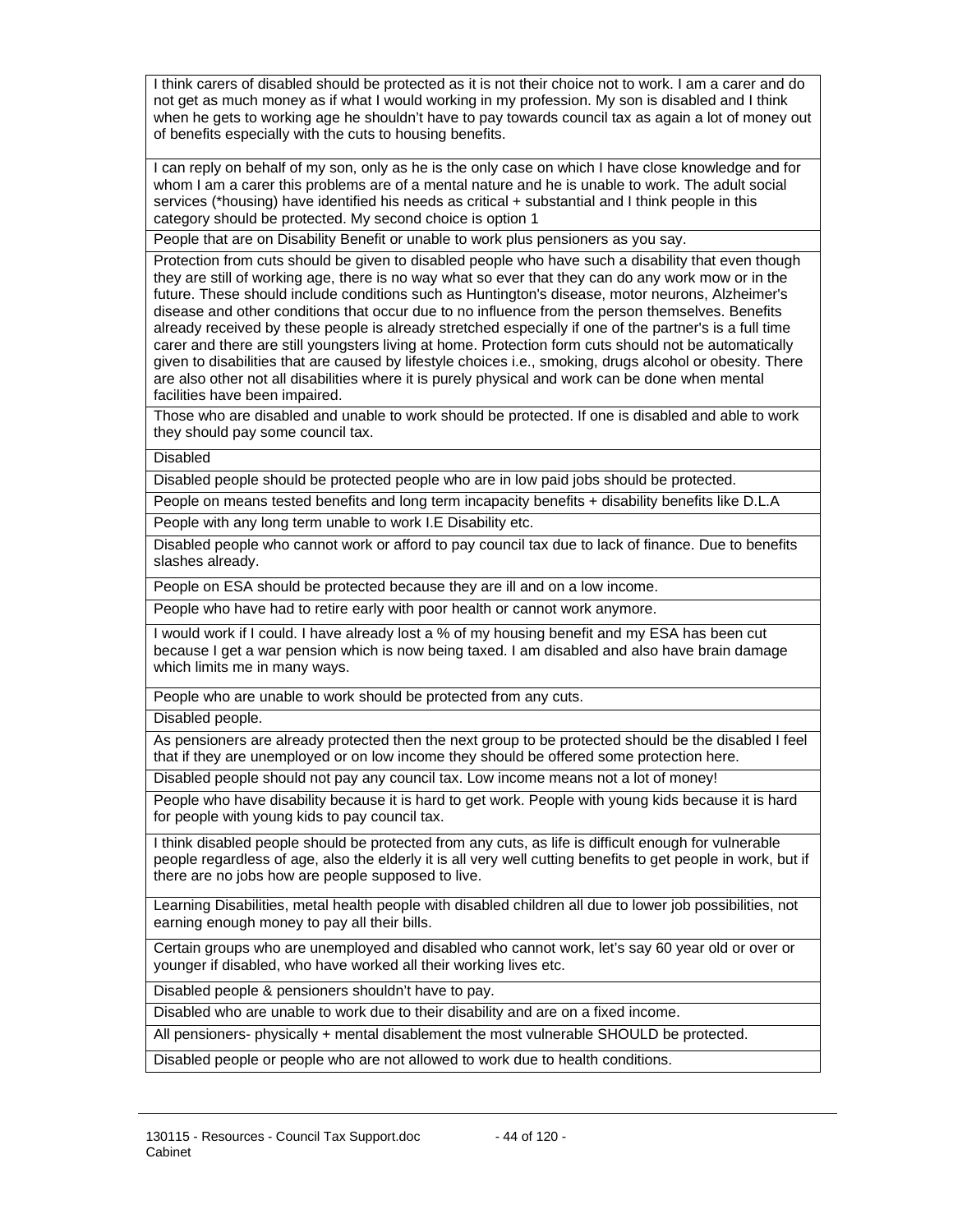| |
|---|
| I think carers of disabled should be protected as it is not their choice not to work. I am a carer and do not get as much money as if what I would working in my profession. My son is disabled and I think when he gets to working age he shouldn't have to pay towards council tax as again a lot of money out of benefits especially with the cuts to housing benefits. |
| I can reply on behalf of my son, only as he is the only case on which I have close knowledge and for whom I am a carer this problems are of a mental nature and he is unable to work. The adult social services (*housing) have identified his needs as critical + substantial and I think people in this category should be protected. My second choice is option 1 |
| People that are on Disability Benefit or unable to work plus pensioners as you say. |
| Protection from cuts should be given to disabled people who have such a disability that even though they are still of working age, there is no way what so ever that they can do any work mow or in the future. These should include conditions such as Huntington's disease, motor neurons, Alzheimer's disease and other conditions that occur due to no influence from the person themselves. Benefits already received by these people is already stretched especially if one of the partner's is a full time carer and there are still youngsters living at home. Protection form cuts should not be automatically given to disabilities that are caused by lifestyle choices i.e., smoking, drugs alcohol or obesity. There are also other not all disabilities where it is purely physical and work can be done when mental facilities have been impaired. |
| Those who are disabled and unable to work should be protected. If one is disabled and able to work they should pay some council tax. |
| Disabled |
| Disabled people should be protected people who are in low paid jobs should be protected. |
| People on means tested benefits and long term incapacity benefits + disability benefits like D.L.A |
| People with any long term unable to work I.E Disability etc. |
| Disabled people who cannot work or afford to pay council tax due to lack of finance. Due to benefits slashes already. |
| People on ESA should be protected because they are ill and on a low income. |
| People who have had to retire early with poor health or cannot work anymore. |
| I would work if I could. I have already lost a % of my housing benefit and my ESA has been cut because I get a war pension which is now being taxed. I am disabled and also have brain damage which limits me in many ways. |
| People who are unable to work should be protected from any cuts. |
| Disabled people. |
| As pensioners are already protected then the next group to be protected should be the disabled I feel that if they are unemployed or on low income they should be offered some protection here. |
| Disabled people should not pay any council tax. Low income means not a lot of money! |
| People who have disability because it is hard to get work. People with young kids because it is hard for people with young kids to pay council tax. |
| I think disabled people should be protected from any cuts, as life is difficult enough for vulnerable people regardless of age, also the elderly it is all very well cutting benefits to get people in work, but if there are no jobs how are people supposed to live. |
| Learning Disabilities, metal health people with disabled children all due to lower job possibilities, not earning enough money to pay all their bills. |
| Certain groups who are unemployed and disabled who cannot work, let's say 60 year old or over or younger if disabled, who have worked all their working lives etc. |
| Disabled people & pensioners shouldn't have to pay. |
| Disabled who are unable to work due to their disability and are on a fixed income. |
| All pensioners- physically + mental disablement the most vulnerable SHOULD be protected. |
| Disabled people or people who are not allowed to work due to health conditions. |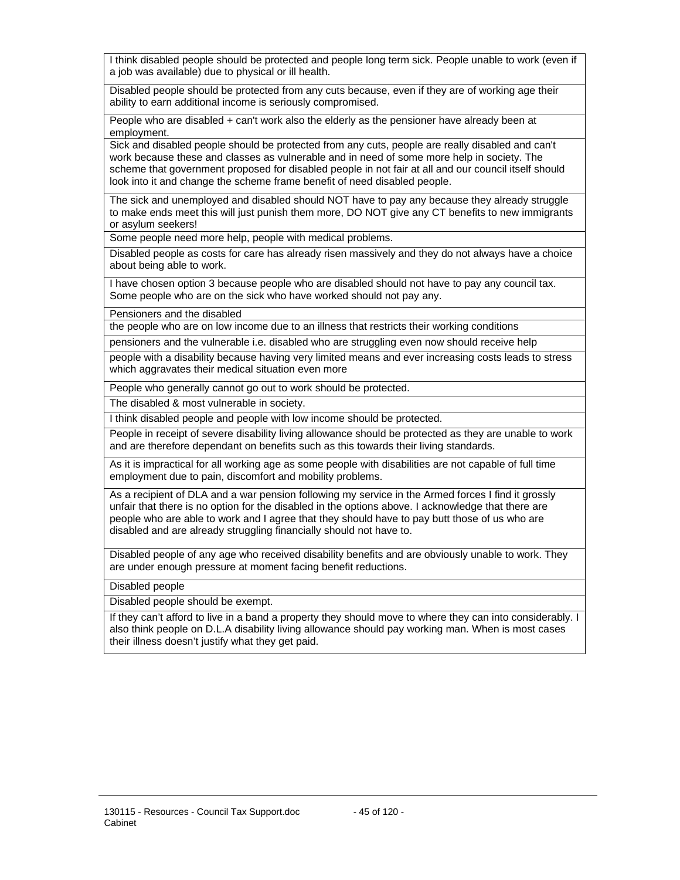| |
|---|
| I think disabled people should be protected and people long term sick. People unable to work (even if a job was available) due to physical or ill health. |
| Disabled people should be protected from any cuts because, even if they are of working age their ability to earn additional income is seriously compromised. |
| People who are disabled + can't work also the elderly as the pensioner have already been at employment. |
| Sick and disabled people should be protected from any cuts, people are really disabled and can't work because these and classes as vulnerable and in need of some more help in society. The scheme that government proposed for disabled people in not fair at all and our council itself should look into it and change the scheme frame benefit of need disabled people. |
| The sick and unemployed and disabled should NOT have to pay any because they already struggle to make ends meet this will just punish them more, DO NOT give any CT benefits to new immigrants or asylum seekers! |
| Some people need more help, people with medical problems. |
| Disabled people as costs for care has already risen massively and they do not always have a choice about being able to work. |
| I have chosen option 3 because people who are disabled should not have to pay any council tax. Some people who are on the sick who have worked should not pay any. |
| Pensioners and the disabled |
| the people who are on low income due to an illness that restricts their working conditions |
| pensioners and the vulnerable i.e. disabled who are struggling even now should receive help |
| people with a disability because having very limited means and ever increasing costs leads to stress which aggravates their medical situation even more |
| People who generally cannot go out to work should be protected. |
| The disabled & most vulnerable in society. |
| I think disabled people and people with low income should be protected. |
| People in receipt of severe disability living allowance should be protected as they are unable to work and are therefore dependant on benefits such as this towards their living standards. |
| As it is impractical for all working age as some people with disabilities are not capable of full time employment due to pain, discomfort and mobility problems. |
| As a recipient of DLA and a war pension following my service in the Armed forces I find it grossly unfair that there is no option for the disabled in the options above. I acknowledge that there are people who are able to work and I agree that they should have to pay butt those of us who are disabled and are already struggling financially should not have to. |
| Disabled people of any age who received disability benefits and are obviously unable to work. They are under enough pressure at moment facing benefit reductions. |
| Disabled people |
| Disabled people should be exempt. |
| If they can't afford to live in a band a property they should move to where they can into considerably. I also think people on D.L.A disability living allowance should pay working man. When is most cases their illness doesn't justify what they get paid. |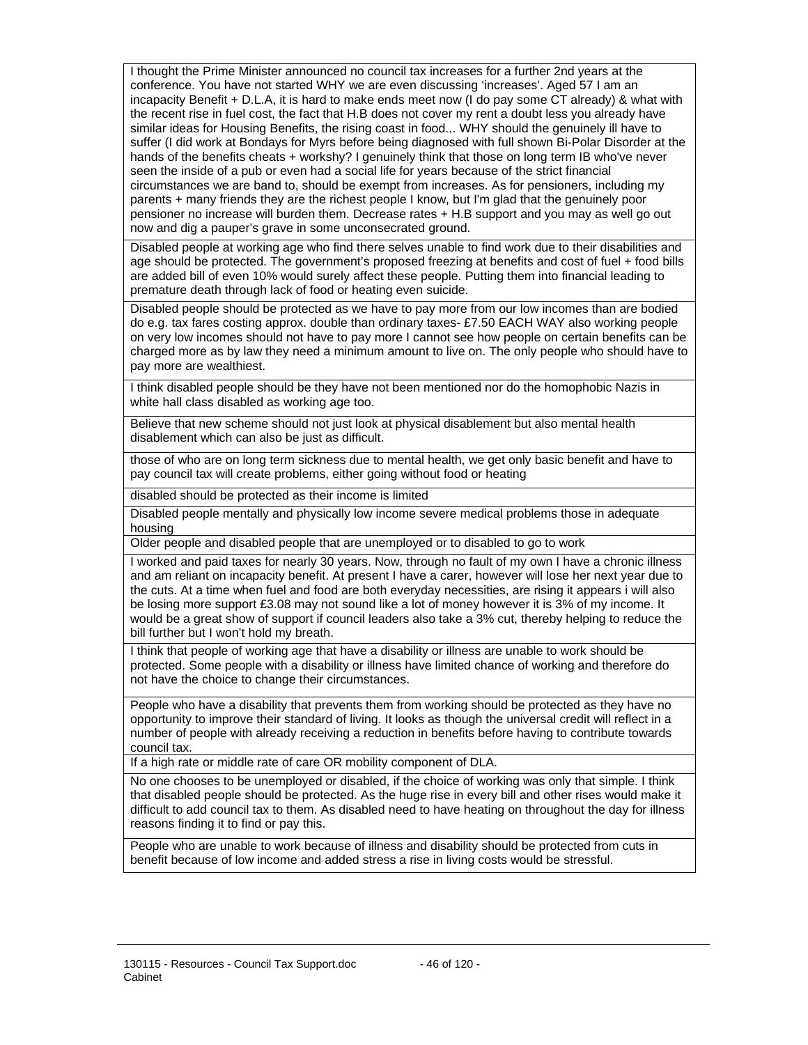| |
|---|
| I thought the Prime Minister announced no council tax increases for a further 2nd years at the conference. You have not started WHY we are even discussing 'increases'. Aged 57 I am an incapacity Benefit + D.L.A, it is hard to make ends meet now (I do pay some CT already) & what with the recent rise in fuel cost, the fact that H.B does not cover my rent a doubt less you already have similar ideas for Housing Benefits, the rising coast in food... WHY should the genuinely ill have to suffer (I did work at Bondays for Myrs before being diagnosed with full shown Bi-Polar Disorder at the hands of the benefits cheats + workshy? I genuinely think that those on long term IB who've never seen the inside of a pub or even had a social life for years because of the strict financial circumstances we are band to, should be exempt from increases. As for pensioners, including my parents + many friends they are the richest people I know, but I'm glad that the genuinely poor pensioner no increase will burden them. Decrease rates + H.B support and you may as well go out now and dig a pauper's grave in some unconsecrated ground. |
| Disabled people at working age who find there selves unable to find work due to their disabilities and age should be protected. The government's proposed freezing at benefits and cost of fuel + food bills are added bill of even 10% would surely affect these people. Putting them into financial leading to premature death through lack of food or heating even suicide. |
| Disabled people should be protected as we have to pay more from our low incomes than are bodied do e.g. tax fares costing approx. double than ordinary taxes- £7.50 EACH WAY also working people on very low incomes should not have to pay more I cannot see how people on certain benefits can be charged more as by law they need a minimum amount to live on. The only people who should have to pay more are wealthiest. |
| I think disabled people should be they have not been mentioned nor do the homophobic Nazis in white hall class disabled as working age too. |
| Believe that new scheme should not just look at physical disablement but also mental health disablement which can also be just as difficult. |
| those of who are on long term sickness due to mental health, we get only basic benefit and have to pay council tax will create problems, either going without food or heating |
| disabled should be protected as their income is limited |
| Disabled people mentally and physically low income severe medical problems those in adequate housing |
| Older people and disabled people that are unemployed or to disabled to go to work |
| I worked and paid taxes for nearly 30 years. Now, through no fault of my own I have a chronic illness and am reliant on incapacity benefit. At present I have a carer, however will lose her next year due to the cuts. At a time when fuel and food are both everyday necessities, are rising it appears i will also be losing more support £3.08 may not sound like a lot of money however it is 3% of my income. It would be a great show of support if council leaders also take a 3% cut, thereby helping to reduce the bill further but I won't hold my breath. |
| I think that people of working age that have a disability or illness are unable to work should be protected. Some people with a disability or illness have limited chance of working and therefore do not have the choice to change their circumstances. |
| People who have a disability that prevents them from working should be protected as they have no opportunity to improve their standard of living. It looks as though the universal credit will reflect in a number of people with already receiving a reduction in benefits before having to contribute towards council tax. |
| If a high rate or middle rate of care OR mobility component of DLA. |
| No one chooses to be unemployed or disabled, if the choice of working was only that simple. I think that disabled people should be protected. As the huge rise in every bill and other rises would make it difficult to add council tax to them. As disabled need to have heating on throughout the day for illness reasons finding it to find or pay this. |
| People who are unable to work because of illness and disability should be protected from cuts in benefit because of low income and added stress a rise in living costs would be stressful. |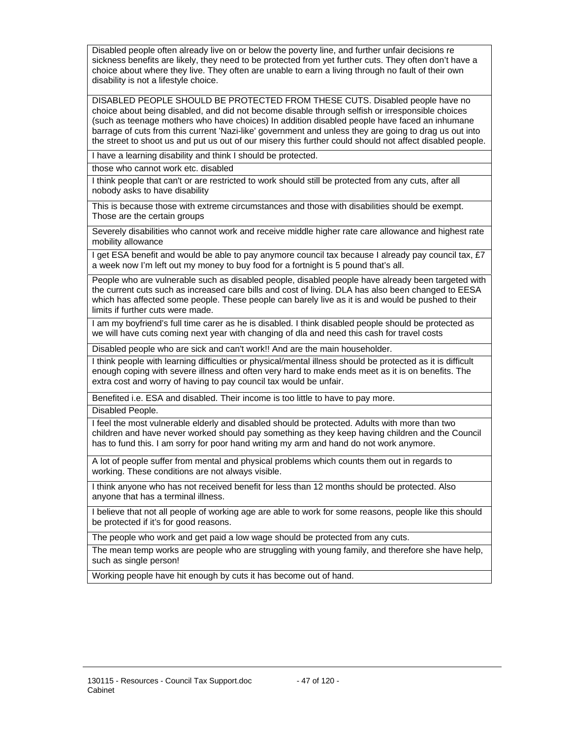| |
|---|
| Disabled people often already live on or below the poverty line, and further unfair decisions re sickness benefits are likely, they need to be protected from yet further cuts. They often don't have a choice about where they live. They often are unable to earn a living through no fault of their own disability is not a lifestyle choice. |
| DISABLED PEOPLE SHOULD BE PROTECTED FROM THESE CUTS. Disabled people have no choice about being disabled, and did not become disable through selfish or irresponsible choices (such as teenage mothers who have choices) In addition disabled people have faced an inhumane barrage of cuts from this current 'Nazi-like' government and unless they are going to drag us out into the street to shoot us and put us out of our misery this further could should not affect disabled people. |
| I have a learning disability and think I should be protected. |
| those who cannot work etc. disabled |
| I think people that can't or are restricted to work should still be protected from any cuts, after all nobody asks to have disability |
| This is because those with extreme circumstances and those with disabilities should be exempt. Those are the certain groups |
| Severely disabilities who cannot work and receive middle higher rate care allowance and highest rate mobility allowance |
| I get ESA benefit and would be able to pay anymore council tax because I already pay council tax, £7 a week now I'm left out my money to buy food for a fortnight is 5 pound that's all. |
| People who are vulnerable such as disabled people, disabled people have already been targeted with the current cuts such as increased care bills and cost of living. DLA has also been changed to EESA which has affected some people. These people can barely live as it is and would be pushed to their limits if further cuts were made. |
| I am my boyfriend's full time carer as he is disabled. I think disabled people should be protected as we will have cuts coming next year with changing of dla and need this cash for travel costs |
| Disabled people who are sick and can't work!! And are the main householder. |
| I think people with learning difficulties or physical/mental illness should be protected as it is difficult enough coping with severe illness and often very hard to make ends meet as it is on benefits. The extra cost and worry of having to pay council tax would be unfair. |
| Benefited i.e. ESA and disabled. Their income is too little to have to pay more. |
| Disabled People. |
| I feel the most vulnerable elderly and disabled should be protected. Adults with more than two children and have never worked should pay something as they keep having children and the Council has to fund this. I am sorry for poor hand writing my arm and hand do not work anymore. |
| A lot of people suffer from mental and physical problems which counts them out in regards to working. These conditions are not always visible. |
| I think anyone who has not received benefit for less than 12 months should be protected. Also anyone that has a terminal illness. |
| I believe that not all people of working age are able to work for some reasons, people like this should be protected if it's for good reasons. |
| The people who work and get paid a low wage should be protected from any cuts. |
| The mean temp works are people who are struggling with young family, and therefore she have help, such as single person! |
| Working people have hit enough by cuts it has become out of hand. |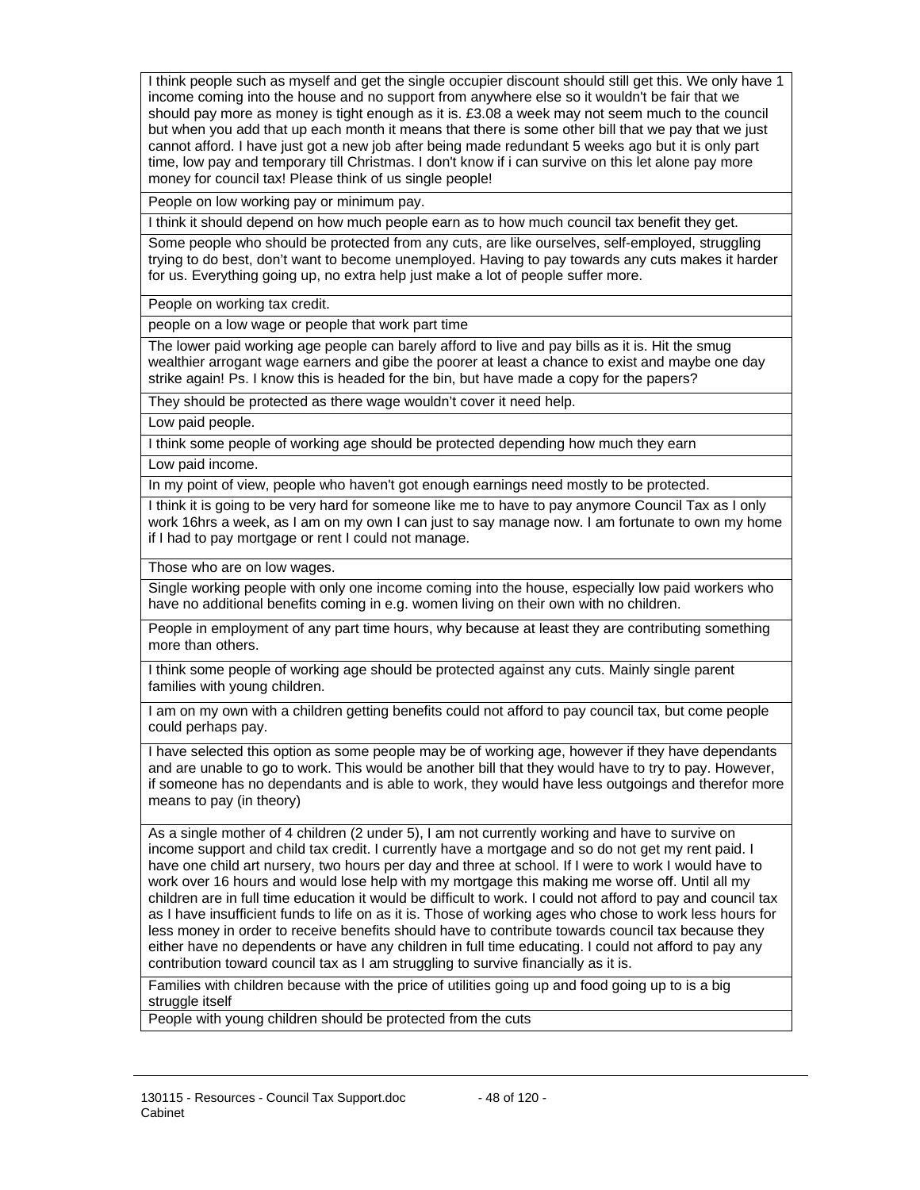| |
|---|
| I think people such as myself and get the single occupier discount should still get this. We only have 1 income coming into the house and no support from anywhere else so it wouldn't be fair that we should pay more as money is tight enough as it is. £3.08 a week may not seem much to the council but when you add that up each month it means that there is some other bill that we pay that we just cannot afford. I have just got a new job after being made redundant 5 weeks ago but it is only part time, low pay and temporary till Christmas. I don't know if i can survive on this let alone pay more money for council tax! Please think of us single people! |
| People on low working pay or minimum pay. |
| I think it should depend on how much people earn as to how much council tax benefit they get. |
| Some people who should be protected from any cuts, are like ourselves, self-employed, struggling trying to do best, don't want to become unemployed. Having to pay towards any cuts makes it harder for us. Everything going up, no extra help just make a lot of people suffer more. |
| People on working tax credit. |
| people on a low wage or people that work part time |
| The lower paid working age people can barely afford to live and pay bills as it is. Hit the smug wealthier arrogant wage earners and gibe the poorer at least a chance to exist and maybe one day strike again! Ps. I know this is headed for the bin, but have made a copy for the papers? |
| They should be protected as there wage wouldn't cover it need help. |
| Low paid people. |
| I think some people of working age should be protected depending how much they earn |
| Low paid income. |
| In my point of view, people who haven't got enough earnings need mostly to be protected. |
| I think it is going to be very hard for someone like me to have to pay anymore Council Tax as I only work 16hrs a week, as I am on my own I can just to say manage now. I am fortunate to own my home if I had to pay mortgage or rent I could not manage. |
| Those who are on low wages. |
| Single working people with only one income coming into the house, especially low paid workers who have no additional benefits coming in e.g. women living on their own with no children. |
| People in employment of any part time hours, why because at least they are contributing something more than others. |
| I think some people of working age should be protected against any cuts. Mainly single parent families with young children. |
| I am on my own with a children getting benefits could not afford to pay council tax, but come people could perhaps pay. |
| I have selected this option as some people may be of working age, however if they have dependants and are unable to go to work. This would be another bill that they would have to try to pay. However, if someone has no dependants and is able to work, they would have less outgoings and therefor more means to pay (in theory) |
| As a single mother of 4 children (2 under 5), I am not currently working and have to survive on income support and child tax credit. I currently have a mortgage and so do not get my rent paid. I have one child art nursery, two hours per day and three at school. If I were to work I would have to work over 16 hours and would lose help with my mortgage this making me worse off. Until all my children are in full time education it would be difficult to work. I could not afford to pay and council tax as I have insufficient funds to life on as it is. Those of working ages who chose to work less hours for less money in order to receive benefits should have to contribute towards council tax because they either have no dependents or have any children in full time educating. I could not afford to pay any contribution toward council tax as I am struggling to survive financially as it is. |
| Families with children because with the price of utilities going up and food going up to is a big struggle itself |
| People with young children should be protected from the cuts |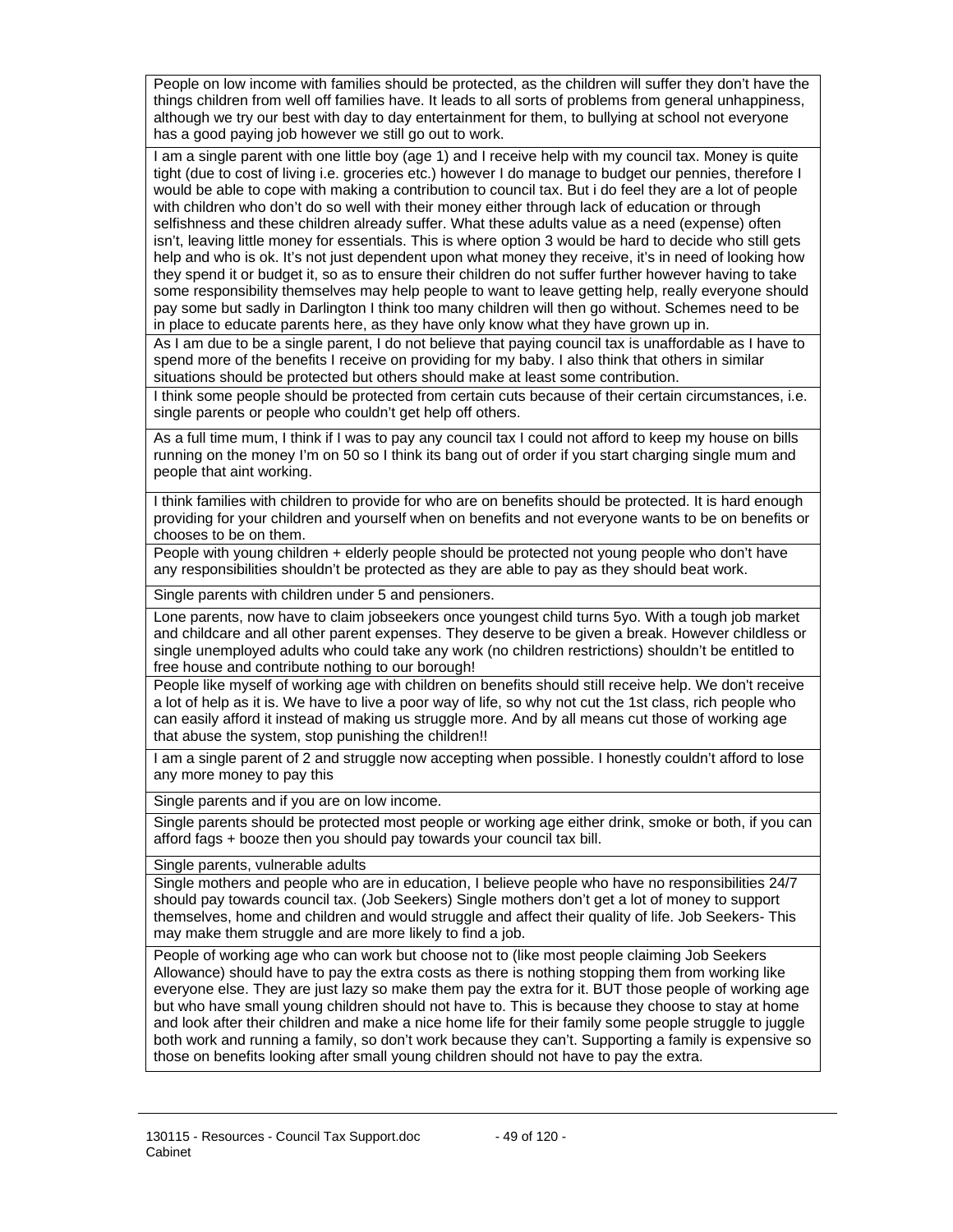| |
|---|
| People on low income with families should be protected, as the children will suffer they don't have the things children from well off families have. It leads to all sorts of problems from general unhappiness, although we try our best with day to day entertainment for them, to bullying at school not everyone has a good paying job however we still go out to work. |
| I am a single parent with one little boy (age 1) and I receive help with my council tax. Money is quite tight (due to cost of living i.e. groceries etc.) however I do manage to budget our pennies, therefore I would be able to cope with making a contribution to council tax. But i do feel they are a lot of people with children who don't do so well with their money either through lack of education or through selfishness and these children already suffer. What these adults value as a need (expense) often isn't, leaving little money for essentials. This is where option 3 would be hard to decide who still gets help and who is ok. It's not just dependent upon what money they receive, it's in need of looking how they spend it or budget it, so as to ensure their children do not suffer further however having to take some responsibility themselves may help people to want to leave getting help, really everyone should pay some but sadly in Darlington I think too many children will then go without. Schemes need to be in place to educate parents here, as they have only know what they have grown up in. |
| As I am due to be a single parent, I do not believe that paying council tax is unaffordable as I have to spend more of the benefits I receive on providing for my baby. I also think that others in similar situations should be protected but others should make at least some contribution. |
| I think some people should be protected from certain cuts because of their certain circumstances, i.e. single parents or people who couldn't get help off others. |
| As a full time mum, I think if I was to pay any council tax I could not afford to keep my house on bills running on the money I'm on 50 so I think its bang out of order if you start charging single mum and people that aint working. |
| I think families with children to provide for who are on benefits should be protected. It is hard enough providing for your children and yourself when on benefits and not everyone wants to be on benefits or chooses to be on them. |
| People with young children + elderly people should be protected not young people who don't have any responsibilities shouldn't be protected as they are able to pay as they should beat work. |
| Single parents with children under 5 and pensioners. |
| Lone parents, now have to claim jobseekers once youngest child turns 5yo. With a tough job market and childcare and all other parent expenses. They deserve to be given a break. However childless or single unemployed adults who could take any work (no children restrictions) shouldn't be entitled to free house and contribute nothing to our borough! |
| People like myself of working age with children on benefits should still receive help. We don't receive a lot of help as it is. We have to live a poor way of life, so why not cut the 1st class, rich people who can easily afford it instead of making us struggle more. And by all means cut those of working age that abuse the system, stop punishing the children!! |
| I am a single parent of 2 and struggle now accepting when possible. I honestly couldn't afford to lose any more money to pay this |
| Single parents and if you are on low income. |
| Single parents should be protected most people or working age either drink, smoke or both, if you can afford fags + booze then you should pay towards your council tax bill. |
| Single parents, vulnerable adults |
| Single mothers and people who are in education, I believe people who have no responsibilities 24/7 should pay towards council tax. (Job Seekers) Single mothers don't get a lot of money to support themselves, home and children and would struggle and affect their quality of life. Job Seekers- This may make them struggle and are more likely to find a job. |
| People of working age who can work but choose not to (like most people claiming Job Seekers Allowance) should have to pay the extra costs as there is nothing stopping them from working like everyone else. They are just lazy so make them pay the extra for it. BUT those people of working age but who have small young children should not have to. This is because they choose to stay at home and look after their children and make a nice home life for their family some people struggle to juggle both work and running a family, so don't work because they can't. Supporting a family is expensive so those on benefits looking after small young children should not have to pay the extra. |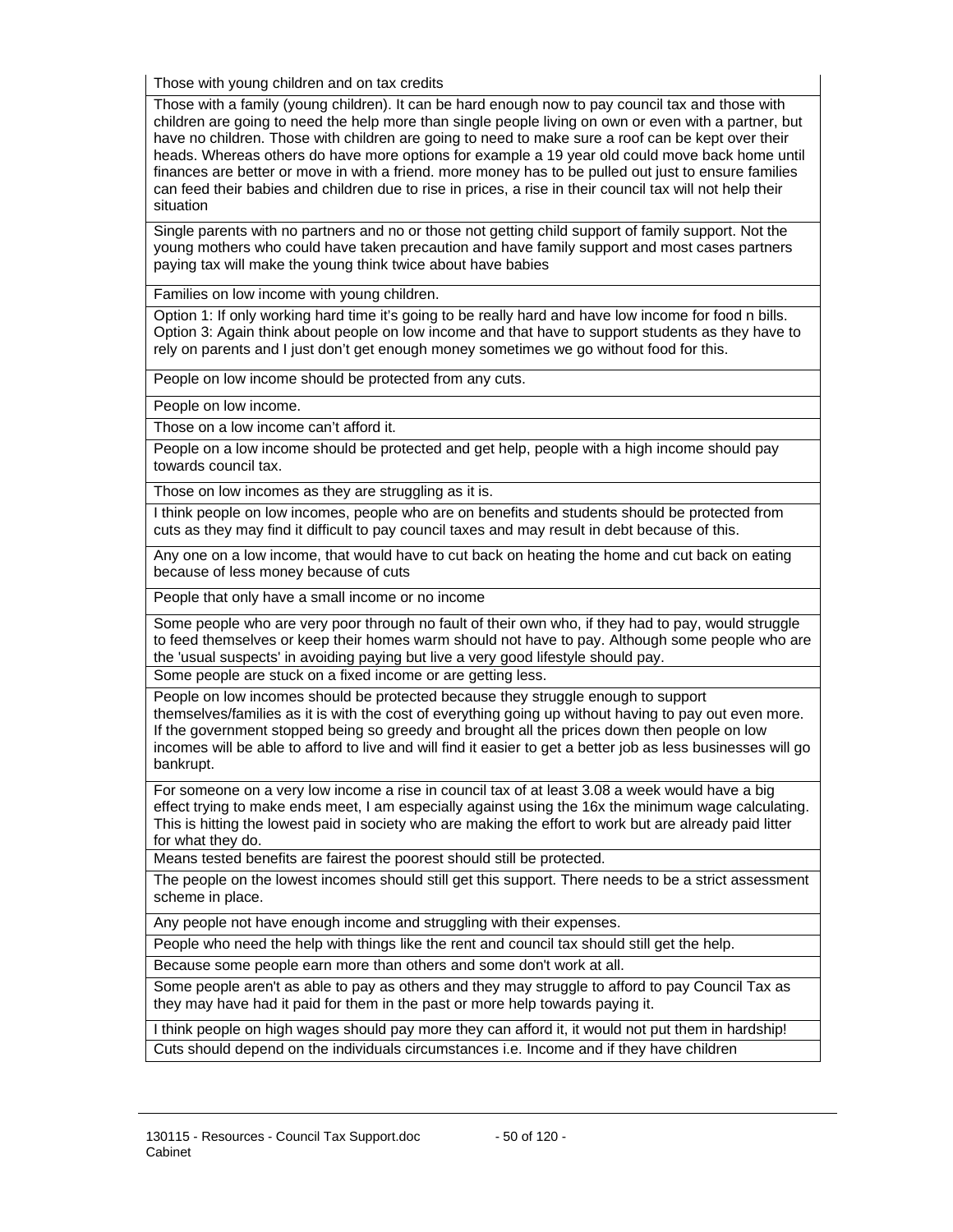| Those with young children and on tax credits |
|---|
| Those with a family (young children). It can be hard enough now to pay council tax and those with children are going to need the help more than single people living on own or even with a partner, but have no children. Those with children are going to need to make sure a roof can be kept over their heads. Whereas others do have more options for example a 19 year old could move back home until finances are better or move in with a friend. more money has to be pulled out just to ensure families can feed their babies and children due to rise in prices, a rise in their council tax will not help their situation |
| Single parents with no partners and no or those not getting child support of family support. Not the young mothers who could have taken precaution and have family support and most cases partners paying tax will make the young think twice about have babies |
| Families on low income with young children. |
| Option 1: If only working hard time it's going to be really hard and have low income for food n bills. Option 3: Again think about people on low income and that have to support students as they have to rely on parents and I just don't get enough money sometimes we go without food for this. |
| People on low income should be protected from any cuts. |
| People on low income. |
| Those on a low income can't afford it. |
| People on a low income should be protected and get help, people with a high income should pay towards council tax. |
| Those on low incomes as they are struggling as it is. |
| I think people on low incomes, people who are on benefits and students should be protected from cuts as they may find it difficult to pay council taxes and may result in debt because of this. |
| Any one on a low income, that would have to cut back on heating the home and cut back on eating because of less money because of cuts |
| People that only have a small income or no income |
| Some people who are very poor through no fault of their own who, if they had to pay, would struggle to feed themselves or keep their homes warm should not have to pay. Although some people who are the 'usual suspects' in avoiding paying but live a very good lifestyle should pay. |
| Some people are stuck on a fixed income or are getting less. |
| People on low incomes should be protected because they struggle enough to support themselves/families as it is with the cost of everything going up without having to pay out even more. If the government stopped being so greedy and brought all the prices down then people on low incomes will be able to afford to live and will find it easier to get a better job as less businesses will go bankrupt. |
| For someone on a very low income a rise in council tax of at least 3.08 a week would have a big effect trying to make ends meet, I am especially against using the 16x the minimum wage calculating. This is hitting the lowest paid in society who are making the effort to work but are already paid litter for what they do. |
| Means tested benefits are fairest the poorest should still be protected. |
| The people on the lowest incomes should still get this support. There needs to be a strict assessment scheme in place. |
| Any people not have enough income and struggling with their expenses. |
| People who need the help with things like the rent and council tax should still get the help. |
| Because some people earn more than others and some don't work at all. |
| Some people aren't as able to pay as others and they may struggle to afford to pay Council Tax as they may have had it paid for them in the past or more help towards paying it. |
| I think people on high wages should pay more they can afford it, it would not put them in hardship! |
| Cuts should depend on the individuals circumstances i.e. Income and if they have children |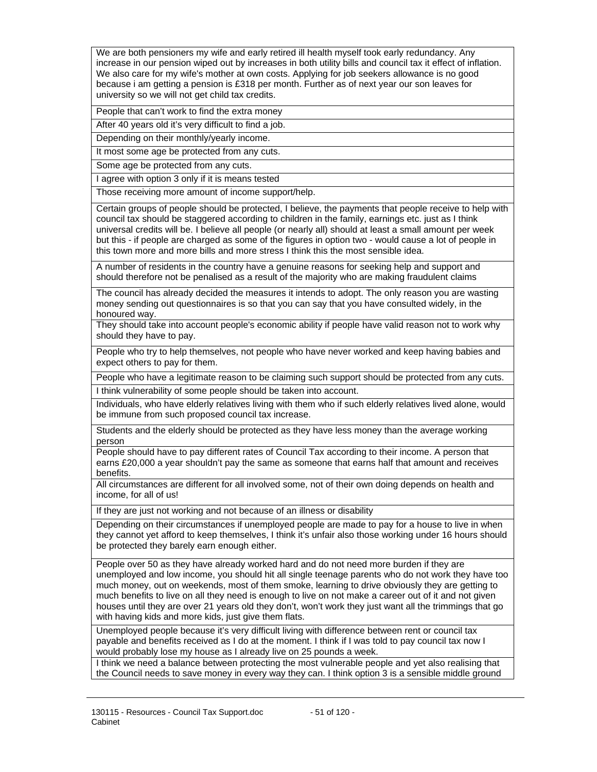| |
|---|
| We are both pensioners my wife and early retired ill health myself took early redundancy. Any increase in our pension wiped out by increases in both utility bills and council tax it effect of inflation. We also care for my wife's mother at own costs. Applying for job seekers allowance is no good because i am getting a pension is £318 per month. Further as of next year our son leaves for university so we will not get child tax credits. |
| People that can't work to find the extra money |
| After 40 years old it's very difficult to find a job. |
| Depending on their monthly/yearly income. |
| It most some age be protected from any cuts. |
| Some age be protected from any cuts. |
| I agree with option 3 only if it is means tested |
| Those receiving more amount of income support/help. |
| Certain groups of people should be protected, I believe, the payments that people receive to help with council tax should be staggered according to children in the family, earnings etc. just as I think universal credits will be. I believe all people (or nearly all) should at least a small amount per week but this - if people are charged as some of the figures in option two - would cause a lot of people in this town more and more bills and more stress I think this the most sensible idea. |
| A number of residents in the country have a genuine reasons for seeking help and support and should therefore not be penalised as a result of the majority who are making fraudulent claims |
| The council has already decided the measures it intends to adopt. The only reason you are wasting money sending out questionnaires is so that you can say that you have consulted widely, in the honoured way. |
| They should take into account people's economic ability if people have valid reason not to work why should they have to pay. |
| People who try to help themselves, not people who have never worked and keep having babies and expect others to pay for them. |
| People who have a legitimate reason to be claiming such support should be protected from any cuts. |
| I think vulnerability of some people should be taken into account. |
| Individuals, who have elderly relatives living with them who if such elderly relatives lived alone, would be immune from such proposed council tax increase. |
| Students and the elderly should be protected as they have less money than the average working person |
| People should have to pay different rates of Council Tax according to their income. A person that earns £20,000 a year shouldn't pay the same as someone that earns half that amount and receives benefits. |
| All circumstances are different for all involved some, not of their own doing depends on health and income, for all of us! |
| If they are just not working and not because of an illness or disability |
| Depending on their circumstances if unemployed people are made to pay for a house to live in when they cannot yet afford to keep themselves, I think it's unfair also those working under 16 hours should be protected they barely earn enough either. |
| People over 50 as they have already worked hard and do not need more burden if they are unemployed and low income, you should hit all single teenage parents who do not work they have too much money, out on weekends, most of them smoke, learning to drive obviously they are getting to much benefits to live on all they need is enough to live on not make a career out of it and not given houses until they are over 21 years old they don't, won't work they just want all the trimmings that go with having kids and more kids, just give them flats. |
| Unemployed people because it's very difficult living with difference between rent or council tax payable and benefits received as I do at the moment. I think if I was told to pay council tax now I would probably lose my house as I already live on 25 pounds a week. |
| I think we need a balance between protecting the most vulnerable people and yet also realising that the Council needs to save money in every way they can. I think option 3 is a sensible middle ground |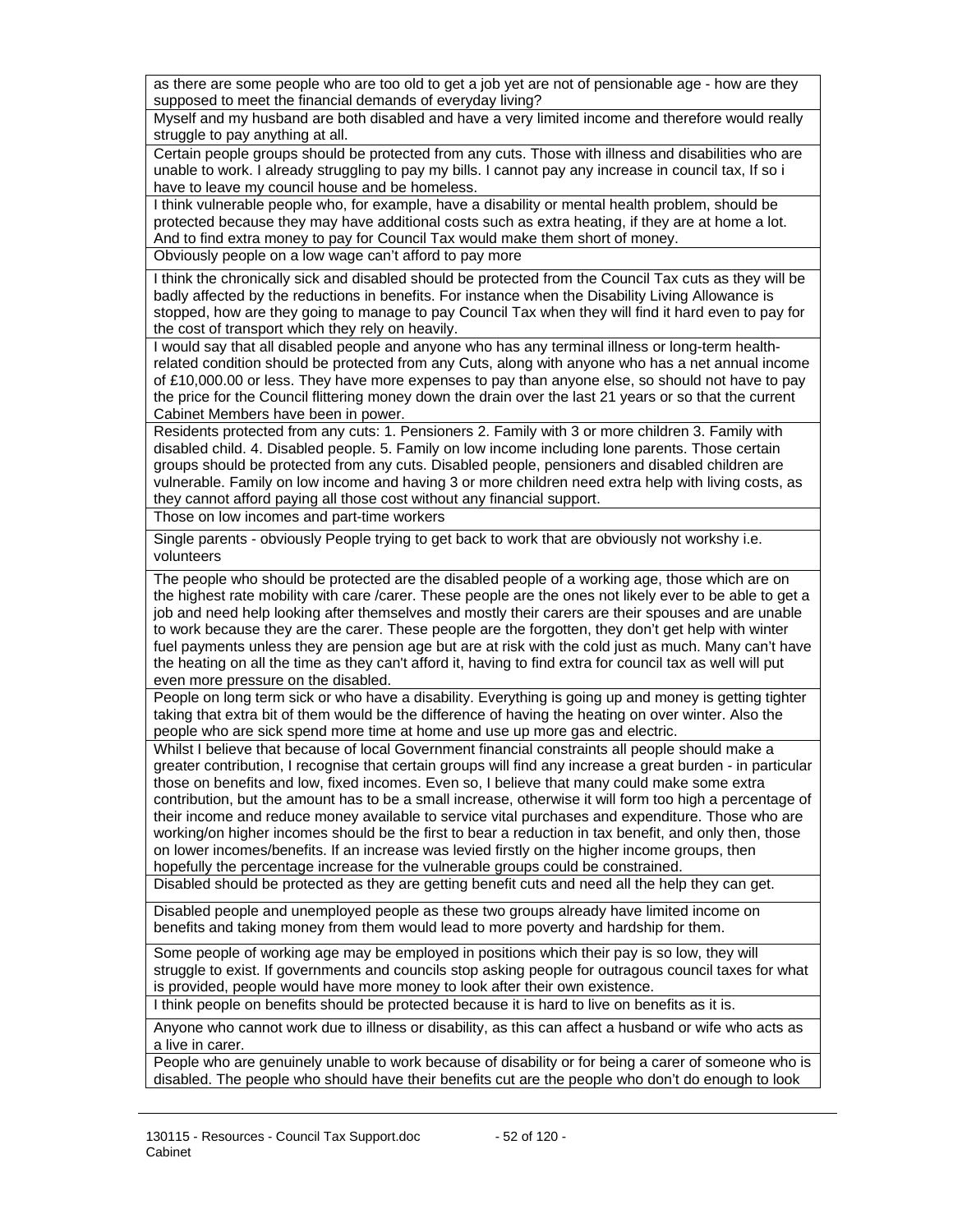| |
|---|
| as there are some people who are too old to get a job yet are not of pensionable age - how are they supposed to meet the financial demands of everyday living? |
| Myself and my husband are both disabled and have a very limited income and therefore would really struggle to pay anything at all. |
| Certain people groups should be protected from any cuts. Those with illness and disabilities who are unable to work. I already struggling to pay my bills. I cannot pay any increase in council tax, If so i have to leave my council house and be homeless. |
| I think vulnerable people who, for example, have a disability or mental health problem, should be protected because they may have additional costs such as extra heating, if they are at home a lot. And to find extra money to pay for Council Tax would make them short of money. |
| Obviously people on a low wage can't afford to pay more |
| I think the chronically sick and disabled should be protected from the Council Tax cuts as they will be badly affected by the reductions in benefits. For instance when the Disability Living Allowance is stopped, how are they going to manage to pay Council Tax when they will find it hard even to pay for the cost of transport which they rely on heavily. |
| I would say that all disabled people and anyone who has any terminal illness or long-term health-related condition should be protected from any Cuts, along with anyone who has a net annual income of £10,000.00 or less. They have more expenses to pay than anyone else, so should not have to pay the price for the Council flittering money down the drain over the last 21 years or so that the current Cabinet Members have been in power. |
| Residents protected from any cuts: 1. Pensioners 2. Family with 3 or more children 3. Family with disabled child. 4. Disabled people. 5. Family on low income including lone parents. Those certain groups should be protected from any cuts. Disabled people, pensioners and disabled children are vulnerable. Family on low income and having 3 or more children need extra help with living costs, as they cannot afford paying all those cost without any financial support. |
| Those on low incomes and part-time workers |
| Single parents - obviously People trying to get back to work that are obviously not workshy i.e. volunteers |
| The people who should be protected are the disabled people of a working age, those which are on the highest rate mobility with care /carer. These people are the ones not likely ever to be able to get a job and need help looking after themselves and mostly their carers are their spouses and are unable to work because they are the carer. These people are the forgotten, they don't get help with winter fuel payments unless they are pension age but are at risk with the cold just as much. Many can't have the heating on all the time as they can't afford it, having to find extra for council tax as well will put even more pressure on the disabled. |
| People on long term sick or who have a disability. Everything is going up and money is getting tighter taking that extra bit of them would be the difference of having the heating on over winter. Also the people who are sick spend more time at home and use up more gas and electric. |
| Whilst I believe that because of local Government financial constraints all people should make a greater contribution, I recognise that certain groups will find any increase a great burden - in particular those on benefits and low, fixed incomes. Even so, I believe that many could make some extra contribution, but the amount has to be a small increase, otherwise it will form too high a percentage of their income and reduce money available to service vital purchases and expenditure. Those who are working/on higher incomes should be the first to bear a reduction in tax benefit, and only then, those on lower incomes/benefits. If an increase was levied firstly on the higher income groups, then hopefully the percentage increase for the vulnerable groups could be constrained. |
| Disabled should be protected as they are getting benefit cuts and need all the help they can get. |
| Disabled people and unemployed people as these two groups already have limited income on benefits and taking money from them would lead to more poverty and hardship for them. |
| Some people of working age may be employed in positions which their pay is so low, they will struggle to exist. If governments and councils stop asking people for outragous council taxes for what is provided, people would have more money to look after their own existence. |
| I think people on benefits should be protected because it is hard to live on benefits as it is. |
| Anyone who cannot work due to illness or disability, as this can affect a husband or wife who acts as a live in carer. |
| People who are genuinely unable to work because of disability or for being a carer of someone who is disabled. The people who should have their benefits cut are the people who don't do enough to look |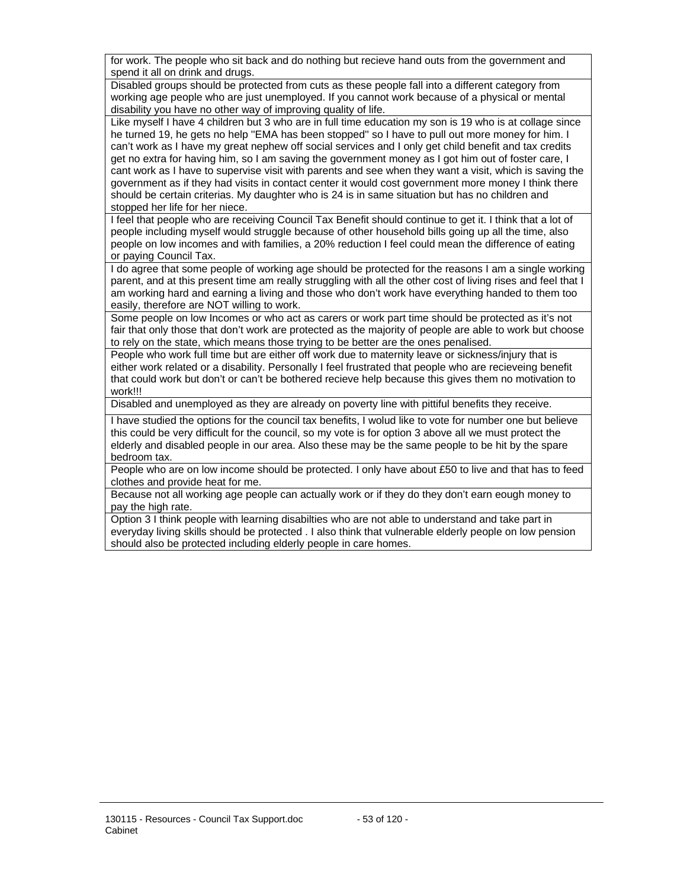| |
|---|
| for work. The people who sit back and do nothing but recieve hand outs from the government and spend it all on drink and drugs. |
| Disabled groups should be protected from cuts as these people fall into a different category from working age people who are just unemployed. If you cannot work because of a physical or mental disability you have no other way of improving quality of life. |
| Like myself I have 4 children but 3 who are in full time education my son is 19 who is at collage since he turned 19, he gets no help "EMA has been stopped" so I have to pull out more money for him. I can't work as I have my great nephew off social services and I only get child benefit and tax credits get no extra for having him, so I am saving the government money as I got him out of foster care, I cant work as I have to supervise visit with parents and see when they want a visit, which is saving the government as if they had visits in contact center it would cost government more money I think there should be certain criterias. My daughter who is 24 is in same situation but has no children and stopped her life for her niece. |
| I feel that people who are receiving Council Tax Benefit should continue to get it. I think that a lot of people including myself would struggle because of other household bills going up all the time, also people on low incomes and with families, a 20% reduction I feel could mean the difference of eating or paying Council Tax. |
| I do agree that some people of working age should be protected for the reasons I am a single working parent, and at this present time am really struggling with all the other cost of living rises and feel that I am working hard and earning a living and those who don't work have everything handed to them too easily, therefore are NOT willing to work. |
| Some people on low Incomes or who act as carers or work part time should be protected as it's not fair that only those that don't work are protected as the majority of people are able to work but choose to rely on the state, which means those trying to be better are the ones penalised. |
| People who work full time but are either off work due to maternity leave or sickness/injury that is either work related or a disability. Personally I feel frustrated that people who are recieveing benefit that could work but don't or can't be bothered recieve help because this gives them no motivation to work!!! |
| Disabled and unemployed as they are already on poverty line with pittiful benefits they receive. |
| I have studied the options for the council tax benefits, I wolud like to vote for number one but believe this could be very difficult for the council, so my vote is for option 3 above all we must protect the elderly and disabled people in our area. Also these may be the same people to be hit by the spare bedroom tax. |
| People who are on low income should be protected. I only have about £50 to live and that has to feed clothes and provide heat for me. |
| Because not all working age people can actually work or if they do they don't earn eough money to pay the high rate. |
| Option 3 I think people with learning disabilties who are not able to understand and take part in everyday living skills should be protected . I also think that vulnerable elderly people on low pension should also be protected including elderly people in care homes. |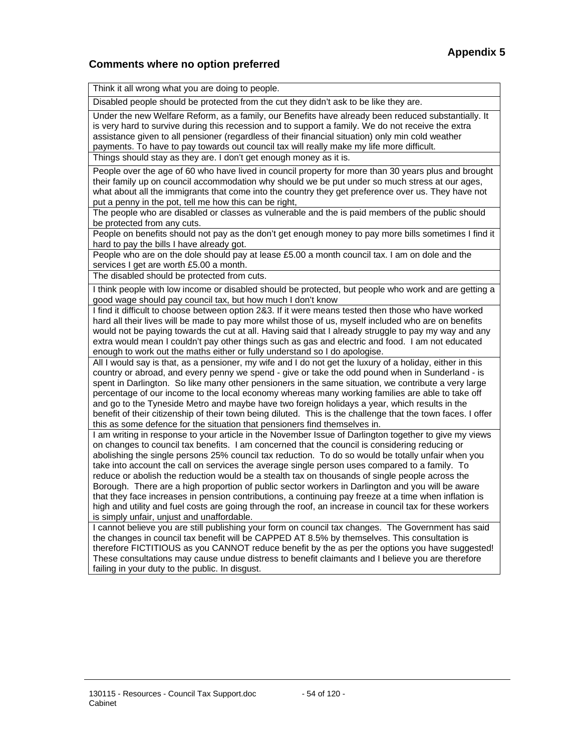Appendix 5

## Comments where no option preferred

| Comments |
|---|
| Think it all wrong what you are doing to people. |
| Disabled people should be protected from the cut they didn't ask to be like they are. |
| Under the new Welfare Reform, as a family, our Benefits have already been reduced substantially. It is very hard to survive during this recession and to support a family. We do not receive the extra assistance given to all pensioner (regardless of their financial situation) only min cold weather payments. To have to pay towards out council tax will really make my life more difficult. |
| Things should stay as they are. I don't get enough money as it is. |
| People over the age of 60 who have lived in council property for more than 30 years plus and brought their family up on council accommodation why should we be put under so much stress at our ages, what about all the immigrants that come into the country they get preference over us. They have not put a penny in the pot, tell me how this can be right, |
| The people who are disabled or classes as vulnerable and the is paid members of the public should be protected from any cuts. |
| People on benefits should not pay as the don't get enough money to pay more bills sometimes I find it hard to pay the bills I have already got. |
| People who are on the dole should pay at lease £5.00 a month council tax. I am on dole and the services I get are worth £5.00 a month. |
| The disabled should be protected from cuts. |
| I think people with low income or disabled should be protected, but people who work and are getting a good wage should pay council tax, but how much I don't know |
| I find it difficult to choose between option 2&3. If it were means tested then those who have worked hard all their lives will be made to pay more whilst those of us, myself included who are on benefits would not be paying towards the cut at all. Having said that I already struggle to pay my way and any extra would mean I couldn't pay other things such as gas and electric and food. I am not educated enough to work out the maths either or fully understand so I do apologise. |
| All I would say is that, as a pensioner, my wife and I do not get the luxury of a holiday, either in this country or abroad, and every penny we spend - give or take the odd pound when in Sunderland - is spent in Darlington. So like many other pensioners in the same situation, we contribute a very large percentage of our income to the local economy whereas many working families are able to take off and go to the Tyneside Metro and maybe have two foreign holidays a year, which results in the benefit of their citizenship of their town being diluted. This is the challenge that the town faces. I offer this as some defence for the situation that pensioners find themselves in. |
| I am writing in response to your article in the November Issue of Darlington together to give my views on changes to council tax benefits. I am concerned that the council is considering reducing or abolishing the single persons 25% council tax reduction. To do so would be totally unfair when you take into account the call on services the average single person uses compared to a family. To reduce or abolish the reduction would be a stealth tax on thousands of single people across the Borough. There are a high proportion of public sector workers in Darlington and you will be aware that they face increases in pension contributions, a continuing pay freeze at a time when inflation is high and utility and fuel costs are going through the roof, an increase in council tax for these workers is simply unfair, unjust and unaffordable. |
| I cannot believe you are still publishing your form on council tax changes. The Government has said the changes in council tax benefit will be CAPPED AT 8.5% by themselves. This consultation is therefore FICTITIOUS as you CANNOT reduce benefit by the as per the options you have suggested! These consultations may cause undue distress to benefit claimants and I believe you are therefore failing in your duty to the public. In disgust. |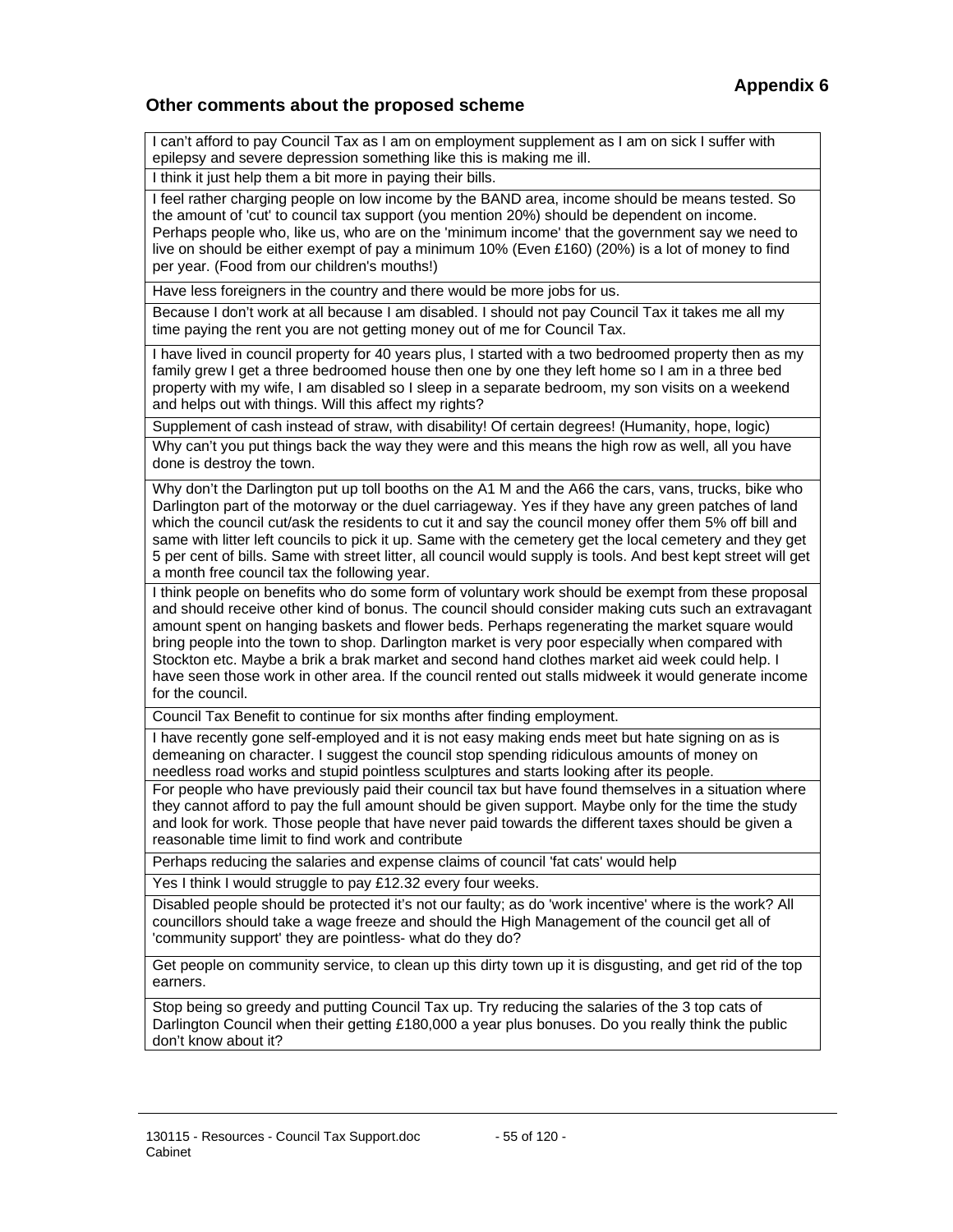**Appendix 6**

**Other comments about the proposed scheme**

| I can't afford to pay Council Tax as I am on employment supplement as I am on sick I suffer with epilepsy and severe depression something like this is making me ill. |
|---|
| I think it just help them a bit more in paying their bills. |
| I feel rather charging people on low income by the BAND area, income should be means tested. So the amount of 'cut' to council tax support (you mention 20%) should be dependent on income. Perhaps people who, like us, who are on the 'minimum income' that the government say we need to live on should be either exempt of pay a minimum 10% (Even £160) (20%) is a lot of money to find per year. (Food from our children's mouths!) |
| Have less foreigners in the country and there would be more jobs for us. |
| Because I don't work at all because I am disabled. I should not pay Council Tax it takes me all my time paying the rent you are not getting money out of me for Council Tax. |
| I have lived in council property for 40 years plus, I started with a two bedroomed property then as my family grew I get a three bedroomed house then one by one they left home so I am in a three bed property with my wife, I am disabled so I sleep in a separate bedroom, my son visits on a weekend and helps out with things. Will this affect my rights? |
| Supplement of cash instead of straw, with disability! Of certain degrees! (Humanity, hope, logic) |
| Why can't you put things back the way they were and this means the high row as well, all you have done is destroy the town. |
| Why don't the Darlington put up toll booths on the A1 M and the A66 the cars, vans, trucks, bike who Darlington part of the motorway or the duel carriageway. Yes if they have any green patches of land which the council cut/ask the residents to cut it and say the council money offer them 5% off bill and same with litter left councils to pick it up. Same with the cemetery get the local cemetery and they get 5 per cent of bills. Same with street litter, all council would supply is tools. And best kept street will get a month free council tax the following year. |
| I think people on benefits who do some form of voluntary work should be exempt from these proposal and should receive other kind of bonus. The council should consider making cuts such an extravagant amount spent on hanging baskets and flower beds. Perhaps regenerating the market square would bring people into the town to shop. Darlington market is very poor especially when compared with Stockton etc. Maybe a brik a brak market and second hand clothes market aid week could help. I have seen those work in other area. If the council rented out stalls midweek it would generate income for the council. |
| Council Tax Benefit to continue for six months after finding employment. |
| I have recently gone self-employed and it is not easy making ends meet but hate signing on as is demeaning on character. I suggest the council stop spending ridiculous amounts of money on needless road works and stupid pointless sculptures and starts looking after its people. |
| For people who have previously paid their council tax but have found themselves in a situation where they cannot afford to pay the full amount should be given support. Maybe only for the time the study and look for work. Those people that have never paid towards the different taxes should be given a reasonable time limit to find work and contribute |
| Perhaps reducing the salaries and expense claims of council 'fat cats' would help |
| Yes I think I would struggle to pay £12.32 every four weeks. |
| Disabled people should be protected it's not our faulty; as do 'work incentive' where is the work? All councillors should take a wage freeze and should the High Management of the council get all of 'community support' they are pointless- what do they do? |
| Get people on community service, to clean up this dirty town up it is disgusting, and get rid of the top earners. |
| Stop being so greedy and putting Council Tax up. Try reducing the salaries of the 3 top cats of Darlington Council when their getting £180,000 a year plus bonuses. Do you really think the public don't know about it? |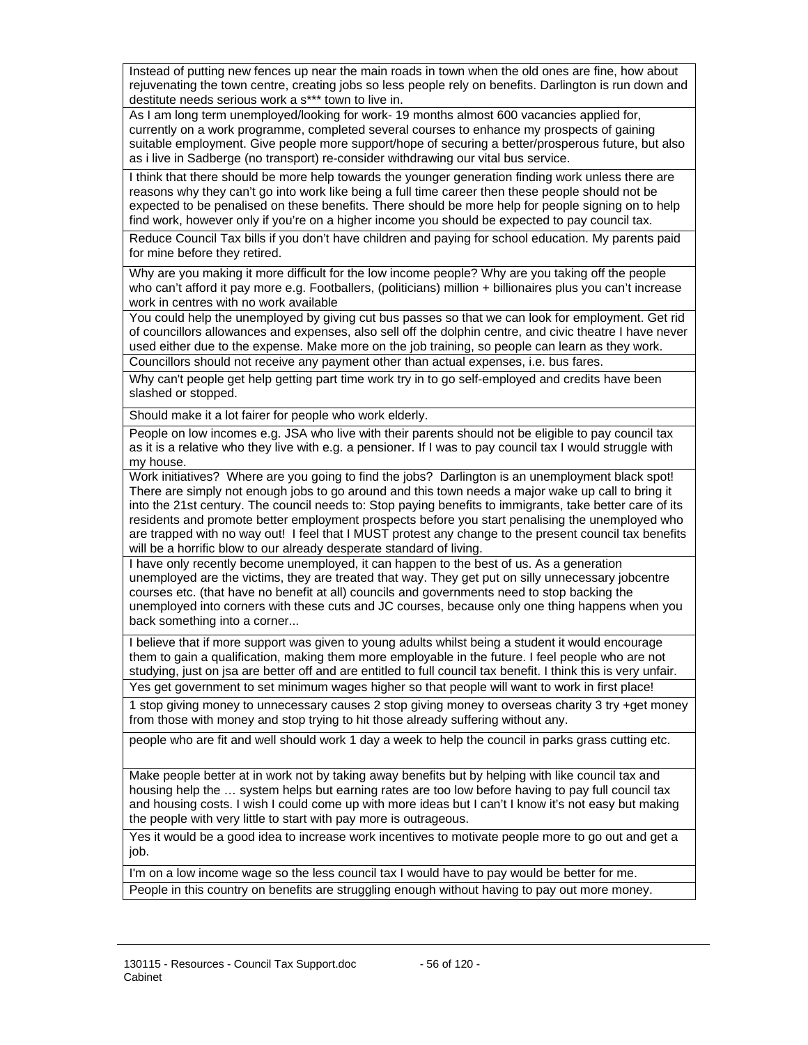| |
|---|
| Instead of putting new fences up near the main roads in town when the old ones are fine, how about rejuvenating the town centre, creating jobs so less people rely on benefits. Darlington is run down and destitute needs serious work a s*** town to live in. |
| As I am long term unemployed/looking for work- 19 months almost 600 vacancies applied for, currently on a work programme, completed several courses to enhance my prospects of gaining suitable employment. Give people more support/hope of securing a better/prosperous future, but also as i live in Sadberge (no transport) re-consider withdrawing our vital bus service. |
| I think that there should be more help towards the younger generation finding work unless there are reasons why they can't go into work like being a full time career then these people should not be expected to be penalised on these benefits. There should be more help for people signing on to help find work, however only if you're on a higher income you should be expected to pay council tax. |
| Reduce Council Tax bills if you don't have children and paying for school education. My parents paid for mine before they retired. |
| Why are you making it more difficult for the low income people? Why are you taking off the people who can't afford it pay more e.g. Footballers, (politicians) million + billionaires plus you can't increase work in centres with no work available |
| You could help the unemployed by giving cut bus passes so that we can look for employment. Get rid of councillors allowances and expenses, also sell off the dolphin centre, and civic theatre I have never used either due to the expense. Make more on the job training, so people can learn as they work. |
| Councillors should not receive any payment other than actual expenses, i.e. bus fares. |
| Why can't people get help getting part time work try in to go self-employed and credits have been slashed or stopped. |
| Should make it a lot fairer for people who work elderly. |
| People on low incomes e.g. JSA who live with their parents should not be eligible to pay council tax as it is a relative who they live with e.g. a pensioner. If I was to pay council tax I would struggle with my house. |
| Work initiatives? Where are you going to find the jobs? Darlington is an unemployment black spot! There are simply not enough jobs to go around and this town needs a major wake up call to bring it into the 21st century. The council needs to: Stop paying benefits to immigrants, take better care of its residents and promote better employment prospects before you start penalising the unemployed who are trapped with no way out! I feel that I MUST protest any change to the present council tax benefits will be a horrific blow to our already desperate standard of living. |
| I have only recently become unemployed, it can happen to the best of us. As a generation unemployed are the victims, they are treated that way. They get put on silly unnecessary jobcentre courses etc. (that have no benefit at all) councils and governments need to stop backing the unemployed into corners with these cuts and JC courses, because only one thing happens when you back something into a corner... |
| I believe that if more support was given to young adults whilst being a student it would encourage them to gain a qualification, making them more employable in the future. I feel people who are not studying, just on jsa are better off and are entitled to full council tax benefit. I think this is very unfair. |
| Yes get government to set minimum wages higher so that people will want to work in first place! |
| 1 stop giving money to unnecessary causes 2 stop giving money to overseas charity 3 try +get money from those with money and stop trying to hit those already suffering without any. |
| people who are fit and well should work 1 day a week to help the council in parks grass cutting etc. |
| Make people better at in work not by taking away benefits but by helping with like council tax and housing help the … system helps but earning rates are too low before having to pay full council tax and housing costs. I wish I could come up with more ideas but I can't I know it's not easy but making the people with very little to start with pay more is outrageous. |
| Yes it would be a good idea to increase work incentives to motivate people more to go out and get a job. |
| I'm on a low income wage so the less council tax I would have to pay would be better for me. |
| People in this country on benefits are struggling enough without having to pay out more money. |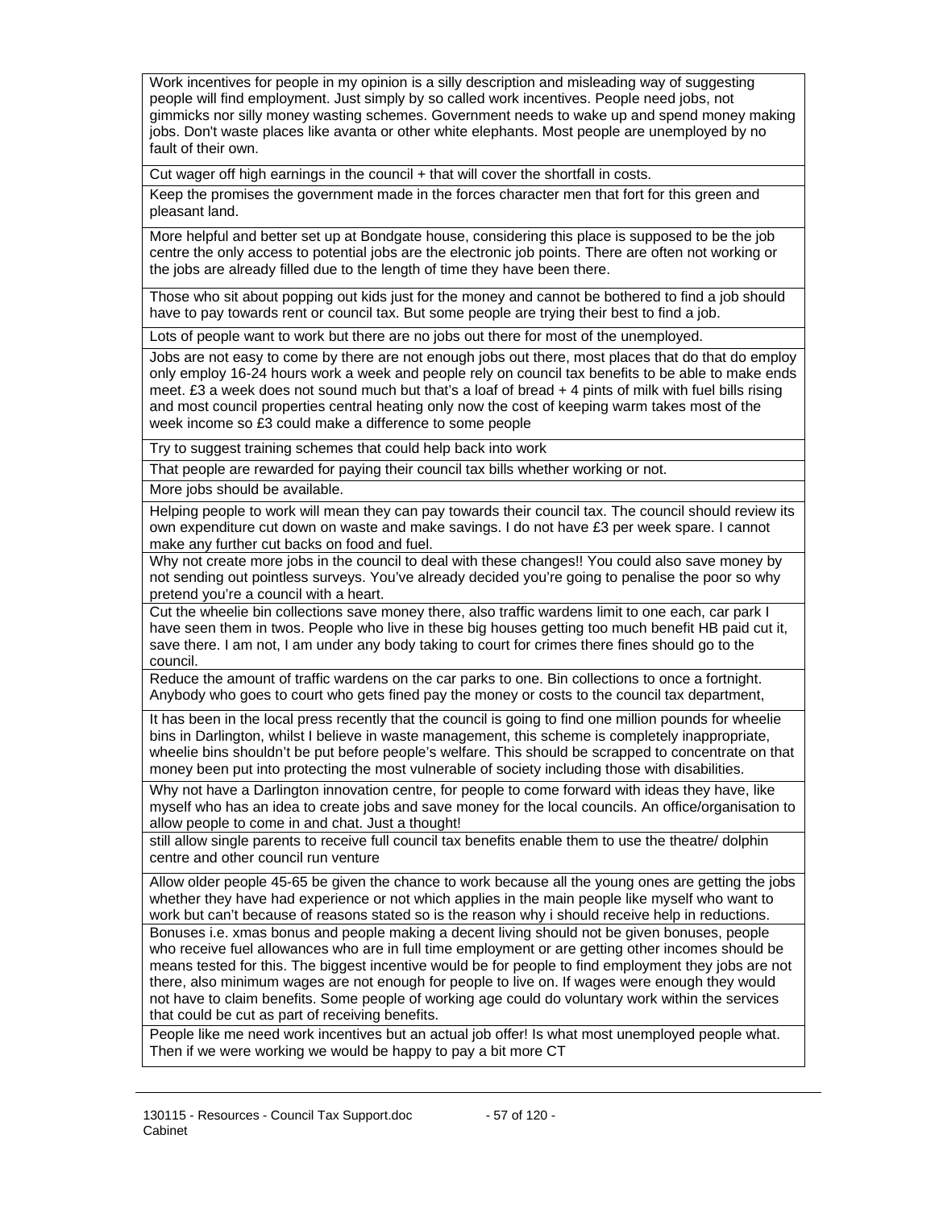| |
|---|
| Work incentives for people in my opinion is a silly description and misleading way of suggesting people will find employment. Just simply by so called work incentives. People need jobs, not gimmicks nor silly money wasting schemes. Government needs to wake up and spend money making jobs. Don't waste places like avanta or other white elephants. Most people are unemployed by no fault of their own. |
| Cut wager off high earnings in the council + that will cover the shortfall in costs. |
| Keep the promises the government made in the forces character men that fort for this green and pleasant land. |
| More helpful and better set up at Bondgate house, considering this place is supposed to be the job centre the only access to potential jobs are the electronic job points. There are often not working or the jobs are already filled due to the length of time they have been there. |
| Those who sit about popping out kids just for the money and cannot be bothered to find a job should have to pay towards rent or council tax. But some people are trying their best to find a job. |
| Lots of people want to work but there are no jobs out there for most of the unemployed. |
| Jobs are not easy to come by there are not enough jobs out there, most places that do that do employ only employ 16-24 hours work a week and people rely on council tax benefits to be able to make ends meet. £3 a week does not sound much but that's a loaf of bread + 4 pints of milk with fuel bills rising and most council properties central heating only now the cost of keeping warm takes most of the week income so £3 could make a difference to some people |
| Try to suggest training schemes that could help back into work |
| That people are rewarded for paying their council tax bills whether working or not. |
| More jobs should be available. |
| Helping people to work will mean they can pay towards their council tax. The council should review its own expenditure cut down on waste and make savings. I do not have £3 per week spare. I cannot make any further cut backs on food and fuel. |
| Why not create more jobs in the council to deal with these changes!! You could also save money by not sending out pointless surveys. You've already decided you're going to penalise the poor so why pretend you're a council with a heart. |
| Cut the wheelie bin collections save money there, also traffic wardens limit to one each, car park I have seen them in twos. People who live in these big houses getting too much benefit HB paid cut it, save there. I am not, I am under any body taking to court for crimes there fines should go to the council. |
| Reduce the amount of traffic wardens on the car parks to one. Bin collections to once a fortnight. Anybody who goes to court who gets fined pay the money or costs to the council tax department, |
| It has been in the local press recently that the council is going to find one million pounds for wheelie bins in Darlington, whilst I believe in waste management, this scheme is completely inappropriate, wheelie bins shouldn't be put before people's welfare. This should be scrapped to concentrate on that money been put into protecting the most vulnerable of society including those with disabilities. |
| Why not have a Darlington innovation centre, for people to come forward with ideas they have, like myself who has an idea to create jobs and save money for the local councils. An office/organisation to allow people to come in and chat. Just a thought! |
| still allow single parents to receive full council tax benefits enable them to use the theatre/ dolphin centre and other council run venture |
| Allow older people 45-65 be given the chance to work because all the young ones are getting the jobs whether they have had experience or not which applies in the main people like myself who want to work but can't because of reasons stated so is the reason why i should receive help in reductions. |
| Bonuses i.e. xmas bonus and people making a decent living should not be given bonuses, people who receive fuel allowances who are in full time employment or are getting other incomes should be means tested for this. The biggest incentive would be for people to find employment they jobs are not there, also minimum wages are not enough for people to live on. If wages were enough they would not have to claim benefits. Some people of working age could do voluntary work within the services that could be cut as part of receiving benefits. |
| People like me need work incentives but an actual job offer! Is what most unemployed people what. Then if we were working we would be happy to pay a bit more CT |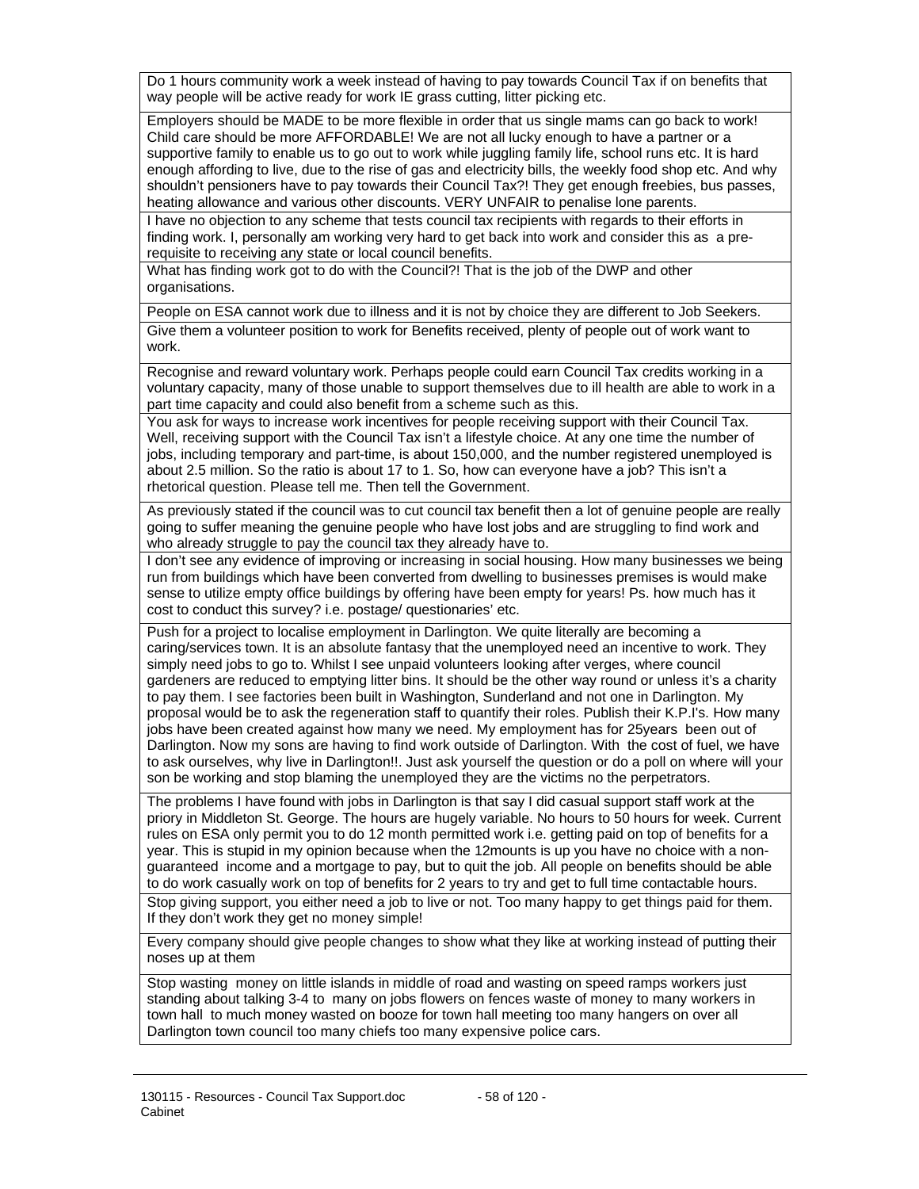| |
|---|
| Do 1 hours community work a week instead of having to pay towards Council Tax if on benefits that way people will be active ready for work IE grass cutting, litter picking etc. |
| Employers should be MADE to be more flexible in order that us single mams can go back to work! Child care should be more AFFORDABLE! We are not all lucky enough to have a partner or a supportive family to enable us to go out to work while juggling family life, school runs etc. It is hard enough affording to live, due to the rise of gas and electricity bills, the weekly food shop etc. And why shouldn't pensioners have to pay towards their Council Tax?! They get enough freebies, bus passes, heating allowance and various other discounts. VERY UNFAIR to penalise lone parents. |
| I have no objection to any scheme that tests council tax recipients with regards to their efforts in finding work. I, personally am working very hard to get back into work and consider this as a pre-requisite to receiving any state or local council benefits. |
| What has finding work got to do with the Council?! That is the job of the DWP and other organisations. |
| People on ESA cannot work due to illness and it is not by choice they are different to Job Seekers. |
| Give them a volunteer position to work for Benefits received, plenty of people out of work want to work. |
| Recognise and reward voluntary work. Perhaps people could earn Council Tax credits working in a voluntary capacity, many of those unable to support themselves due to ill health are able to work in a part time capacity and could also benefit from a scheme such as this. |
| You ask for ways to increase work incentives for people receiving support with their Council Tax. Well, receiving support with the Council Tax isn't a lifestyle choice. At any one time the number of jobs, including temporary and part-time, is about 150,000, and the number registered unemployed is about 2.5 million. So the ratio is about 17 to 1. So, how can everyone have a job? This isn't a rhetorical question. Please tell me. Then tell the Government. |
| As previously stated if the council was to cut council tax benefit then a lot of genuine people are really going to suffer meaning the genuine people who have lost jobs and are struggling to find work and who already struggle to pay the council tax they already have to. |
| I don't see any evidence of improving or increasing in social housing. How many businesses we being run from buildings which have been converted from dwelling to businesses premises is would make sense to utilize empty office buildings by offering have been empty for years! Ps. how much has it cost to conduct this survey? i.e. postage/ questionaries' etc. |
| Push for a project to localise employment in Darlington. We quite literally are becoming a caring/services town. It is an absolute fantasy that the unemployed need an incentive to work. They simply need jobs to go to. Whilst I see unpaid volunteers looking after verges, where council gardeners are reduced to emptying litter bins. It should be the other way round or unless it's a charity to pay them. I see factories been built in Washington, Sunderland and not one in Darlington. My proposal would be to ask the regeneration staff to quantify their roles. Publish their K.P.I's. How many jobs have been created against how many we need. My employment has for 25years been out of Darlington. Now my sons are having to find work outside of Darlington. With the cost of fuel, we have to ask ourselves, why live in Darlington!!. Just ask yourself the question or do a poll on where will your son be working and stop blaming the unemployed they are the victims no the perpetrators. |
| The problems I have found with jobs in Darlington is that say I did casual support staff work at the priory in Middleton St. George. The hours are hugely variable. No hours to 50 hours for week. Current rules on ESA only permit you to do 12 month permitted work i.e. getting paid on top of benefits for a year. This is stupid in my opinion because when the 12mounts is up you have no choice with a non-guaranteed income and a mortgage to pay, but to quit the job. All people on benefits should be able to do work casually work on top of benefits for 2 years to try and get to full time contactable hours. |
| Stop giving support, you either need a job to live or not. Too many happy to get things paid for them. If they don't work they get no money simple! |
| Every company should give people changes to show what they like at working instead of putting their noses up at them |
| Stop wasting money on little islands in middle of road and wasting on speed ramps workers just standing about talking 3-4 to many on jobs flowers on fences waste of money to many workers in town hall to much money wasted on booze for town hall meeting too many hangers on over all Darlington town council too many chiefs too many expensive police cars. |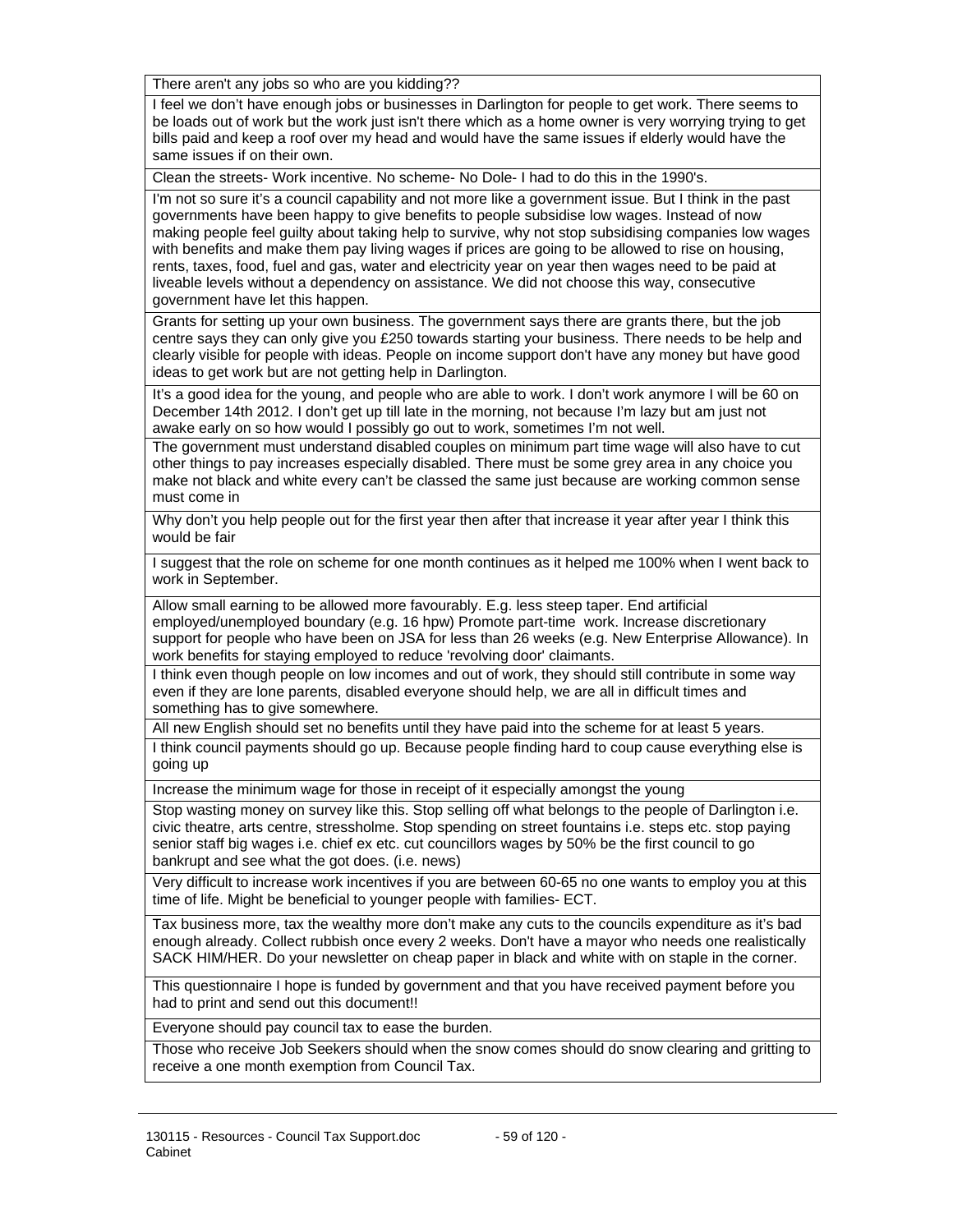| |
|---|
| There aren't any jobs so who are you kidding?? |
| I feel we don't have enough jobs or businesses in Darlington for people to get work. There seems to be loads out of work but the work just isn't there which as a home owner is very worrying trying to get bills paid and keep a roof over my head and would have the same issues if elderly would have the same issues if on their own. |
| Clean the streets- Work incentive. No scheme- No Dole- I had to do this in the 1990's. |
| I'm not so sure it's a council capability and not more like a government issue. But I think in the past governments have been happy to give benefits to people subsidise low wages. Instead of now making people feel guilty about taking help to survive, why not stop subsidising companies low wages with benefits and make them pay living wages if prices are going to be allowed to rise on housing, rents, taxes, food, fuel and gas, water and electricity year on year then wages need to be paid at liveable levels without a dependency on assistance. We did not choose this way, consecutive government have let this happen. |
| Grants for setting up your own business. The government says there are grants there, but the job centre says they can only give you £250 towards starting your business. There needs to be help and clearly visible for people with ideas. People on income support don't have any money but have good ideas to get work but are not getting help in Darlington. |
| It's a good idea for the young, and people who are able to work. I don't work anymore I will be 60 on December 14th 2012. I don't get up till late in the morning, not because I'm lazy but am just not awake early on so how would I possibly go out to work, sometimes I'm not well. |
| The government must understand disabled couples on minimum part time wage will also have to cut other things to pay increases especially disabled. There must be some grey area in any choice you make not black and white every can't be classed the same just because are working common sense must come in |
| Why don't you help people out for the first year then after that increase it year after year I think this would be fair |
| I suggest that the role on scheme for one month continues as it helped me 100% when I went back to work in September. |
| Allow small earning to be allowed more favourably. E.g. less steep taper. End artificial employed/unemployed boundary (e.g. 16 hpw) Promote part-time work. Increase discretionary support for people who have been on JSA for less than 26 weeks (e.g. New Enterprise Allowance). In work benefits for staying employed to reduce 'revolving door' claimants. |
| I think even though people on low incomes and out of work, they should still contribute in some way even if they are lone parents, disabled everyone should help, we are all in difficult times and something has to give somewhere. |
| All new English should set no benefits until they have paid into the scheme for at least 5 years. |
| I think council payments should go up. Because people finding hard to coup cause everything else is going up |
| Increase the minimum wage for those in receipt of it especially amongst the young |
| Stop wasting money on survey like this. Stop selling off what belongs to the people of Darlington i.e. civic theatre, arts centre, stressholme. Stop spending on street fountains i.e. steps etc. stop paying senior staff big wages i.e. chief ex etc. cut councillors wages by 50% be the first council to go bankrupt and see what the got does. (i.e. news) |
| Very difficult to increase work incentives if you are between 60-65 no one wants to employ you at this time of life. Might be beneficial to younger people with families- ECT. |
| Tax business more, tax the wealthy more don't make any cuts to the councils expenditure as it's bad enough already. Collect rubbish once every 2 weeks. Don't have a mayor who needs one realistically SACK HIM/HER. Do your newsletter on cheap paper in black and white with on staple in the corner. |
| This questionnaire I hope is funded by government and that you have received payment before you had to print and send out this document!! |
| Everyone should pay council tax to ease the burden. |
| Those who receive Job Seekers should when the snow comes should do snow clearing and gritting to receive a one month exemption from Council Tax. |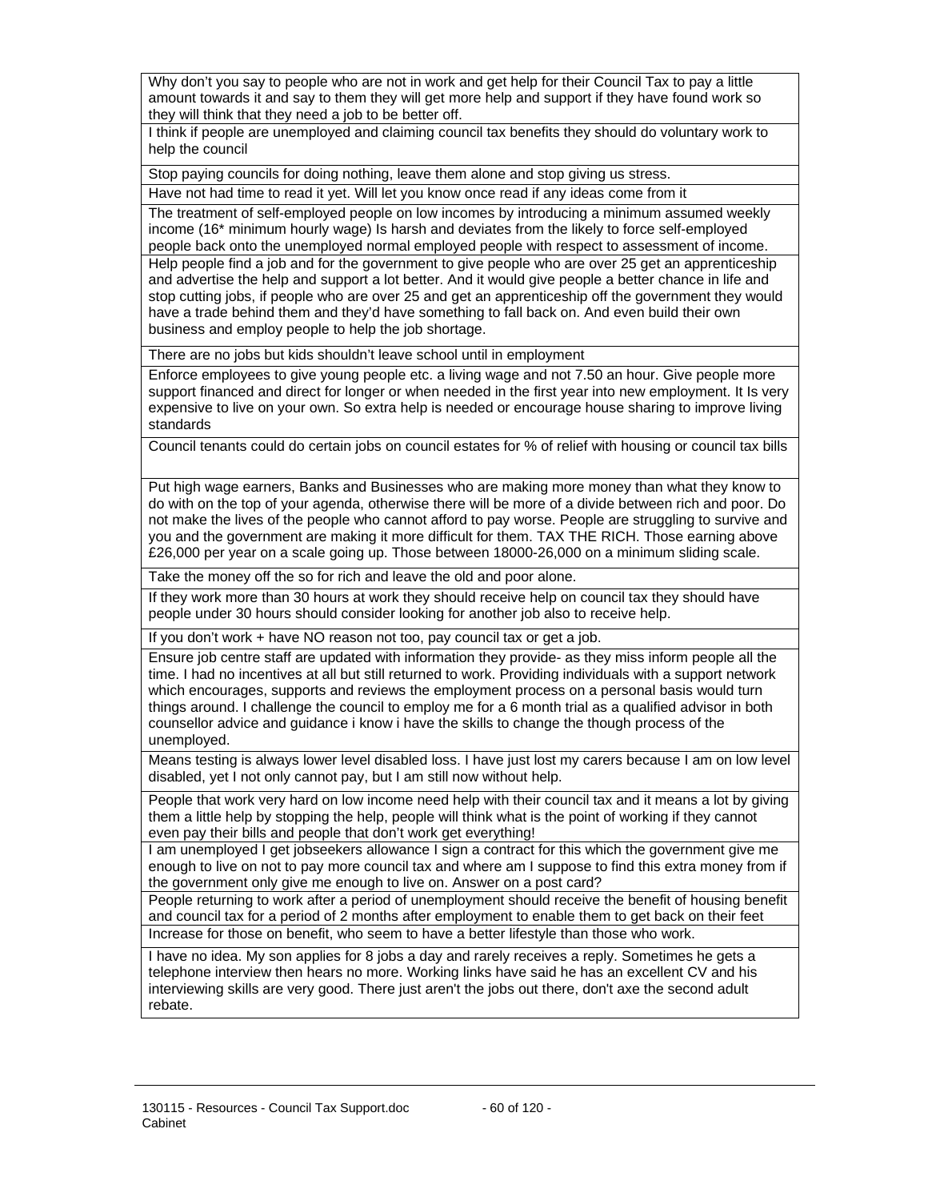| |
|---|
| Why don't you say to people who are not in work and get help for their Council Tax to pay a little amount towards it and say to them they will get more help and support if they have found work so they will think that they need a job to be better off. |
| I think if people are unemployed and claiming council tax benefits they should do voluntary work to help the council |
| Stop paying councils for doing nothing, leave them alone and stop giving us stress. |
| Have not had time to read it yet. Will let you know once read if any ideas come from it |
| The treatment of self-employed people on low incomes by introducing a minimum assumed weekly income (16* minimum hourly wage) Is harsh and deviates from the likely to force self-employed people back onto the unemployed normal employed people with respect to assessment of income. |
| Help people find a job and for the government to give people who are over 25 get an apprenticeship and advertise the help and support a lot better. And it would give people a better chance in life and stop cutting jobs, if people who are over 25 and get an apprenticeship off the government they would have a trade behind them and they'd have something to fall back on. And even build their own business and employ people to help the job shortage. |
| There are no jobs but kids shouldn't leave school until in employment |
| Enforce employees to give young people etc. a living wage and not 7.50 an hour. Give people more support financed and direct for longer or when needed in the first year into new employment. It Is very expensive to live on your own. So extra help is needed or encourage house sharing to improve living standards |
| Council tenants could do certain jobs on council estates for % of relief with housing or council tax bills |
| Put high wage earners, Banks and Businesses who are making more money than what they know to do with on the top of your agenda, otherwise there will be more of a divide between rich and poor. Do not make the lives of the people who cannot afford to pay worse. People are struggling to survive and you and the government are making it more difficult for them. TAX THE RICH. Those earning above £26,000 per year on a scale going up. Those between 18000-26,000 on a minimum sliding scale. |
| Take the money off the so for rich and leave the old and poor alone. |
| If they work more than 30 hours at work they should receive help on council tax they should have people under 30 hours should consider looking for another job also to receive help. |
| If you don't work + have NO reason not too, pay council tax or get a job. |
| Ensure job centre staff are updated with information they provide- as they miss inform people all the time. I had no incentives at all but still returned to work. Providing individuals with a support network which encourages, supports and reviews the employment process on a personal basis would turn things around. I challenge the council to employ me for a 6 month trial as a qualified advisor in both counsellor advice and guidance i know i have the skills to change the though process of the unemployed. |
| Means testing is always lower level disabled loss. I have just lost my carers because I am on low level disabled, yet I not only cannot pay, but I am still now without help. |
| People that work very hard on low income need help with their council tax and it means a lot by giving them a little help by stopping the help, people will think what is the point of working if they cannot even pay their bills and people that don't work get everything! |
| I am unemployed I get jobseekers allowance I sign a contract for this which the government give me enough to live on not to pay more council tax and where am I suppose to find this extra money from if the government only give me enough to live on. Answer on a post card? |
| People returning to work after a period of unemployment should receive the benefit of housing benefit and council tax for a period of 2 months after employment to enable them to get back on their feet |
| Increase for those on benefit, who seem to have a better lifestyle than those who work. |
| I have no idea. My son applies for 8 jobs a day and rarely receives a reply. Sometimes he gets a telephone interview then hears no more. Working links have said he has an excellent CV and his interviewing skills are very good. There just aren't the jobs out there, don't axe the second adult rebate. |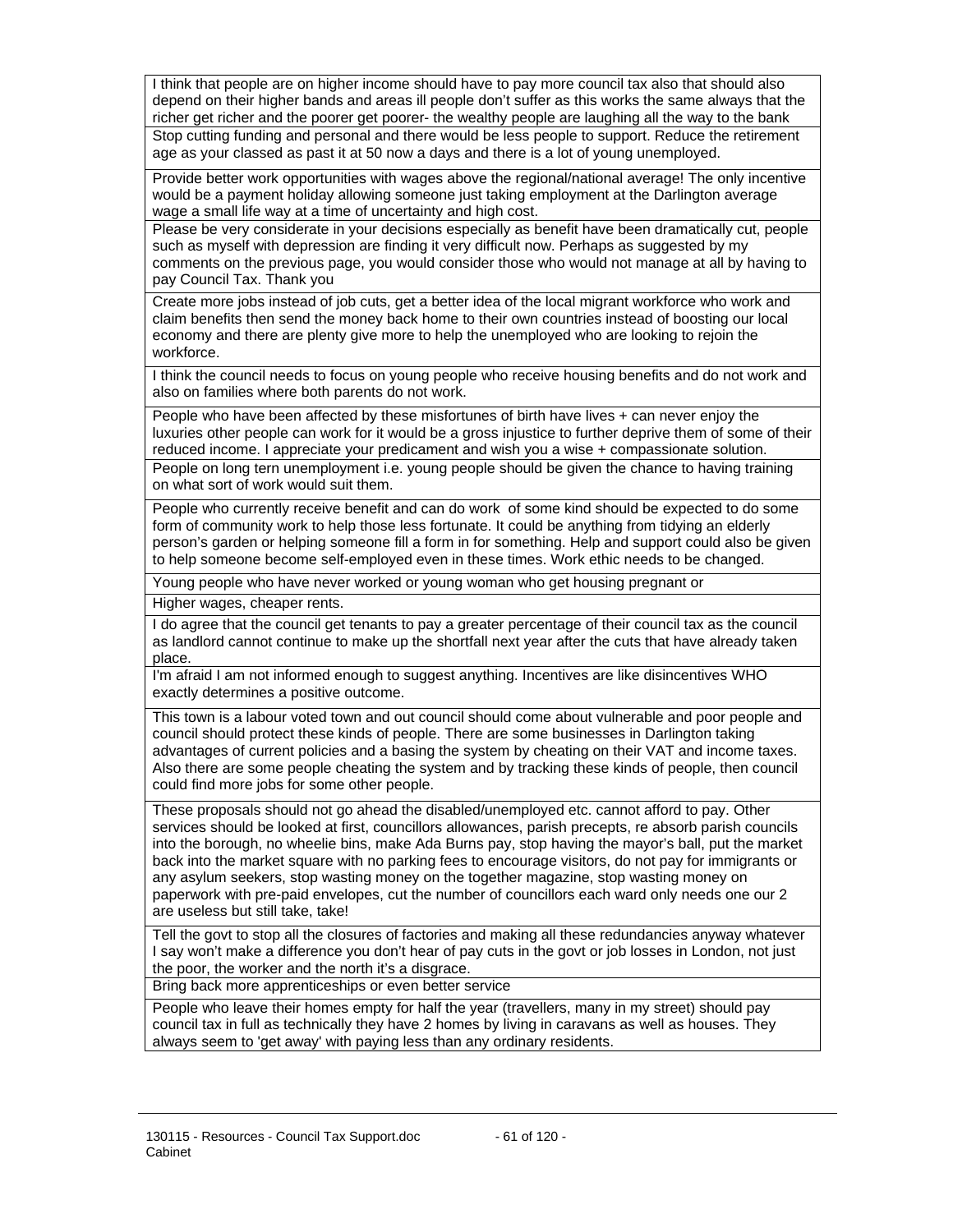| |
|---|
| I think that people are on higher income should have to pay more council tax also that should also depend on their higher bands and areas ill people don't suffer as this works the same always that the richer get richer and the poorer get poorer- the wealthy people are laughing all the way to the bank |
| Stop cutting funding and personal and there would be less people to support. Reduce the retirement age as your classed as past it at 50 now a days and there is a lot of young unemployed. |
| Provide better work opportunities with wages above the regional/national average! The only incentive would be a payment holiday allowing someone just taking employment at the Darlington average wage a small life way at a time of uncertainty and high cost. |
| Please be very considerate in your decisions especially as benefit have been dramatically cut, people such as myself with depression are finding it very difficult now. Perhaps as suggested by my comments on the previous page, you would consider those who would not manage at all by having to pay Council Tax. Thank you |
| Create more jobs instead of job cuts, get a better idea of the local migrant workforce who work and claim benefits then send the money back home to their own countries instead of boosting our local economy and there are plenty give more to help the unemployed who are looking to rejoin the workforce. |
| I think the council needs to focus on young people who receive housing benefits and do not work and also on families where both parents do not work. |
| People who have been affected by these misfortunes of birth have lives + can never enjoy the luxuries other people can work for it would be a gross injustice to further deprive them of some of their reduced income. I appreciate your predicament and wish you a wise + compassionate solution. |
| People on long tern unemployment i.e. young people should be given the chance to having training on what sort of work would suit them. |
| People who currently receive benefit and can do work of some kind should be expected to do some form of community work to help those less fortunate. It could be anything from tidying an elderly person's garden or helping someone fill a form in for something. Help and support could also be given to help someone become self-employed even in these times. Work ethic needs to be changed. |
| Young people who have never worked or young woman who get housing pregnant or |
| Higher wages, cheaper rents. |
| I do agree that the council get tenants to pay a greater percentage of their council tax as the council as landlord cannot continue to make up the shortfall next year after the cuts that have already taken place. |
| I'm afraid I am not informed enough to suggest anything. Incentives are like disincentives WHO exactly determines a positive outcome. |
| This town is a labour voted town and out council should come about vulnerable and poor people and council should protect these kinds of people. There are some businesses in Darlington taking advantages of current policies and a basing the system by cheating on their VAT and income taxes. Also there are some people cheating the system and by tracking these kinds of people, then council could find more jobs for some other people. |
| These proposals should not go ahead the disabled/unemployed etc. cannot afford to pay. Other services should be looked at first, councillors allowances, parish precepts, re absorb parish councils into the borough, no wheelie bins, make Ada Burns pay, stop having the mayor's ball, put the market back into the market square with no parking fees to encourage visitors, do not pay for immigrants or any asylum seekers, stop wasting money on the together magazine, stop wasting money on paperwork with pre-paid envelopes, cut the number of councillors each ward only needs one our 2 are useless but still take, take! |
| Tell the govt to stop all the closures of factories and making all these redundancies anyway whatever I say won't make a difference you don't hear of pay cuts in the govt or job losses in London, not just the poor, the worker and the north it's a disgrace. |
| Bring back more apprenticeships or even better service |
| People who leave their homes empty for half the year (travellers, many in my street) should pay council tax in full as technically they have 2 homes by living in caravans as well as houses. They always seem to 'get away' with paying less than any ordinary residents. |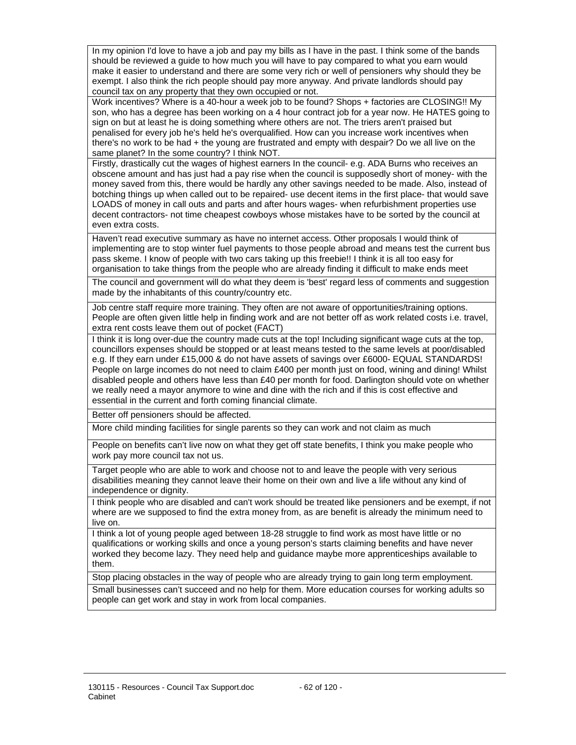| |
|---|
| In my opinion I'd love to have a job and pay my bills as I have in the past. I think some of the bands should be reviewed a guide to how much you will have to pay compared to what you earn would make it easier to understand and there are some very rich or well of pensioners why should they be exempt. I also think the rich people should pay more anyway. And private landlords should pay council tax on any property that they own occupied or not. |
| Work incentives? Where is a 40-hour a week job to be found? Shops + factories are CLOSING!! My son, who has a degree has been working on a 4 hour contract job for a year now. He HATES going to sign on but at least he is doing something where others are not. The triers aren't praised but penalised for every job he's held he's overqualified. How can you increase work incentives when there's no work to be had + the young are frustrated and empty with despair? Do we all live on the same planet? In the some country? I think NOT. |
| Firstly, drastically cut the wages of highest earners In the council- e.g. ADA Burns who receives an obscene amount and has just had a pay rise when the council is supposedly short of money- with the money saved from this, there would be hardly any other savings needed to be made. Also, instead of botching things up when called out to be repaired- use decent items in the first place- that would save LOADS of money in call outs and parts and after hours wages- when refurbishment properties use decent contractors- not time cheapest cowboys whose mistakes have to be sorted by the council at even extra costs. |
| Haven't read executive summary as have no internet access. Other proposals I would think of implementing are to stop winter fuel payments to those people abroad and means test the current bus pass skeme. I know of people with two cars taking up this freebie!! I think it is all too easy for organisation to take things from the people who are already finding it difficult to make ends meet |
| The council and government will do what they deem is 'best' regard less of comments and suggestion made by the inhabitants of this country/country etc. |
| Job centre staff require more training. They often are not aware of opportunities/training options. People are often given little help in finding work and are not better off as work related costs i.e. travel, extra rent costs leave them out of pocket (FACT) |
| I think it is long over-due the country made cuts at the top! Including significant wage cuts at the top, councillors expenses should be stopped or at least means tested to the same levels at poor/disabled e.g. If they earn under £15,000 & do not have assets of savings over £6000- EQUAL STANDARDS! People on large incomes do not need to claim £400 per month just on food, wining and dining! Whilst disabled people and others have less than £40 per month for food. Darlington should vote on whether we really need a mayor anymore to wine and dine with the rich and if this is cost effective and essential in the current and forth coming financial climate. |
| Better off pensioners should be affected. |
| More child minding facilities for single parents so they can work and not claim as much |
| People on benefits can't live now on what they get off state benefits, I think you make people who work pay more council tax not us. |
| Target people who are able to work and choose not to and leave the people with very serious disabilities meaning they cannot leave their home on their own and live a life without any kind of independence or dignity. |
| I think people who are disabled and can't work should be treated like pensioners and be exempt, if not where are we supposed to find the extra money from, as are benefit is already the minimum need to live on. |
| I think a lot of young people aged between 18-28 struggle to find work as most have little or no qualifications or working skills and once a young person's starts claiming benefits and have never worked they become lazy. They need help and guidance maybe more apprenticeships available to them. |
| Stop placing obstacles in the way of people who are already trying to gain long term employment. |
| Small businesses can't succeed and no help for them. More education courses for working adults so people can get work and stay in work from local companies. |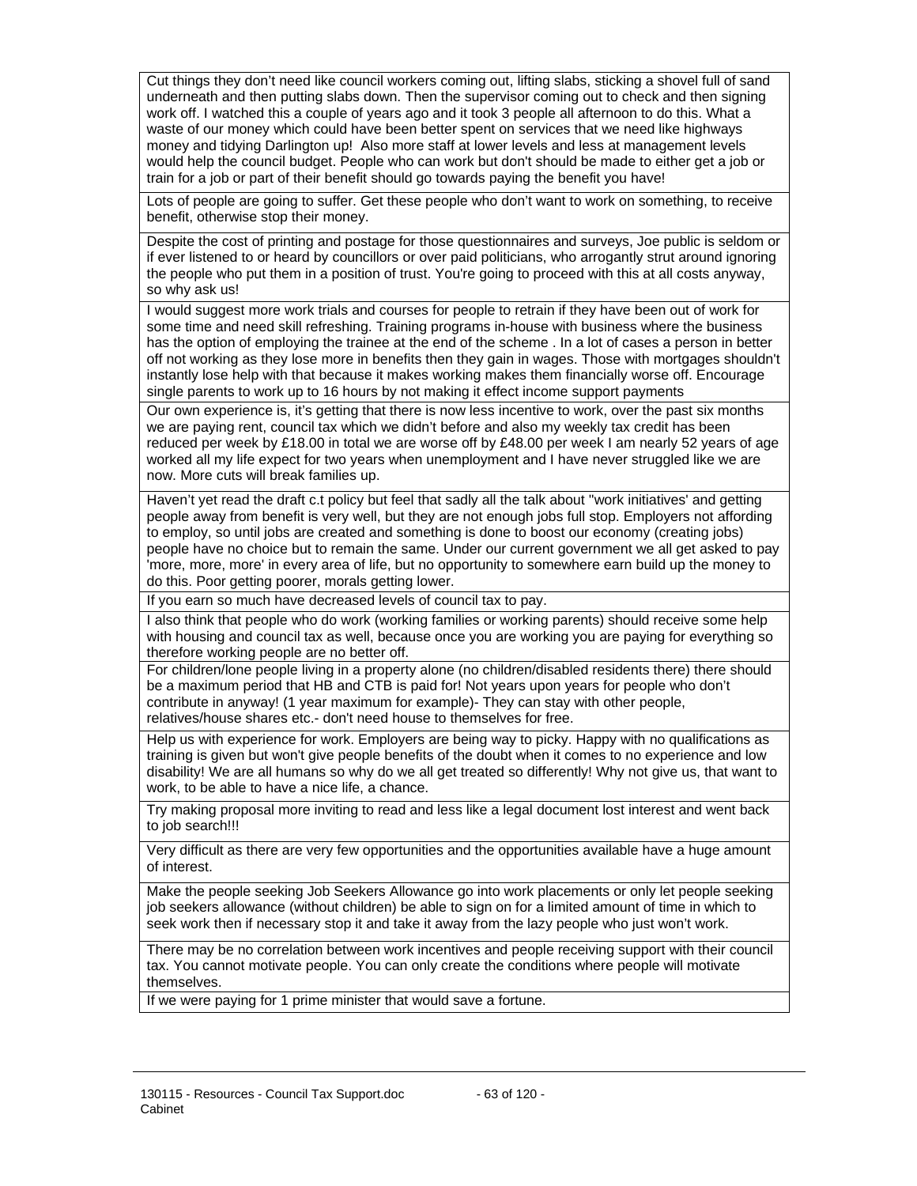| |
|---|
| Cut things they don't need like council workers coming out, lifting slabs, sticking a shovel full of sand underneath and then putting slabs down. Then the supervisor coming out to check and then signing work off. I watched this a couple of years ago and it took 3 people all afternoon to do this. What a waste of our money which could have been better spent on services that we need like highways money and tidying Darlington up! Also more staff at lower levels and less at management levels would help the council budget. People who can work but don't should be made to either get a job or train for a job or part of their benefit should go towards paying the benefit you have! |
| Lots of people are going to suffer. Get these people who don't want to work on something, to receive benefit, otherwise stop their money. |
| Despite the cost of printing and postage for those questionnaires and surveys, Joe public is seldom or if ever listened to or heard by councillors or over paid politicians, who arrogantly strut around ignoring the people who put them in a position of trust. You're going to proceed with this at all costs anyway, so why ask us! |
| I would suggest more work trials and courses for people to retrain if they have been out of work for some time and need skill refreshing. Training programs in-house with business where the business has the option of employing the trainee at the end of the scheme . In a lot of cases a person in better off not working as they lose more in benefits then they gain in wages. Those with mortgages shouldn't instantly lose help with that because it makes working makes them financially worse off. Encourage single parents to work up to 16 hours by not making it effect income support payments |
| Our own experience is, it's getting that there is now less incentive to work, over the past six months we are paying rent, council tax which we didn't before and also my weekly tax credit has been reduced per week by £18.00 in total we are worse off by £48.00 per week I am nearly 52 years of age worked all my life expect for two years when unemployment and I have never struggled like we are now. More cuts will break families up. |
| Haven't yet read the draft c.t policy but feel that sadly all the talk about "work initiatives' and getting people away from benefit is very well, but they are not enough jobs full stop. Employers not affording to employ, so until jobs are created and something is done to boost our economy (creating jobs) people have no choice but to remain the same. Under our current government we all get asked to pay 'more, more, more' in every area of life, but no opportunity to somewhere earn build up the money to do this. Poor getting poorer, morals getting lower. |
| If you earn so much have decreased levels of council tax to pay. |
| I also think that people who do work (working families or working parents) should receive some help with housing and council tax as well, because once you are working you are paying for everything so therefore working people are no better off. |
| For children/lone people living in a property alone (no children/disabled residents there) there should be a maximum period that HB and CTB is paid for! Not years upon years for people who don't contribute in anyway! (1 year maximum for example)- They can stay with other people, relatives/house shares etc.- don't need house to themselves for free. |
| Help us with experience for work. Employers are being way to picky. Happy with no qualifications as training is given but won't give people benefits of the doubt when it comes to no experience and low disability! We are all humans so why do we all get treated so differently! Why not give us, that want to work, to be able to have a nice life, a chance. |
| Try making proposal more inviting to read and less like a legal document lost interest and went back to job search!!! |
| Very difficult as there are very few opportunities and the opportunities available have a huge amount of interest. |
| Make the people seeking Job Seekers Allowance go into work placements or only let people seeking job seekers allowance (without children) be able to sign on for a limited amount of time in which to seek work then if necessary stop it and take it away from the lazy people who just won't work. |
| There may be no correlation between work incentives and people receiving support with their council tax. You cannot motivate people. You can only create the conditions where people will motivate themselves. |
| If we were paying for 1 prime minister that would save a fortune. |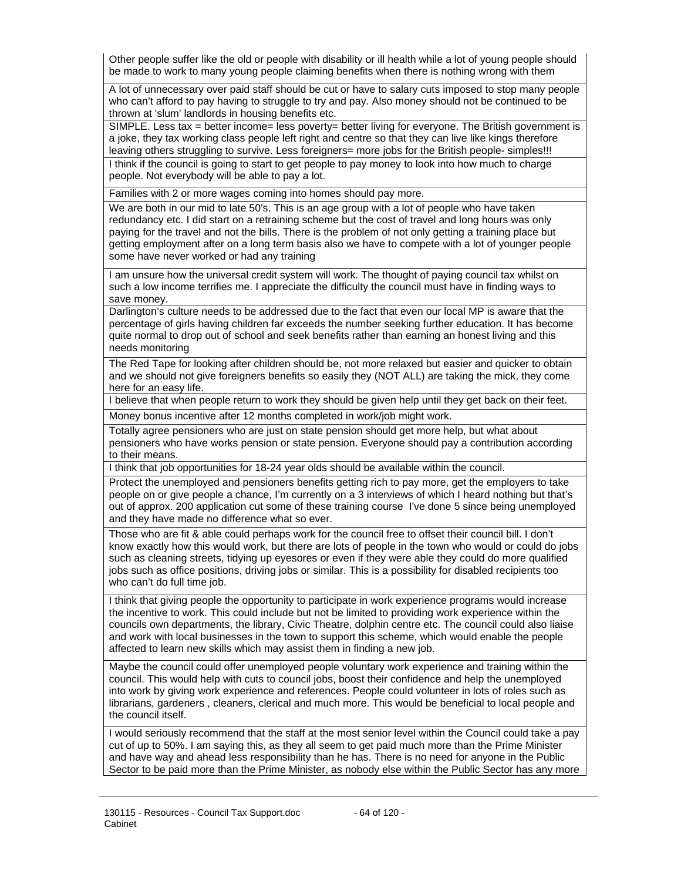| |
|---|
| Other people suffer like the old or people with disability or ill health while a lot of young people should be made to work to many young people claiming benefits when there is nothing wrong with them |
| A lot of unnecessary over paid staff should be cut or have to salary cuts imposed to stop many people who can't afford to pay having to struggle to try and pay. Also money should not be continued to be thrown at 'slum' landlords in housing benefits etc. |
| SIMPLE. Less tax = better income= less poverty= better living for everyone. The British government is a joke, they tax working class people left right and centre so that they can live like kings therefore leaving others struggling to survive. Less foreigners= more jobs for the British people- simples!!! |
| I think if the council is going to start to get people to pay money to look into how much to charge people. Not everybody will be able to pay a lot. |
| Families with 2 or more wages coming into homes should pay more. |
| We are both in our mid to late 50's. This is an age group with a lot of people who have taken redundancy etc. I did start on a retraining scheme but the cost of travel and long hours was only paying for the travel and not the bills. There is the problem of not only getting a training place but getting employment after on a long term basis also we have to compete with a lot of younger people some have never worked or had any training |
| I am unsure how the universal credit system will work. The thought of paying council tax whilst on such a low income terrifies me. I appreciate the difficulty the council must have in finding ways to save money. |
| Darlington's culture needs to be addressed due to the fact that even our local MP is aware that the percentage of girls having children far exceeds the number seeking further education. It has become quite normal to drop out of school and seek benefits rather than earning an honest living and this needs monitoring |
| The Red Tape for looking after children should be, not more relaxed but easier and quicker to obtain and we should not give foreigners benefits so easily they (NOT ALL) are taking the mick, they come here for an easy life. |
| I believe that when people return to work they should be given help until they get back on their feet. |
| Money bonus incentive after 12 months completed in work/job might work. |
| Totally agree pensioners who are just on state pension should get more help, but what about pensioners who have works pension or state pension. Everyone should pay a contribution according to their means. |
| I think that job opportunities for 18-24 year olds should be available within the council. |
| Protect the unemployed and pensioners benefits getting rich to pay more, get the employers to take people on or give people a chance, I'm currently on a 3 interviews of which I heard nothing but that's out of approx. 200 application cut some of these training course I've done 5 since being unemployed and they have made no difference what so ever. |
| Those who are fit & able could perhaps work for the council free to offset their council bill. I don't know exactly how this would work, but there are lots of people in the town who would or could do jobs such as cleaning streets, tidying up eyesores or even if they were able they could do more qualified jobs such as office positions, driving jobs or similar. This is a possibility for disabled recipients too who can't do full time job. |
| I think that giving people the opportunity to participate in work experience programs would increase the incentive to work. This could include but not be limited to providing work experience within the councils own departments, the library, Civic Theatre, dolphin centre etc. The council could also liaise and work with local businesses in the town to support this scheme, which would enable the people affected to learn new skills which may assist them in finding a new job. |
| Maybe the council could offer unemployed people voluntary work experience and training within the council. This would help with cuts to council jobs, boost their confidence and help the unemployed into work by giving work experience and references. People could volunteer in lots of roles such as librarians, gardeners , cleaners, clerical and much more. This would be beneficial to local people and the council itself. |
| I would seriously recommend that the staff at the most senior level within the Council could take a pay cut of up to 50%. I am saying this, as they all seem to get paid much more than the Prime Minister and have way and ahead less responsibility than he has. There is no need for anyone in the Public Sector to be paid more than the Prime Minister, as nobody else within the Public Sector has any more |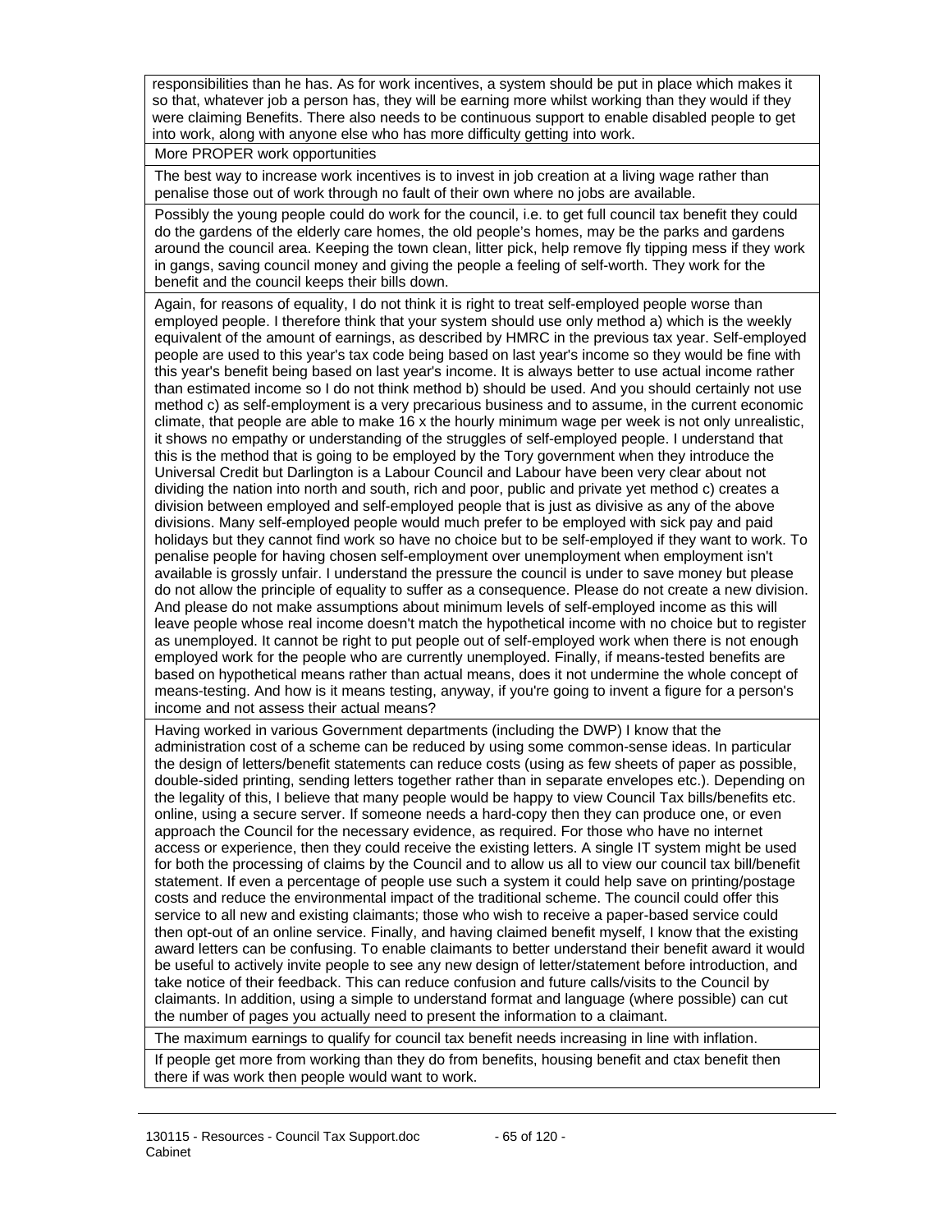| |
|---|
| responsibilities than he has. As for work incentives, a system should be put in place which makes it so that, whatever job a person has, they will be earning more whilst working than they would if they were claiming Benefits. There also needs to be continuous support to enable disabled people to get into work, along with anyone else who has more difficulty getting into work. |
| More PROPER work opportunities |
| The best way to increase work incentives is to invest in job creation at a living wage rather than penalise those out of work through no fault of their own where no jobs are available. |
| Possibly the young people could do work for the council, i.e. to get full council tax benefit they could do the gardens of the elderly care homes, the old people's homes, may be the parks and gardens around the council area. Keeping the town clean, litter pick, help remove fly tipping mess if they work in gangs, saving council money and giving the people a feeling of self-worth. They work for the benefit and the council keeps their bills down. |
| Again, for reasons of equality, I do not think it is right to treat self-employed people worse than employed people. I therefore think that your system should use only method a) which is the weekly equivalent of the amount of earnings, as described by HMRC in the previous tax year. Self-employed people are used to this year's tax code being based on last year's income so they would be fine with this year's benefit being based on last year's income. It is always better to use actual income rather than estimated income so I do not think method b) should be used. And you should certainly not use method c) as self-employment is a very precarious business and to assume, in the current economic climate, that people are able to make 16 x the hourly minimum wage per week is not only unrealistic, it shows no empathy or understanding of the struggles of self-employed people. I understand that this is the method that is going to be employed by the Tory government when they introduce the Universal Credit but Darlington is a Labour Council and Labour have been very clear about not dividing the nation into north and south, rich and poor, public and private yet method c) creates a division between employed and self-employed people that is just as divisive as any of the above divisions. Many self-employed people would much prefer to be employed with sick pay and paid holidays but they cannot find work so have no choice but to be self-employed if they want to work. To penalise people for having chosen self-employment over unemployment when employment isn't available is grossly unfair. I understand the pressure the council is under to save money but please do not allow the principle of equality to suffer as a consequence. Please do not create a new division. And please do not make assumptions about minimum levels of self-employed income as this will leave people whose real income doesn't match the hypothetical income with no choice but to register as unemployed. It cannot be right to put people out of self-employed work when there is not enough employed work for the people who are currently unemployed. Finally, if means-tested benefits are based on hypothetical means rather than actual means, does it not undermine the whole concept of means-testing. And how is it means testing, anyway, if you're going to invent a figure for a person's income and not assess their actual means? |
| Having worked in various Government departments (including the DWP) I know that the administration cost of a scheme can be reduced by using some common-sense ideas. In particular the design of letters/benefit statements can reduce costs (using as few sheets of paper as possible, double-sided printing, sending letters together rather than in separate envelopes etc.). Depending on the legality of this, I believe that many people would be happy to view Council Tax bills/benefits etc. online, using a secure server. If someone needs a hard-copy then they can produce one, or even approach the Council for the necessary evidence, as required. For those who have no internet access or experience, then they could receive the existing letters. A single IT system might be used for both the processing of claims by the Council and to allow us all to view our council tax bill/benefit statement. If even a percentage of people use such a system it could help save on printing/postage costs and reduce the environmental impact of the traditional scheme. The council could offer this service to all new and existing claimants; those who wish to receive a paper-based service could then opt-out of an online service. Finally, and having claimed benefit myself, I know that the existing award letters can be confusing. To enable claimants to better understand their benefit award it would be useful to actively invite people to see any new design of letter/statement before introduction, and take notice of their feedback. This can reduce confusion and future calls/visits to the Council by claimants. In addition, using a simple to understand format and language (where possible) can cut the number of pages you actually need to present the information to a claimant. |
| The maximum earnings to qualify for council tax benefit needs increasing in line with inflation. |
| If people get more from working than they do from benefits, housing benefit and ctax benefit then there if was work then people would want to work. |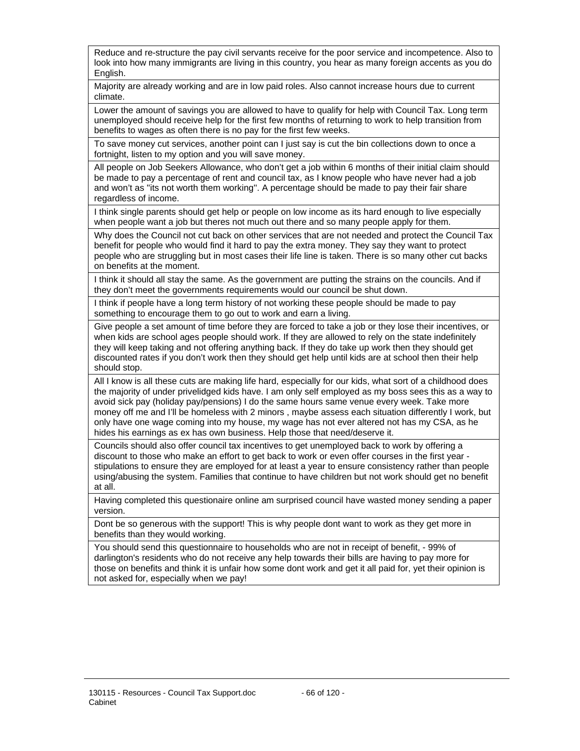| |
|---|
| Reduce and re-structure the pay civil servants receive for the poor service and incompetence. Also to look into how many immigrants are living in this country, you hear as many foreign accents as you do English. |
| Majority are already working and are in low paid roles. Also cannot increase hours due to current climate. |
| Lower the amount of savings you are allowed to have to qualify for help with Council Tax. Long term unemployed should receive help for the first few months of returning to work to help transition from benefits to wages as often there is no pay for the first few weeks. |
| To save money cut services, another point can I just say is cut the bin collections down to once a fortnight, listen to my option and you will save money. |
| All people on Job Seekers Allowance, who don't get a job within 6 months of their initial claim should be made to pay a percentage of rent and council tax, as I know people who have never had a job and won't as "its not worth them working". A percentage should be made to pay their fair share regardless of income. |
| I think single parents should get help or people on low income as its hard enough to live especially when people want a job but theres not much out there and so many people apply for them. |
| Why does the Council not cut back on other services that are not needed and protect the Council Tax benefit for people who would find it hard to pay the extra money. They say they want to protect people who are struggling but in most cases their life line is taken. There is so many other cut backs on benefits at the moment. |
| I think it should all stay the same. As the government are putting the strains on the councils. And if they don't meet the governments requirements would our council be shut down. |
| I think if people have a long term history of not working these people should be made to pay something to encourage them to go out to work and earn a living. |
| Give people a set amount of time before they are forced to take a job or they lose their incentives, or when kids are school ages people should work. If they are allowed to rely on the state indefinitely they will keep taking and not offering anything back. If they do take up work then they should get discounted rates if you don't work then they should get help until kids are at school then their help should stop. |
| All I know is all these cuts are making life hard, especially for our kids, what sort of a childhood does the majority of under privelidged kids have. I am only self employed as my boss sees this as a way to avoid sick pay (holiday pay/pensions) I do the same hours same venue every week. Take more money off me and I'll be homeless with 2 minors , maybe assess each situation differently I work, but only have one wage coming into my house, my wage has not ever altered not has my CSA, as he hides his earnings as ex has own business. Help those that need/deserve it. |
| Councils should also offer council tax incentives to get unemployed back to work by offering a discount to those who make an effort to get back to work or even offer courses in the first year - stipulations to ensure they are employed for at least a year to ensure consistency rather than people using/abusing the system. Families that continue to have children but not work should get no benefit at all. |
| Having completed this questionaire online am surprised council have wasted money sending a paper version. |
| Dont be so generous with the support! This is why people dont want to work as they get more in benefits than they would working. |
| You should send this questionnaire to households who are not in receipt of benefit, - 99% of darlington's residents who do not receive any help towards their bills are having to pay more for those on benefits and think it is unfair how some dont work and get it all paid for, yet their opinion is not asked for, especially when we pay! |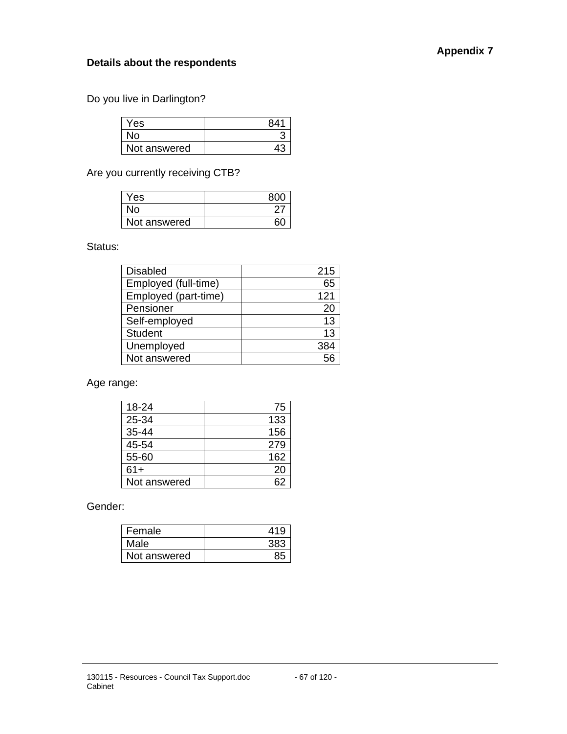**Appendix 7**

**Details about the respondents**

Do you live in Darlington?

| | |
|---|---|
| Yes | 841 |
| No | 3 |
| Not answered | 43 |

Are you currently receiving CTB?

| | |
|---|---|
| Yes | 800 |
| No | 27 |
| Not answered | 60 |

Status:

| | |
|---|---|
| Disabled | 215 |
| Employed (full-time) | 65 |
| Employed (part-time) | 121 |
| Pensioner | 20 |
| Self-employed | 13 |
| Student | 13 |
| Unemployed | 384 |
| Not answered | 56 |

Age range:

| | |
|---|---|
| 18-24 | 75 |
| 25-34 | 133 |
| 35-44 | 156 |
| 45-54 | 279 |
| 55-60 | 162 |
| 61+ | 20 |
| Not answered | 62 |

Gender:

| | |
|---|---|
| Female | 419 |
| Male | 383 |
| Not answered | 85 |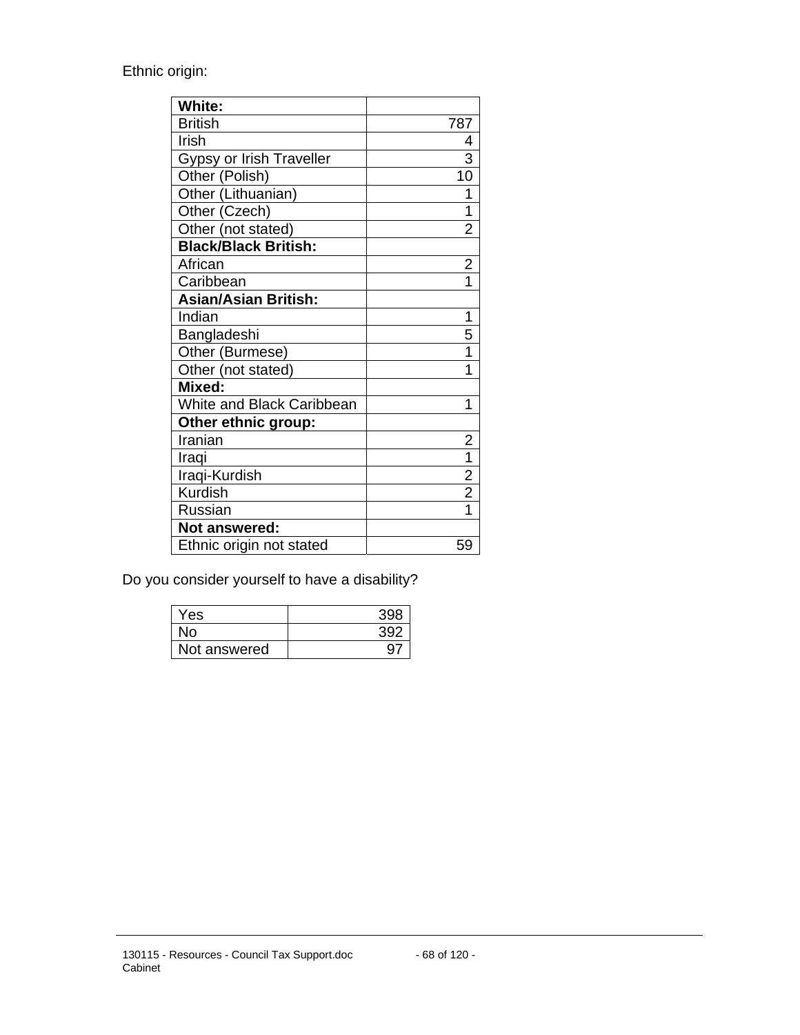Ethnic origin:

| **White:** | |
|---|---|
| British | 787 |
| Irish | 4 |
| Gypsy or Irish Traveller | 3 |
| Other (Polish) | 10 |
| Other (Lithuanian) | 1 |
| Other (Czech) | 1 |
| Other (not stated) | 2 |
| **Black/Black British:** | |
| African | 2 |
| Caribbean | 1 |
| **Asian/Asian British:** | |
| Indian | 1 |
| Bangladeshi | 5 |
| Other (Burmese) | 1 |
| Other (not stated) | 1 |
| **Mixed:** | |
| White and Black Caribbean | 1 |
| **Other ethnic group:** | |
| Iranian | 2 |
| Iraqi | 1 |
| Iraqi-Kurdish | 2 |
| Kurdish | 2 |
| Russian | 1 |
| **Not answered:** | |
| Ethnic origin not stated | 59 |

Do you consider yourself to have a disability?

| Yes | 398 |
|---|---|
| No | 392 |
| Not answered | 97 |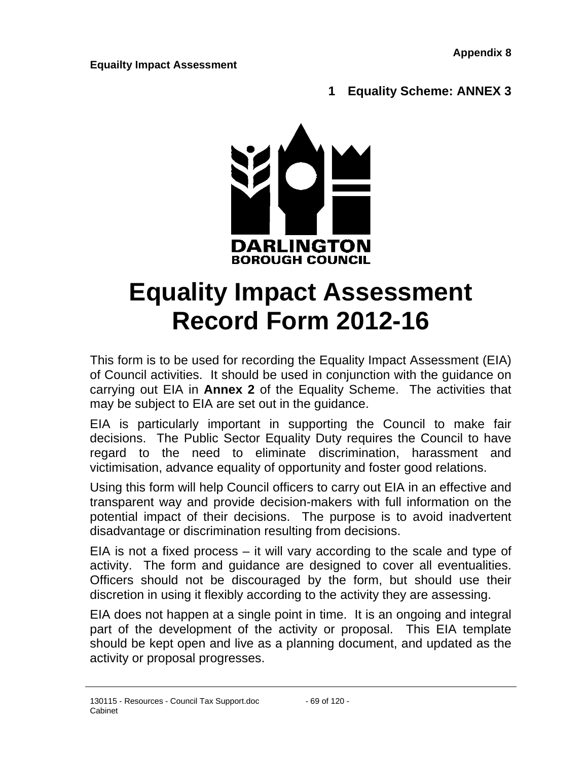Appendix 8

**Equailty Impact Assessment**

## 1 Equality Scheme: ANNEX 3

DARLINGTON
BOROUGH COUNCIL

# Equality Impact Assessment Record Form 2012-16

This form is to be used for recording the Equality Impact Assessment (EIA) of Council activities. It should be used in conjunction with the guidance on carrying out EIA in **Annex 2** of the Equality Scheme. The activities that may be subject to EIA are set out in the guidance.

EIA is particularly important in supporting the Council to make fair decisions. The Public Sector Equality Duty requires the Council to have regard to the need to eliminate discrimination, harassment and victimisation, advance equality of opportunity and foster good relations.

Using this form will help Council officers to carry out EIA in an effective and transparent way and provide decision-makers with full information on the potential impact of their decisions. The purpose is to avoid inadvertent disadvantage or discrimination resulting from decisions.

EIA is not a fixed process – it will vary according to the scale and type of activity. The form and guidance are designed to cover all eventualities. Officers should not be discouraged by the form, but should use their discretion in using it flexibly according to the activity they are assessing.

EIA does not happen at a single point in time. It is an ongoing and integral part of the development of the activity or proposal. This EIA template should be kept open and live as a planning document, and updated as the activity or proposal progresses.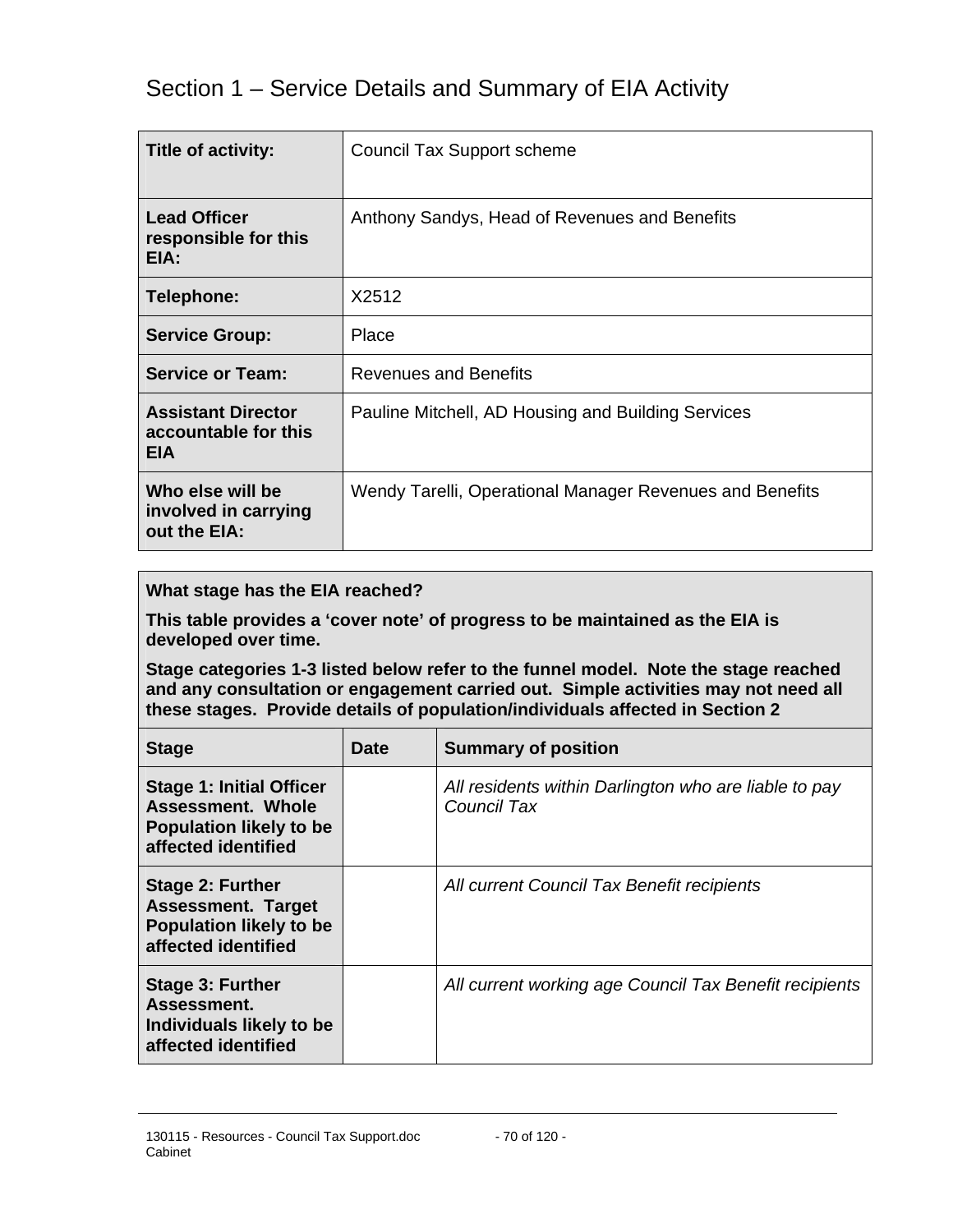# Section 1 – Service Details and Summary of EIA Activity

| **Title of activity:** | Council Tax Support scheme |
|---|---|
| **Lead Officer responsible for this EIA:** | Anthony Sandys, Head of Revenues and Benefits |
| **Telephone:** | X2512 |
| **Service Group:** | Place |
| **Service or Team:** | Revenues and Benefits |
| **Assistant Director accountable for this EIA** | Pauline Mitchell, AD Housing and Building Services |
| **Who else will be involved in carrying out the EIA:** | Wendy Tarelli, Operational Manager Revenues and Benefits |

**What stage has the EIA reached?**

**This table provides a 'cover note' of progress to be maintained as the EIA is developed over time.**

**Stage categories 1-3 listed below refer to the funnel model. Note the stage reached and any consultation or engagement carried out. Simple activities may not need all these stages. Provide details of population/individuals affected in Section 2**

| **Stage** | **Date** | **Summary of position** |
|---|---|---|
| **Stage 1: Initial Officer Assessment. Whole Population likely to be affected identified** | | *All residents within Darlington who are liable to pay Council Tax* |
| **Stage 2: Further Assessment. Target Population likely to be affected identified** | | *All current Council Tax Benefit recipients* |
| **Stage 3: Further Assessment. Individuals likely to be affected identified** | | *All current working age Council Tax Benefit recipients* |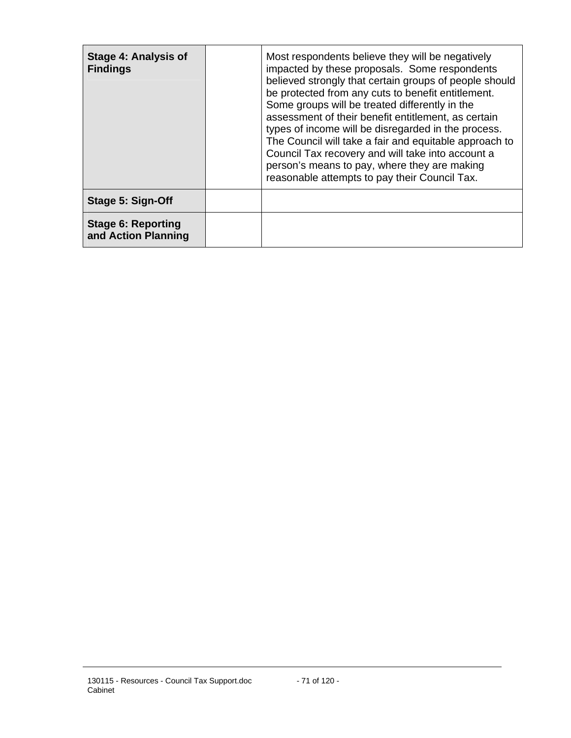| | | |
|---|---|---|
| **Stage 4: Analysis of Findings** | | Most respondents believe they will be negatively impacted by these proposals. Some respondents believed strongly that certain groups of people should be protected from any cuts to benefit entitlement. Some groups will be treated differently in the assessment of their benefit entitlement, as certain types of income will be disregarded in the process. The Council will take a fair and equitable approach to Council Tax recovery and will take into account a person's means to pay, where they are making reasonable attempts to pay their Council Tax. |
| **Stage 5: Sign-Off** | | |
| **Stage 6: Reporting and Action Planning** | | |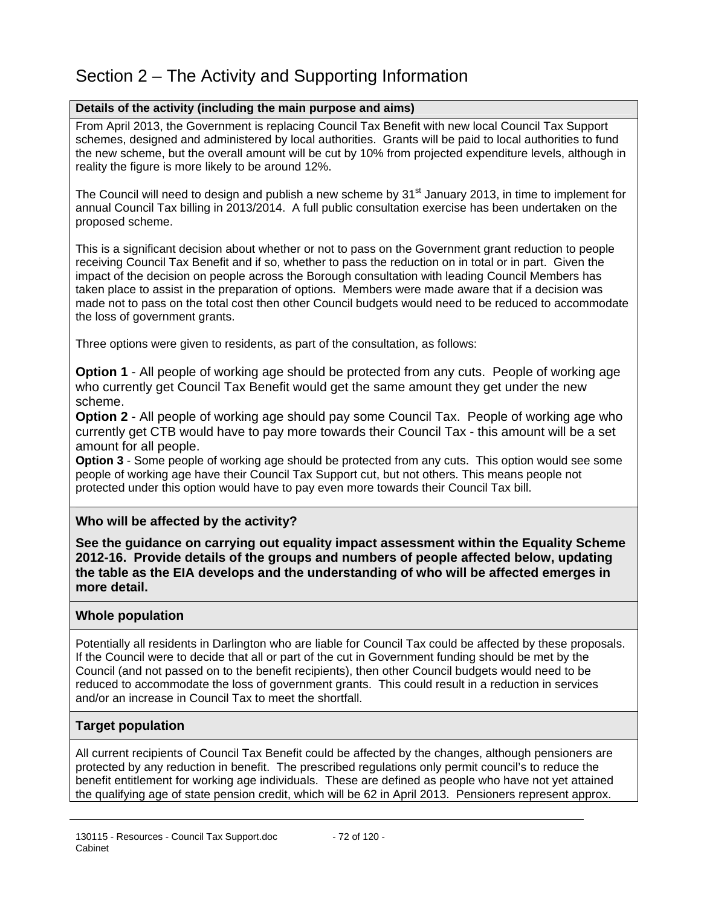# Section 2 – The Activity and Supporting Information

**Details of the activity (including the main purpose and aims)**

From April 2013, the Government is replacing Council Tax Benefit with new local Council Tax Support schemes, designed and administered by local authorities. Grants will be paid to local authorities to fund the new scheme, but the overall amount will be cut by 10% from projected expenditure levels, although in reality the figure is more likely to be around 12%.

The Council will need to design and publish a new scheme by 31st January 2013, in time to implement for annual Council Tax billing in 2013/2014. A full public consultation exercise has been undertaken on the proposed scheme.

This is a significant decision about whether or not to pass on the Government grant reduction to people receiving Council Tax Benefit and if so, whether to pass the reduction on in total or in part. Given the impact of the decision on people across the Borough consultation with leading Council Members has taken place to assist in the preparation of options. Members were made aware that if a decision was made not to pass on the total cost then other Council budgets would need to be reduced to accommodate the loss of government grants.

Three options were given to residents, as part of the consultation, as follows:

**Option 1** - All people of working age should be protected from any cuts. People of working age who currently get Council Tax Benefit would get the same amount they get under the new scheme.

**Option 2** - All people of working age should pay some Council Tax. People of working age who currently get CTB would have to pay more towards their Council Tax - this amount will be a set amount for all people.

**Option 3** - Some people of working age should be protected from any cuts. This option would see some people of working age have their Council Tax Support cut, but not others. This means people not protected under this option would have to pay even more towards their Council Tax bill.

**Who will be affected by the activity?**

**See the guidance on carrying out equality impact assessment within the Equality Scheme 2012-16. Provide details of the groups and numbers of people affected below, updating the table as the EIA develops and the understanding of who will be affected emerges in more detail.**

**Whole population**

Potentially all residents in Darlington who are liable for Council Tax could be affected by these proposals. If the Council were to decide that all or part of the cut in Government funding should be met by the Council (and not passed on to the benefit recipients), then other Council budgets would need to be reduced to accommodate the loss of government grants. This could result in a reduction in services and/or an increase in Council Tax to meet the shortfall.

**Target population**

All current recipients of Council Tax Benefit could be affected by the changes, although pensioners are protected by any reduction in benefit. The prescribed regulations only permit council's to reduce the benefit entitlement for working age individuals. These are defined as people who have not yet attained the qualifying age of state pension credit, which will be 62 in April 2013. Pensioners represent approx.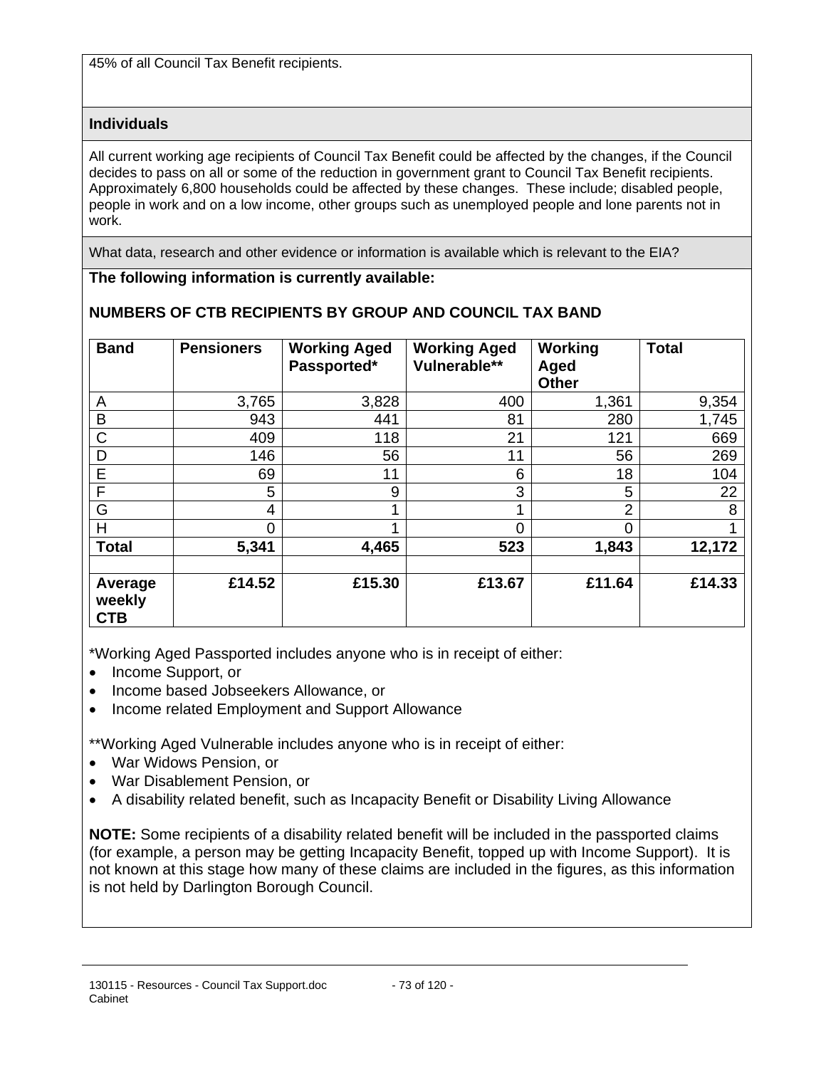45% of all Council Tax Benefit recipients.

**Individuals**

All current working age recipients of Council Tax Benefit could be affected by the changes, if the Council decides to pass on all or some of the reduction in government grant to Council Tax Benefit recipients. Approximately 6,800 households could be affected by these changes. These include; disabled people, people in work and on a low income, other groups such as unemployed people and lone parents not in work.

What data, research and other evidence or information is available which is relevant to the EIA?

**The following information is currently available:**

**NUMBERS OF CTB RECIPIENTS BY GROUP AND COUNCIL TAX BAND**

| Band | Pensioners | Working Aged Passported* | Working Aged Vulnerable** | Working Aged Other | Total |
|---|---|---|---|---|---|
| A | 3,765 | 3,828 | 400 | 1,361 | 9,354 |
| B | 943 | 441 | 81 | 280 | 1,745 |
| C | 409 | 118 | 21 | 121 | 669 |
| D | 146 | 56 | 11 | 56 | 269 |
| E | 69 | 11 | 6 | 18 | 104 |
| F | 5 | 9 | 3 | 5 | 22 |
| G | 4 | 1 | 1 | 2 | 8 |
| H | 0 | 1 | 0 | 0 | 1 |
| **Total** | **5,341** | **4,465** | **523** | **1,843** | **12,172** |
| | | | | | |
| **Average weekly CTB** | **£14.52** | **£15.30** | **£13.67** | **£11.64** | **£14.33** |

*Working Aged Passported includes anyone who is in receipt of either:

- Income Support, or
- Income based Jobseekers Allowance, or
- Income related Employment and Support Allowance

**Working Aged Vulnerable includes anyone who is in receipt of either:

- War Widows Pension, or
- War Disablement Pension, or
- A disability related benefit, such as Incapacity Benefit or Disability Living Allowance

**NOTE:** Some recipients of a disability related benefit will be included in the passported claims (for example, a person may be getting Incapacity Benefit, topped up with Income Support). It is not known at this stage how many of these claims are included in the figures, as this information is not held by Darlington Borough Council.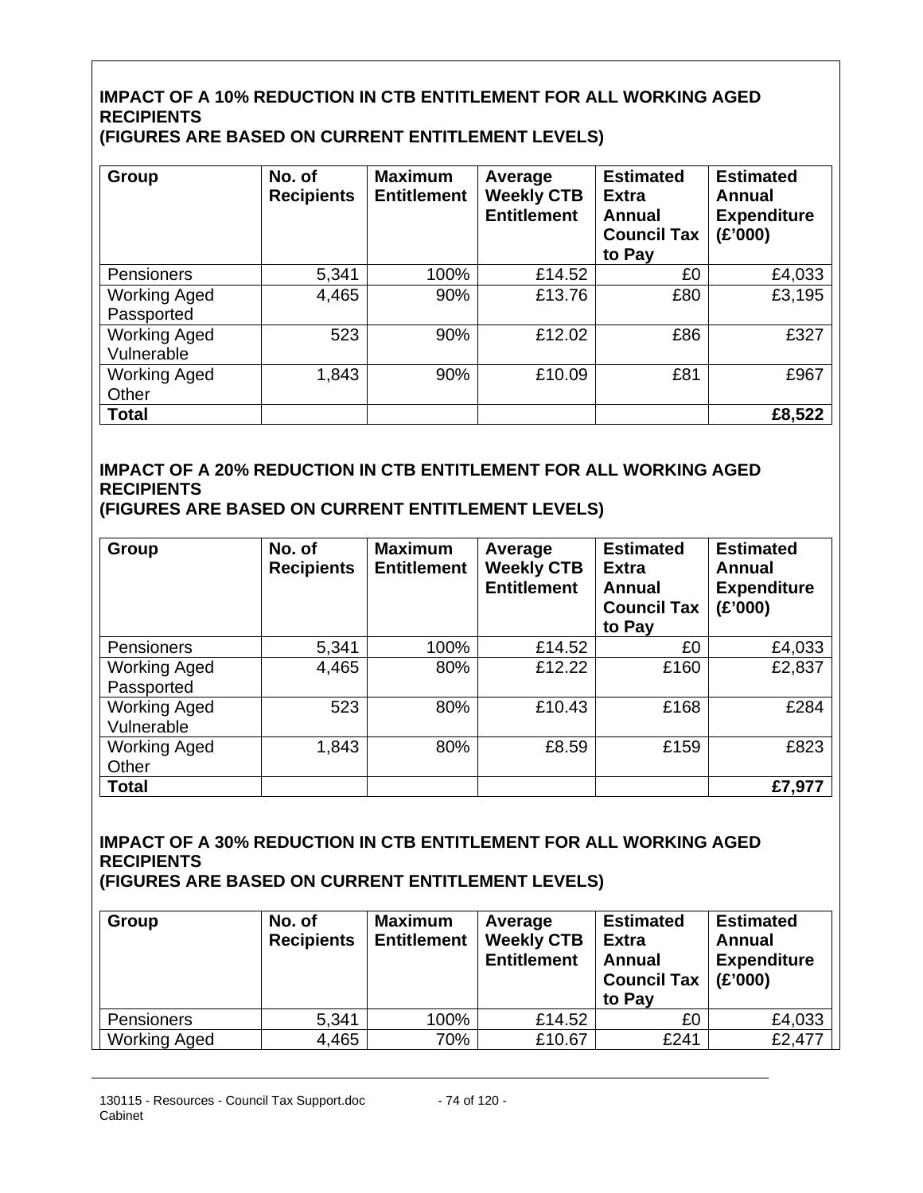**IMPACT OF A 10% REDUCTION IN CTB ENTITLEMENT FOR ALL WORKING AGED RECIPIENTS**
**(FIGURES ARE BASED ON CURRENT ENTITLEMENT LEVELS)**

| Group | No. of Recipients | Maximum Entitlement | Average Weekly CTB Entitlement | Estimated Extra Annual Council Tax to Pay | Estimated Annual Expenditure (£'000) |
|---|---|---|---|---|---|
| Pensioners | 5,341 | 100% | £14.52 | £0 | £4,033 |
| Working Aged Passported | 4,465 | 90% | £13.76 | £80 | £3,195 |
| Working Aged Vulnerable | 523 | 90% | £12.02 | £86 | £327 |
| Working Aged Other | 1,843 | 90% | £10.09 | £81 | £967 |
| **Total** | | | | | **£8,522** |

**IMPACT OF A 20% REDUCTION IN CTB ENTITLEMENT FOR ALL WORKING AGED RECIPIENTS**
**(FIGURES ARE BASED ON CURRENT ENTITLEMENT LEVELS)**

| Group | No. of Recipients | Maximum Entitlement | Average Weekly CTB Entitlement | Estimated Extra Annual Council Tax to Pay | Estimated Annual Expenditure (£'000) |
|---|---|---|---|---|---|
| Pensioners | 5,341 | 100% | £14.52 | £0 | £4,033 |
| Working Aged Passported | 4,465 | 80% | £12.22 | £160 | £2,837 |
| Working Aged Vulnerable | 523 | 80% | £10.43 | £168 | £284 |
| Working Aged Other | 1,843 | 80% | £8.59 | £159 | £823 |
| **Total** | | | | | **£7,977** |

**IMPACT OF A 30% REDUCTION IN CTB ENTITLEMENT FOR ALL WORKING AGED RECIPIENTS**
**(FIGURES ARE BASED ON CURRENT ENTITLEMENT LEVELS)**

| Group | No. of Recipients | Maximum Entitlement | Average Weekly CTB Entitlement | Estimated Extra Annual Council Tax to Pay | Estimated Annual Expenditure (£'000) |
|---|---|---|---|---|---|
| Pensioners | 5,341 | 100% | £14.52 | £0 | £4,033 |
| Working Aged | 4,465 | 70% | £10.67 | £241 | £2,477 |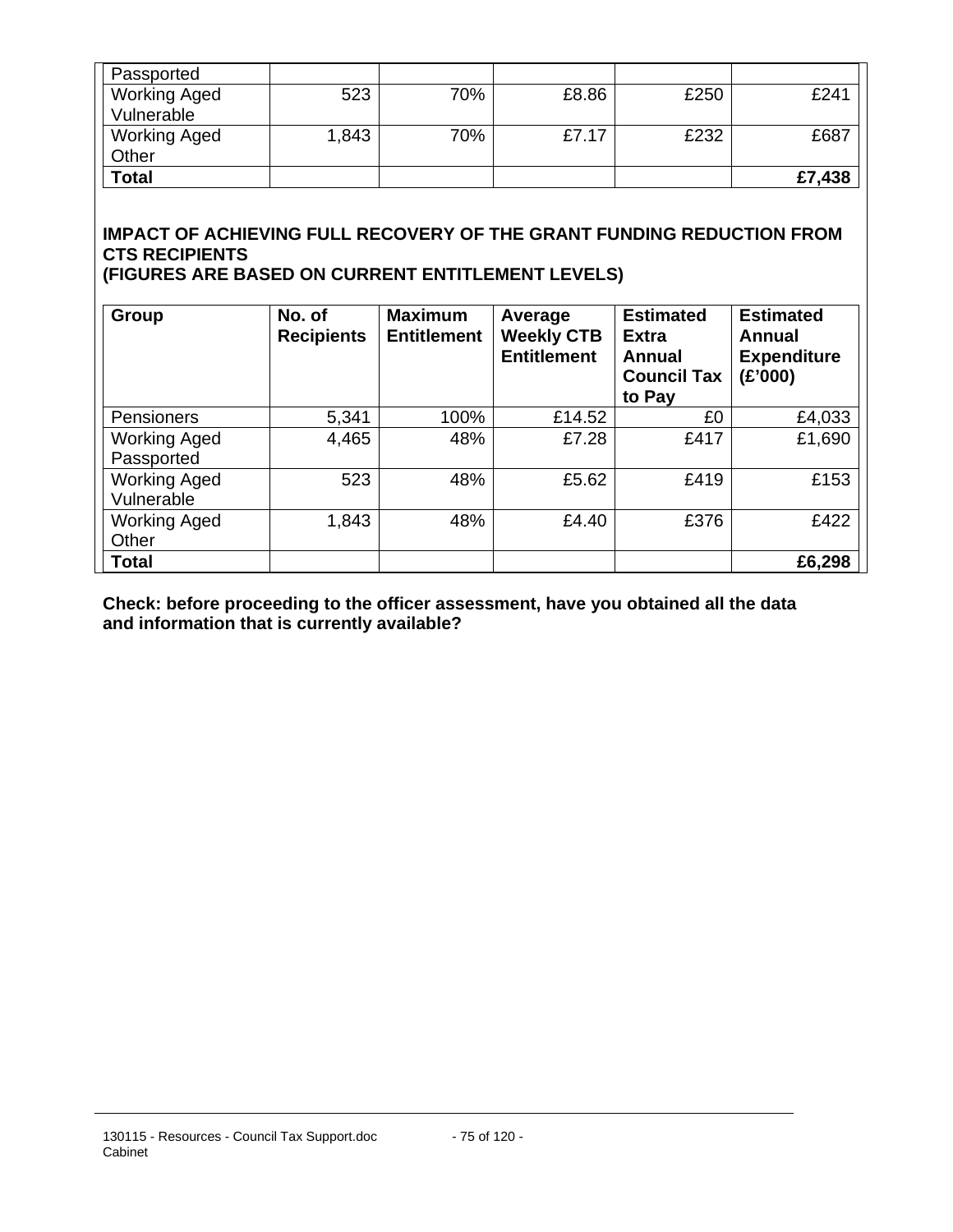| Passported | | | | | |
|---|---|---|---|---|---|
| Working Aged Vulnerable | 523 | 70% | £8.86 | £250 | £241 |
| Working Aged Other | 1,843 | 70% | £7.17 | £232 | £687 |
| **Total** | | | | | **£7,438** |

**IMPACT OF ACHIEVING FULL RECOVERY OF THE GRANT FUNDING REDUCTION FROM CTS RECIPIENTS**
**(FIGURES ARE BASED ON CURRENT ENTITLEMENT LEVELS)**

| Group | No. of Recipients | Maximum Entitlement | Average Weekly CTB Entitlement | Estimated Extra Annual Council Tax to Pay | Estimated Annual Expenditure (£'000) |
|---|---|---|---|---|---|
| Pensioners | 5,341 | 100% | £14.52 | £0 | £4,033 |
| Working Aged Passported | 4,465 | 48% | £7.28 | £417 | £1,690 |
| Working Aged Vulnerable | 523 | 48% | £5.62 | £419 | £153 |
| Working Aged Other | 1,843 | 48% | £4.40 | £376 | £422 |
| **Total** | | | | | **£6,298** |

**Check: before proceeding to the officer assessment, have you obtained all the data and information that is currently available?**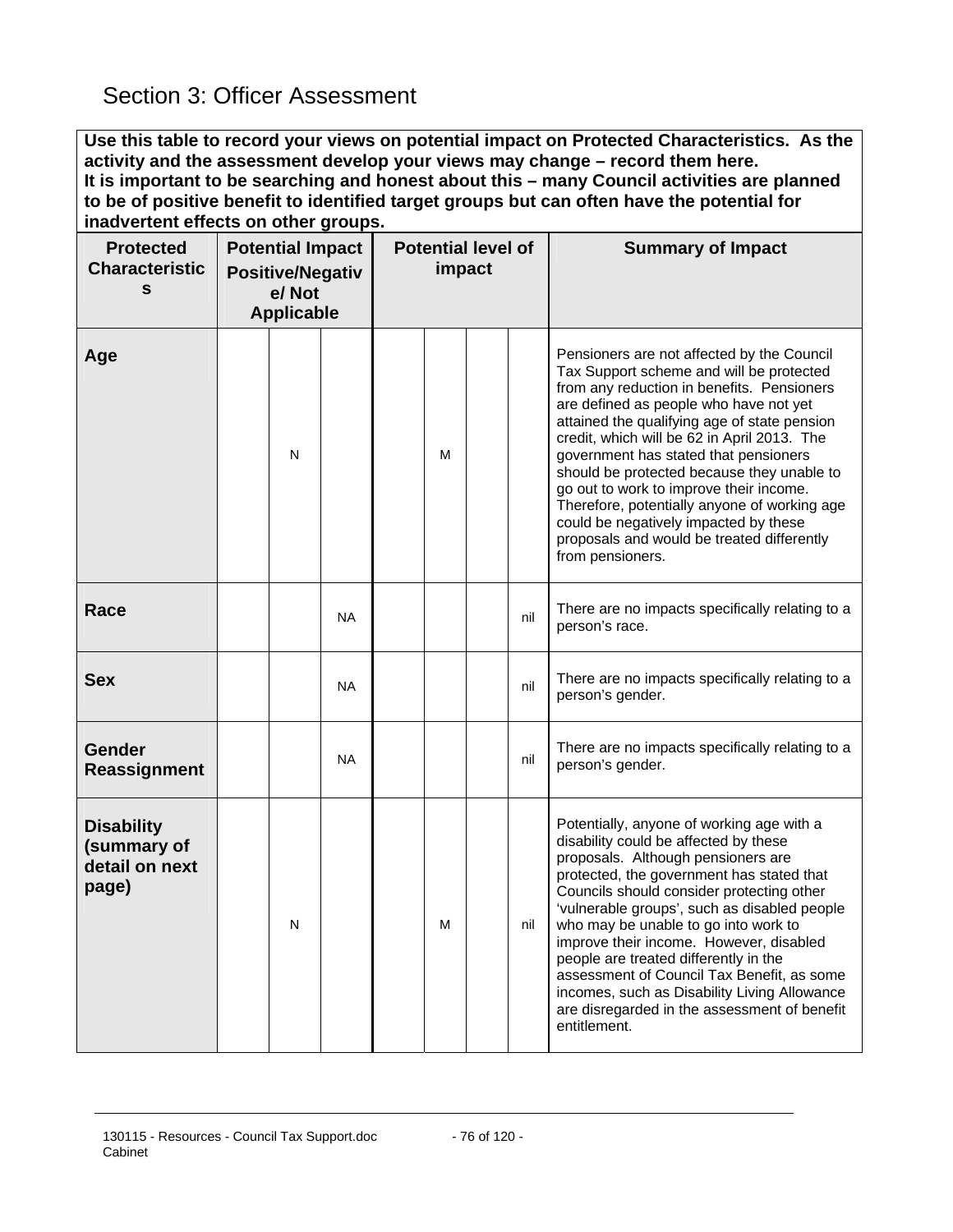## Section 3: Officer Assessment

| Use this table to record your views on potential impact on Protected Characteristics. As the activity and the assessment develop your views may change – record them here. It is important to be searching and honest about this – many Council activities are planned to be of positive benefit to identified target groups but can often have the potential for inadvertent effects on other groups. | | | | | | | | |
|---|---|---|---|---|---|---|---|---|
| **Protected Characteristics** | **Potential Impact Positive/Negative/ Not Applicable** | | | **Potential level of impact** | | | | **Summary of Impact** |
| **Age** | | N | | | M | | | Pensioners are not affected by the Council Tax Support scheme and will be protected from any reduction in benefits. Pensioners are defined as people who have not yet attained the qualifying age of state pension credit, which will be 62 in April 2013. The government has stated that pensioners should be protected because they unable to go out to work to improve their income. Therefore, potentially anyone of working age could be negatively impacted by these proposals and would be treated differently from pensioners. |
| **Race** | | | NA | | | | nil | There are no impacts specifically relating to a person's race. |
| **Sex** | | | NA | | | | nil | There are no impacts specifically relating to a person's gender. |
| **Gender Reassignment** | | | NA | | | | nil | There are no impacts specifically relating to a person's gender. |
| **Disability (summary of detail on next page)** | | N | | | M | | nil | Potentially, anyone of working age with a disability could be affected by these proposals. Although pensioners are protected, the government has stated that Councils should consider protecting other 'vulnerable groups', such as disabled people who may be unable to go into work to improve their income. However, disabled people are treated differently in the assessment of Council Tax Benefit, as some incomes, such as Disability Living Allowance are disregarded in the assessment of benefit entitlement. |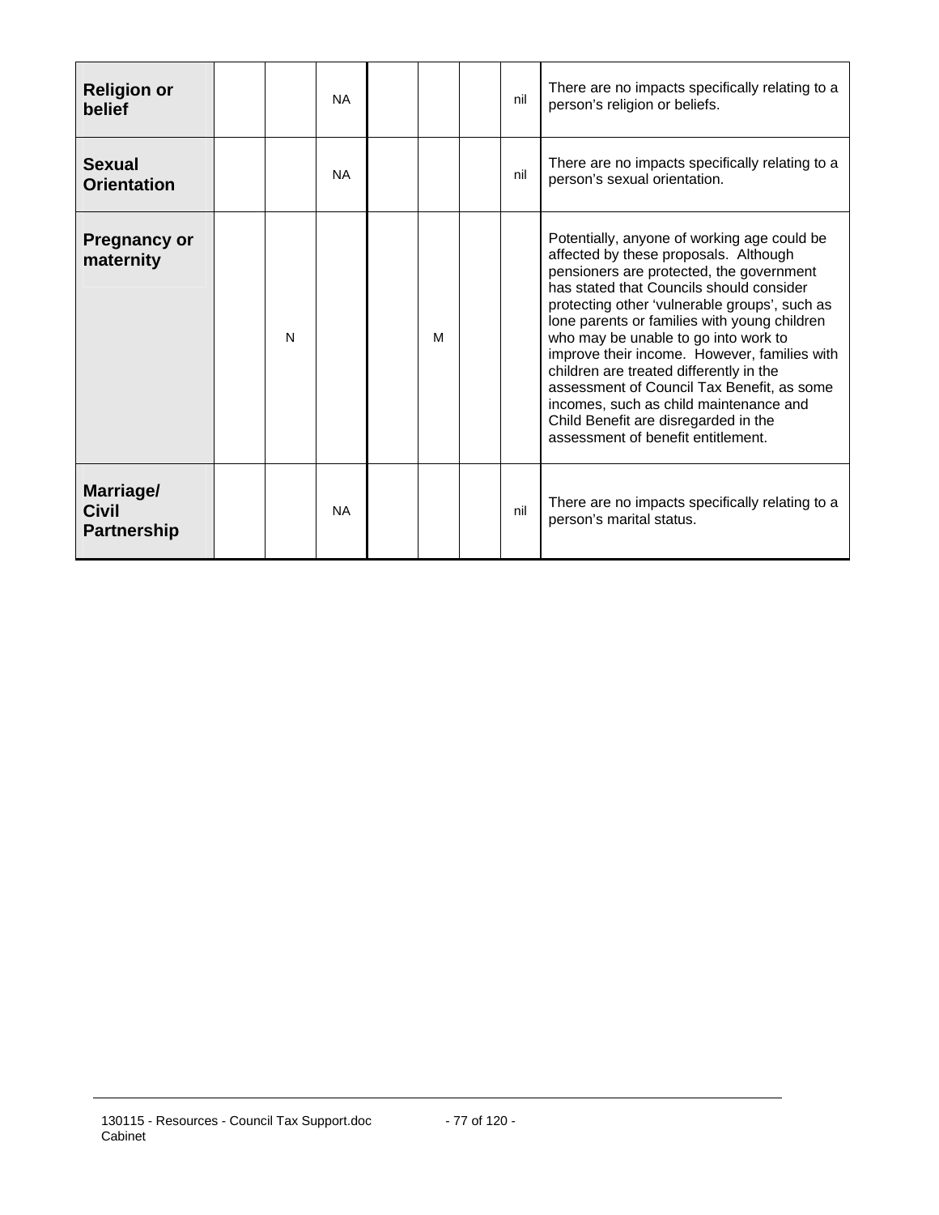| | | | | | | | | |
|---|---|---|---|---|---|---|---|---|
| **Religion or belief** | | | NA | | | | nil | There are no impacts specifically relating to a person's religion or beliefs. |
| **Sexual Orientation** | | | NA | | | | nil | There are no impacts specifically relating to a person's sexual orientation. |
| **Pregnancy or maternity** | | N | | | M | | | Potentially, anyone of working age could be affected by these proposals. Although pensioners are protected, the government has stated that Councils should consider protecting other 'vulnerable groups', such as lone parents or families with young children who may be unable to go into work to improve their income. However, families with children are treated differently in the assessment of Council Tax Benefit, as some incomes, such as child maintenance and Child Benefit are disregarded in the assessment of benefit entitlement. |
| **Marriage/ Civil Partnership** | | | NA | | | | nil | There are no impacts specifically relating to a person's marital status. |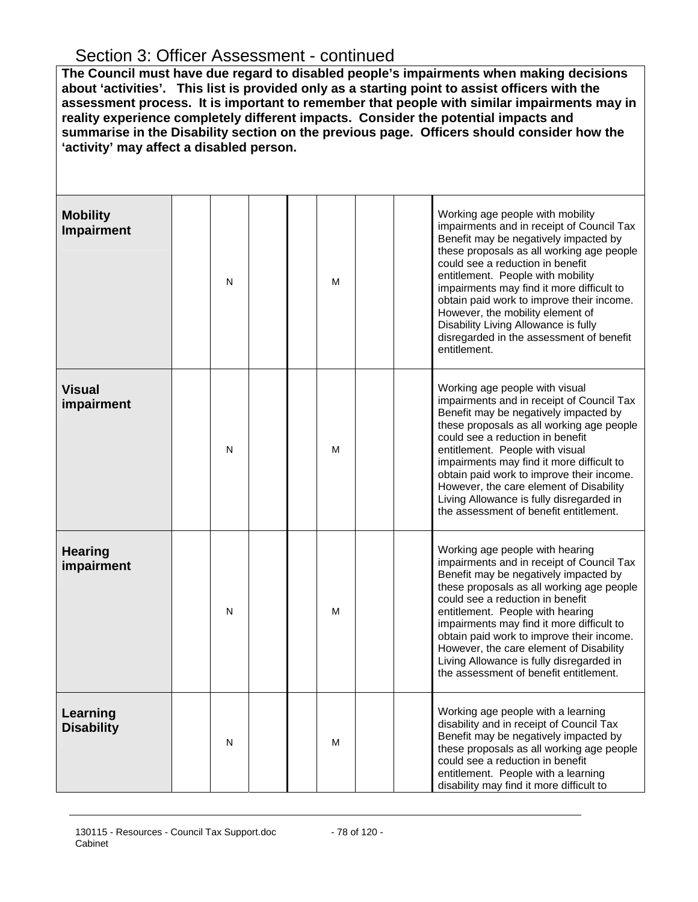## Section 3: Officer Assessment - continued

**The Council must have due regard to disabled people's impairments when making decisions about 'activities'. This list is provided only as a starting point to assist officers with the assessment process. It is important to remember that people with similar impairments may in reality experience completely different impacts. Consider the potential impacts and summarise in the Disability section on the previous page. Officers should consider how the 'activity' may affect a disabled person.**

| | | | | | | | | |
|---|---|---|---|---|---|---|---|---|
| **Mobility Impairment** | | N | | | M | | | Working age people with mobility impairments and in receipt of Council Tax Benefit may be negatively impacted by these proposals as all working age people could see a reduction in benefit entitlement. People with mobility impairments may find it more difficult to obtain paid work to improve their income. However, the mobility element of Disability Living Allowance is fully disregarded in the assessment of benefit entitlement. |
| **Visual impairment** | | N | | | M | | | Working age people with visual impairments and in receipt of Council Tax Benefit may be negatively impacted by these proposals as all working age people could see a reduction in benefit entitlement. People with visual impairments may find it more difficult to obtain paid work to improve their income. However, the care element of Disability Living Allowance is fully disregarded in the assessment of benefit entitlement. |
| **Hearing impairment** | | N | | | M | | | Working age people with hearing impairments and in receipt of Council Tax Benefit may be negatively impacted by these proposals as all working age people could see a reduction in benefit entitlement. People with hearing impairments may find it more difficult to obtain paid work to improve their income. However, the care element of Disability Living Allowance is fully disregarded in the assessment of benefit entitlement. |
| **Learning Disability** | | N | | | M | | | Working age people with a learning disability and in receipt of Council Tax Benefit may be negatively impacted by these proposals as all working age people could see a reduction in benefit entitlement. People with a learning disability may find it more difficult to |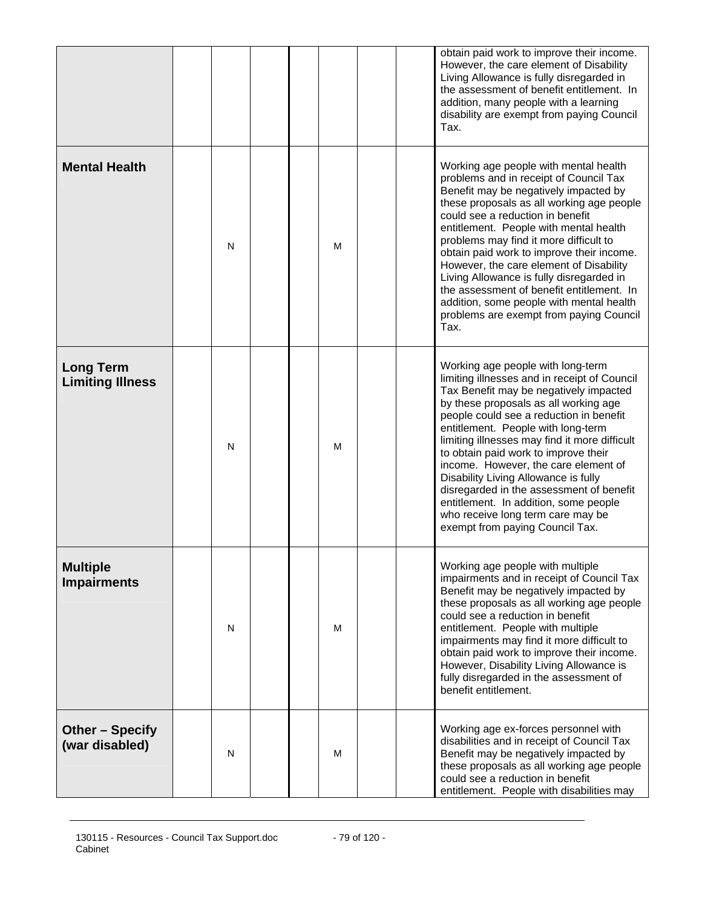| | | | | | | | | |
|---|---|---|---|---|---|---|---|---|
| | | | | | | | | obtain paid work to improve their income. However, the care element of Disability Living Allowance is fully disregarded in the assessment of benefit entitlement. In addition, many people with a learning disability are exempt from paying Council Tax. |
| **Mental Health** | | N | | | M | | | Working age people with mental health problems and in receipt of Council Tax Benefit may be negatively impacted by these proposals as all working age people could see a reduction in benefit entitlement. People with mental health problems may find it more difficult to obtain paid work to improve their income. However, the care element of Disability Living Allowance is fully disregarded in the assessment of benefit entitlement. In addition, some people with mental health problems are exempt from paying Council Tax. |
| **Long Term Limiting Illness** | | N | | | M | | | Working age people with long-term limiting illnesses and in receipt of Council Tax Benefit may be negatively impacted by these proposals as all working age people could see a reduction in benefit entitlement. People with long-term limiting illnesses may find it more difficult to obtain paid work to improve their income. However, the care element of Disability Living Allowance is fully disregarded in the assessment of benefit entitlement. In addition, some people who receive long term care may be exempt from paying Council Tax. |
| **Multiple Impairments** | | N | | | M | | | Working age people with multiple impairments and in receipt of Council Tax Benefit may be negatively impacted by these proposals as all working age people could see a reduction in benefit entitlement. People with multiple impairments may find it more difficult to obtain paid work to improve their income. However, Disability Living Allowance is fully disregarded in the assessment of benefit entitlement. |
| **Other – Specify (war disabled)** | | N | | | M | | | Working age ex-forces personnel with disabilities and in receipt of Council Tax Benefit may be negatively impacted by these proposals as all working age people could see a reduction in benefit entitlement. People with disabilities may |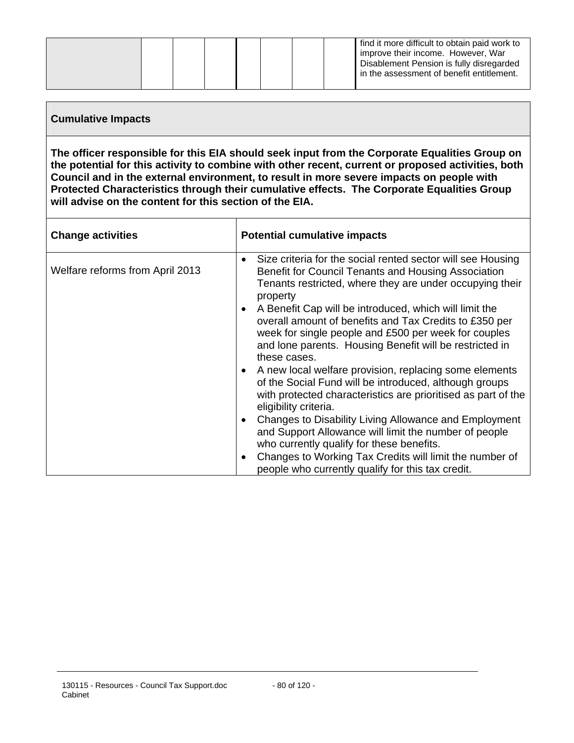| | | | | | | | |
|---|---|---|---|---|---|---|---|
| | | | | | | | find it more difficult to obtain paid work to improve their income. However, War Disablement Pension is fully disregarded in the assessment of benefit entitlement. |

## Cumulative Impacts

**The officer responsible for this EIA should seek input from the Corporate Equalities Group on the potential for this activity to combine with other recent, current or proposed activities, both Council and in the external environment, to result in more severe impacts on people with Protected Characteristics through their cumulative effects. The Corporate Equalities Group will advise on the content for this section of the EIA.**

| Change activities | Potential cumulative impacts |
|---|---|
| Welfare reforms from April 2013 | • Size criteria for the social rented sector will see Housing Benefit for Council Tenants and Housing Association Tenants restricted, where they are under occupying their property<br>• A Benefit Cap will be introduced, which will limit the overall amount of benefits and Tax Credits to £350 per week for single people and £500 per week for couples and lone parents. Housing Benefit will be restricted in these cases.<br>• A new local welfare provision, replacing some elements of the Social Fund will be introduced, although groups with protected characteristics are prioritised as part of the eligibility criteria.<br>• Changes to Disability Living Allowance and Employment and Support Allowance will limit the number of people who currently qualify for these benefits.<br>• Changes to Working Tax Credits will limit the number of people who currently qualify for this tax credit. |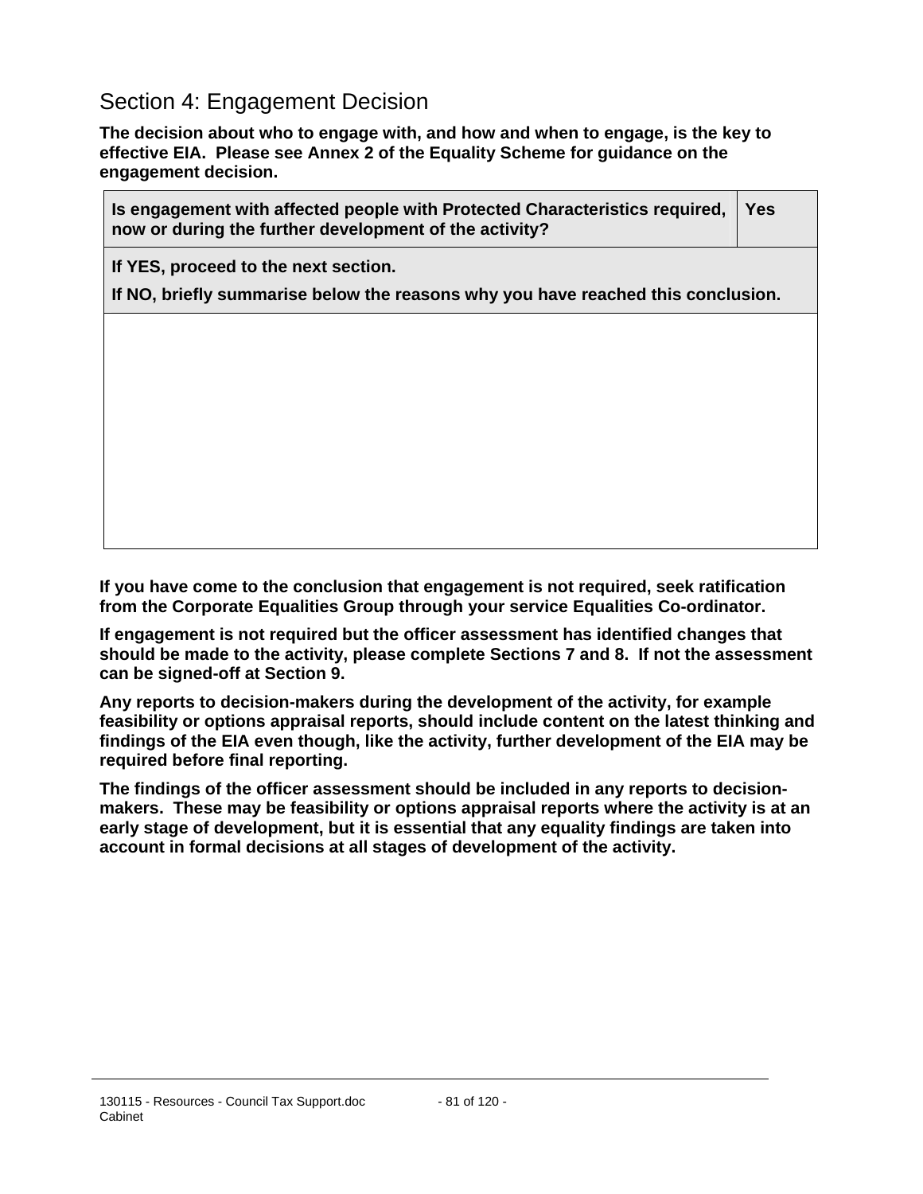## Section 4: Engagement Decision

**The decision about who to engage with, and how and when to engage, is the key to effective EIA. Please see Annex 2 of the Equality Scheme for guidance on the engagement decision.**

| **Is engagement with affected people with Protected Characteristics required, now or during the further development of the activity?** | **Yes** |
|---|---|
| **If YES, proceed to the next section.** **If NO, briefly summarise below the reasons why you have reached this conclusion.** | |
| | |

**If you have come to the conclusion that engagement is not required, seek ratification from the Corporate Equalities Group through your service Equalities Co-ordinator.**

**If engagement is not required but the officer assessment has identified changes that should be made to the activity, please complete Sections 7 and 8. If not the assessment can be signed-off at Section 9.**

**Any reports to decision-makers during the development of the activity, for example feasibility or options appraisal reports, should include content on the latest thinking and findings of the EIA even though, like the activity, further development of the EIA may be required before final reporting.**

**The findings of the officer assessment should be included in any reports to decision-makers. These may be feasibility or options appraisal reports where the activity is at an early stage of development, but it is essential that any equality findings are taken into account in formal decisions at all stages of development of the activity.**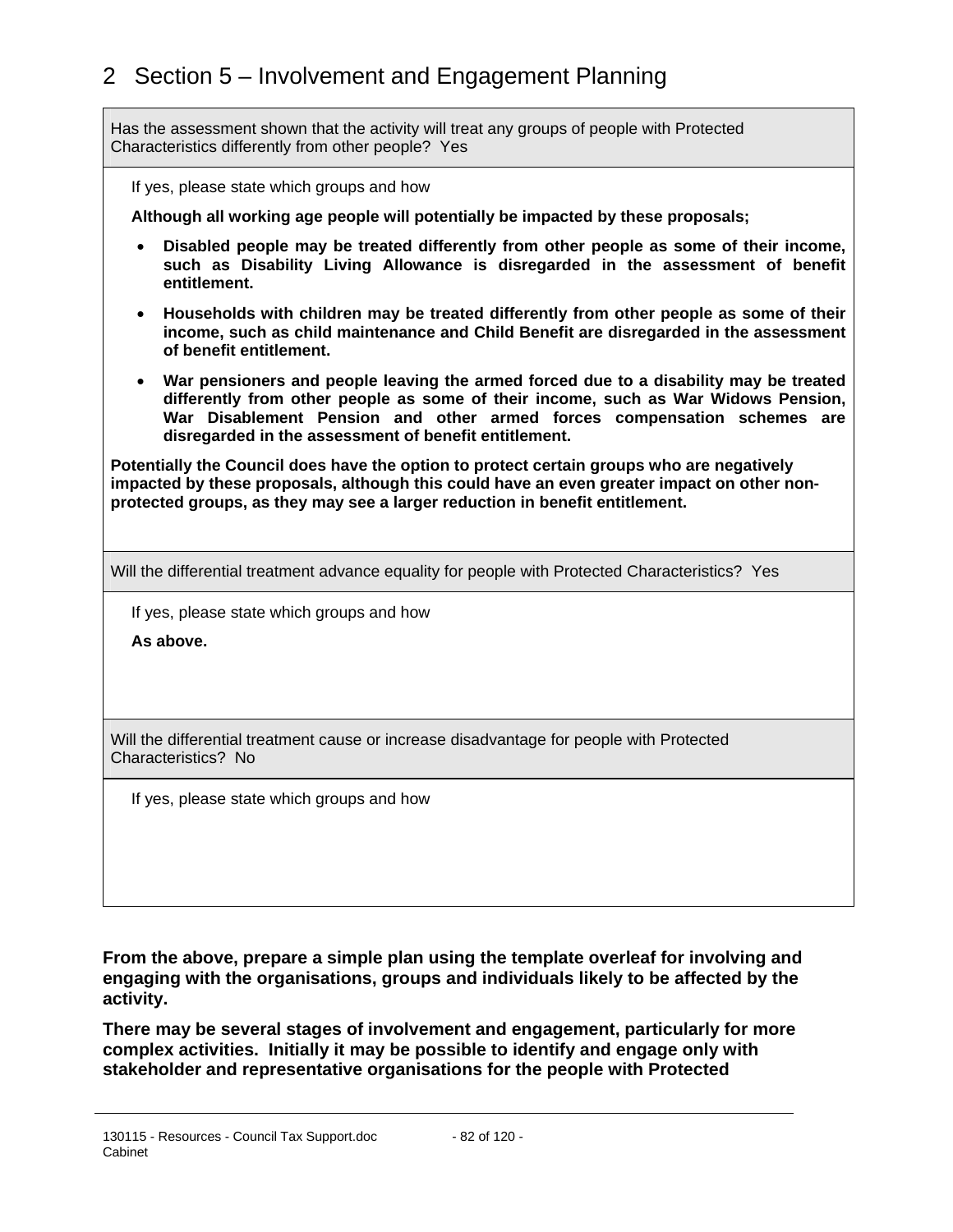## 2 Section 5 – Involvement and Engagement Planning

Has the assessment shown that the activity will treat any groups of people with Protected Characteristics differently from other people? Yes

If yes, please state which groups and how

**Although all working age people will potentially be impacted by these proposals;**

- **Disabled people may be treated differently from other people as some of their income, such as Disability Living Allowance is disregarded in the assessment of benefit entitlement.**
- **Households with children may be treated differently from other people as some of their income, such as child maintenance and Child Benefit are disregarded in the assessment of benefit entitlement.**
- **War pensioners and people leaving the armed forced due to a disability may be treated differently from other people as some of their income, such as War Widows Pension, War Disablement Pension and other armed forces compensation schemes are disregarded in the assessment of benefit entitlement.**

**Potentially the Council does have the option to protect certain groups who are negatively impacted by these proposals, although this could have an even greater impact on other non-protected groups, as they may see a larger reduction in benefit entitlement.**

Will the differential treatment advance equality for people with Protected Characteristics? Yes

If yes, please state which groups and how

**As above.**

Will the differential treatment cause or increase disadvantage for people with Protected Characteristics? No

If yes, please state which groups and how

**From the above, prepare a simple plan using the template overleaf for involving and engaging with the organisations, groups and individuals likely to be affected by the activity.**

**There may be several stages of involvement and engagement, particularly for more complex activities. Initially it may be possible to identify and engage only with stakeholder and representative organisations for the people with Protected**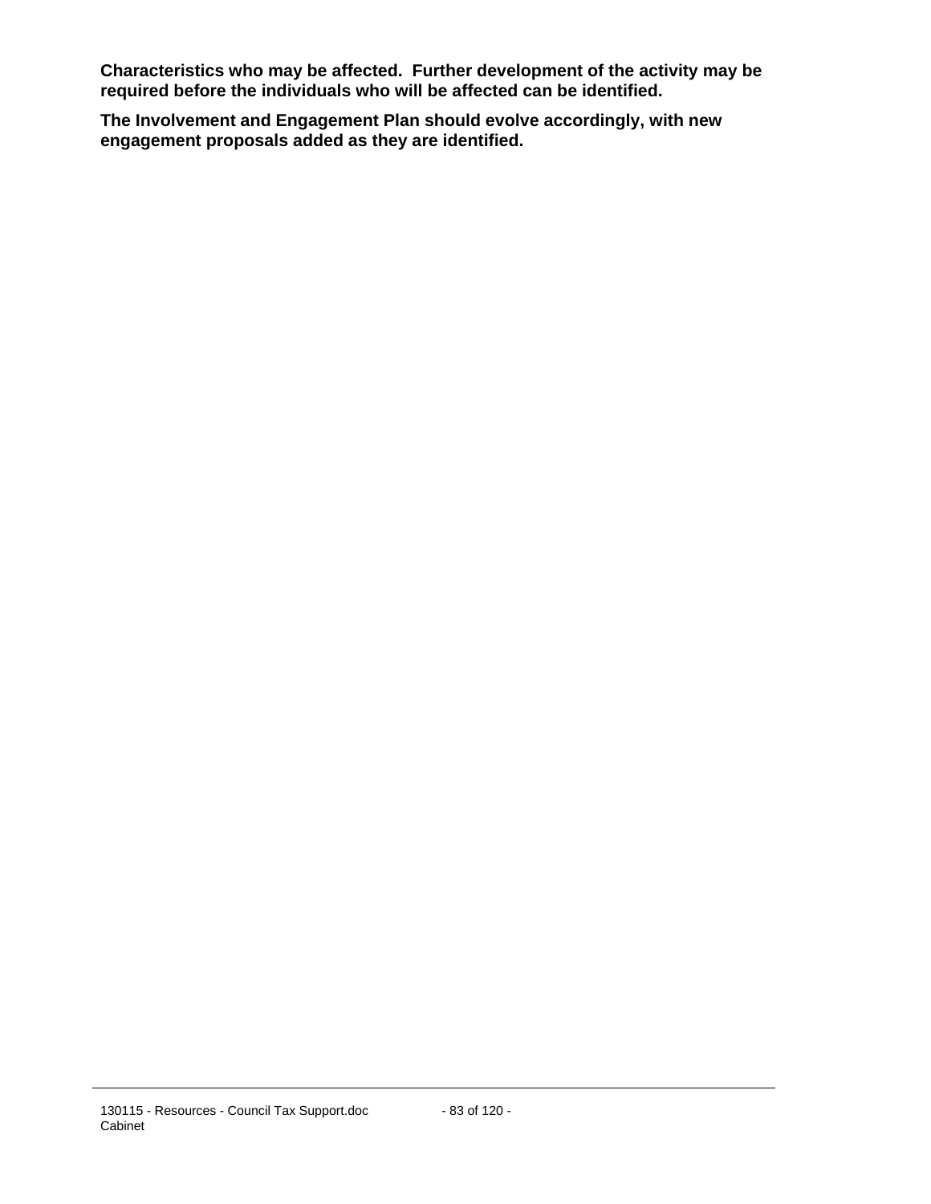**Characteristics who may be affected. Further development of the activity may be required before the individuals who will be affected can be identified.**

**The Involvement and Engagement Plan should evolve accordingly, with new engagement proposals added as they are identified.**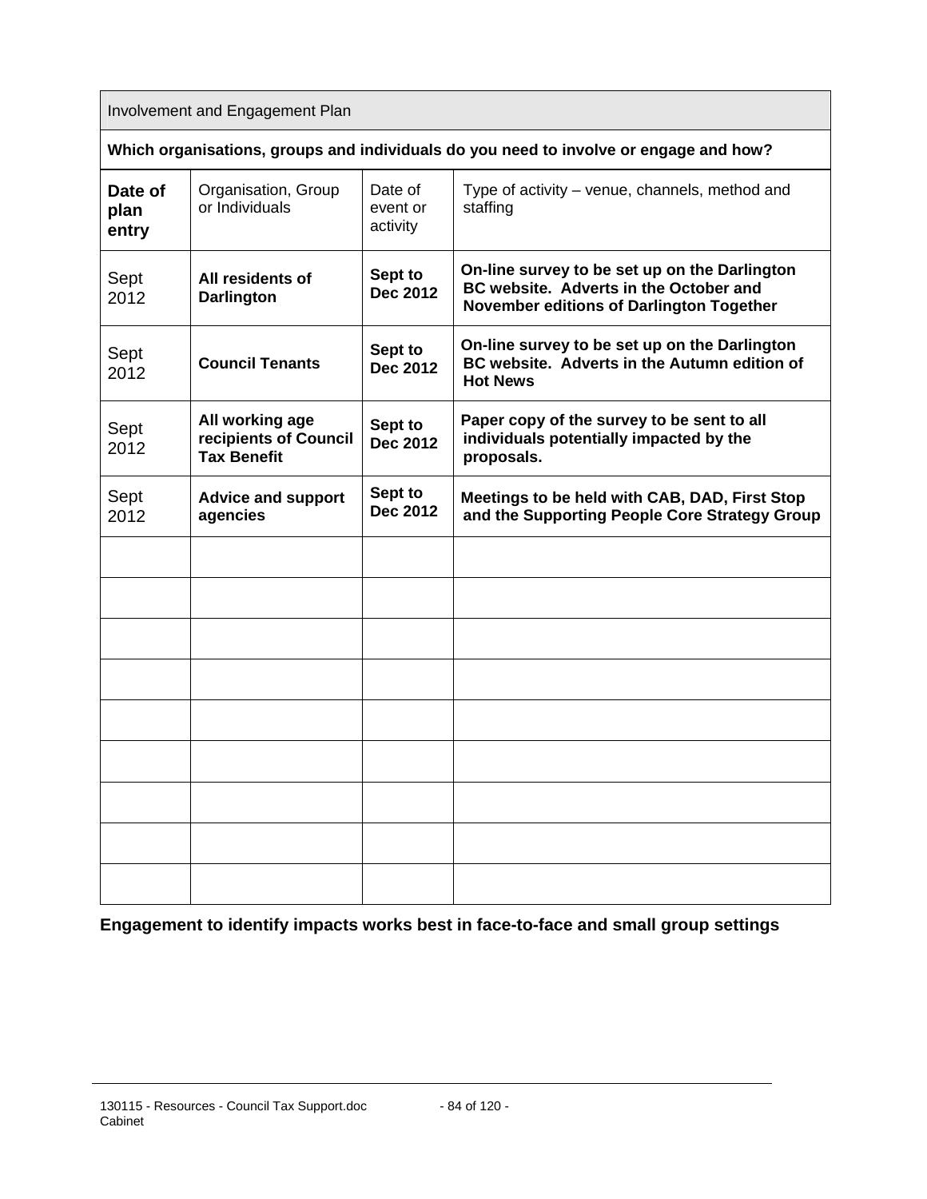| Involvement and Engagement Plan | | | |
|---|---|---|---|
| **Which organisations, groups and individuals do you need to involve or engage and how?** | | | |
| **Date of plan entry** | Organisation, Group or Individuals | Date of event or activity | Type of activity – venue, channels, method and staffing |
| Sept 2012 | **All residents of Darlington** | **Sept to Dec 2012** | **On-line survey to be set up on the Darlington BC website. Adverts in the October and November editions of Darlington Together** |
| Sept 2012 | **Council Tenants** | **Sept to Dec 2012** | **On-line survey to be set up on the Darlington BC website. Adverts in the Autumn edition of Hot News** |
| Sept 2012 | **All working age recipients of Council Tax Benefit** | **Sept to Dec 2012** | **Paper copy of the survey to be sent to all individuals potentially impacted by the proposals.** |
| Sept 2012 | **Advice and support agencies** | **Sept to Dec 2012** | **Meetings to be held with CAB, DAD, First Stop and the Supporting People Core Strategy Group** |
| | | | |
| | | | |
| | | | |
| | | | |
| | | | |
| | | | |
| | | | |
| | | | |
| | | | |

**Engagement to identify impacts works best in face-to-face and small group settings**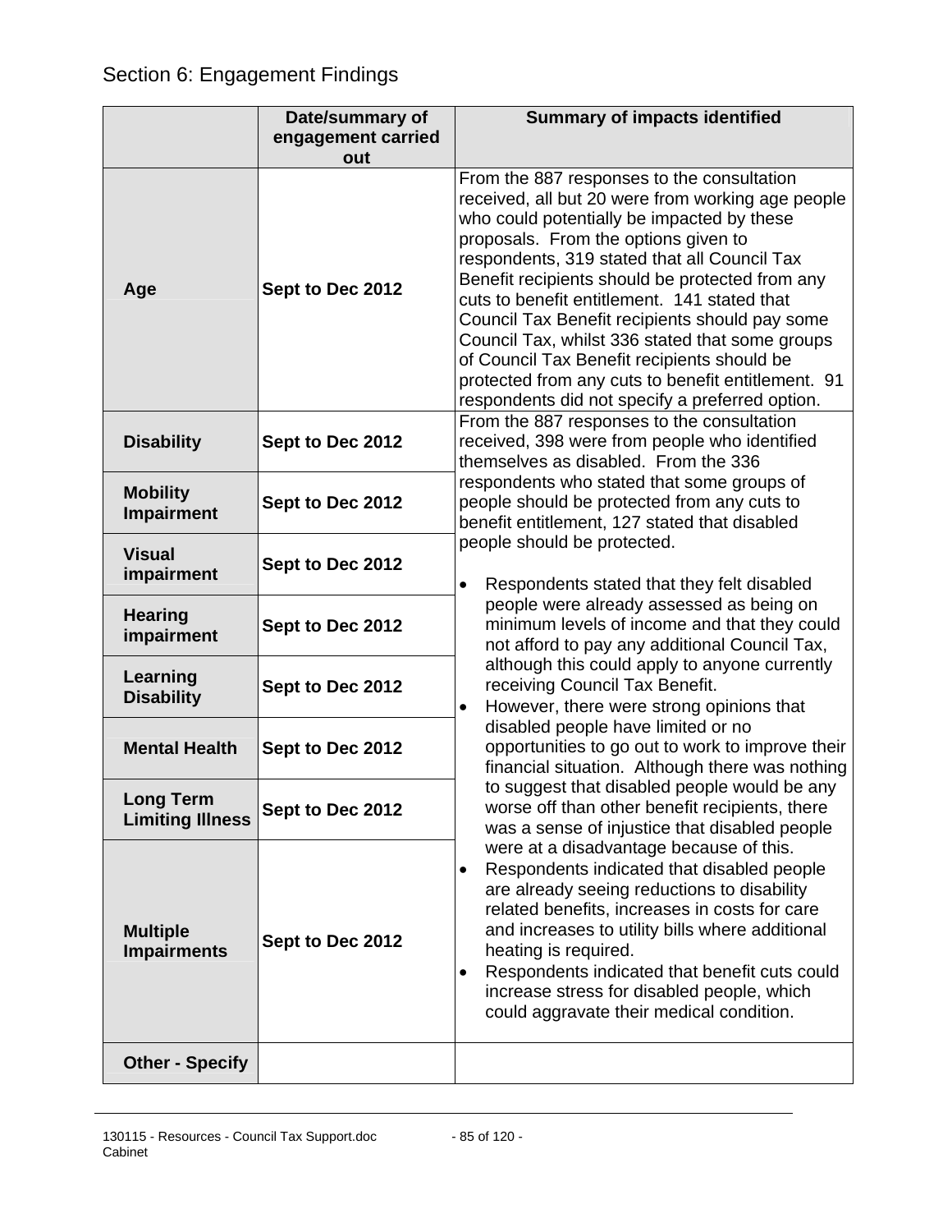## Section 6: Engagement Findings

| | Date/summary of engagement carried out | Summary of impacts identified |
|---|---|---|
| **Age** | **Sept to Dec 2012** | From the 887 responses to the consultation received, all but 20 were from working age people who could potentially be impacted by these proposals. From the options given to respondents, 319 stated that all Council Tax Benefit recipients should be protected from any cuts to benefit entitlement. 141 stated that Council Tax Benefit recipients should pay some Council Tax, whilst 336 stated that some groups of Council Tax Benefit recipients should be protected from any cuts to benefit entitlement. 91 respondents did not specify a preferred option. |
| **Disability** | **Sept to Dec 2012** | From the 887 responses to the consultation received, 398 were from people who identified themselves as disabled. From the 336 respondents who stated that some groups of people should be protected from any cuts to benefit entitlement, 127 stated that disabled people should be protected.<br><br>• Respondents stated that they felt disabled people were already assessed as being on minimum levels of income and that they could not afford to pay any additional Council Tax, although this could apply to anyone currently receiving Council Tax Benefit.<br>• However, there were strong opinions that disabled people have limited or no opportunities to go out to work to improve their financial situation. Although there was nothing to suggest that disabled people would be any worse off than other benefit recipients, there was a sense of injustice that disabled people were at a disadvantage because of this.<br>• Respondents indicated that disabled people are already seeing reductions to disability related benefits, increases in costs for care and increases to utility bills where additional heating is required.<br>• Respondents indicated that benefit cuts could increase stress for disabled people, which could aggravate their medical condition. |
| **Mobility Impairment** | **Sept to Dec 2012** | |
| **Visual impairment** | **Sept to Dec 2012** | |
| **Hearing impairment** | **Sept to Dec 2012** | |
| **Learning Disability** | **Sept to Dec 2012** | |
| **Mental Health** | **Sept to Dec 2012** | |
| **Long Term Limiting Illness** | **Sept to Dec 2012** | |
| **Multiple Impairments** | **Sept to Dec 2012** | |
| **Other - Specify** | | |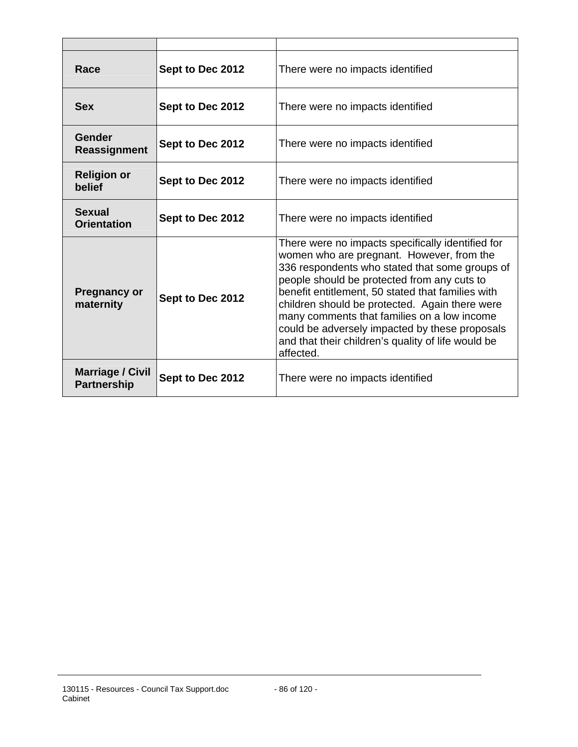| | | |
|---|---|---|
| **Race** | **Sept to Dec 2012** | There were no impacts identified |
| **Sex** | **Sept to Dec 2012** | There were no impacts identified |
| **Gender Reassignment** | **Sept to Dec 2012** | There were no impacts identified |
| **Religion or belief** | **Sept to Dec 2012** | There were no impacts identified |
| **Sexual Orientation** | **Sept to Dec 2012** | There were no impacts identified |
| **Pregnancy or maternity** | **Sept to Dec 2012** | There were no impacts specifically identified for women who are pregnant. However, from the 336 respondents who stated that some groups of people should be protected from any cuts to benefit entitlement, 50 stated that families with children should be protected. Again there were many comments that families on a low income could be adversely impacted by these proposals and that their children's quality of life would be affected. |
| **Marriage / Civil Partnership** | **Sept to Dec 2012** | There were no impacts identified |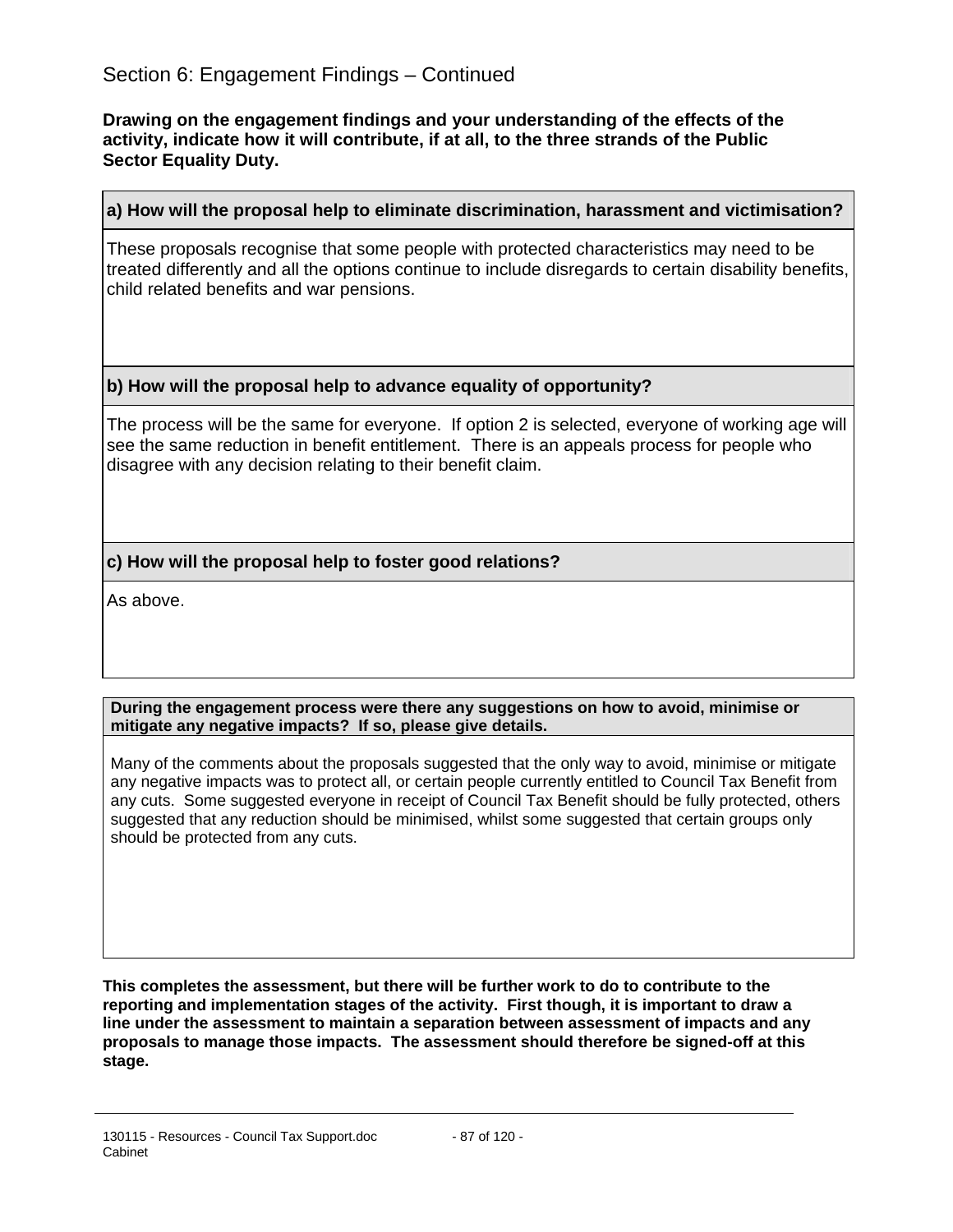## Section 6: Engagement Findings – Continued

**Drawing on the engagement findings and your understanding of the effects of the activity, indicate how it will contribute, if at all, to the three strands of the Public Sector Equality Duty.**

| **a) How will the proposal help to eliminate discrimination, harassment and victimisation?** |
| --- |
| These proposals recognise that some people with protected characteristics may need to be treated differently and all the options continue to include disregards to certain disability benefits, child related benefits and war pensions. |
| **b) How will the proposal help to advance equality of opportunity?** |
| The process will be the same for everyone. If option 2 is selected, everyone of working age will see the same reduction in benefit entitlement. There is an appeals process for people who disagree with any decision relating to their benefit claim. |
| **c) How will the proposal help to foster good relations?** |
| As above. |

| **During the engagement process were there any suggestions on how to avoid, minimise or mitigate any negative impacts? If so, please give details.** |
| --- |
| Many of the comments about the proposals suggested that the only way to avoid, minimise or mitigate any negative impacts was to protect all, or certain people currently entitled to Council Tax Benefit from any cuts. Some suggested everyone in receipt of Council Tax Benefit should be fully protected, others suggested that any reduction should be minimised, whilst some suggested that certain groups only should be protected from any cuts. |

**This completes the assessment, but there will be further work to do to contribute to the reporting and implementation stages of the activity. First though, it is important to draw a line under the assessment to maintain a separation between assessment of impacts and any proposals to manage those impacts. The assessment should therefore be signed-off at this stage.**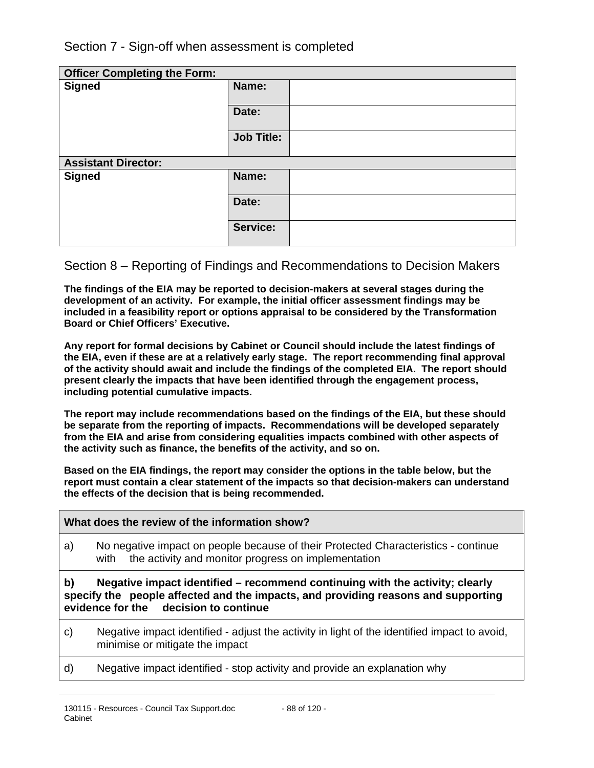## Section 7 - Sign-off when assessment is completed

| **Officer Completing the Form:** | | |
|---|---|---|
| **Signed** | **Name:** | |
| | **Date:** | |
| | **Job Title:** | |
| **Assistant Director:** | | |
| **Signed** | **Name:** | |
| | **Date:** | |
| | **Service:** | |

## Section 8 – Reporting of Findings and Recommendations to Decision Makers

**The findings of the EIA may be reported to decision-makers at several stages during the development of an activity. For example, the initial officer assessment findings may be included in a feasibility report or options appraisal to be considered by the Transformation Board or Chief Officers' Executive.**

**Any report for formal decisions by Cabinet or Council should include the latest findings of the EIA, even if these are at a relatively early stage. The report recommending final approval of the activity should await and include the findings of the completed EIA. The report should present clearly the impacts that have been identified through the engagement process, including potential cumulative impacts.**

**The report may include recommendations based on the findings of the EIA, but these should be separate from the reporting of impacts. Recommendations will be developed separately from the EIA and arise from considering equalities impacts combined with other aspects of the activity such as finance, the benefits of the activity, and so on.**

**Based on the EIA findings, the report may consider the options in the table below, but the report must contain a clear statement of the impacts so that decision-makers can understand the effects of the decision that is being recommended.**

| **What does the review of the information show?** |
|---|
| a) No negative impact on people because of their Protected Characteristics - continue with the activity and monitor progress on implementation |
| **b) Negative impact identified – recommend continuing with the activity; clearly specify the people affected and the impacts, and providing reasons and supporting evidence for the decision to continue** |
| c) Negative impact identified - adjust the activity in light of the identified impact to avoid, minimise or mitigate the impact |
| d) Negative impact identified - stop activity and provide an explanation why |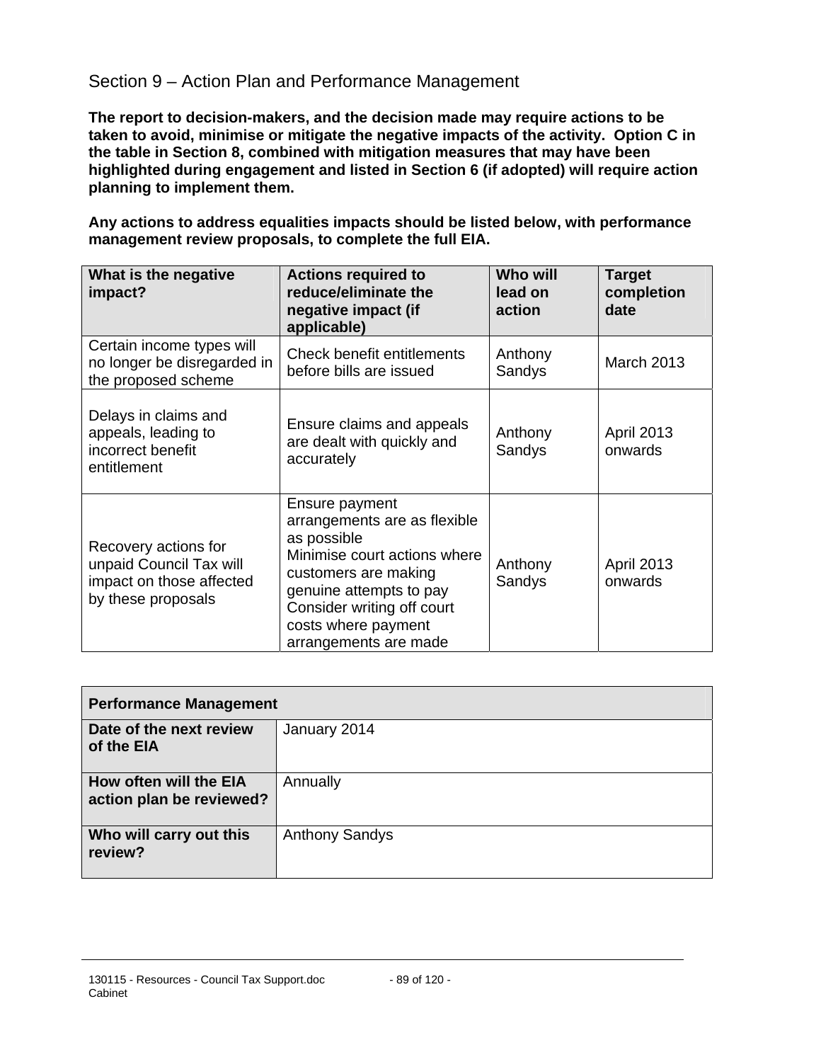## Section 9 – Action Plan and Performance Management

**The report to decision-makers, and the decision made may require actions to be taken to avoid, minimise or mitigate the negative impacts of the activity. Option C in the table in Section 8, combined with mitigation measures that may have been highlighted during engagement and listed in Section 6 (if adopted) will require action planning to implement them.**

**Any actions to address equalities impacts should be listed below, with performance management review proposals, to complete the full EIA.**

| What is the negative impact? | Actions required to reduce/eliminate the negative impact (if applicable) | Who will lead on action | Target completion date |
|---|---|---|---|
| Certain income types will no longer be disregarded in the proposed scheme | Check benefit entitlements before bills are issued | Anthony Sandys | March 2013 |
| Delays in claims and appeals, leading to incorrect benefit entitlement | Ensure claims and appeals are dealt with quickly and accurately | Anthony Sandys | April 2013 onwards |
| Recovery actions for unpaid Council Tax will impact on those affected by these proposals | Ensure payment arrangements are as flexible as possible<br>Minimise court actions where customers are making genuine attempts to pay<br>Consider writing off court costs where payment arrangements are made | Anthony Sandys | April 2013 onwards |

| Performance Management | |
|---|---|
| **Date of the next review of the EIA** | January 2014 |
| **How often will the EIA action plan be reviewed?** | Annually |
| **Who will carry out this review?** | Anthony Sandys |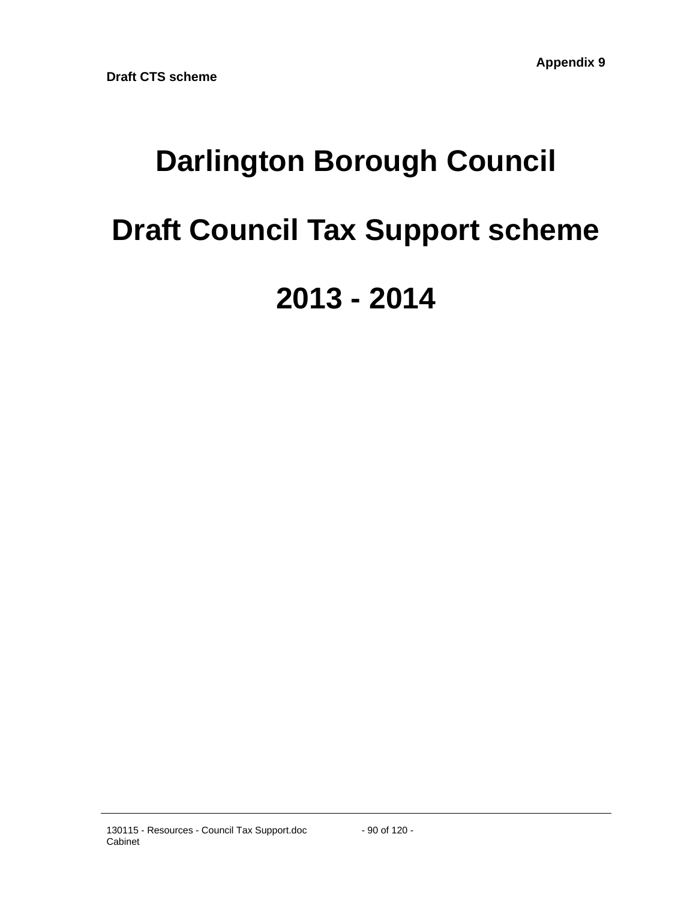**Appendix 9**

**Draft CTS scheme**

# Darlington Borough Council

# Draft Council Tax Support scheme

# 2013 - 2014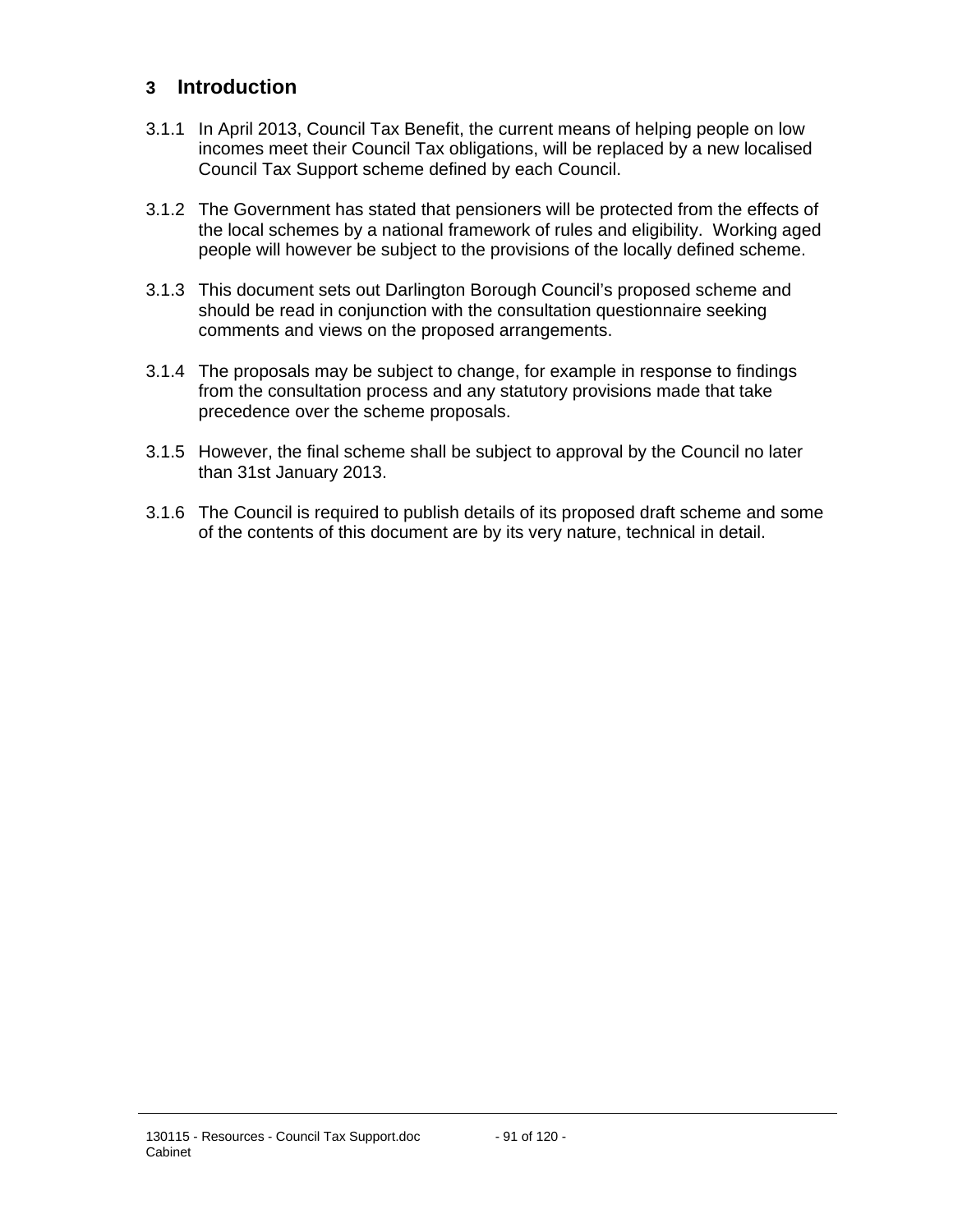## 3 Introduction

3.1.1 In April 2013, Council Tax Benefit, the current means of helping people on low incomes meet their Council Tax obligations, will be replaced by a new localised Council Tax Support scheme defined by each Council.

3.1.2 The Government has stated that pensioners will be protected from the effects of the local schemes by a national framework of rules and eligibility. Working aged people will however be subject to the provisions of the locally defined scheme.

3.1.3 This document sets out Darlington Borough Council's proposed scheme and should be read in conjunction with the consultation questionnaire seeking comments and views on the proposed arrangements.

3.1.4 The proposals may be subject to change, for example in response to findings from the consultation process and any statutory provisions made that take precedence over the scheme proposals.

3.1.5 However, the final scheme shall be subject to approval by the Council no later than 31st January 2013.

3.1.6 The Council is required to publish details of its proposed draft scheme and some of the contents of this document are by its very nature, technical in detail.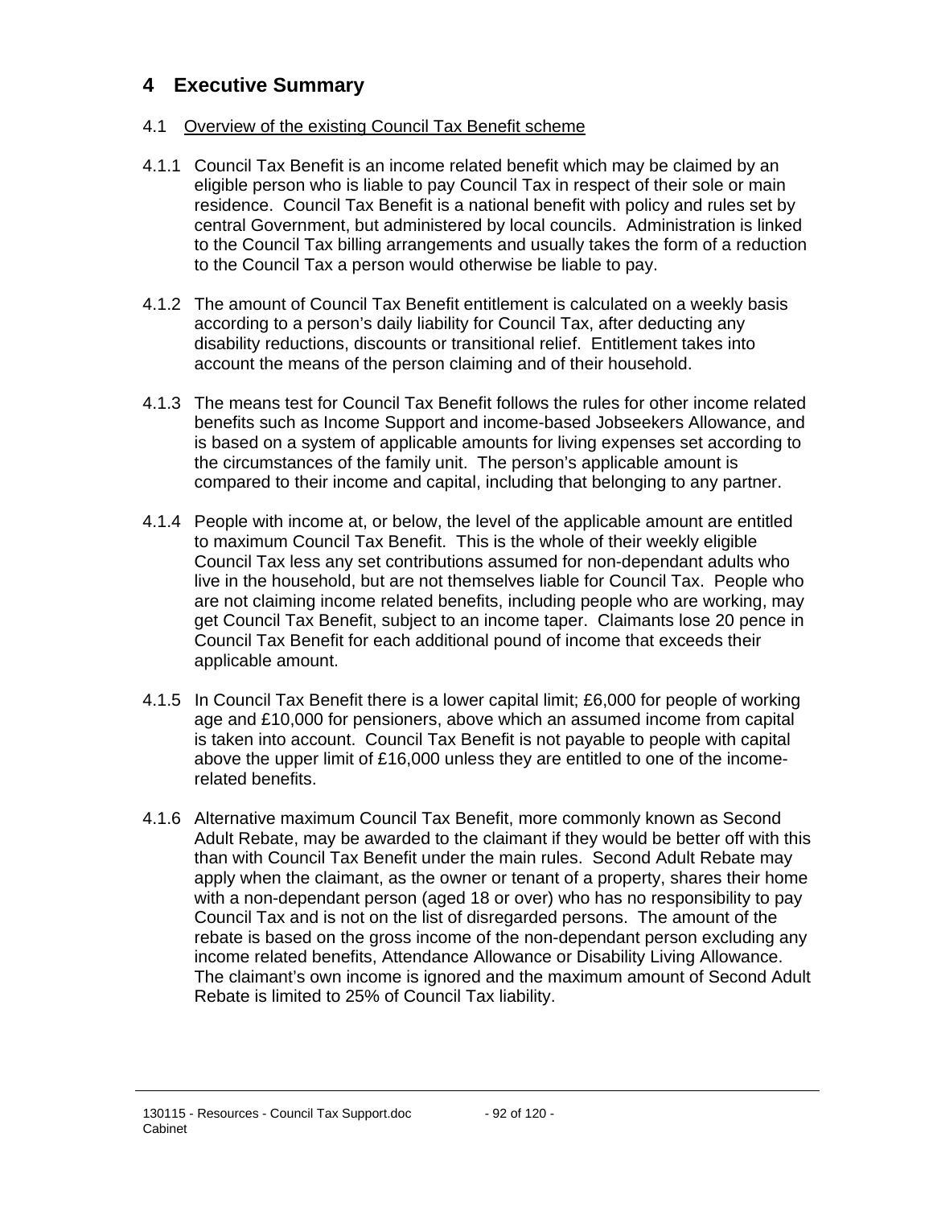# 4 Executive Summary

## 4.1 Overview of the existing Council Tax Benefit scheme

4.1.1 Council Tax Benefit is an income related benefit which may be claimed by an eligible person who is liable to pay Council Tax in respect of their sole or main residence. Council Tax Benefit is a national benefit with policy and rules set by central Government, but administered by local councils. Administration is linked to the Council Tax billing arrangements and usually takes the form of a reduction to the Council Tax a person would otherwise be liable to pay.

4.1.2 The amount of Council Tax Benefit entitlement is calculated on a weekly basis according to a person's daily liability for Council Tax, after deducting any disability reductions, discounts or transitional relief. Entitlement takes into account the means of the person claiming and of their household.

4.1.3 The means test for Council Tax Benefit follows the rules for other income related benefits such as Income Support and income-based Jobseekers Allowance, and is based on a system of applicable amounts for living expenses set according to the circumstances of the family unit. The person's applicable amount is compared to their income and capital, including that belonging to any partner.

4.1.4 People with income at, or below, the level of the applicable amount are entitled to maximum Council Tax Benefit. This is the whole of their weekly eligible Council Tax less any set contributions assumed for non-dependant adults who live in the household, but are not themselves liable for Council Tax. People who are not claiming income related benefits, including people who are working, may get Council Tax Benefit, subject to an income taper. Claimants lose 20 pence in Council Tax Benefit for each additional pound of income that exceeds their applicable amount.

4.1.5 In Council Tax Benefit there is a lower capital limit; £6,000 for people of working age and £10,000 for pensioners, above which an assumed income from capital is taken into account. Council Tax Benefit is not payable to people with capital above the upper limit of £16,000 unless they are entitled to one of the income-related benefits.

4.1.6 Alternative maximum Council Tax Benefit, more commonly known as Second Adult Rebate, may be awarded to the claimant if they would be better off with this than with Council Tax Benefit under the main rules. Second Adult Rebate may apply when the claimant, as the owner or tenant of a property, shares their home with a non-dependant person (aged 18 or over) who has no responsibility to pay Council Tax and is not on the list of disregarded persons. The amount of the rebate is based on the gross income of the non-dependant person excluding any income related benefits, Attendance Allowance or Disability Living Allowance. The claimant's own income is ignored and the maximum amount of Second Adult Rebate is limited to 25% of Council Tax liability.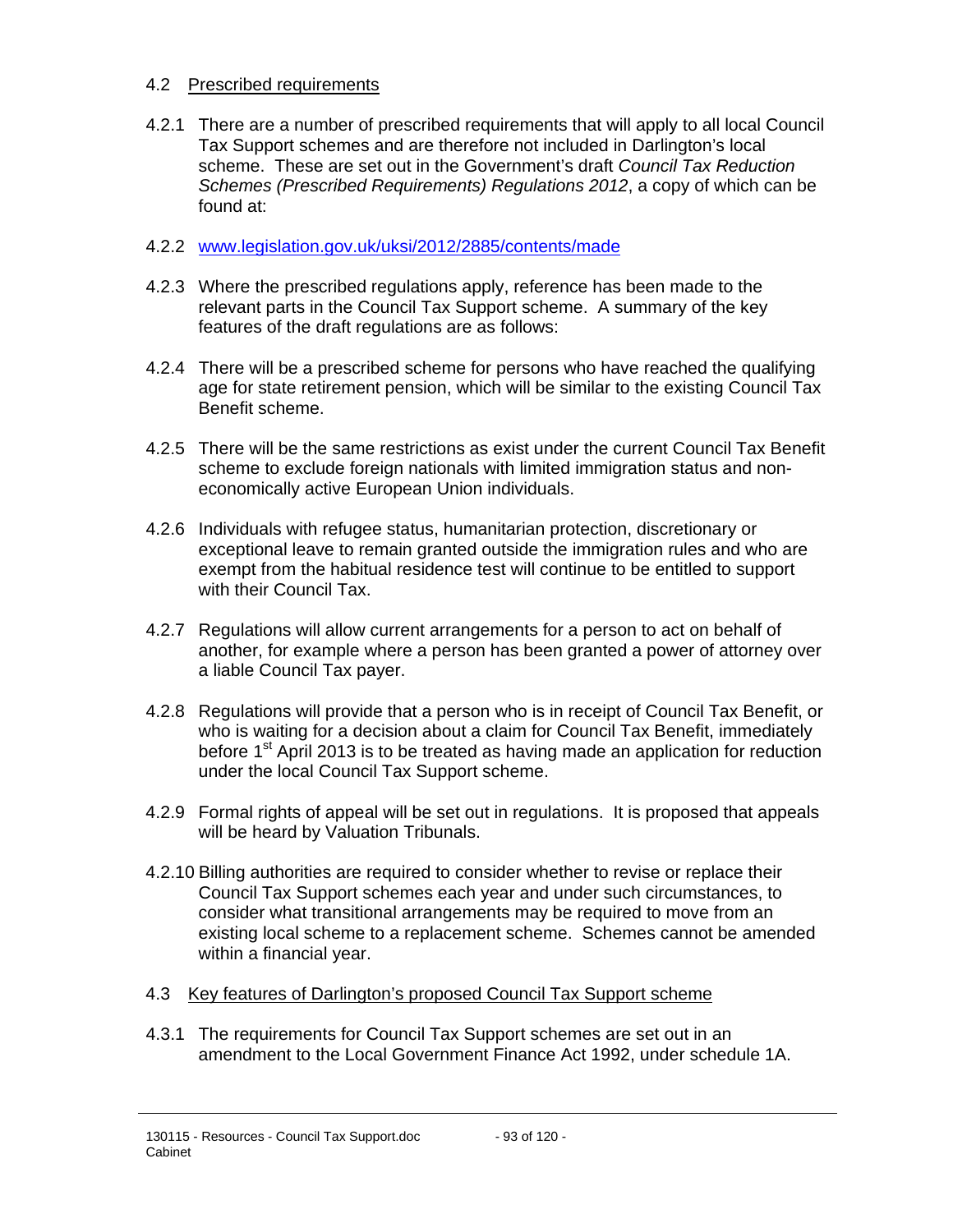## 4.2 Prescribed requirements

4.2.1 There are a number of prescribed requirements that will apply to all local Council Tax Support schemes and are therefore not included in Darlington's local scheme. These are set out in the Government's draft *Council Tax Reduction Schemes (Prescribed Requirements) Regulations 2012*, a copy of which can be found at:

4.2.2 [www.legislation.gov.uk/uksi/2012/2885/contents/made](http://www.legislation.gov.uk/uksi/2012/2885/contents/made)

4.2.3 Where the prescribed regulations apply, reference has been made to the relevant parts in the Council Tax Support scheme. A summary of the key features of the draft regulations are as follows:

4.2.4 There will be a prescribed scheme for persons who have reached the qualifying age for state retirement pension, which will be similar to the existing Council Tax Benefit scheme.

4.2.5 There will be the same restrictions as exist under the current Council Tax Benefit scheme to exclude foreign nationals with limited immigration status and non-economically active European Union individuals.

4.2.6 Individuals with refugee status, humanitarian protection, discretionary or exceptional leave to remain granted outside the immigration rules and who are exempt from the habitual residence test will continue to be entitled to support with their Council Tax.

4.2.7 Regulations will allow current arrangements for a person to act on behalf of another, for example where a person has been granted a power of attorney over a liable Council Tax payer.

4.2.8 Regulations will provide that a person who is in receipt of Council Tax Benefit, or who is waiting for a decision about a claim for Council Tax Benefit, immediately before 1st April 2013 is to be treated as having made an application for reduction under the local Council Tax Support scheme.

4.2.9 Formal rights of appeal will be set out in regulations. It is proposed that appeals will be heard by Valuation Tribunals.

4.2.10 Billing authorities are required to consider whether to revise or replace their Council Tax Support schemes each year and under such circumstances, to consider what transitional arrangements may be required to move from an existing local scheme to a replacement scheme. Schemes cannot be amended within a financial year.

## 4.3 Key features of Darlington's proposed Council Tax Support scheme

4.3.1 The requirements for Council Tax Support schemes are set out in an amendment to the Local Government Finance Act 1992, under schedule 1A.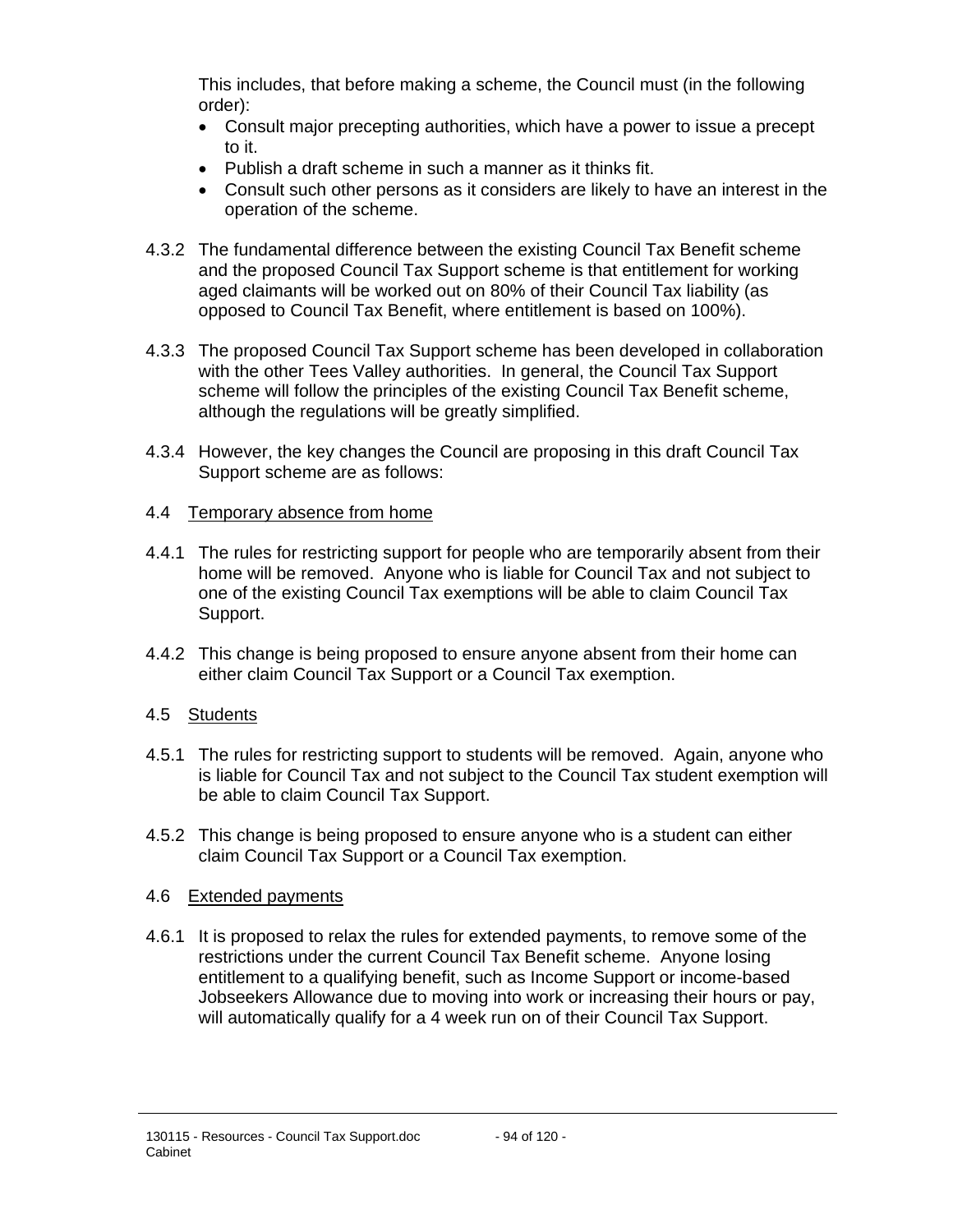This includes, that before making a scheme, the Council must (in the following order):

- Consult major precepting authorities, which have a power to issue a precept to it.
- Publish a draft scheme in such a manner as it thinks fit.
- Consult such other persons as it considers are likely to have an interest in the operation of the scheme.

4.3.2 The fundamental difference between the existing Council Tax Benefit scheme and the proposed Council Tax Support scheme is that entitlement for working aged claimants will be worked out on 80% of their Council Tax liability (as opposed to Council Tax Benefit, where entitlement is based on 100%).

4.3.3 The proposed Council Tax Support scheme has been developed in collaboration with the other Tees Valley authorities. In general, the Council Tax Support scheme will follow the principles of the existing Council Tax Benefit scheme, although the regulations will be greatly simplified.

4.3.4 However, the key changes the Council are proposing in this draft Council Tax Support scheme are as follows:

4.4 Temporary absence from home

4.4.1 The rules for restricting support for people who are temporarily absent from their home will be removed. Anyone who is liable for Council Tax and not subject to one of the existing Council Tax exemptions will be able to claim Council Tax Support.

4.4.2 This change is being proposed to ensure anyone absent from their home can either claim Council Tax Support or a Council Tax exemption.

4.5 Students

4.5.1 The rules for restricting support to students will be removed. Again, anyone who is liable for Council Tax and not subject to the Council Tax student exemption will be able to claim Council Tax Support.

4.5.2 This change is being proposed to ensure anyone who is a student can either claim Council Tax Support or a Council Tax exemption.

4.6 Extended payments

4.6.1 It is proposed to relax the rules for extended payments, to remove some of the restrictions under the current Council Tax Benefit scheme. Anyone losing entitlement to a qualifying benefit, such as Income Support or income-based Jobseekers Allowance due to moving into work or increasing their hours or pay, will automatically qualify for a 4 week run on of their Council Tax Support.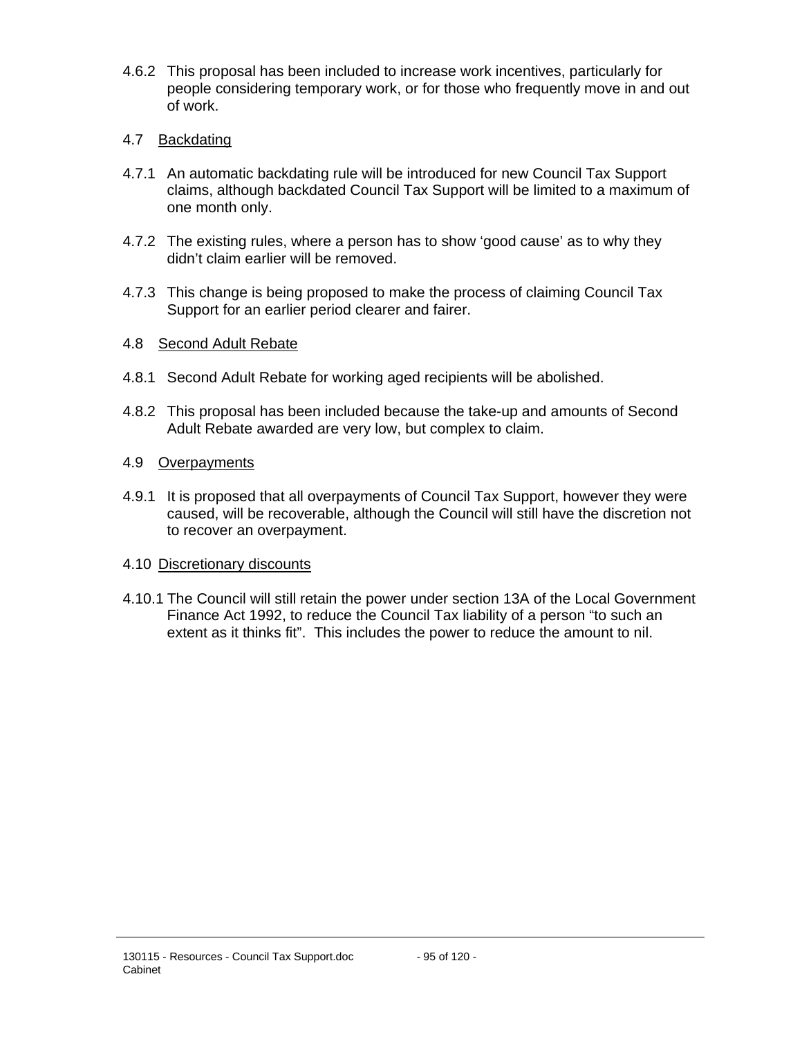4.6.2 This proposal has been included to increase work incentives, particularly for people considering temporary work, or for those who frequently move in and out of work.

4.7 Backdating

4.7.1 An automatic backdating rule will be introduced for new Council Tax Support claims, although backdated Council Tax Support will be limited to a maximum of one month only.

4.7.2 The existing rules, where a person has to show 'good cause' as to why they didn't claim earlier will be removed.

4.7.3 This change is being proposed to make the process of claiming Council Tax Support for an earlier period clearer and fairer.

4.8 Second Adult Rebate

4.8.1 Second Adult Rebate for working aged recipients will be abolished.

4.8.2 This proposal has been included because the take-up and amounts of Second Adult Rebate awarded are very low, but complex to claim.

4.9 Overpayments

4.9.1 It is proposed that all overpayments of Council Tax Support, however they were caused, will be recoverable, although the Council will still have the discretion not to recover an overpayment.

4.10 Discretionary discounts

4.10.1 The Council will still retain the power under section 13A of the Local Government Finance Act 1992, to reduce the Council Tax liability of a person "to such an extent as it thinks fit". This includes the power to reduce the amount to nil.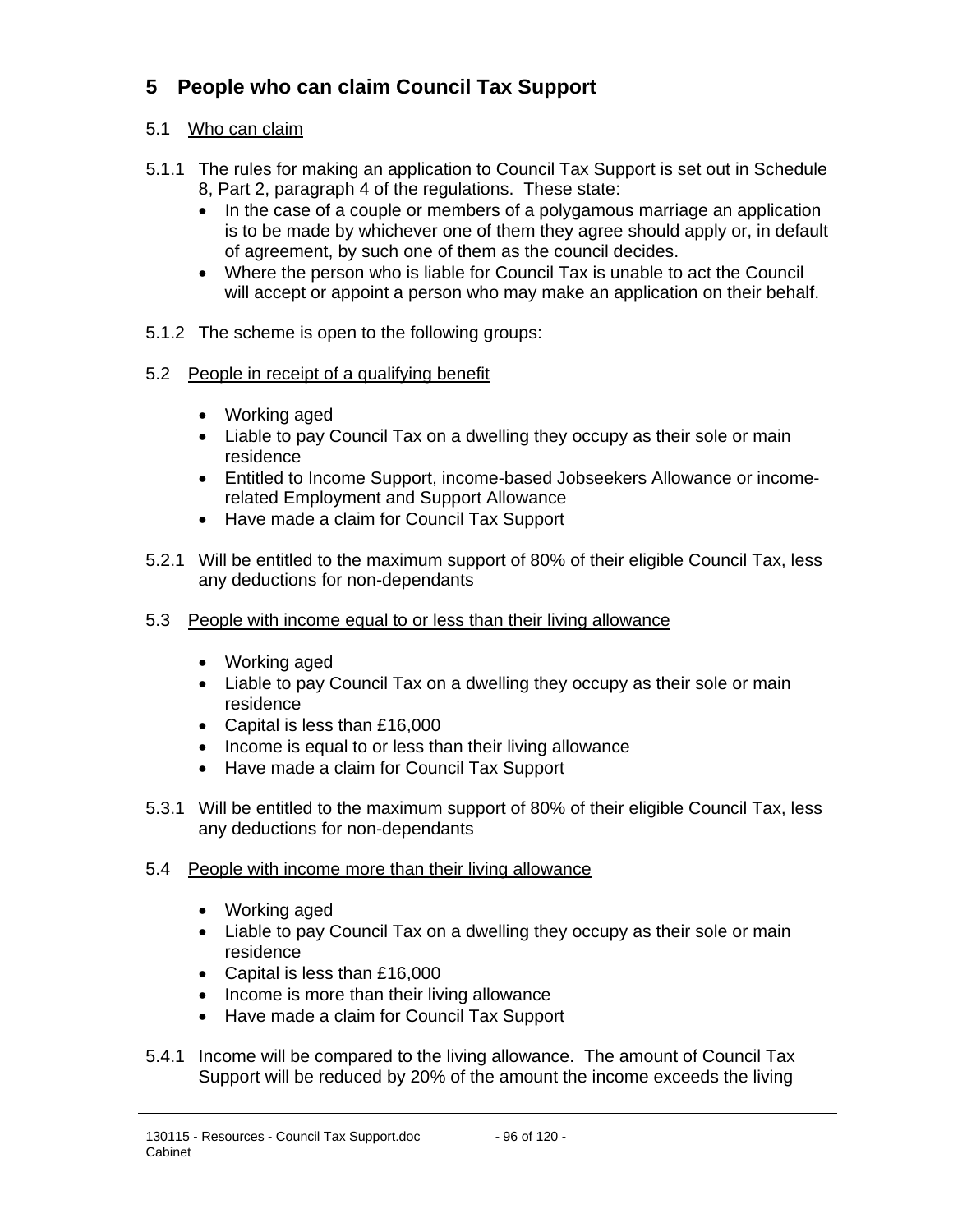## 5 People who can claim Council Tax Support

### 5.1 Who can claim

5.1.1 The rules for making an application to Council Tax Support is set out in Schedule 8, Part 2, paragraph 4 of the regulations. These state:

- In the case of a couple or members of a polygamous marriage an application is to be made by whichever one of them they agree should apply or, in default of agreement, by such one of them as the council decides.
- Where the person who is liable for Council Tax is unable to act the Council will accept or appoint a person who may make an application on their behalf.

5.1.2 The scheme is open to the following groups:

### 5.2 People in receipt of a qualifying benefit

- Working aged
- Liable to pay Council Tax on a dwelling they occupy as their sole or main residence
- Entitled to Income Support, income-based Jobseekers Allowance or income-related Employment and Support Allowance
- Have made a claim for Council Tax Support

5.2.1 Will be entitled to the maximum support of 80% of their eligible Council Tax, less any deductions for non-dependants

### 5.3 People with income equal to or less than their living allowance

- Working aged
- Liable to pay Council Tax on a dwelling they occupy as their sole or main residence
- Capital is less than £16,000
- Income is equal to or less than their living allowance
- Have made a claim for Council Tax Support

5.3.1 Will be entitled to the maximum support of 80% of their eligible Council Tax, less any deductions for non-dependants

### 5.4 People with income more than their living allowance

- Working aged
- Liable to pay Council Tax on a dwelling they occupy as their sole or main residence
- Capital is less than £16,000
- Income is more than their living allowance
- Have made a claim for Council Tax Support

5.4.1 Income will be compared to the living allowance. The amount of Council Tax Support will be reduced by 20% of the amount the income exceeds the living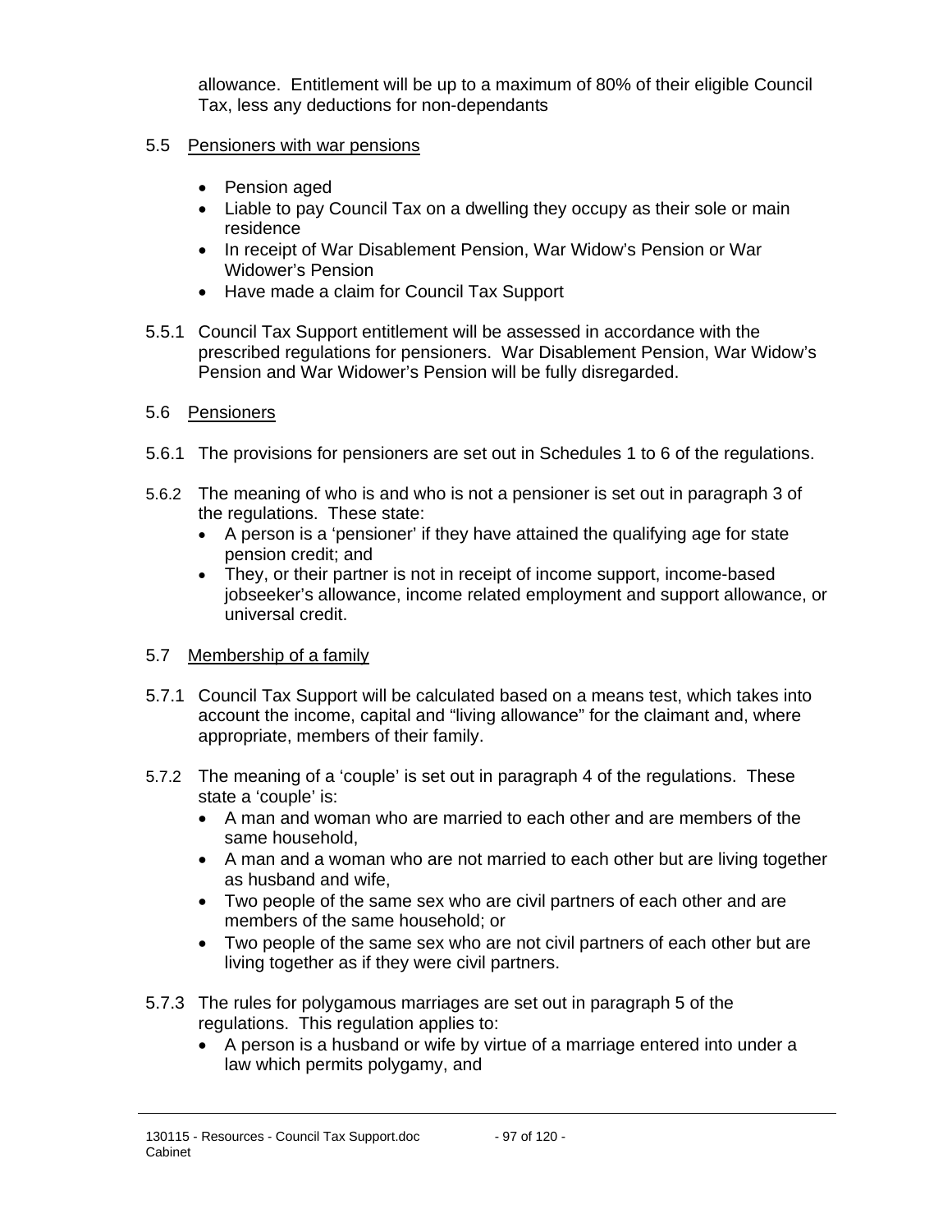allowance. Entitlement will be up to a maximum of 80% of their eligible Council Tax, less any deductions for non-dependants

5.5 Pensioners with war pensions

- Pension aged
- Liable to pay Council Tax on a dwelling they occupy as their sole or main residence
- In receipt of War Disablement Pension, War Widow's Pension or War Widower's Pension
- Have made a claim for Council Tax Support

5.5.1 Council Tax Support entitlement will be assessed in accordance with the prescribed regulations for pensioners. War Disablement Pension, War Widow's Pension and War Widower's Pension will be fully disregarded.

5.6 Pensioners

5.6.1 The provisions for pensioners are set out in Schedules 1 to 6 of the regulations.

5.6.2 The meaning of who is and who is not a pensioner is set out in paragraph 3 of the regulations. These state:

- A person is a 'pensioner' if they have attained the qualifying age for state pension credit; and
- They, or their partner is not in receipt of income support, income-based jobseeker's allowance, income related employment and support allowance, or universal credit.

5.7 Membership of a family

5.7.1 Council Tax Support will be calculated based on a means test, which takes into account the income, capital and "living allowance" for the claimant and, where appropriate, members of their family.

5.7.2 The meaning of a 'couple' is set out in paragraph 4 of the regulations. These state a 'couple' is:

- A man and woman who are married to each other and are members of the same household,
- A man and a woman who are not married to each other but are living together as husband and wife,
- Two people of the same sex who are civil partners of each other and are members of the same household; or
- Two people of the same sex who are not civil partners of each other but are living together as if they were civil partners.

5.7.3 The rules for polygamous marriages are set out in paragraph 5 of the regulations. This regulation applies to:

- A person is a husband or wife by virtue of a marriage entered into under a law which permits polygamy, and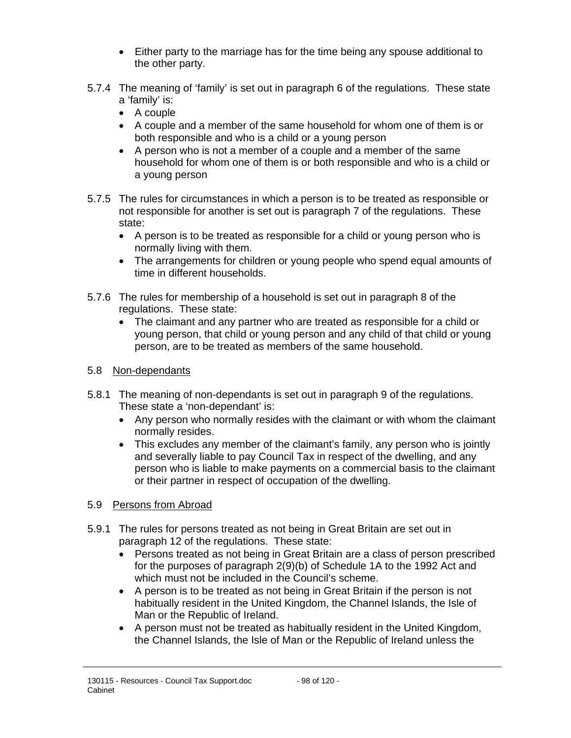- Either party to the marriage has for the time being any spouse additional to the other party.

5.7.4 The meaning of 'family' is set out in paragraph 6 of the regulations. These state a 'family' is:
- A couple
- A couple and a member of the same household for whom one of them is or both responsible and who is a child or a young person
- A person who is not a member of a couple and a member of the same household for whom one of them is or both responsible and who is a child or a young person

5.7.5 The rules for circumstances in which a person is to be treated as responsible or not responsible for another is set out is paragraph 7 of the regulations. These state:
- A person is to be treated as responsible for a child or young person who is normally living with them.
- The arrangements for children or young people who spend equal amounts of time in different households.

5.7.6 The rules for membership of a household is set out in paragraph 8 of the regulations. These state:
- The claimant and any partner who are treated as responsible for a child or young person, that child or young person and any child of that child or young person, are to be treated as members of the same household.

## 5.8 Non-dependants

5.8.1 The meaning of non-dependants is set out in paragraph 9 of the regulations. These state a 'non-dependant' is:
- Any person who normally resides with the claimant or with whom the claimant normally resides.
- This excludes any member of the claimant's family, any person who is jointly and severally liable to pay Council Tax in respect of the dwelling, and any person who is liable to make payments on a commercial basis to the claimant or their partner in respect of occupation of the dwelling.

## 5.9 Persons from Abroad

5.9.1 The rules for persons treated as not being in Great Britain are set out in paragraph 12 of the regulations. These state:
- Persons treated as not being in Great Britain are a class of person prescribed for the purposes of paragraph 2(9)(b) of Schedule 1A to the 1992 Act and which must not be included in the Council's scheme.
- A person is to be treated as not being in Great Britain if the person is not habitually resident in the United Kingdom, the Channel Islands, the Isle of Man or the Republic of Ireland.
- A person must not be treated as habitually resident in the United Kingdom, the Channel Islands, the Isle of Man or the Republic of Ireland unless the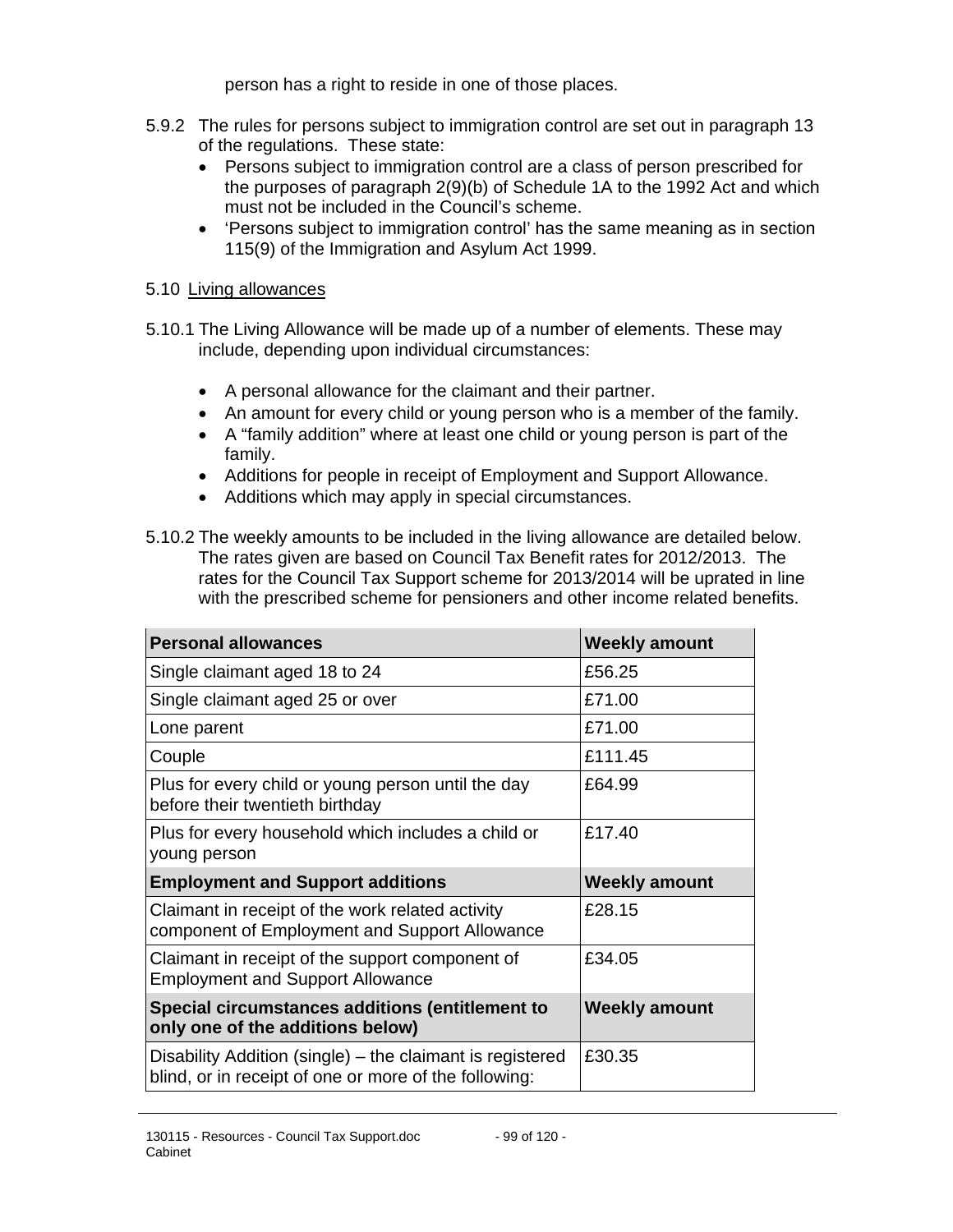person has a right to reside in one of those places.

5.9.2 The rules for persons subject to immigration control are set out in paragraph 13 of the regulations. These state:

- Persons subject to immigration control are a class of person prescribed for the purposes of paragraph 2(9)(b) of Schedule 1A to the 1992 Act and which must not be included in the Council's scheme.
- 'Persons subject to immigration control' has the same meaning as in section 115(9) of the Immigration and Asylum Act 1999.

5.10 Living allowances

5.10.1 The Living Allowance will be made up of a number of elements. These may include, depending upon individual circumstances:

- A personal allowance for the claimant and their partner.
- An amount for every child or young person who is a member of the family.
- A "family addition" where at least one child or young person is part of the family.
- Additions for people in receipt of Employment and Support Allowance.
- Additions which may apply in special circumstances.

5.10.2 The weekly amounts to be included in the living allowance are detailed below. The rates given are based on Council Tax Benefit rates for 2012/2013. The rates for the Council Tax Support scheme for 2013/2014 will be uprated in line with the prescribed scheme for pensioners and other income related benefits.

| **Personal allowances** | **Weekly amount** |
|---|---|
| Single claimant aged 18 to 24 | £56.25 |
| Single claimant aged 25 or over | £71.00 |
| Lone parent | £71.00 |
| Couple | £111.45 |
| Plus for every child or young person until the day before their twentieth birthday | £64.99 |
| Plus for every household which includes a child or young person | £17.40 |
| **Employment and Support additions** | **Weekly amount** |
| Claimant in receipt of the work related activity component of Employment and Support Allowance | £28.15 |
| Claimant in receipt of the support component of Employment and Support Allowance | £34.05 |
| **Special circumstances additions (entitlement to only one of the additions below)** | **Weekly amount** |
| Disability Addition (single) – the claimant is registered blind, or in receipt of one or more of the following: | £30.35 |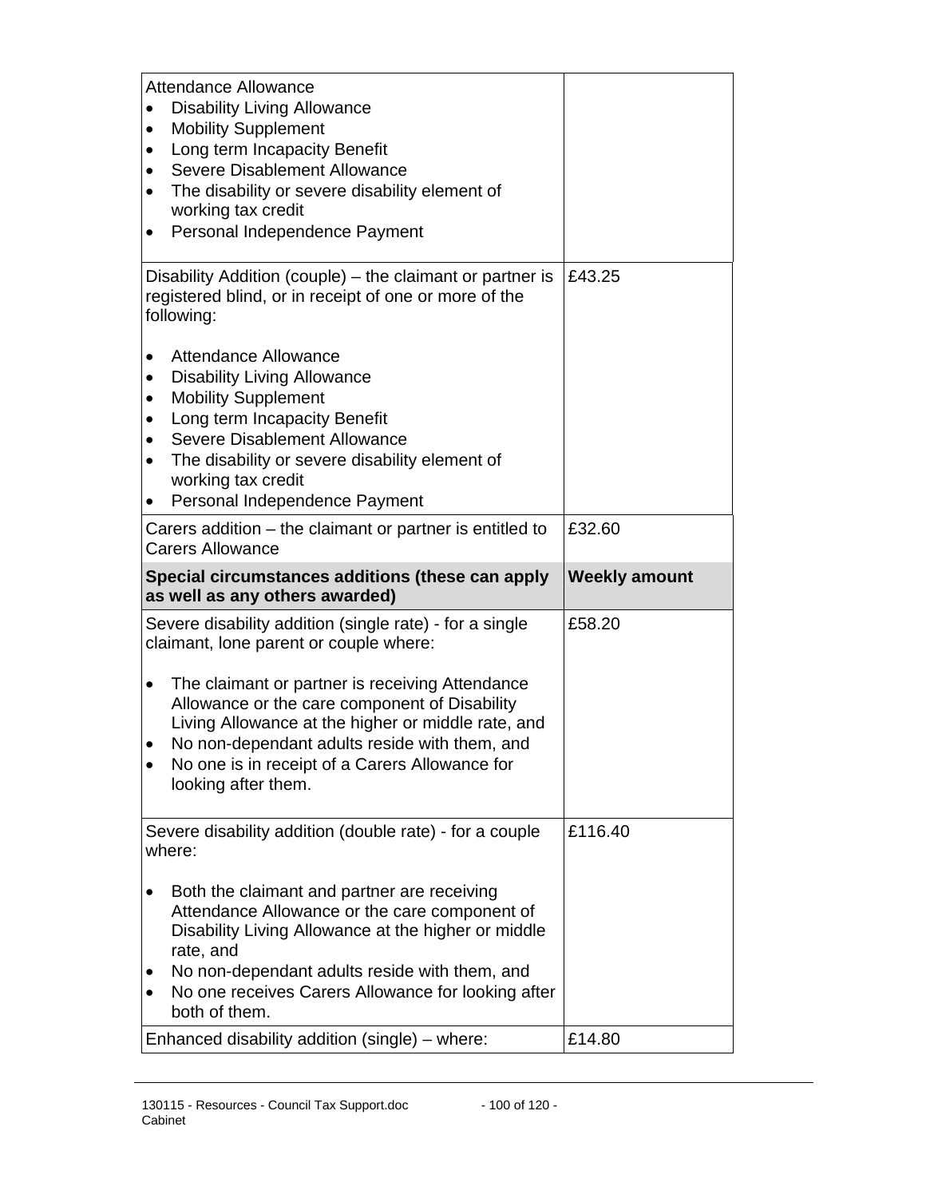| | |
|---|---|
| Attendance Allowance<br>• Disability Living Allowance<br>• Mobility Supplement<br>• Long term Incapacity Benefit<br>• Severe Disablement Allowance<br>• The disability or severe disability element of working tax credit<br>• Personal Independence Payment | |
| Disability Addition (couple) – the claimant or partner is registered blind, or in receipt of one or more of the following:<br><br>• Attendance Allowance<br>• Disability Living Allowance<br>• Mobility Supplement<br>• Long term Incapacity Benefit<br>• Severe Disablement Allowance<br>• The disability or severe disability element of working tax credit<br>• Personal Independence Payment | £43.25 |
| Carers addition – the claimant or partner is entitled to Carers Allowance | £32.60 |
| **Special circumstances additions (these can apply as well as any others awarded)** | **Weekly amount** |
| Severe disability addition (single rate) - for a single claimant, lone parent or couple where:<br><br>• The claimant or partner is receiving Attendance Allowance or the care component of Disability Living Allowance at the higher or middle rate, and<br>• No non-dependant adults reside with them, and<br>• No one is in receipt of a Carers Allowance for looking after them. | £58.20 |
| Severe disability addition (double rate) - for a couple where:<br><br>• Both the claimant and partner are receiving Attendance Allowance or the care component of Disability Living Allowance at the higher or middle rate, and<br>• No non-dependant adults reside with them, and<br>• No one receives Carers Allowance for looking after both of them. | £116.40 |
| Enhanced disability addition (single) – where: | £14.80 |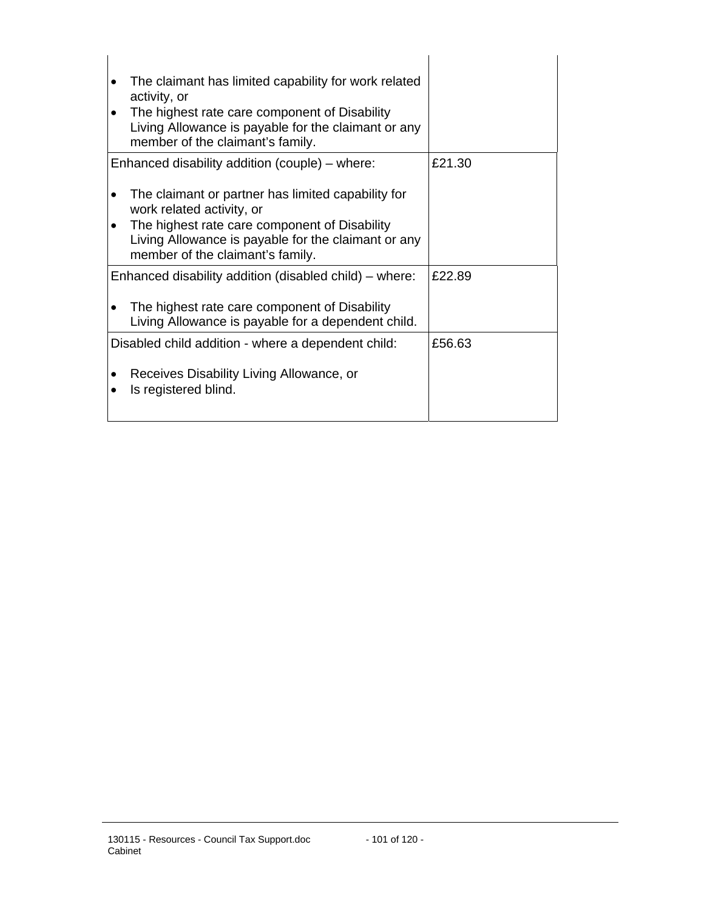| | |
|---|---|
| • The claimant has limited capability for work related activity, or<br>• The highest rate care component of Disability Living Allowance is payable for the claimant or any member of the claimant's family. | |
| Enhanced disability addition (couple) – where:<br><br>• The claimant or partner has limited capability for work related activity, or<br>• The highest rate care component of Disability Living Allowance is payable for the claimant or any member of the claimant's family. | £21.30 |
| Enhanced disability addition (disabled child) – where:<br><br>• The highest rate care component of Disability Living Allowance is payable for a dependent child. | £22.89 |
| Disabled child addition - where a dependent child:<br><br>• Receives Disability Living Allowance, or<br>• Is registered blind. | £56.63 |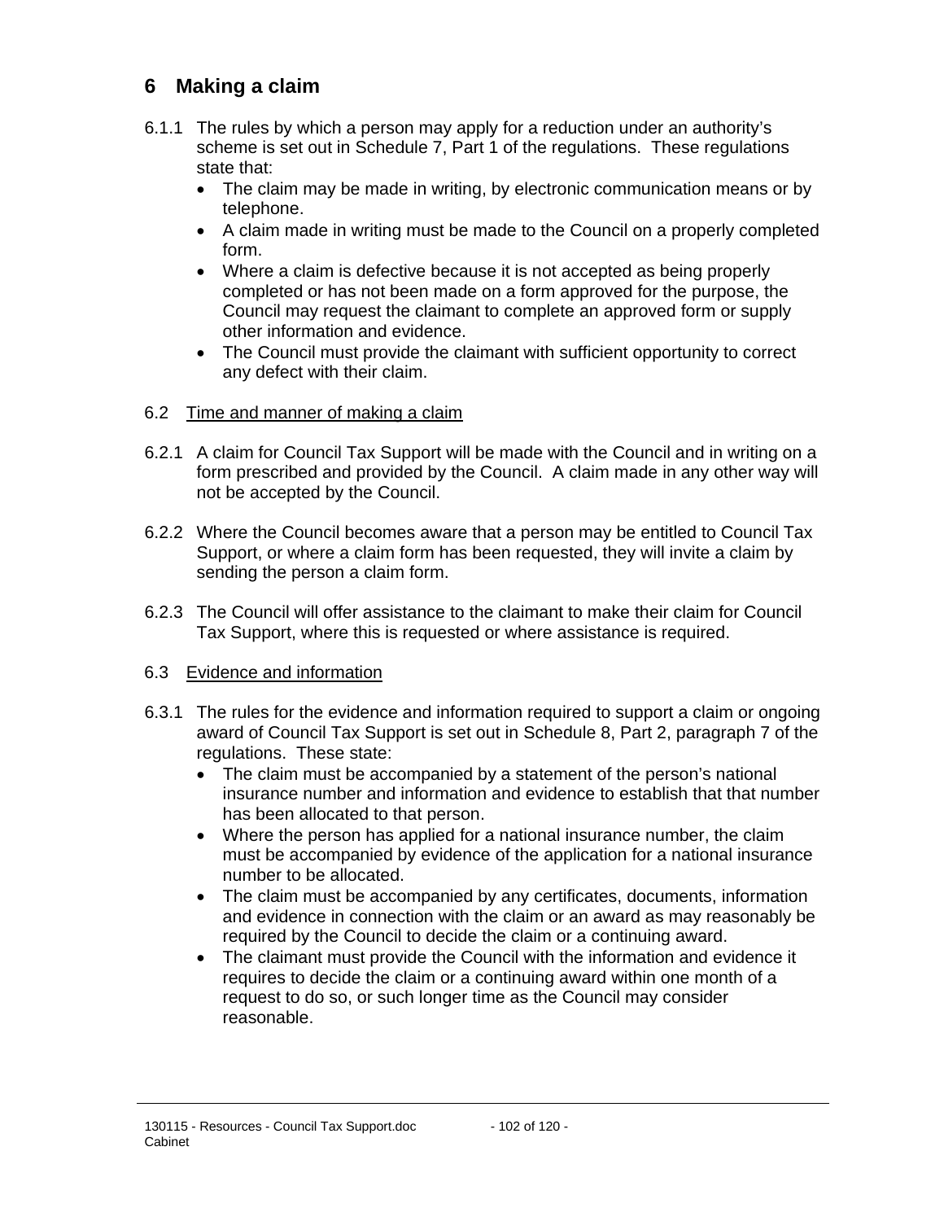## 6 Making a claim

6.1.1 The rules by which a person may apply for a reduction under an authority's scheme is set out in Schedule 7, Part 1 of the regulations. These regulations state that:

- The claim may be made in writing, by electronic communication means or by telephone.
- A claim made in writing must be made to the Council on a properly completed form.
- Where a claim is defective because it is not accepted as being properly completed or has not been made on a form approved for the purpose, the Council may request the claimant to complete an approved form or supply other information and evidence.
- The Council must provide the claimant with sufficient opportunity to correct any defect with their claim.

### 6.2 Time and manner of making a claim

6.2.1 A claim for Council Tax Support will be made with the Council and in writing on a form prescribed and provided by the Council. A claim made in any other way will not be accepted by the Council.

6.2.2 Where the Council becomes aware that a person may be entitled to Council Tax Support, or where a claim form has been requested, they will invite a claim by sending the person a claim form.

6.2.3 The Council will offer assistance to the claimant to make their claim for Council Tax Support, where this is requested or where assistance is required.

### 6.3 Evidence and information

6.3.1 The rules for the evidence and information required to support a claim or ongoing award of Council Tax Support is set out in Schedule 8, Part 2, paragraph 7 of the regulations. These state:

- The claim must be accompanied by a statement of the person's national insurance number and information and evidence to establish that that number has been allocated to that person.
- Where the person has applied for a national insurance number, the claim must be accompanied by evidence of the application for a national insurance number to be allocated.
- The claim must be accompanied by any certificates, documents, information and evidence in connection with the claim or an award as may reasonably be required by the Council to decide the claim or a continuing award.
- The claimant must provide the Council with the information and evidence it requires to decide the claim or a continuing award within one month of a request to do so, or such longer time as the Council may consider reasonable.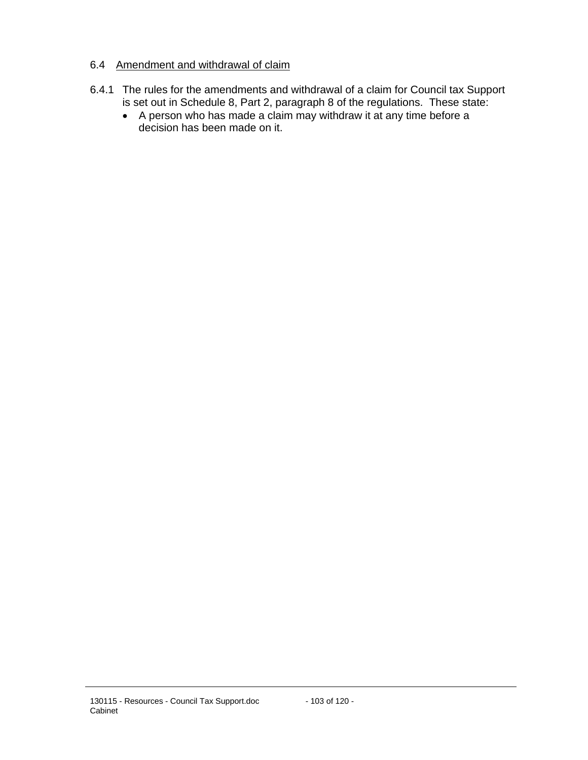6.4 Amendment and withdrawal of claim

6.4.1 The rules for the amendments and withdrawal of a claim for Council tax Support is set out in Schedule 8, Part 2, paragraph 8 of the regulations. These state:

- A person who has made a claim may withdraw it at any time before a decision has been made on it.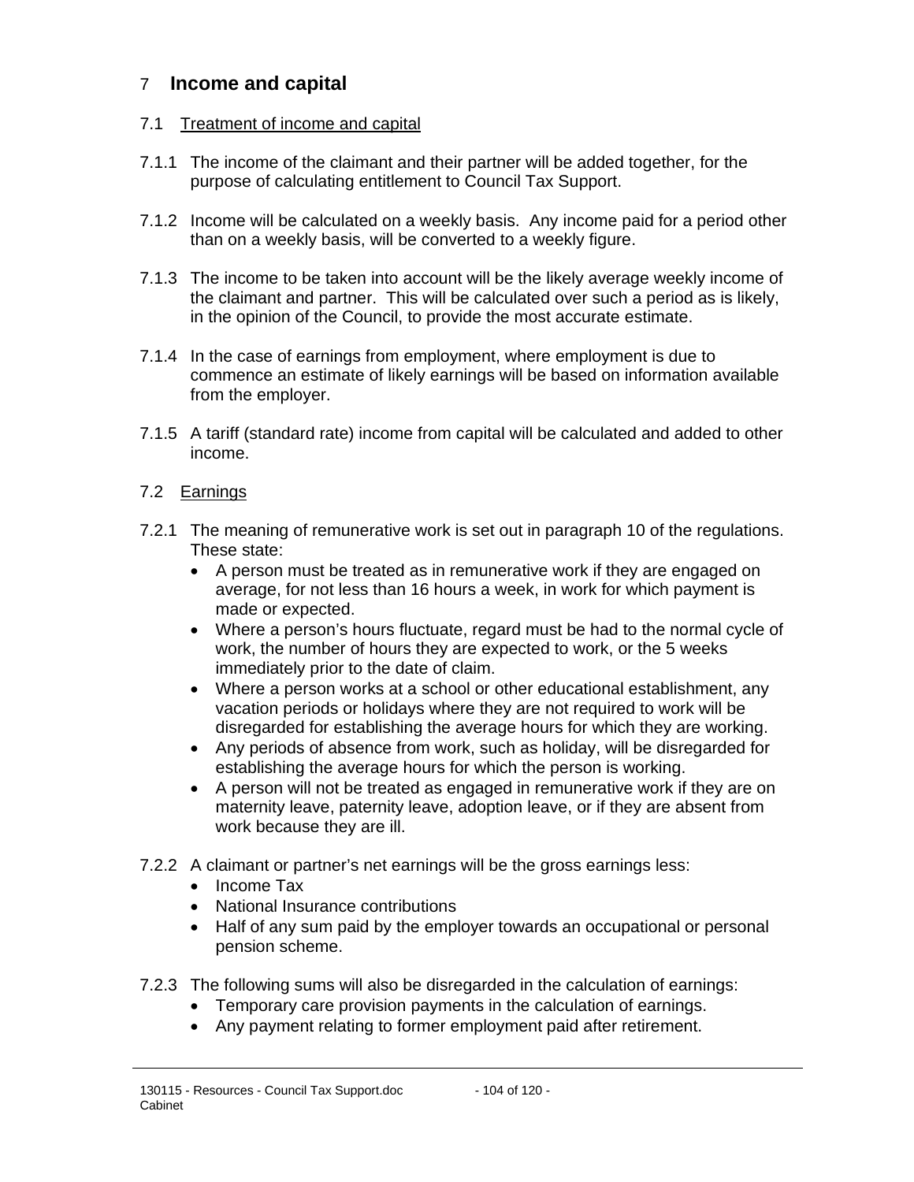## 7 Income and capital

### 7.1 Treatment of income and capital

7.1.1 The income of the claimant and their partner will be added together, for the purpose of calculating entitlement to Council Tax Support.

7.1.2 Income will be calculated on a weekly basis. Any income paid for a period other than on a weekly basis, will be converted to a weekly figure.

7.1.3 The income to be taken into account will be the likely average weekly income of the claimant and partner. This will be calculated over such a period as is likely, in the opinion of the Council, to provide the most accurate estimate.

7.1.4 In the case of earnings from employment, where employment is due to commence an estimate of likely earnings will be based on information available from the employer.

7.1.5 A tariff (standard rate) income from capital will be calculated and added to other income.

### 7.2 Earnings

7.2.1 The meaning of remunerative work is set out in paragraph 10 of the regulations. These state:

- A person must be treated as in remunerative work if they are engaged on average, for not less than 16 hours a week, in work for which payment is made or expected.
- Where a person's hours fluctuate, regard must be had to the normal cycle of work, the number of hours they are expected to work, or the 5 weeks immediately prior to the date of claim.
- Where a person works at a school or other educational establishment, any vacation periods or holidays where they are not required to work will be disregarded for establishing the average hours for which they are working.
- Any periods of absence from work, such as holiday, will be disregarded for establishing the average hours for which the person is working.
- A person will not be treated as engaged in remunerative work if they are on maternity leave, paternity leave, adoption leave, or if they are absent from work because they are ill.

7.2.2 A claimant or partner's net earnings will be the gross earnings less:

- Income Tax
- National Insurance contributions
- Half of any sum paid by the employer towards an occupational or personal pension scheme.

7.2.3 The following sums will also be disregarded in the calculation of earnings:

- Temporary care provision payments in the calculation of earnings.
- Any payment relating to former employment paid after retirement.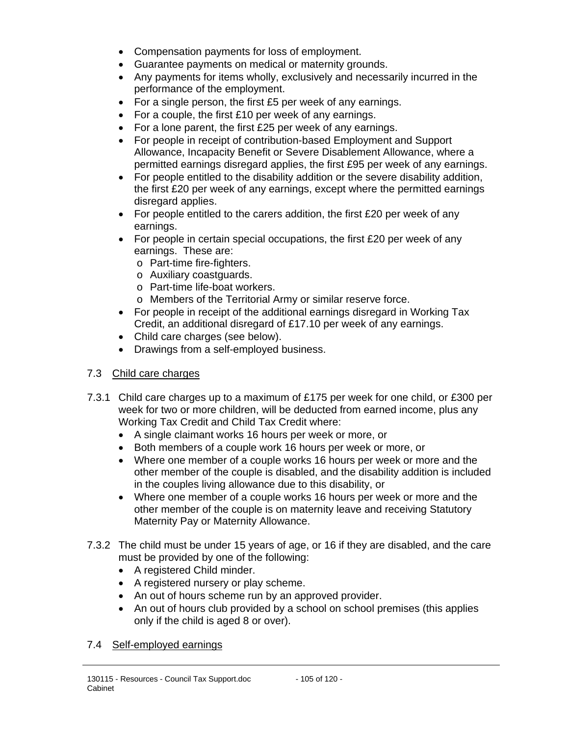- Compensation payments for loss of employment.
- Guarantee payments on medical or maternity grounds.
- Any payments for items wholly, exclusively and necessarily incurred in the performance of the employment.
- For a single person, the first £5 per week of any earnings.
- For a couple, the first £10 per week of any earnings.
- For a lone parent, the first £25 per week of any earnings.
- For people in receipt of contribution-based Employment and Support Allowance, Incapacity Benefit or Severe Disablement Allowance, where a permitted earnings disregard applies, the first £95 per week of any earnings.
- For people entitled to the disability addition or the severe disability addition, the first £20 per week of any earnings, except where the permitted earnings disregard applies.
- For people entitled to the carers addition, the first £20 per week of any earnings.
- For people in certain special occupations, the first £20 per week of any earnings. These are:
  - Part-time fire-fighters.
  - Auxiliary coastguards.
  - Part-time life-boat workers.
  - Members of the Territorial Army or similar reserve force.
- For people in receipt of the additional earnings disregard in Working Tax Credit, an additional disregard of £17.10 per week of any earnings.
- Child care charges (see below).
- Drawings from a self-employed business.

## 7.3 Child care charges

7.3.1 Child care charges up to a maximum of £175 per week for one child, or £300 per week for two or more children, will be deducted from earned income, plus any Working Tax Credit and Child Tax Credit where:

- A single claimant works 16 hours per week or more, or
- Both members of a couple work 16 hours per week or more, or
- Where one member of a couple works 16 hours per week or more and the other member of the couple is disabled, and the disability addition is included in the couples living allowance due to this disability, or
- Where one member of a couple works 16 hours per week or more and the other member of the couple is on maternity leave and receiving Statutory Maternity Pay or Maternity Allowance.

7.3.2 The child must be under 15 years of age, or 16 if they are disabled, and the care must be provided by one of the following:

- A registered Child minder.
- A registered nursery or play scheme.
- An out of hours scheme run by an approved provider.
- An out of hours club provided by a school on school premises (this applies only if the child is aged 8 or over).

## 7.4 Self-employed earnings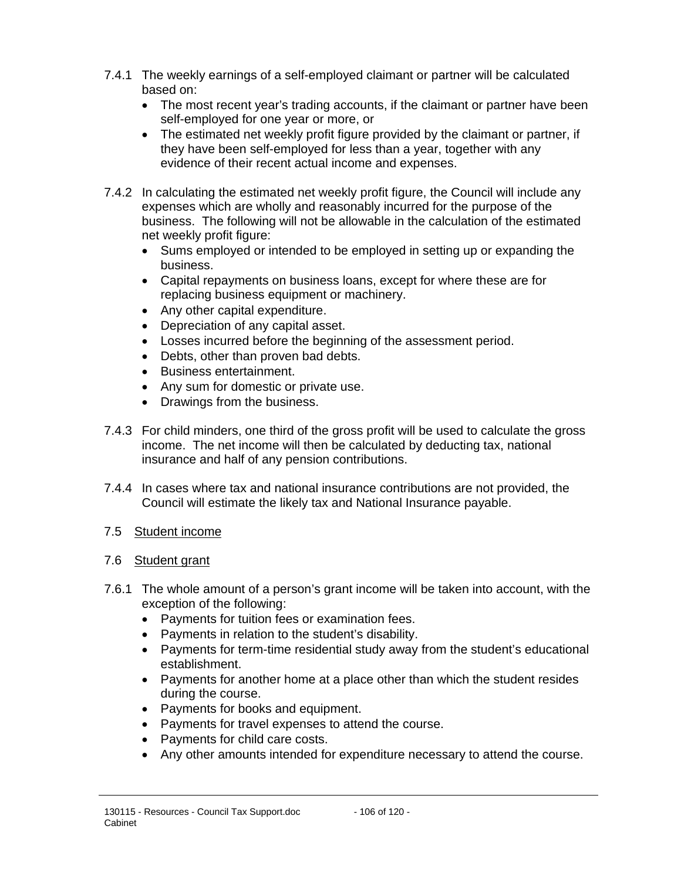7.4.1 The weekly earnings of a self-employed claimant or partner will be calculated based on:

- The most recent year's trading accounts, if the claimant or partner have been self-employed for one year or more, or
- The estimated net weekly profit figure provided by the claimant or partner, if they have been self-employed for less than a year, together with any evidence of their recent actual income and expenses.

7.4.2 In calculating the estimated net weekly profit figure, the Council will include any expenses which are wholly and reasonably incurred for the purpose of the business. The following will not be allowable in the calculation of the estimated net weekly profit figure:

- Sums employed or intended to be employed in setting up or expanding the business.
- Capital repayments on business loans, except for where these are for replacing business equipment or machinery.
- Any other capital expenditure.
- Depreciation of any capital asset.
- Losses incurred before the beginning of the assessment period.
- Debts, other than proven bad debts.
- Business entertainment.
- Any sum for domestic or private use.
- Drawings from the business.

7.4.3 For child minders, one third of the gross profit will be used to calculate the gross income. The net income will then be calculated by deducting tax, national insurance and half of any pension contributions.

7.4.4 In cases where tax and national insurance contributions are not provided, the Council will estimate the likely tax and National Insurance payable.

### 7.5 Student income

### 7.6 Student grant

7.6.1 The whole amount of a person's grant income will be taken into account, with the exception of the following:

- Payments for tuition fees or examination fees.
- Payments in relation to the student's disability.
- Payments for term-time residential study away from the student's educational establishment.
- Payments for another home at a place other than which the student resides during the course.
- Payments for books and equipment.
- Payments for travel expenses to attend the course.
- Payments for child care costs.
- Any other amounts intended for expenditure necessary to attend the course.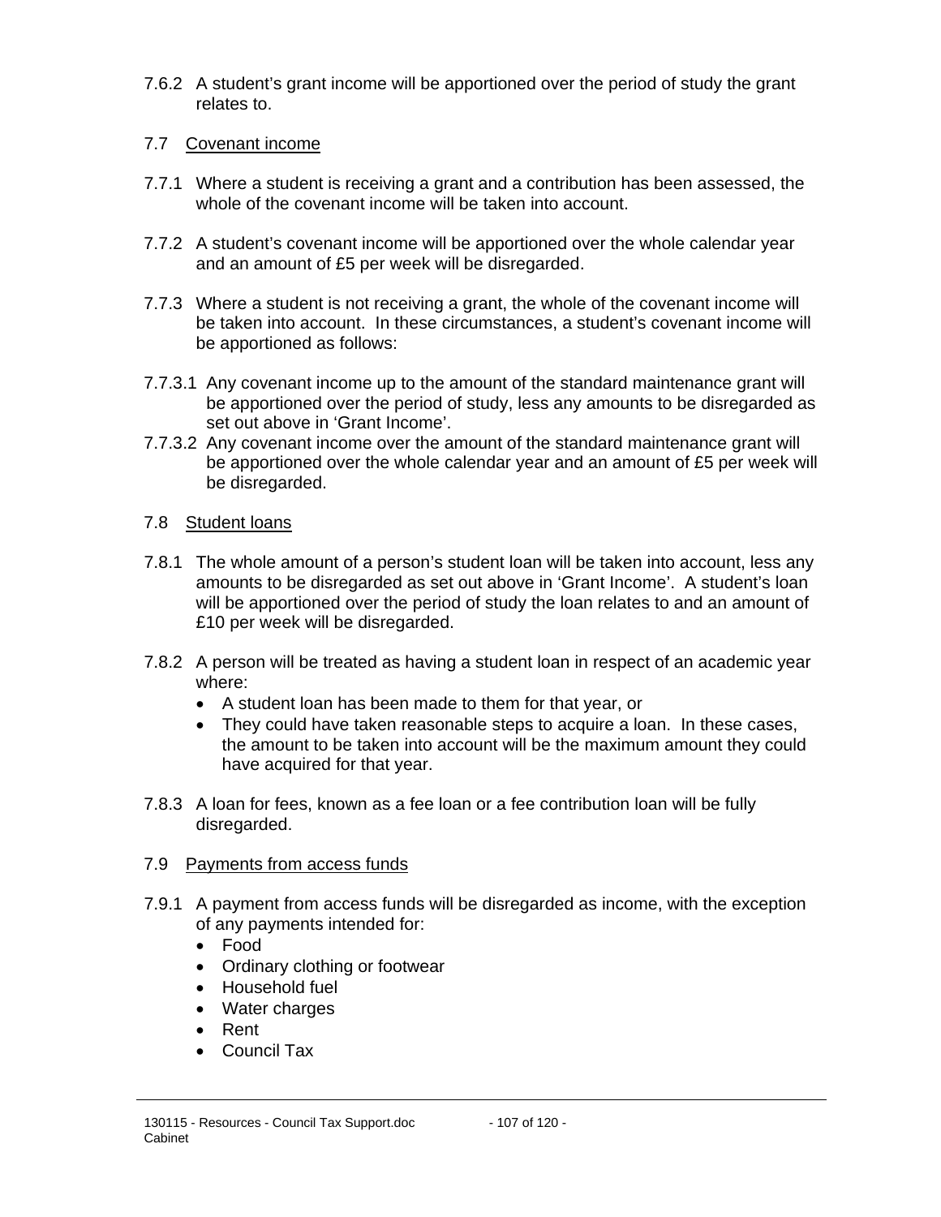7.6.2 A student's grant income will be apportioned over the period of study the grant relates to.

### 7.7 <u>Covenant income</u>

7.7.1 Where a student is receiving a grant and a contribution has been assessed, the whole of the covenant income will be taken into account.

7.7.2 A student's covenant income will be apportioned over the whole calendar year and an amount of £5 per week will be disregarded.

7.7.3 Where a student is not receiving a grant, the whole of the covenant income will be taken into account. In these circumstances, a student's covenant income will be apportioned as follows:

7.7.3.1 Any covenant income up to the amount of the standard maintenance grant will be apportioned over the period of study, less any amounts to be disregarded as set out above in 'Grant Income'.

7.7.3.2 Any covenant income over the amount of the standard maintenance grant will be apportioned over the whole calendar year and an amount of £5 per week will be disregarded.

### 7.8 <u>Student loans</u>

7.8.1 The whole amount of a person's student loan will be taken into account, less any amounts to be disregarded as set out above in 'Grant Income'. A student's loan will be apportioned over the period of study the loan relates to and an amount of £10 per week will be disregarded.

7.8.2 A person will be treated as having a student loan in respect of an academic year where:

- A student loan has been made to them for that year, or
- They could have taken reasonable steps to acquire a loan. In these cases, the amount to be taken into account will be the maximum amount they could have acquired for that year.

7.8.3 A loan for fees, known as a fee loan or a fee contribution loan will be fully disregarded.

### 7.9 <u>Payments from access funds</u>

7.9.1 A payment from access funds will be disregarded as income, with the exception of any payments intended for:

- Food
- Ordinary clothing or footwear
- Household fuel
- Water charges
- Rent
- Council Tax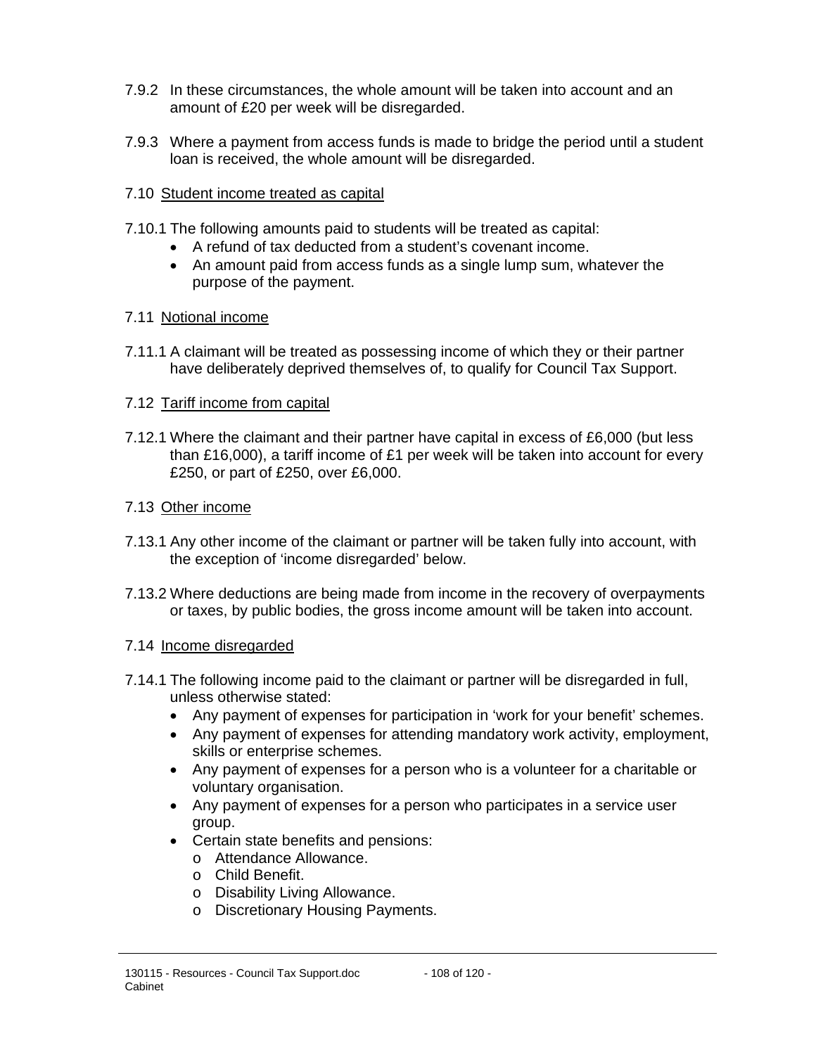7.9.2 In these circumstances, the whole amount will be taken into account and an amount of £20 per week will be disregarded.

7.9.3 Where a payment from access funds is made to bridge the period until a student loan is received, the whole amount will be disregarded.

7.10 Student income treated as capital

7.10.1 The following amounts paid to students will be treated as capital:

- A refund of tax deducted from a student's covenant income.
- An amount paid from access funds as a single lump sum, whatever the purpose of the payment.

7.11 Notional income

7.11.1 A claimant will be treated as possessing income of which they or their partner have deliberately deprived themselves of, to qualify for Council Tax Support.

7.12 Tariff income from capital

7.12.1 Where the claimant and their partner have capital in excess of £6,000 (but less than £16,000), a tariff income of £1 per week will be taken into account for every £250, or part of £250, over £6,000.

7.13 Other income

7.13.1 Any other income of the claimant or partner will be taken fully into account, with the exception of 'income disregarded' below.

7.13.2 Where deductions are being made from income in the recovery of overpayments or taxes, by public bodies, the gross income amount will be taken into account.

7.14 Income disregarded

7.14.1 The following income paid to the claimant or partner will be disregarded in full, unless otherwise stated:

- Any payment of expenses for participation in 'work for your benefit' schemes.
- Any payment of expenses for attending mandatory work activity, employment, skills or enterprise schemes.
- Any payment of expenses for a person who is a volunteer for a charitable or voluntary organisation.
- Any payment of expenses for a person who participates in a service user group.
- Certain state benefits and pensions:
  - Attendance Allowance.
  - Child Benefit.
  - Disability Living Allowance.
  - Discretionary Housing Payments.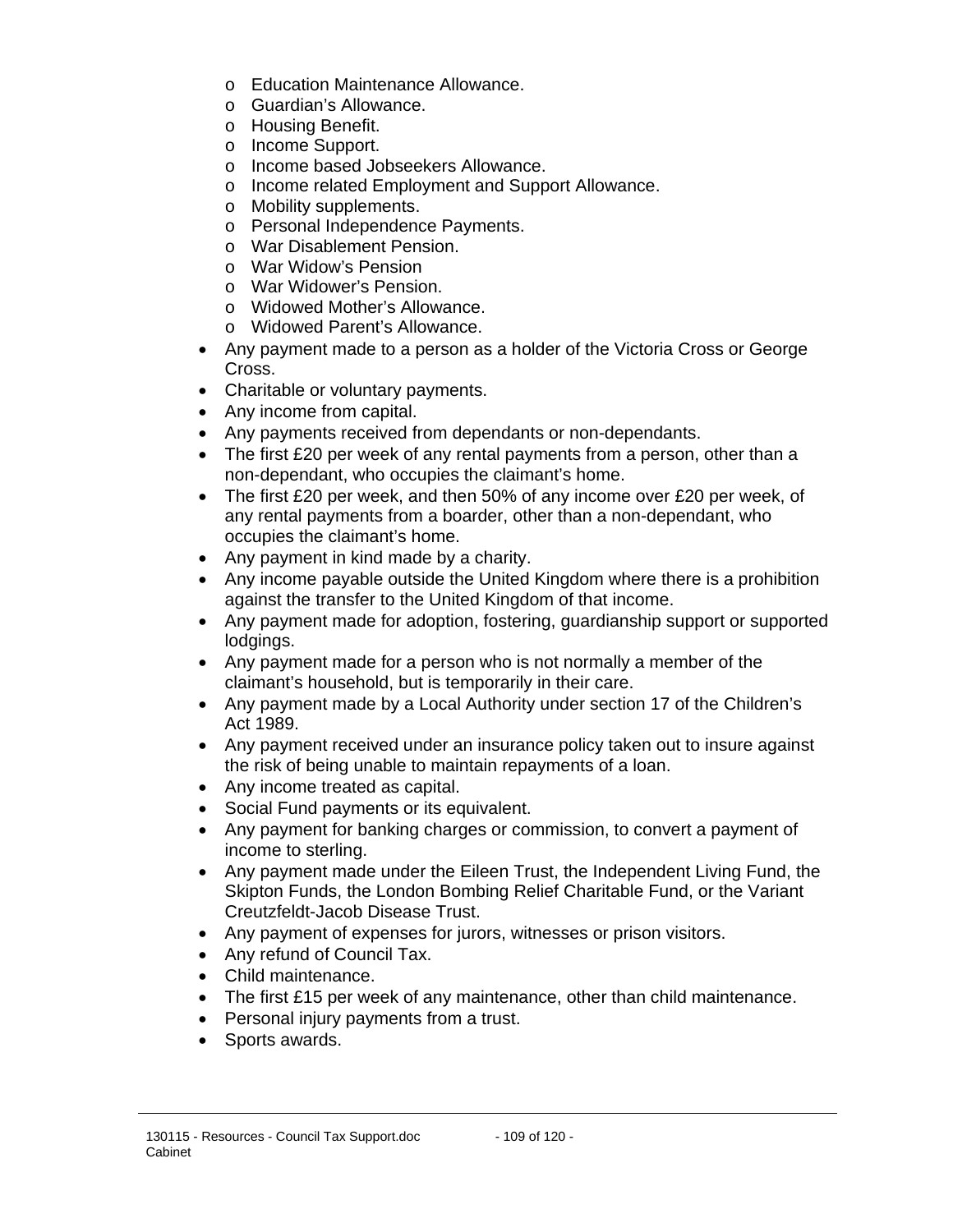- Education Maintenance Allowance.
  - Guardian's Allowance.
  - Housing Benefit.
  - Income Support.
  - Income based Jobseekers Allowance.
  - Income related Employment and Support Allowance.
  - Mobility supplements.
  - Personal Independence Payments.
  - War Disablement Pension.
  - War Widow's Pension
  - War Widower's Pension.
  - Widowed Mother's Allowance.
  - Widowed Parent's Allowance.
- Any payment made to a person as a holder of the Victoria Cross or George Cross.
- Charitable or voluntary payments.
- Any income from capital.
- Any payments received from dependants or non-dependants.
- The first £20 per week of any rental payments from a person, other than a non-dependant, who occupies the claimant's home.
- The first £20 per week, and then 50% of any income over £20 per week, of any rental payments from a boarder, other than a non-dependant, who occupies the claimant's home.
- Any payment in kind made by a charity.
- Any income payable outside the United Kingdom where there is a prohibition against the transfer to the United Kingdom of that income.
- Any payment made for adoption, fostering, guardianship support or supported lodgings.
- Any payment made for a person who is not normally a member of the claimant's household, but is temporarily in their care.
- Any payment made by a Local Authority under section 17 of the Children's Act 1989.
- Any payment received under an insurance policy taken out to insure against the risk of being unable to maintain repayments of a loan.
- Any income treated as capital.
- Social Fund payments or its equivalent.
- Any payment for banking charges or commission, to convert a payment of income to sterling.
- Any payment made under the Eileen Trust, the Independent Living Fund, the Skipton Funds, the London Bombing Relief Charitable Fund, or the Variant Creutzfeldt-Jacob Disease Trust.
- Any payment of expenses for jurors, witnesses or prison visitors.
- Any refund of Council Tax.
- Child maintenance.
- The first £15 per week of any maintenance, other than child maintenance.
- Personal injury payments from a trust.
- Sports awards.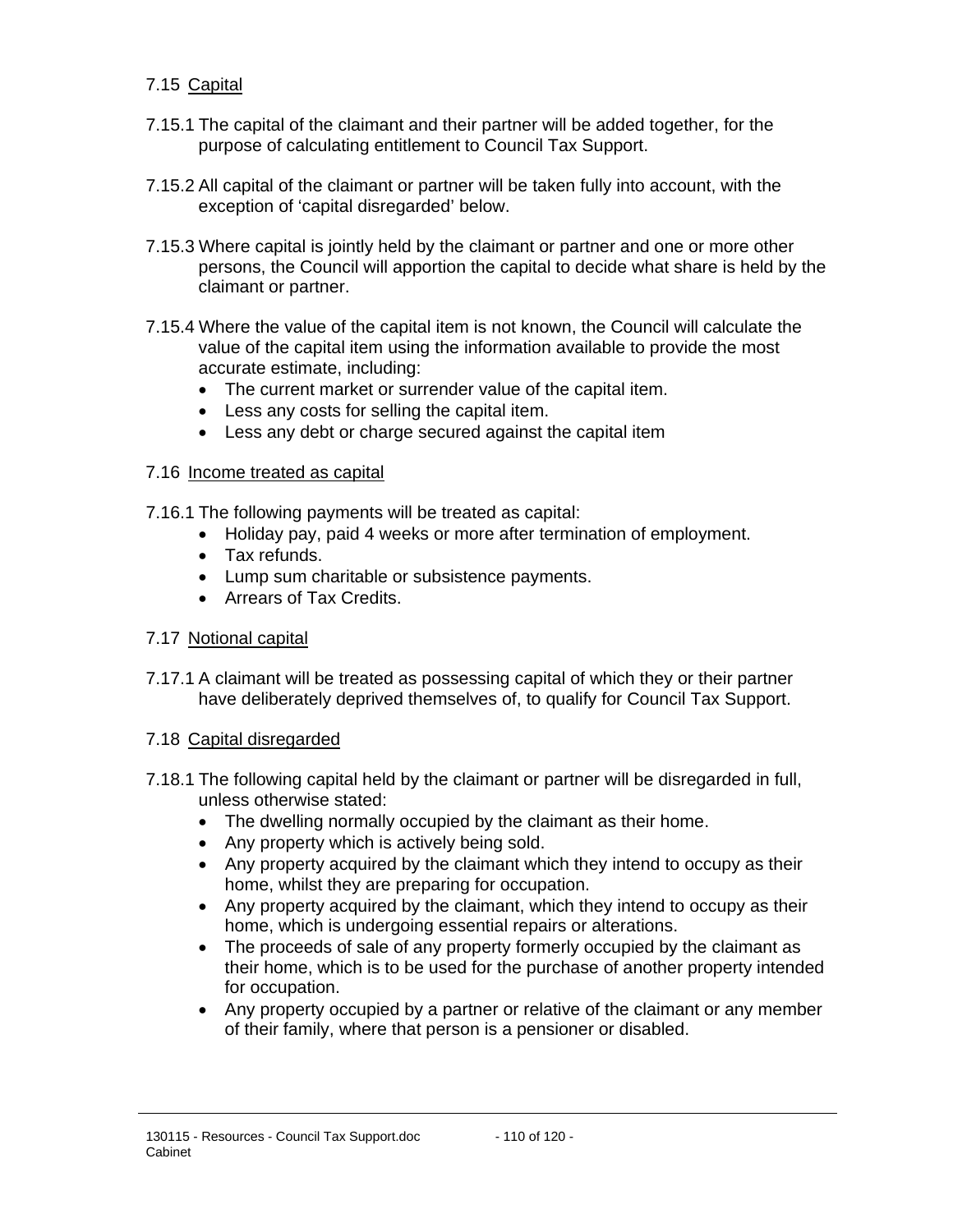## 7.15 Capital

7.15.1 The capital of the claimant and their partner will be added together, for the purpose of calculating entitlement to Council Tax Support.

7.15.2 All capital of the claimant or partner will be taken fully into account, with the exception of 'capital disregarded' below.

7.15.3 Where capital is jointly held by the claimant or partner and one or more other persons, the Council will apportion the capital to decide what share is held by the claimant or partner.

7.15.4 Where the value of the capital item is not known, the Council will calculate the value of the capital item using the information available to provide the most accurate estimate, including:

- The current market or surrender value of the capital item.
- Less any costs for selling the capital item.
- Less any debt or charge secured against the capital item

## 7.16 Income treated as capital

7.16.1 The following payments will be treated as capital:

- Holiday pay, paid 4 weeks or more after termination of employment.
- Tax refunds.
- Lump sum charitable or subsistence payments.
- Arrears of Tax Credits.

## 7.17 Notional capital

7.17.1 A claimant will be treated as possessing capital of which they or their partner have deliberately deprived themselves of, to qualify for Council Tax Support.

## 7.18 Capital disregarded

7.18.1 The following capital held by the claimant or partner will be disregarded in full, unless otherwise stated:

- The dwelling normally occupied by the claimant as their home.
- Any property which is actively being sold.
- Any property acquired by the claimant which they intend to occupy as their home, whilst they are preparing for occupation.
- Any property acquired by the claimant, which they intend to occupy as their home, which is undergoing essential repairs or alterations.
- The proceeds of sale of any property formerly occupied by the claimant as their home, which is to be used for the purchase of another property intended for occupation.
- Any property occupied by a partner or relative of the claimant or any member of their family, where that person is a pensioner or disabled.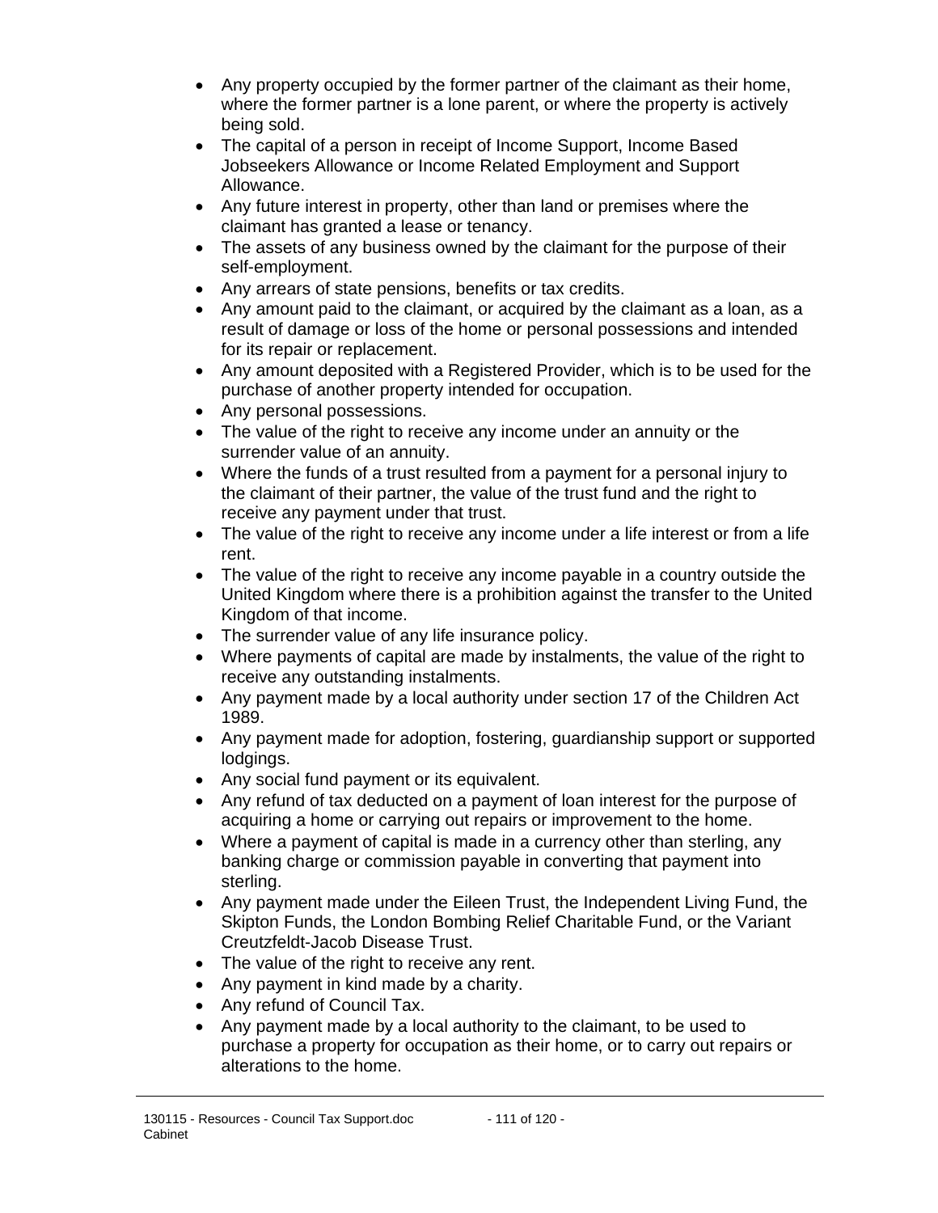- Any property occupied by the former partner of the claimant as their home, where the former partner is a lone parent, or where the property is actively being sold.
- The capital of a person in receipt of Income Support, Income Based Jobseekers Allowance or Income Related Employment and Support Allowance.
- Any future interest in property, other than land or premises where the claimant has granted a lease or tenancy.
- The assets of any business owned by the claimant for the purpose of their self-employment.
- Any arrears of state pensions, benefits or tax credits.
- Any amount paid to the claimant, or acquired by the claimant as a loan, as a result of damage or loss of the home or personal possessions and intended for its repair or replacement.
- Any amount deposited with a Registered Provider, which is to be used for the purchase of another property intended for occupation.
- Any personal possessions.
- The value of the right to receive any income under an annuity or the surrender value of an annuity.
- Where the funds of a trust resulted from a payment for a personal injury to the claimant of their partner, the value of the trust fund and the right to receive any payment under that trust.
- The value of the right to receive any income under a life interest or from a life rent.
- The value of the right to receive any income payable in a country outside the United Kingdom where there is a prohibition against the transfer to the United Kingdom of that income.
- The surrender value of any life insurance policy.
- Where payments of capital are made by instalments, the value of the right to receive any outstanding instalments.
- Any payment made by a local authority under section 17 of the Children Act 1989.
- Any payment made for adoption, fostering, guardianship support or supported lodgings.
- Any social fund payment or its equivalent.
- Any refund of tax deducted on a payment of loan interest for the purpose of acquiring a home or carrying out repairs or improvement to the home.
- Where a payment of capital is made in a currency other than sterling, any banking charge or commission payable in converting that payment into sterling.
- Any payment made under the Eileen Trust, the Independent Living Fund, the Skipton Funds, the London Bombing Relief Charitable Fund, or the Variant Creutzfeldt-Jacob Disease Trust.
- The value of the right to receive any rent.
- Any payment in kind made by a charity.
- Any refund of Council Tax.
- Any payment made by a local authority to the claimant, to be used to purchase a property for occupation as their home, or to carry out repairs or alterations to the home.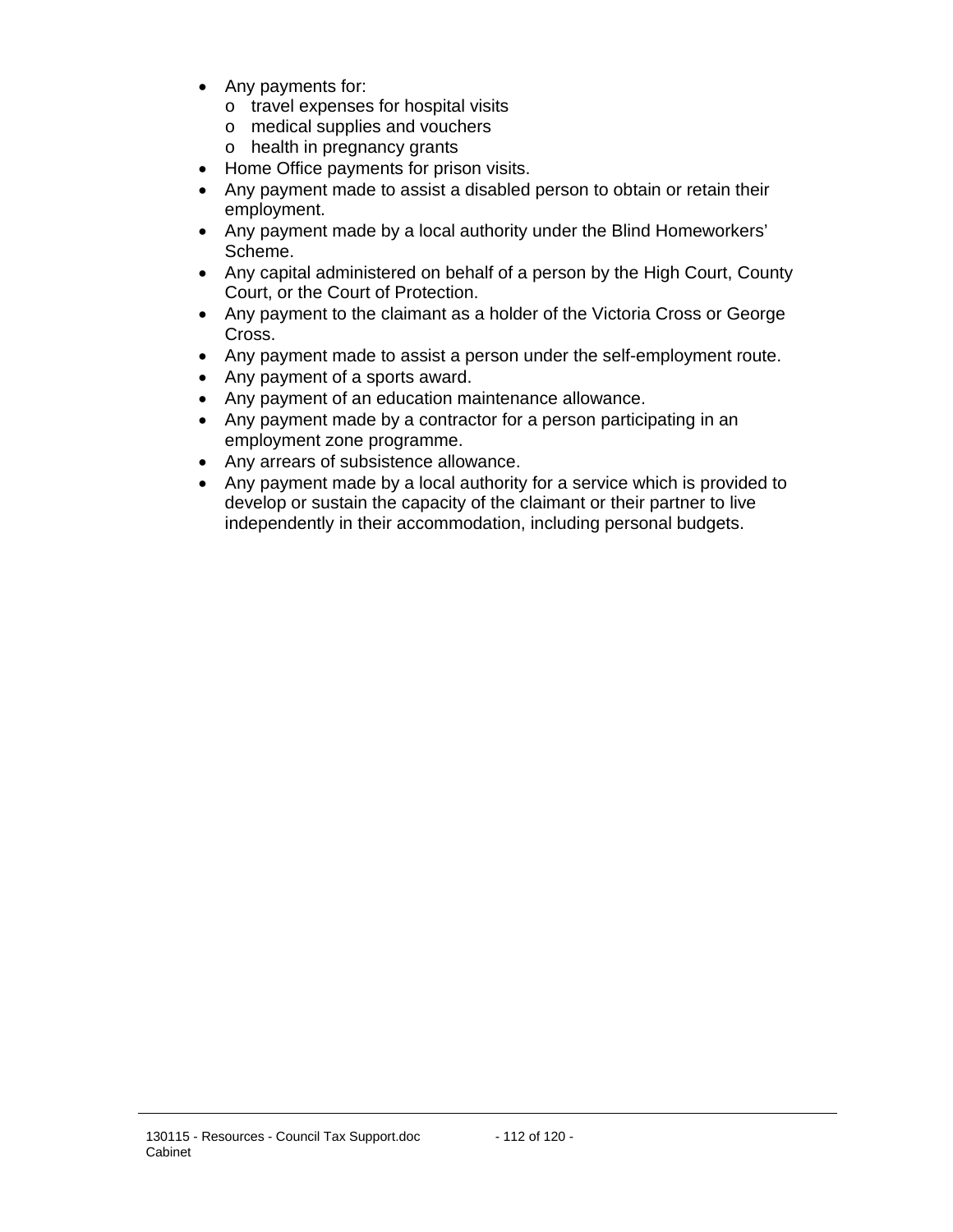- Any payments for:
  - travel expenses for hospital visits
  - medical supplies and vouchers
  - health in pregnancy grants
- Home Office payments for prison visits.
- Any payment made to assist a disabled person to obtain or retain their employment.
- Any payment made by a local authority under the Blind Homeworkers' Scheme.
- Any capital administered on behalf of a person by the High Court, County Court, or the Court of Protection.
- Any payment to the claimant as a holder of the Victoria Cross or George Cross.
- Any payment made to assist a person under the self-employment route.
- Any payment of a sports award.
- Any payment of an education maintenance allowance.
- Any payment made by a contractor for a person participating in an employment zone programme.
- Any arrears of subsistence allowance.
- Any payment made by a local authority for a service which is provided to develop or sustain the capacity of the claimant or their partner to live independently in their accommodation, including personal budgets.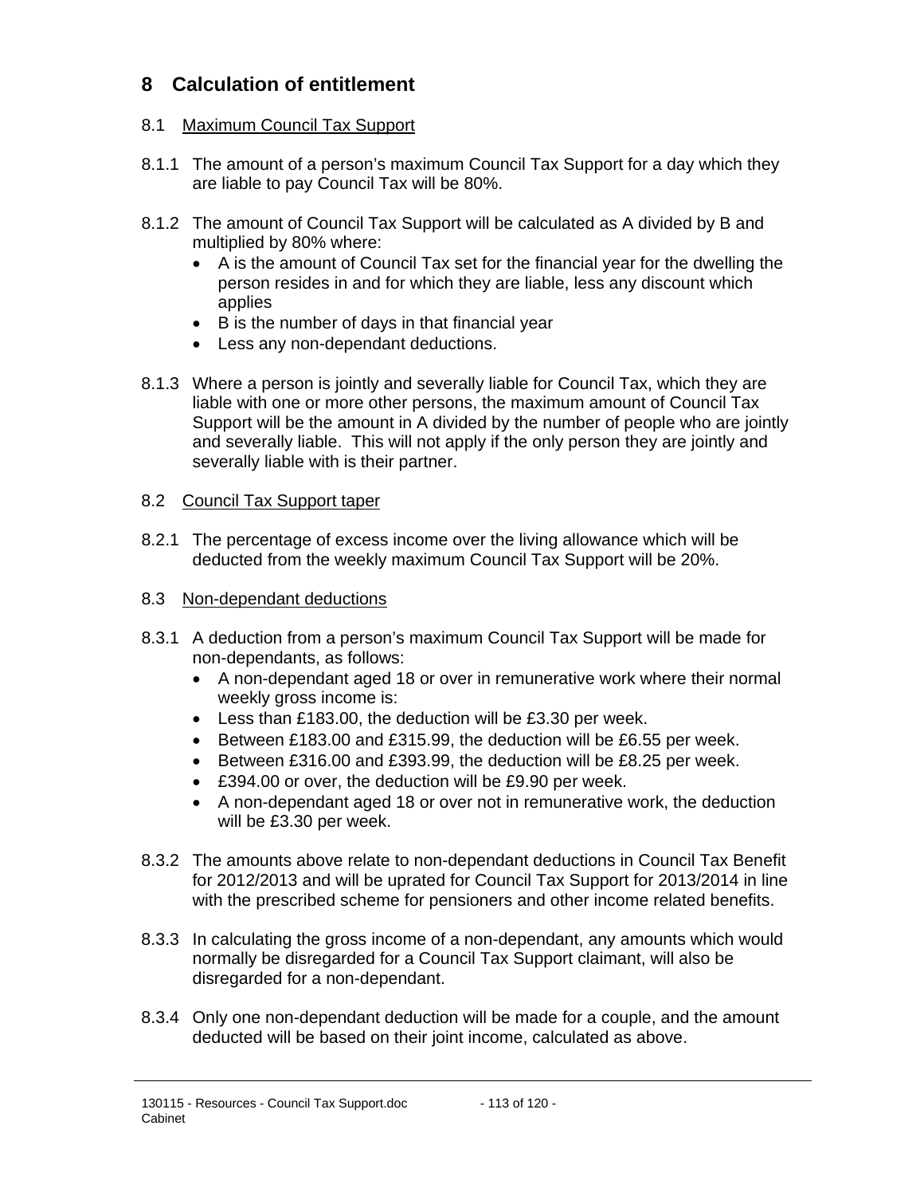## 8 Calculation of entitlement

### 8.1 Maximum Council Tax Support

8.1.1 The amount of a person's maximum Council Tax Support for a day which they are liable to pay Council Tax will be 80%.

8.1.2 The amount of Council Tax Support will be calculated as A divided by B and multiplied by 80% where:

- A is the amount of Council Tax set for the financial year for the dwelling the person resides in and for which they are liable, less any discount which applies
- B is the number of days in that financial year
- Less any non-dependant deductions.

8.1.3 Where a person is jointly and severally liable for Council Tax, which they are liable with one or more other persons, the maximum amount of Council Tax Support will be the amount in A divided by the number of people who are jointly and severally liable. This will not apply if the only person they are jointly and severally liable with is their partner.

### 8.2 Council Tax Support taper

8.2.1 The percentage of excess income over the living allowance which will be deducted from the weekly maximum Council Tax Support will be 20%.

### 8.3 Non-dependant deductions

8.3.1 A deduction from a person's maximum Council Tax Support will be made for non-dependants, as follows:

- A non-dependant aged 18 or over in remunerative work where their normal weekly gross income is:
- Less than £183.00, the deduction will be £3.30 per week.
- Between £183.00 and £315.99, the deduction will be £6.55 per week.
- Between £316.00 and £393.99, the deduction will be £8.25 per week.
- £394.00 or over, the deduction will be £9.90 per week.
- A non-dependant aged 18 or over not in remunerative work, the deduction will be £3.30 per week.

8.3.2 The amounts above relate to non-dependant deductions in Council Tax Benefit for 2012/2013 and will be uprated for Council Tax Support for 2013/2014 in line with the prescribed scheme for pensioners and other income related benefits.

8.3.3 In calculating the gross income of a non-dependant, any amounts which would normally be disregarded for a Council Tax Support claimant, will also be disregarded for a non-dependant.

8.3.4 Only one non-dependant deduction will be made for a couple, and the amount deducted will be based on their joint income, calculated as above.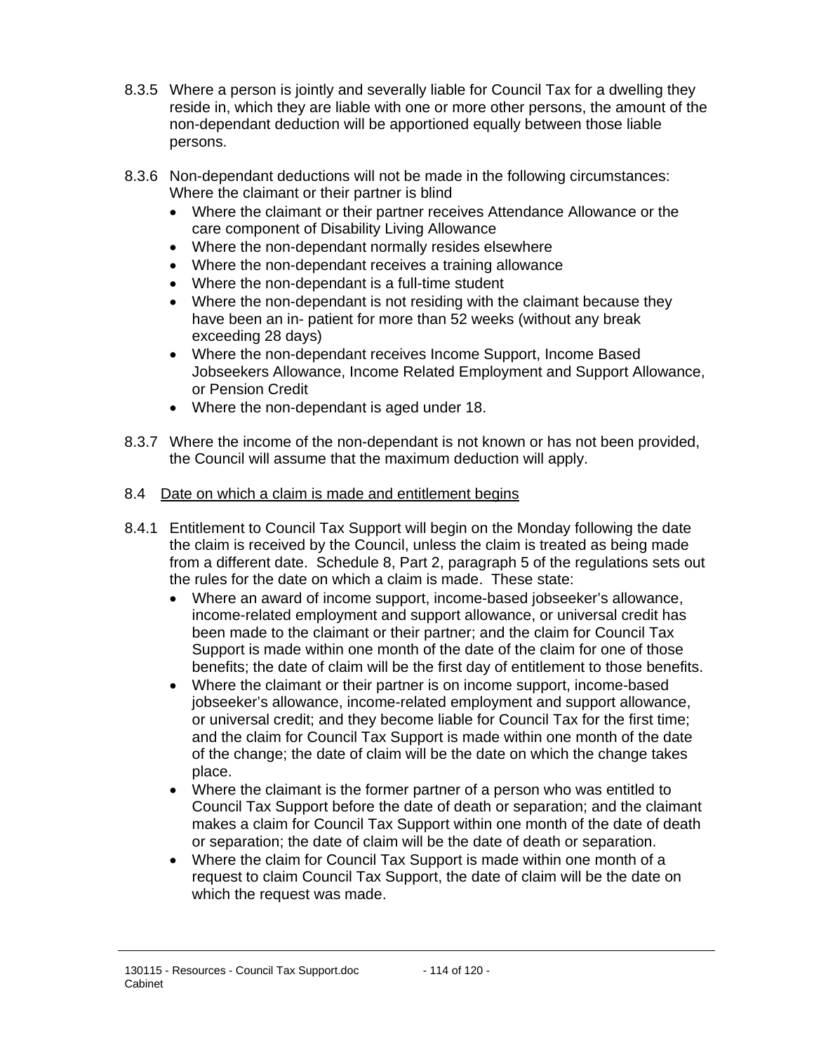8.3.5 Where a person is jointly and severally liable for Council Tax for a dwelling they reside in, which they are liable with one or more other persons, the amount of the non-dependant deduction will be apportioned equally between those liable persons.

8.3.6 Non-dependant deductions will not be made in the following circumstances: Where the claimant or their partner is blind

- Where the claimant or their partner receives Attendance Allowance or the care component of Disability Living Allowance
- Where the non-dependant normally resides elsewhere
- Where the non-dependant receives a training allowance
- Where the non-dependant is a full-time student
- Where the non-dependant is not residing with the claimant because they have been an in- patient for more than 52 weeks (without any break exceeding 28 days)
- Where the non-dependant receives Income Support, Income Based Jobseekers Allowance, Income Related Employment and Support Allowance, or Pension Credit
- Where the non-dependant is aged under 18.

8.3.7 Where the income of the non-dependant is not known or has not been provided, the Council will assume that the maximum deduction will apply.

8.4 Date on which a claim is made and entitlement begins

8.4.1 Entitlement to Council Tax Support will begin on the Monday following the date the claim is received by the Council, unless the claim is treated as being made from a different date. Schedule 8, Part 2, paragraph 5 of the regulations sets out the rules for the date on which a claim is made. These state:

- Where an award of income support, income-based jobseeker's allowance, income-related employment and support allowance, or universal credit has been made to the claimant or their partner; and the claim for Council Tax Support is made within one month of the date of the claim for one of those benefits; the date of claim will be the first day of entitlement to those benefits.
- Where the claimant or their partner is on income support, income-based jobseeker's allowance, income-related employment and support allowance, or universal credit; and they become liable for Council Tax for the first time; and the claim for Council Tax Support is made within one month of the date of the change; the date of claim will be the date on which the change takes place.
- Where the claimant is the former partner of a person who was entitled to Council Tax Support before the date of death or separation; and the claimant makes a claim for Council Tax Support within one month of the date of death or separation; the date of claim will be the date of death or separation.
- Where the claim for Council Tax Support is made within one month of a request to claim Council Tax Support, the date of claim will be the date on which the request was made.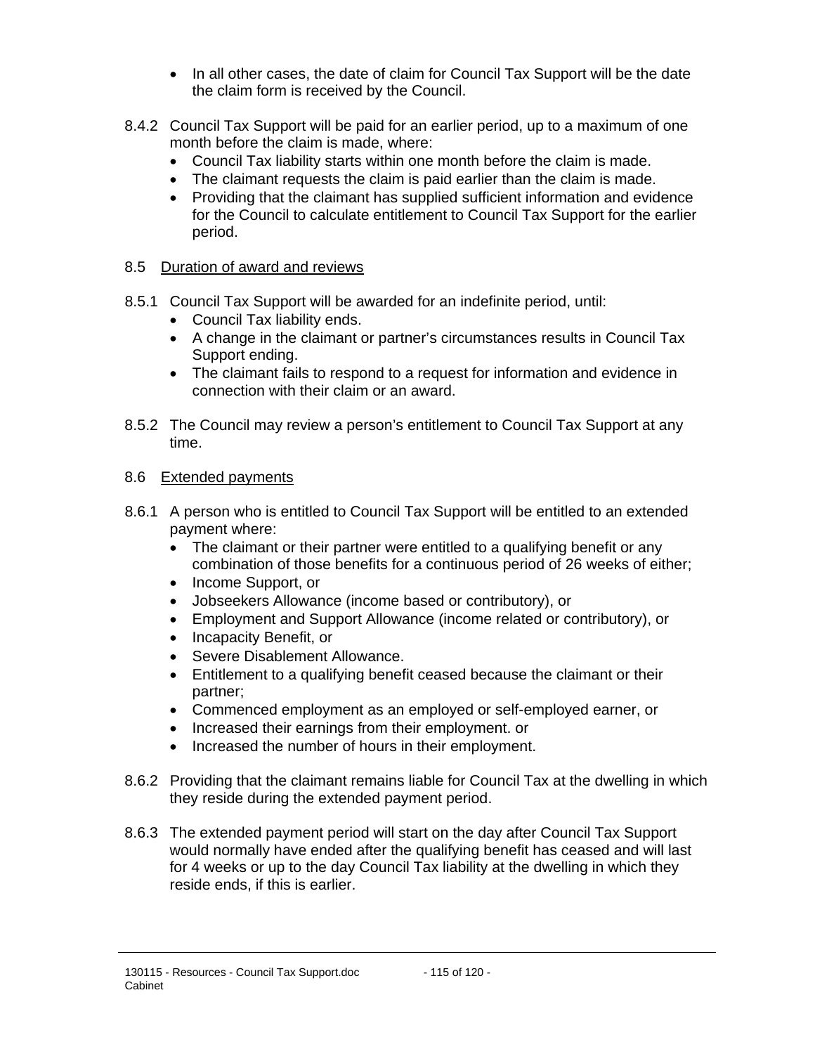- In all other cases, the date of claim for Council Tax Support will be the date the claim form is received by the Council.

8.4.2 Council Tax Support will be paid for an earlier period, up to a maximum of one month before the claim is made, where:

- Council Tax liability starts within one month before the claim is made.
- The claimant requests the claim is paid earlier than the claim is made.
- Providing that the claimant has supplied sufficient information and evidence for the Council to calculate entitlement to Council Tax Support for the earlier period.

8.5 Duration of award and reviews

8.5.1 Council Tax Support will be awarded for an indefinite period, until:

- Council Tax liability ends.
- A change in the claimant or partner's circumstances results in Council Tax Support ending.
- The claimant fails to respond to a request for information and evidence in connection with their claim or an award.

8.5.2 The Council may review a person's entitlement to Council Tax Support at any time.

8.6 Extended payments

8.6.1 A person who is entitled to Council Tax Support will be entitled to an extended payment where:

- The claimant or their partner were entitled to a qualifying benefit or any combination of those benefits for a continuous period of 26 weeks of either;
- Income Support, or
- Jobseekers Allowance (income based or contributory), or
- Employment and Support Allowance (income related or contributory), or
- Incapacity Benefit, or
- Severe Disablement Allowance.
- Entitlement to a qualifying benefit ceased because the claimant or their partner;
- Commenced employment as an employed or self-employed earner, or
- Increased their earnings from their employment. or
- Increased the number of hours in their employment.

8.6.2 Providing that the claimant remains liable for Council Tax at the dwelling in which they reside during the extended payment period.

8.6.3 The extended payment period will start on the day after Council Tax Support would normally have ended after the qualifying benefit has ceased and will last for 4 weeks or up to the day Council Tax liability at the dwelling in which they reside ends, if this is earlier.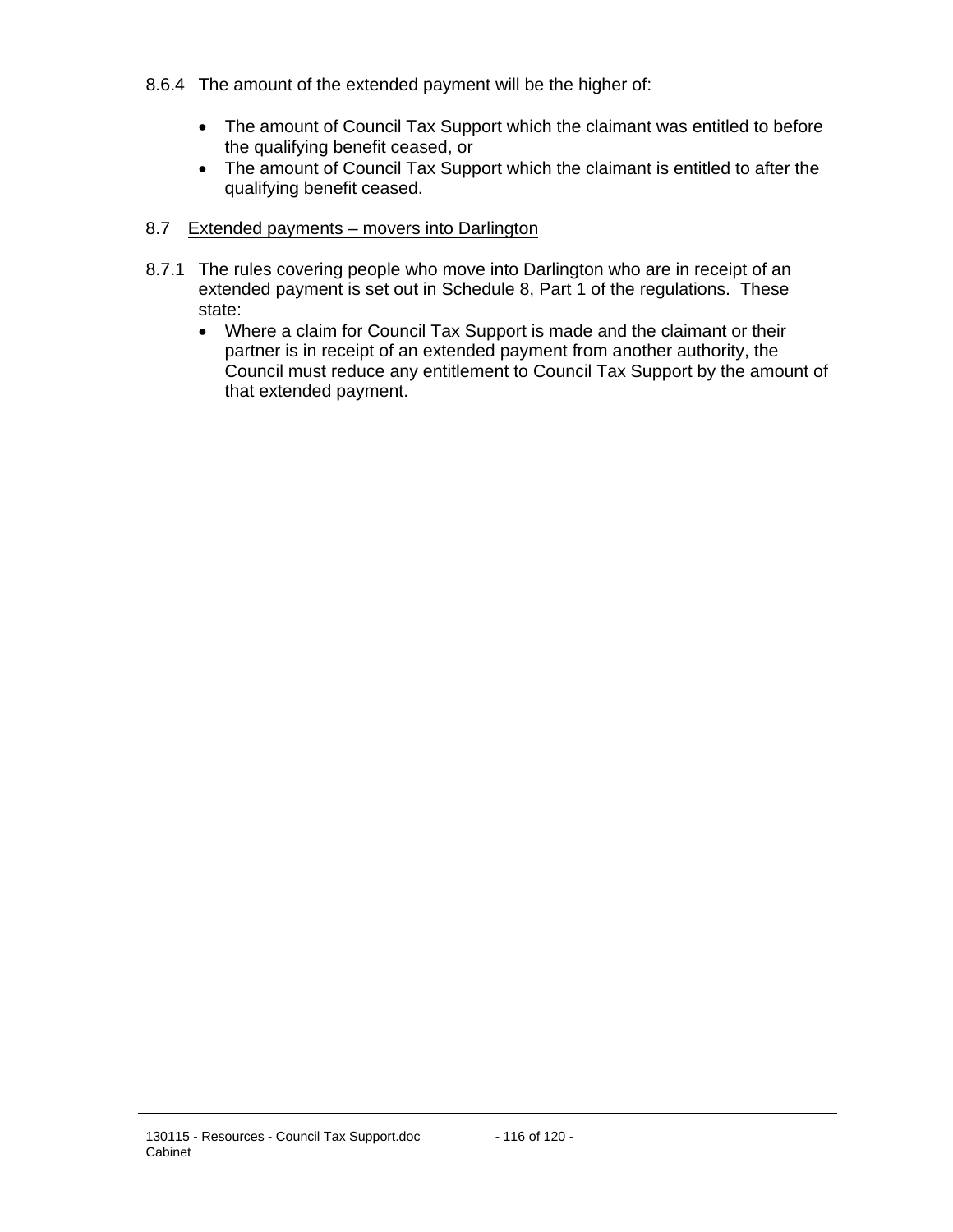8.6.4 The amount of the extended payment will be the higher of:

- The amount of Council Tax Support which the claimant was entitled to before the qualifying benefit ceased, or
- The amount of Council Tax Support which the claimant is entitled to after the qualifying benefit ceased.

8.7 <u>Extended payments – movers into Darlington</u>

8.7.1 The rules covering people who move into Darlington who are in receipt of an extended payment is set out in Schedule 8, Part 1 of the regulations. These state:

- Where a claim for Council Tax Support is made and the claimant or their partner is in receipt of an extended payment from another authority, the Council must reduce any entitlement to Council Tax Support by the amount of that extended payment.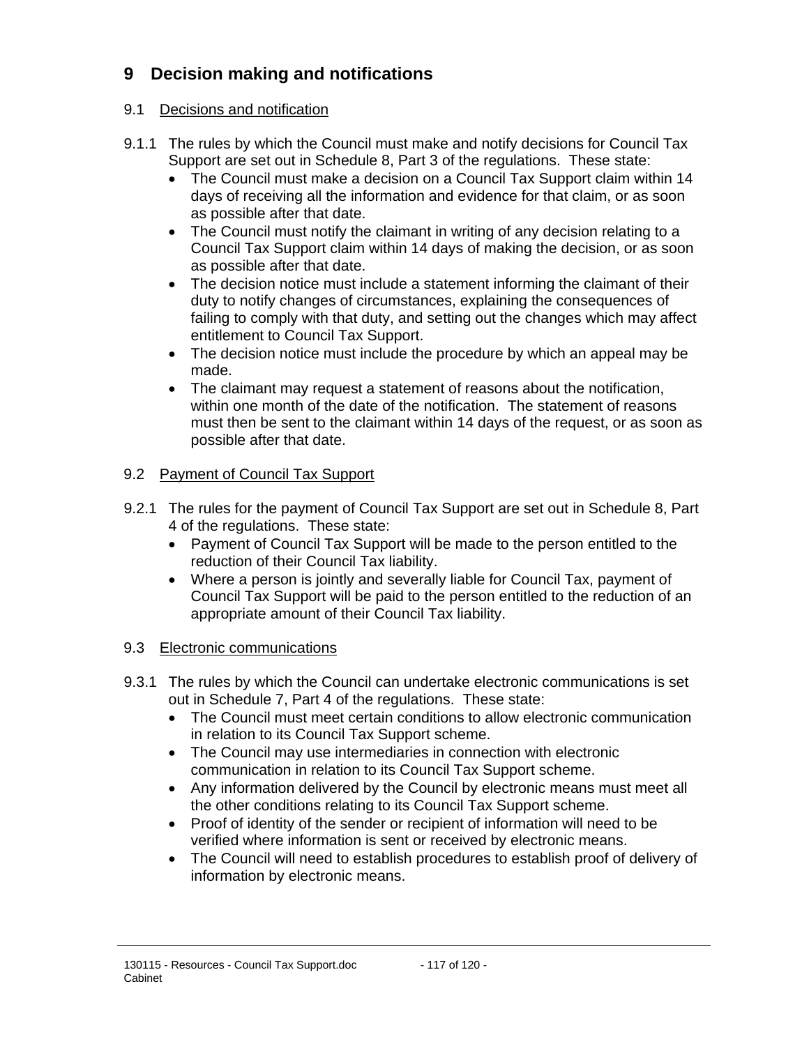## 9 Decision making and notifications

### 9.1 Decisions and notification

9.1.1 The rules by which the Council must make and notify decisions for Council Tax Support are set out in Schedule 8, Part 3 of the regulations. These state:

- The Council must make a decision on a Council Tax Support claim within 14 days of receiving all the information and evidence for that claim, or as soon as possible after that date.
- The Council must notify the claimant in writing of any decision relating to a Council Tax Support claim within 14 days of making the decision, or as soon as possible after that date.
- The decision notice must include a statement informing the claimant of their duty to notify changes of circumstances, explaining the consequences of failing to comply with that duty, and setting out the changes which may affect entitlement to Council Tax Support.
- The decision notice must include the procedure by which an appeal may be made.
- The claimant may request a statement of reasons about the notification, within one month of the date of the notification. The statement of reasons must then be sent to the claimant within 14 days of the request, or as soon as possible after that date.

### 9.2 Payment of Council Tax Support

9.2.1 The rules for the payment of Council Tax Support are set out in Schedule 8, Part 4 of the regulations. These state:

- Payment of Council Tax Support will be made to the person entitled to the reduction of their Council Tax liability.
- Where a person is jointly and severally liable for Council Tax, payment of Council Tax Support will be paid to the person entitled to the reduction of an appropriate amount of their Council Tax liability.

### 9.3 Electronic communications

9.3.1 The rules by which the Council can undertake electronic communications is set out in Schedule 7, Part 4 of the regulations. These state:

- The Council must meet certain conditions to allow electronic communication in relation to its Council Tax Support scheme.
- The Council may use intermediaries in connection with electronic communication in relation to its Council Tax Support scheme.
- Any information delivered by the Council by electronic means must meet all the other conditions relating to its Council Tax Support scheme.
- Proof of identity of the sender or recipient of information will need to be verified where information is sent or received by electronic means.
- The Council will need to establish procedures to establish proof of delivery of information by electronic means.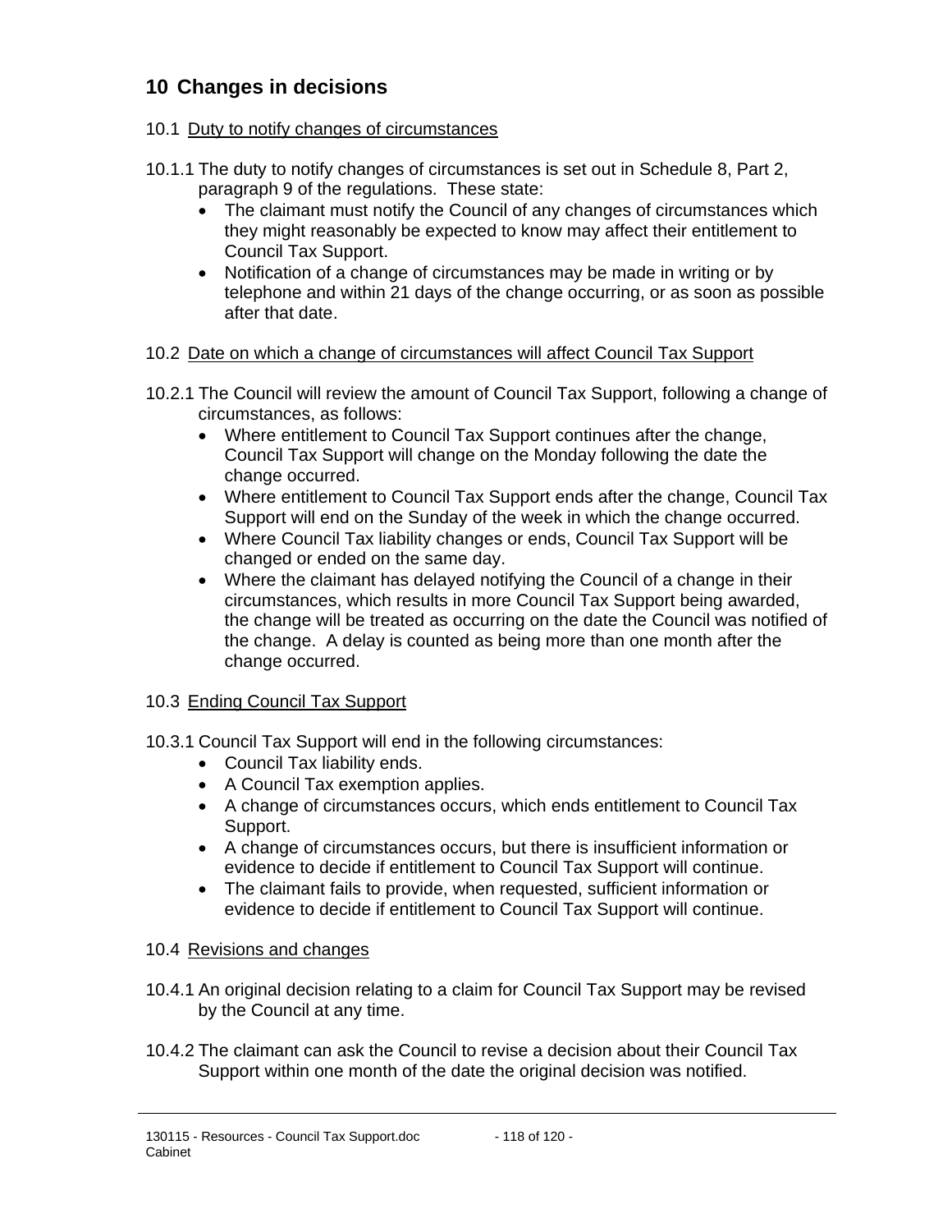## 10 Changes in decisions

### 10.1 <u>Duty to notify changes of circumstances</u>

10.1.1 The duty to notify changes of circumstances is set out in Schedule 8, Part 2, paragraph 9 of the regulations. These state:

- The claimant must notify the Council of any changes of circumstances which they might reasonably be expected to know may affect their entitlement to Council Tax Support.
- Notification of a change of circumstances may be made in writing or by telephone and within 21 days of the change occurring, or as soon as possible after that date.

### 10.2 <u>Date on which a change of circumstances will affect Council Tax Support</u>

10.2.1 The Council will review the amount of Council Tax Support, following a change of circumstances, as follows:

- Where entitlement to Council Tax Support continues after the change, Council Tax Support will change on the Monday following the date the change occurred.
- Where entitlement to Council Tax Support ends after the change, Council Tax Support will end on the Sunday of the week in which the change occurred.
- Where Council Tax liability changes or ends, Council Tax Support will be changed or ended on the same day.
- Where the claimant has delayed notifying the Council of a change in their circumstances, which results in more Council Tax Support being awarded, the change will be treated as occurring on the date the Council was notified of the change. A delay is counted as being more than one month after the change occurred.

### 10.3 <u>Ending Council Tax Support</u>

10.3.1 Council Tax Support will end in the following circumstances:

- Council Tax liability ends.
- A Council Tax exemption applies.
- A change of circumstances occurs, which ends entitlement to Council Tax Support.
- A change of circumstances occurs, but there is insufficient information or evidence to decide if entitlement to Council Tax Support will continue.
- The claimant fails to provide, when requested, sufficient information or evidence to decide if entitlement to Council Tax Support will continue.

### 10.4 <u>Revisions and changes</u>

10.4.1 An original decision relating to a claim for Council Tax Support may be revised by the Council at any time.

10.4.2 The claimant can ask the Council to revise a decision about their Council Tax Support within one month of the date the original decision was notified.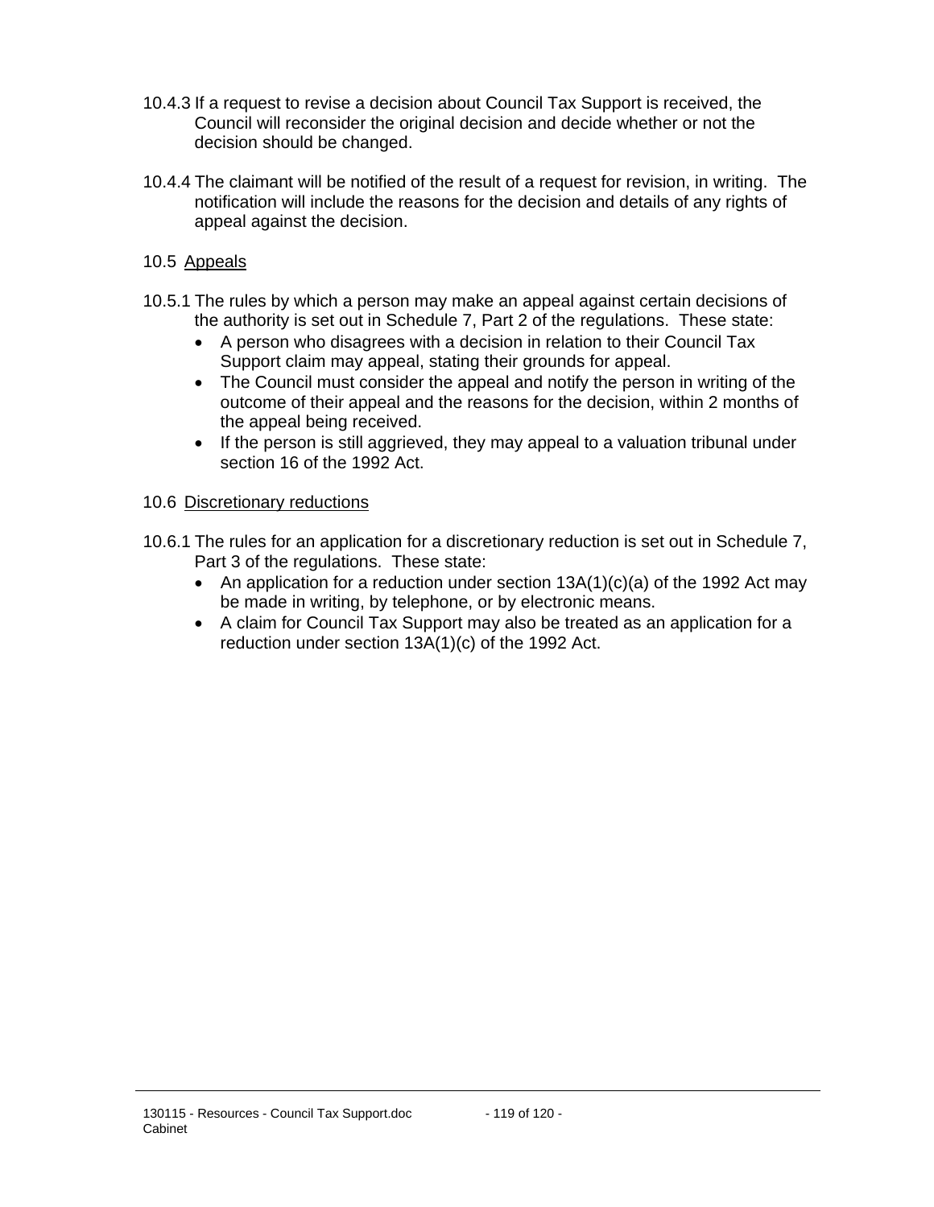10.4.3 If a request to revise a decision about Council Tax Support is received, the Council will reconsider the original decision and decide whether or not the decision should be changed.

10.4.4 The claimant will be notified of the result of a request for revision, in writing. The notification will include the reasons for the decision and details of any rights of appeal against the decision.

10.5 <u>Appeals</u>

10.5.1 The rules by which a person may make an appeal against certain decisions of the authority is set out in Schedule 7, Part 2 of the regulations. These state:

- A person who disagrees with a decision in relation to their Council Tax Support claim may appeal, stating their grounds for appeal.
- The Council must consider the appeal and notify the person in writing of the outcome of their appeal and the reasons for the decision, within 2 months of the appeal being received.
- If the person is still aggrieved, they may appeal to a valuation tribunal under section 16 of the 1992 Act.

10.6 <u>Discretionary reductions</u>

10.6.1 The rules for an application for a discretionary reduction is set out in Schedule 7, Part 3 of the regulations. These state:

- An application for a reduction under section 13A(1)(c)(a) of the 1992 Act may be made in writing, by telephone, or by electronic means.
- A claim for Council Tax Support may also be treated as an application for a reduction under section 13A(1)(c) of the 1992 Act.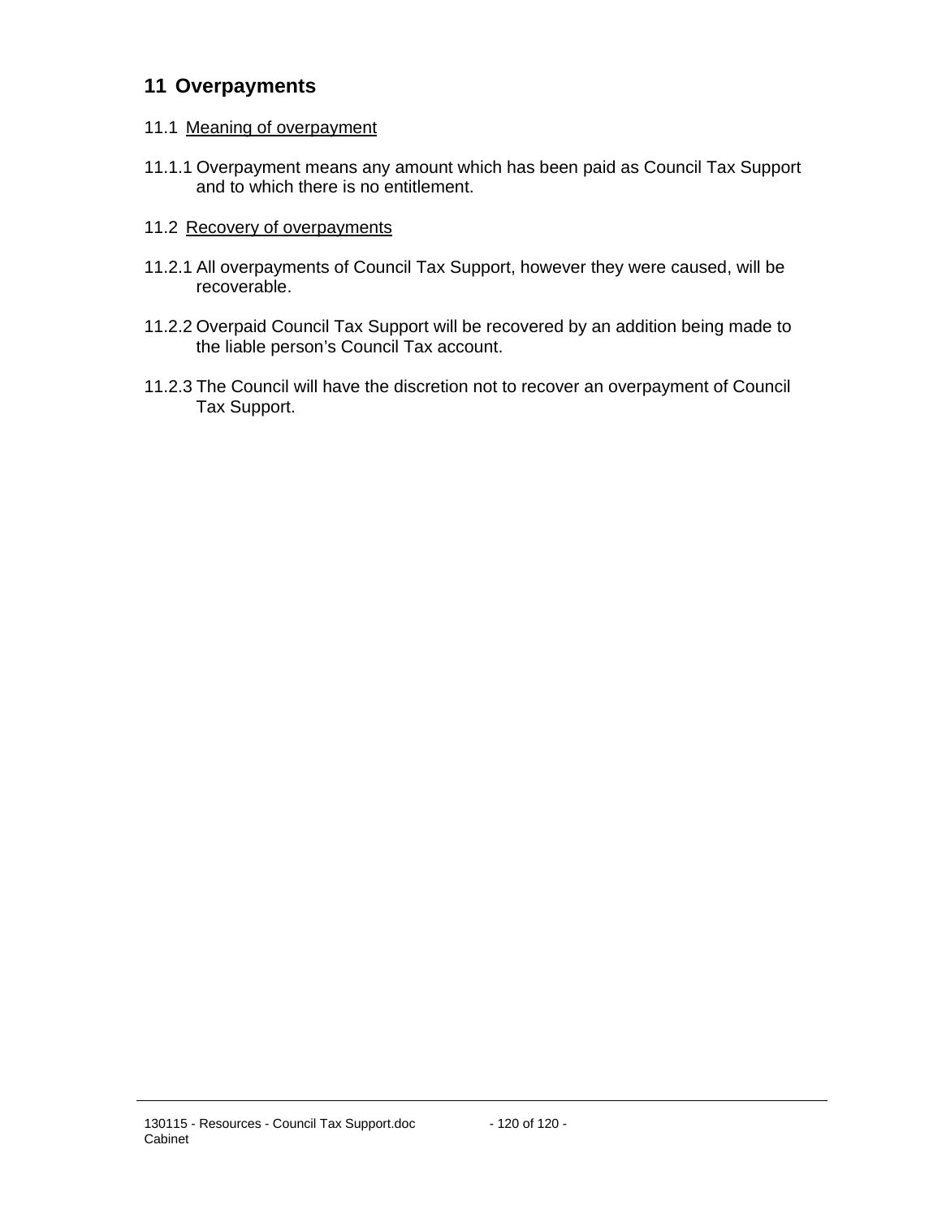## 11 Overpayments

### 11.1 Meaning of overpayment

11.1.1 Overpayment means any amount which has been paid as Council Tax Support and to which there is no entitlement.

### 11.2 Recovery of overpayments

11.2.1 All overpayments of Council Tax Support, however they were caused, will be recoverable.

11.2.2 Overpaid Council Tax Support will be recovered by an addition being made to the liable person's Council Tax account.

11.2.3 The Council will have the discretion not to recover an overpayment of Council Tax Support.